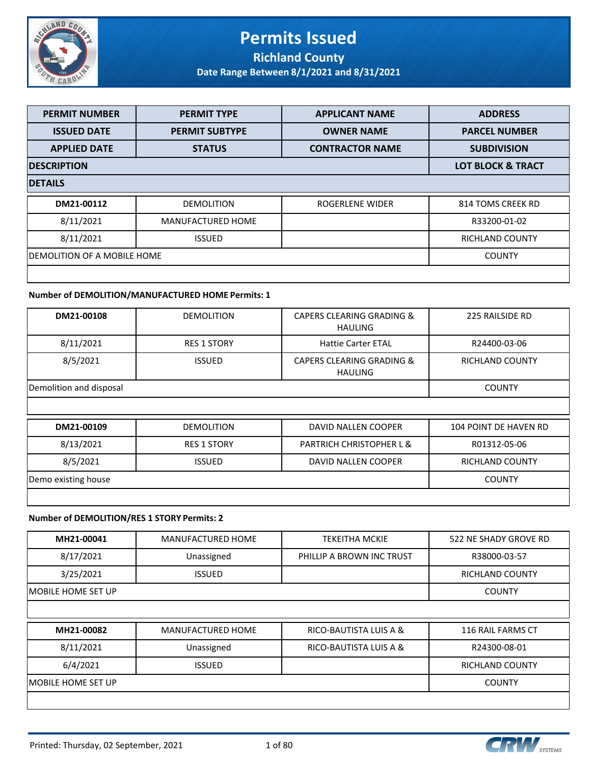# Permits Issued

## Richland County

### Date Range Between 8/1/2021 and 8/31/2021

| PERMIT NUMBER | PERMIT TYPE | APPLICANT NAME | ADDRESS |
|---|---|---|---|
| ISSUED DATE | PERMIT SUBTYPE | OWNER NAME | PARCEL NUMBER |
| APPLIED DATE | STATUS | CONTRACTOR NAME | SUBDIVISION |
| DESCRIPTION | | | LOT BLOCK & TRACT |
| DETAILS | | | |

| | | | |
|---|---|---|---|
| DM21-00112 | DEMOLITION | ROGERLENE WIDER | 814 TOMS CREEK RD |
| 8/11/2021 | MANUFACTURED HOME | | R33200-01-02 |
| 8/11/2021 | ISSUED | | RICHLAND COUNTY |
| DEMOLITION OF A MOBILE HOME | | | COUNTY |
| | | | |

**Number of DEMOLITION/MANUFACTURED HOME Permits: 1**

| | | | |
|---|---|---|---|
| DM21-00108 | DEMOLITION | CAPERS CLEARING GRADING & HAULING | 225 RAILSIDE RD |
| 8/11/2021 | RES 1 STORY | Hattie Carter ETAL | R24400-03-06 |
| 8/5/2021 | ISSUED | CAPERS CLEARING GRADING & HAULING | RICHLAND COUNTY |
| Demolition and disposal | | | COUNTY |
| | | | |
| DM21-00109 | DEMOLITION | DAVID NALLEN COOPER | 104 POINT DE HAVEN RD |
| 8/13/2021 | RES 1 STORY | PARTRICH CHRISTOPHER L & | R01312-05-06 |
| 8/5/2021 | ISSUED | DAVID NALLEN COOPER | RICHLAND COUNTY |
| Demo existing house | | | COUNTY |
| | | | |

**Number of DEMOLITION/RES 1 STORY Permits: 2**

| | | | |
|---|---|---|---|
| MH21-00041 | MANUFACTURED HOME | TEKEITHA MCKIE | 522 NE SHADY GROVE RD |
| 8/17/2021 | Unassigned | PHILLIP A BROWN INC TRUST | R38000-03-57 |
| 3/25/2021 | ISSUED | | RICHLAND COUNTY |
| MOBILE HOME SET UP | | | COUNTY |
| | | | |
| MH21-00082 | MANUFACTURED HOME | RICO-BAUTISTA LUIS A & | 116 RAIL FARMS CT |
| 8/11/2021 | Unassigned | RICO-BAUTISTA LUIS A & | R24300-08-01 |
| 6/4/2021 | ISSUED | | RICHLAND COUNTY |
| MOBILE HOME SET UP | | | COUNTY |
| | | | |

Printed: Thursday, 02 September, 2021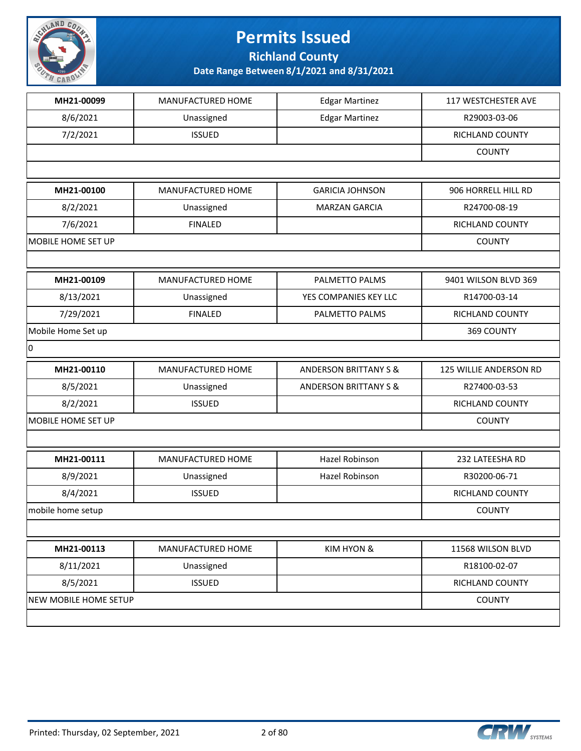# Permits Issued

## Richland County

### Date Range Between 8/1/2021 and 8/31/2021

| | | | |
|---|---|---|---|
| **MH21-00099** | MANUFACTURED HOME | Edgar Martinez | 117 WESTCHESTER AVE |
| 8/6/2021 | Unassigned | Edgar Martinez | R29003-03-06 |
| 7/2/2021 | ISSUED | | RICHLAND COUNTY |
| | | | COUNTY |
| | | | |

| | | | |
|---|---|---|---|
| **MH21-00100** | MANUFACTURED HOME | GARICIA JOHNSON | 906 HORRELL HILL RD |
| 8/2/2021 | Unassigned | MARZAN GARCIA | R24700-08-19 |
| 7/6/2021 | FINALED | | RICHLAND COUNTY |
| MOBILE HOME SET UP | | | COUNTY |
| | | | |

| | | | |
|---|---|---|---|
| **MH21-00109** | MANUFACTURED HOME | PALMETTO PALMS | 9401 WILSON BLVD 369 |
| 8/13/2021 | Unassigned | YES COMPANIES KEY LLC | R14700-03-14 |
| 7/29/2021 | FINALED | PALMETTO PALMS | RICHLAND COUNTY |
| Mobile Home Set up | | | 369 COUNTY |
| 0 | | | |

| | | | |
|---|---|---|---|
| **MH21-00110** | MANUFACTURED HOME | ANDERSON BRITTANY S & | 125 WILLIE ANDERSON RD |
| 8/5/2021 | Unassigned | ANDERSON BRITTANY S & | R27400-03-53 |
| 8/2/2021 | ISSUED | | RICHLAND COUNTY |
| MOBILE HOME SET UP | | | COUNTY |
| | | | |

| | | | |
|---|---|---|---|
| **MH21-00111** | MANUFACTURED HOME | Hazel Robinson | 232 LATEESHA RD |
| 8/9/2021 | Unassigned | Hazel Robinson | R30200-06-71 |
| 8/4/2021 | ISSUED | | RICHLAND COUNTY |
| mobile home setup | | | COUNTY |
| | | | |

| | | | |
|---|---|---|---|
| **MH21-00113** | MANUFACTURED HOME | KIM HYON & | 11568 WILSON BLVD |
| 8/11/2021 | Unassigned | | R18100-02-07 |
| 8/5/2021 | ISSUED | | RICHLAND COUNTY |
| NEW MOBILE HOME SETUP | | | COUNTY |
| | | | |

Printed: Thursday, 02 September, 2021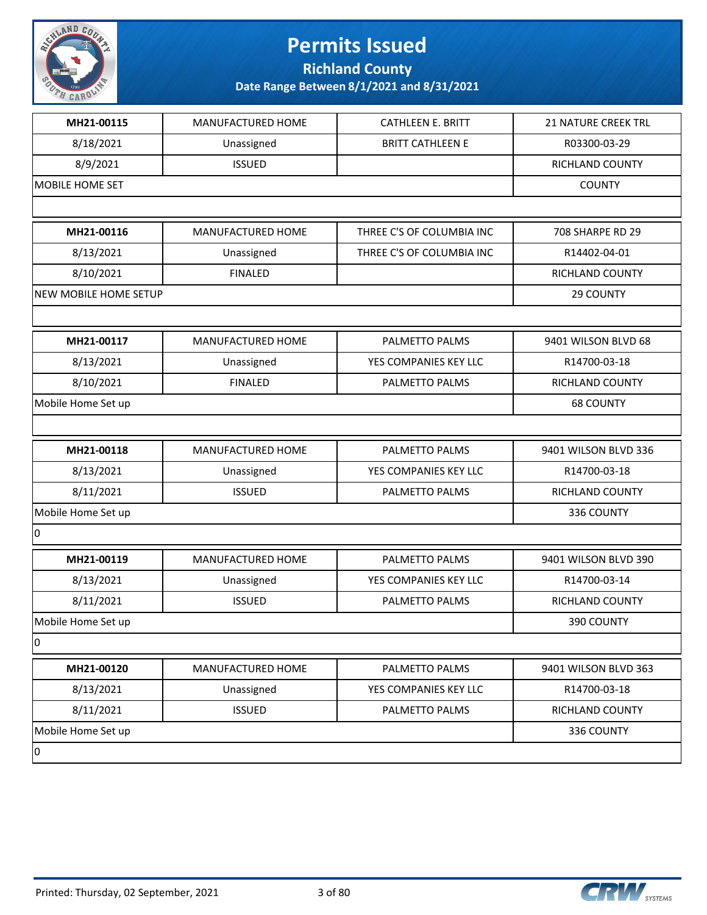# Permits Issued

## Richland County

### Date Range Between 8/1/2021 and 8/31/2021

| | | | |
|---|---|---|---|
| MH21-00115 | MANUFACTURED HOME | CATHLEEN E. BRITT | 21 NATURE CREEK TRL |
| 8/18/2021 | Unassigned | BRITT CATHLEEN E | R03300-03-29 |
| 8/9/2021 | ISSUED | | RICHLAND COUNTY |
| MOBILE HOME SET | | | COUNTY |
| | | | |

| | | | |
|---|---|---|---|
| MH21-00116 | MANUFACTURED HOME | THREE C'S OF COLUMBIA INC | 708 SHARPE RD 29 |
| 8/13/2021 | Unassigned | THREE C'S OF COLUMBIA INC | R14402-04-01 |
| 8/10/2021 | FINALED | | RICHLAND COUNTY |
| NEW MOBILE HOME SETUP | | | 29 COUNTY |
| | | | |

| | | | |
|---|---|---|---|
| MH21-00117 | MANUFACTURED HOME | PALMETTO PALMS | 9401 WILSON BLVD 68 |
| 8/13/2021 | Unassigned | YES COMPANIES KEY LLC | R14700-03-18 |
| 8/10/2021 | FINALED | PALMETTO PALMS | RICHLAND COUNTY |
| Mobile Home Set up | | | 68 COUNTY |
| | | | |

| | | | |
|---|---|---|---|
| MH21-00118 | MANUFACTURED HOME | PALMETTO PALMS | 9401 WILSON BLVD 336 |
| 8/13/2021 | Unassigned | YES COMPANIES KEY LLC | R14700-03-18 |
| 8/11/2021 | ISSUED | PALMETTO PALMS | RICHLAND COUNTY |
| Mobile Home Set up | | | 336 COUNTY |
| 0 | | | |

| | | | |
|---|---|---|---|
| MH21-00119 | MANUFACTURED HOME | PALMETTO PALMS | 9401 WILSON BLVD 390 |
| 8/13/2021 | Unassigned | YES COMPANIES KEY LLC | R14700-03-14 |
| 8/11/2021 | ISSUED | PALMETTO PALMS | RICHLAND COUNTY |
| Mobile Home Set up | | | 390 COUNTY |
| 0 | | | |

| | | | |
|---|---|---|---|
| MH21-00120 | MANUFACTURED HOME | PALMETTO PALMS | 9401 WILSON BLVD 363 |
| 8/13/2021 | Unassigned | YES COMPANIES KEY LLC | R14700-03-18 |
| 8/11/2021 | ISSUED | PALMETTO PALMS | RICHLAND COUNTY |
| Mobile Home Set up | | | 336 COUNTY |
| 0 | | | |

Printed: Thursday, 02 September, 2021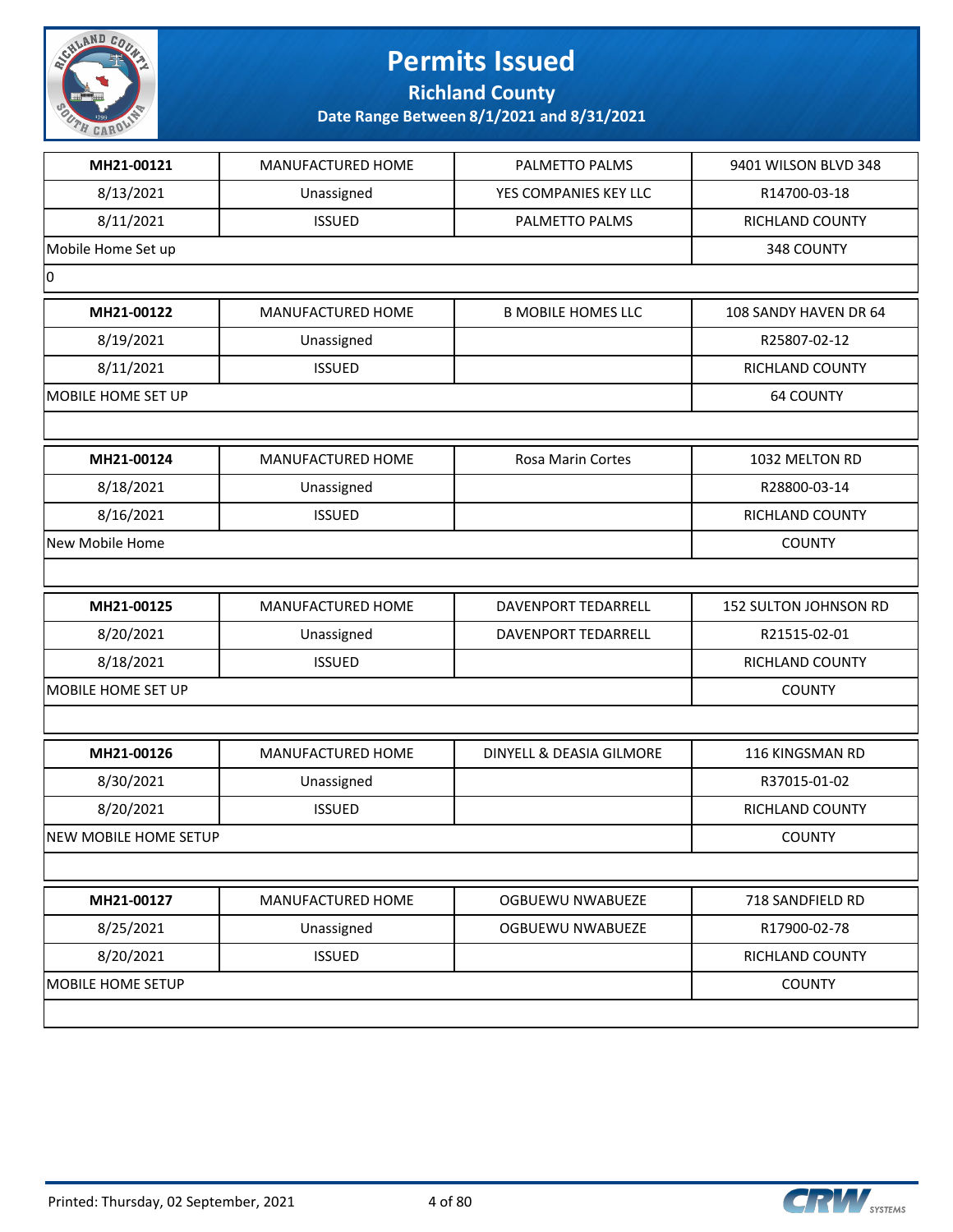# Permits Issued

## Richland County

### Date Range Between 8/1/2021 and 8/31/2021

| MH21-00121 | MANUFACTURED HOME | PALMETTO PALMS | 9401 WILSON BLVD 348 |
|---|---|---|---|
| 8/13/2021 | Unassigned | YES COMPANIES KEY LLC | R14700-03-18 |
| 8/11/2021 | ISSUED | PALMETTO PALMS | RICHLAND COUNTY |
| Mobile Home Set up | | | 348 COUNTY |
| 0 | | | |

| MH21-00122 | MANUFACTURED HOME | B MOBILE HOMES LLC | 108 SANDY HAVEN DR 64 |
|---|---|---|---|
| 8/19/2021 | Unassigned | | R25807-02-12 |
| 8/11/2021 | ISSUED | | RICHLAND COUNTY |
| MOBILE HOME SET UP | | | 64 COUNTY |
| | | | |

| MH21-00124 | MANUFACTURED HOME | Rosa Marin Cortes | 1032 MELTON RD |
|---|---|---|---|
| 8/18/2021 | Unassigned | | R28800-03-14 |
| 8/16/2021 | ISSUED | | RICHLAND COUNTY |
| New Mobile Home | | | COUNTY |
| | | | |

| MH21-00125 | MANUFACTURED HOME | DAVENPORT TEDARRELL | 152 SULTON JOHNSON RD |
|---|---|---|---|
| 8/20/2021 | Unassigned | DAVENPORT TEDARRELL | R21515-02-01 |
| 8/18/2021 | ISSUED | | RICHLAND COUNTY |
| MOBILE HOME SET UP | | | COUNTY |
| | | | |

| MH21-00126 | MANUFACTURED HOME | DINYELL & DEASIA GILMORE | 116 KINGSMAN RD |
|---|---|---|---|
| 8/30/2021 | Unassigned | | R37015-01-02 |
| 8/20/2021 | ISSUED | | RICHLAND COUNTY |
| NEW MOBILE HOME SETUP | | | COUNTY |
| | | | |

| MH21-00127 | MANUFACTURED HOME | OGBUEWU NWABUEZE | 718 SANDFIELD RD |
|---|---|---|---|
| 8/25/2021 | Unassigned | OGBUEWU NWABUEZE | R17900-02-78 |
| 8/20/2021 | ISSUED | | RICHLAND COUNTY |
| MOBILE HOME SETUP | | | COUNTY |
| | | | |

Printed: Thursday, 02 September, 2021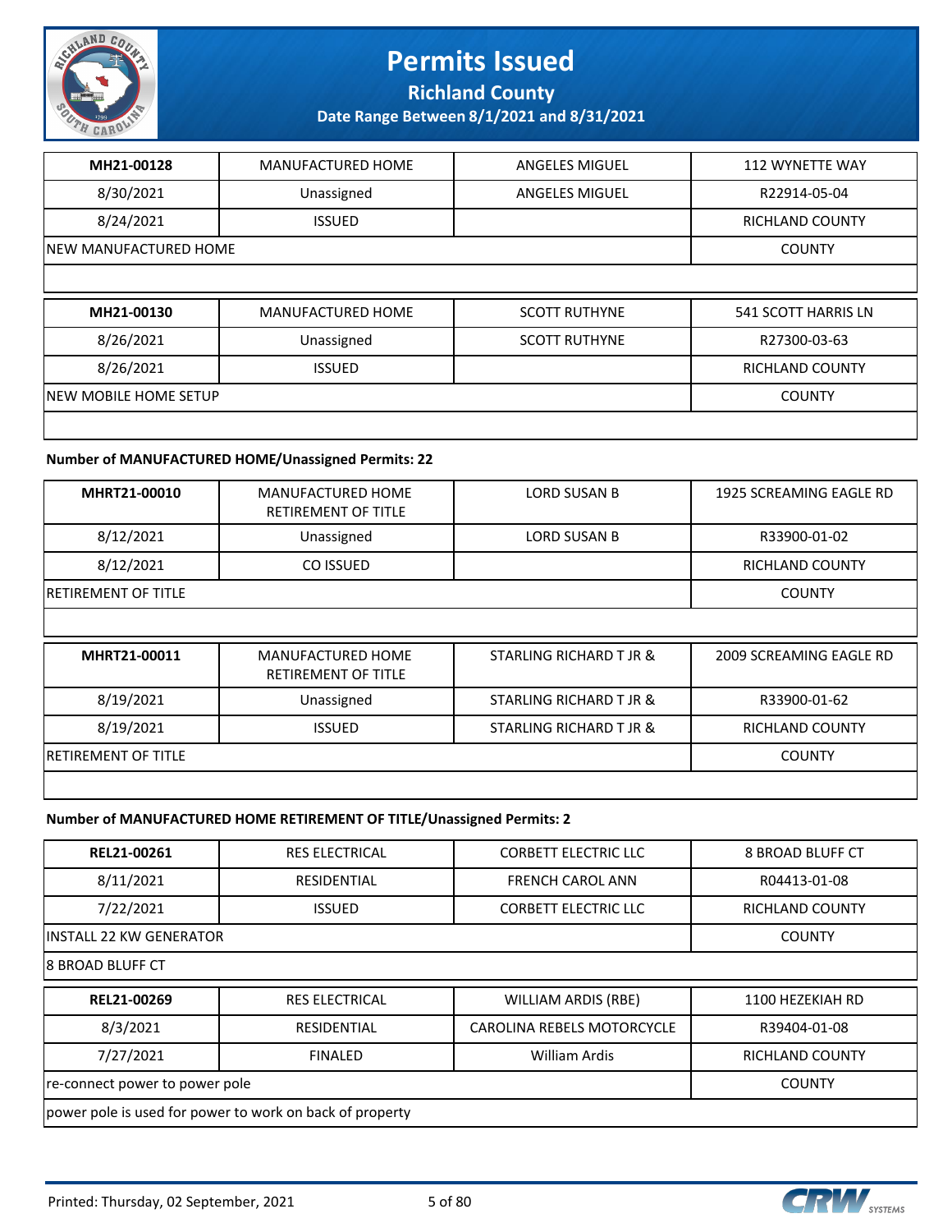# Permits Issued

## Richland County

### Date Range Between 8/1/2021 and 8/31/2021

| MH21-00128 | MANUFACTURED HOME | ANGELES MIGUEL | 112 WYNETTE WAY |
|---|---|---|---|
| 8/30/2021 | Unassigned | ANGELES MIGUEL | R22914-05-04 |
| 8/24/2021 | ISSUED | | RICHLAND COUNTY |
| NEW MANUFACTURED HOME | | | COUNTY |

| MH21-00130 | MANUFACTURED HOME | SCOTT RUTHYNE | 541 SCOTT HARRIS LN |
|---|---|---|---|
| 8/26/2021 | Unassigned | SCOTT RUTHYNE | R27300-03-63 |
| 8/26/2021 | ISSUED | | RICHLAND COUNTY |
| NEW MOBILE HOME SETUP | | | COUNTY |

**Number of MANUFACTURED HOME/Unassigned Permits: 22**

| MHRT21-00010 | MANUFACTURED HOME RETIREMENT OF TITLE | LORD SUSAN B | 1925 SCREAMING EAGLE RD |
|---|---|---|---|
| 8/12/2021 | Unassigned | LORD SUSAN B | R33900-01-02 |
| 8/12/2021 | CO ISSUED | | RICHLAND COUNTY |
| RETIREMENT OF TITLE | | | COUNTY |

| MHRT21-00011 | MANUFACTURED HOME RETIREMENT OF TITLE | STARLING RICHARD T JR & | 2009 SCREAMING EAGLE RD |
|---|---|---|---|
| 8/19/2021 | Unassigned | STARLING RICHARD T JR & | R33900-01-62 |
| 8/19/2021 | ISSUED | STARLING RICHARD T JR & | RICHLAND COUNTY |
| RETIREMENT OF TITLE | | | COUNTY |

**Number of MANUFACTURED HOME RETIREMENT OF TITLE/Unassigned Permits: 2**

| REL21-00261 | RES ELECTRICAL | CORBETT ELECTRIC LLC | 8 BROAD BLUFF CT |
|---|---|---|---|
| 8/11/2021 | RESIDENTIAL | FRENCH CAROL ANN | R04413-01-08 |
| 7/22/2021 | ISSUED | CORBETT ELECTRIC LLC | RICHLAND COUNTY |
| INSTALL 22 KW GENERATOR | | | COUNTY |
| 8 BROAD BLUFF CT | | | |

| REL21-00269 | RES ELECTRICAL | WILLIAM ARDIS (RBE) | 1100 HEZEKIAH RD |
|---|---|---|---|
| 8/3/2021 | RESIDENTIAL | CAROLINA REBELS MOTORCYCLE | R39404-01-08 |
| 7/27/2021 | FINALED | William Ardis | RICHLAND COUNTY |
| re-connect power to power pole | | | COUNTY |
| power pole is used for power to work on back of property | | | |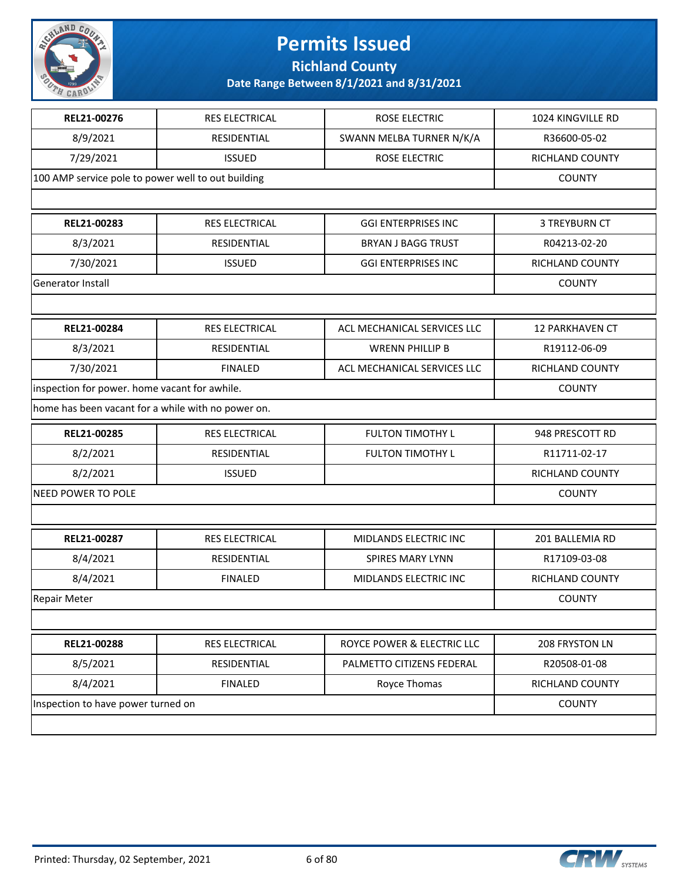# Permits Issued

## Richland County

### Date Range Between 8/1/2021 and 8/31/2021

| | | | |
|---|---|---|---|
| **REL21-00276** | RES ELECTRICAL | ROSE ELECTRIC | 1024 KINGVILLE RD |
| 8/9/2021 | RESIDENTIAL | SWANN MELBA TURNER N/K/A | R36600-05-02 |
| 7/29/2021 | ISSUED | ROSE ELECTRIC | RICHLAND COUNTY |
| 100 AMP service pole to power well to out building | | | COUNTY |
| | | | |

| | | | |
|---|---|---|---|
| **REL21-00283** | RES ELECTRICAL | GGI ENTERPRISES INC | 3 TREYBURN CT |
| 8/3/2021 | RESIDENTIAL | BRYAN J BAGG TRUST | R04213-02-20 |
| 7/30/2021 | ISSUED | GGI ENTERPRISES INC | RICHLAND COUNTY |
| Generator Install | | | COUNTY |
| | | | |

| | | | |
|---|---|---|---|
| **REL21-00284** | RES ELECTRICAL | ACL MECHANICAL SERVICES LLC | 12 PARKHAVEN CT |
| 8/3/2021 | RESIDENTIAL | WRENN PHILLIP B | R19112-06-09 |
| 7/30/2021 | FINALED | ACL MECHANICAL SERVICES LLC | RICHLAND COUNTY |
| inspection for power. home vacant for awhile. | | | COUNTY |
| home has been vacant for a while with no power on. | | | |

| | | | |
|---|---|---|---|
| **REL21-00285** | RES ELECTRICAL | FULTON TIMOTHY L | 948 PRESCOTT RD |
| 8/2/2021 | RESIDENTIAL | FULTON TIMOTHY L | R11711-02-17 |
| 8/2/2021 | ISSUED | | RICHLAND COUNTY |
| NEED POWER TO POLE | | | COUNTY |
| | | | |

| | | | |
|---|---|---|---|
| **REL21-00287** | RES ELECTRICAL | MIDLANDS ELECTRIC INC | 201 BALLEMIA RD |
| 8/4/2021 | RESIDENTIAL | SPIRES MARY LYNN | R17109-03-08 |
| 8/4/2021 | FINALED | MIDLANDS ELECTRIC INC | RICHLAND COUNTY |
| Repair Meter | | | COUNTY |
| | | | |

| | | | |
|---|---|---|---|
| **REL21-00288** | RES ELECTRICAL | ROYCE POWER & ELECTRIC LLC | 208 FRYSTON LN |
| 8/5/2021 | RESIDENTIAL | PALMETTO CITIZENS FEDERAL | R20508-01-08 |
| 8/4/2021 | FINALED | Royce Thomas | RICHLAND COUNTY |
| Inspection to have power turned on | | | COUNTY |
| | | | |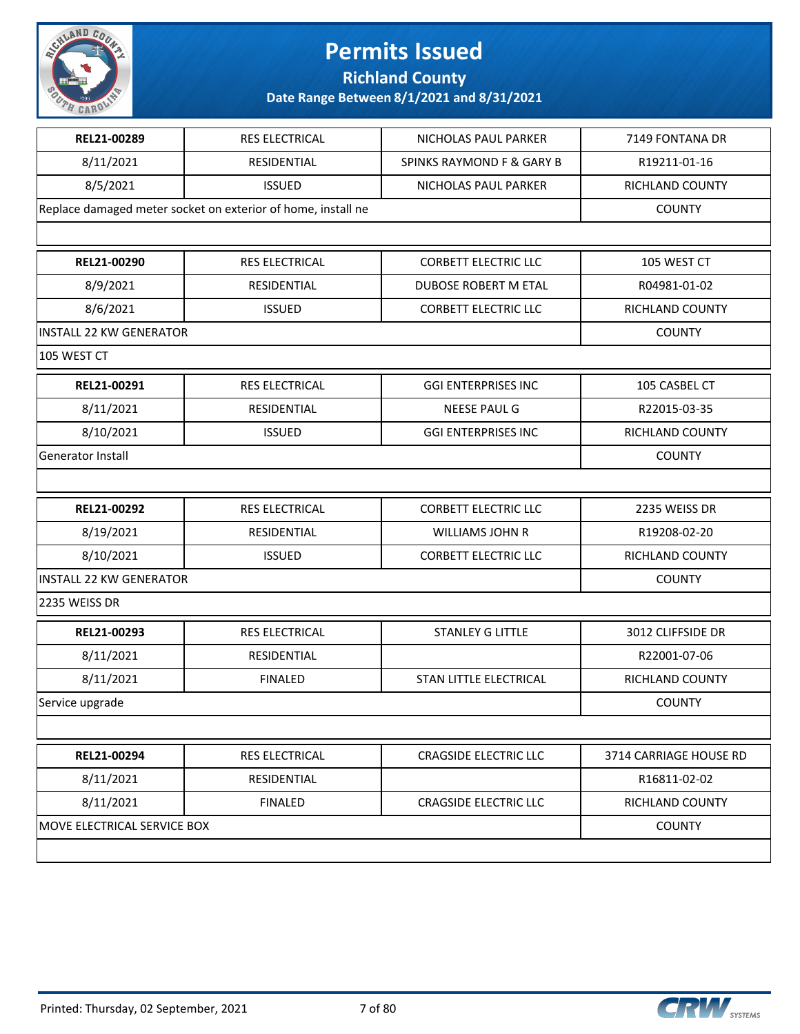# Permits Issued

## Richland County

### Date Range Between 8/1/2021 and 8/31/2021

| REL21-00289 | RES ELECTRICAL | NICHOLAS PAUL PARKER | 7149 FONTANA DR |
|---|---|---|---|
| 8/11/2021 | RESIDENTIAL | SPINKS RAYMOND F & GARY B | R19211-01-16 |
| 8/5/2021 | ISSUED | NICHOLAS PAUL PARKER | RICHLAND COUNTY |
| Replace damaged meter socket on exterior of home, install ne | | | COUNTY |
| | | | |

| REL21-00290 | RES ELECTRICAL | CORBETT ELECTRIC LLC | 105 WEST CT |
|---|---|---|---|
| 8/9/2021 | RESIDENTIAL | DUBOSE ROBERT M ETAL | R04981-01-02 |
| 8/6/2021 | ISSUED | CORBETT ELECTRIC LLC | RICHLAND COUNTY |
| INSTALL 22 KW GENERATOR | | | COUNTY |
| 105 WEST CT | | | |

| REL21-00291 | RES ELECTRICAL | GGI ENTERPRISES INC | 105 CASBEL CT |
|---|---|---|---|
| 8/11/2021 | RESIDENTIAL | NEESE PAUL G | R22015-03-35 |
| 8/10/2021 | ISSUED | GGI ENTERPRISES INC | RICHLAND COUNTY |
| Generator Install | | | COUNTY |
| | | | |

| REL21-00292 | RES ELECTRICAL | CORBETT ELECTRIC LLC | 2235 WEISS DR |
|---|---|---|---|
| 8/19/2021 | RESIDENTIAL | WILLIAMS JOHN R | R19208-02-20 |
| 8/10/2021 | ISSUED | CORBETT ELECTRIC LLC | RICHLAND COUNTY |
| INSTALL 22 KW GENERATOR | | | COUNTY |
| 2235 WEISS DR | | | |

| REL21-00293 | RES ELECTRICAL | STANLEY G LITTLE | 3012 CLIFFSIDE DR |
|---|---|---|---|
| 8/11/2021 | RESIDENTIAL | | R22001-07-06 |
| 8/11/2021 | FINALED | STAN LITTLE ELECTRICAL | RICHLAND COUNTY |
| Service upgrade | | | COUNTY |
| | | | |

| REL21-00294 | RES ELECTRICAL | CRAGSIDE ELECTRIC LLC | 3714 CARRIAGE HOUSE RD |
|---|---|---|---|
| 8/11/2021 | RESIDENTIAL | | R16811-02-02 |
| 8/11/2021 | FINALED | CRAGSIDE ELECTRIC LLC | RICHLAND COUNTY |
| MOVE ELECTRICAL SERVICE BOX | | | COUNTY |
| | | | |

Printed: Thursday, 02 September, 2021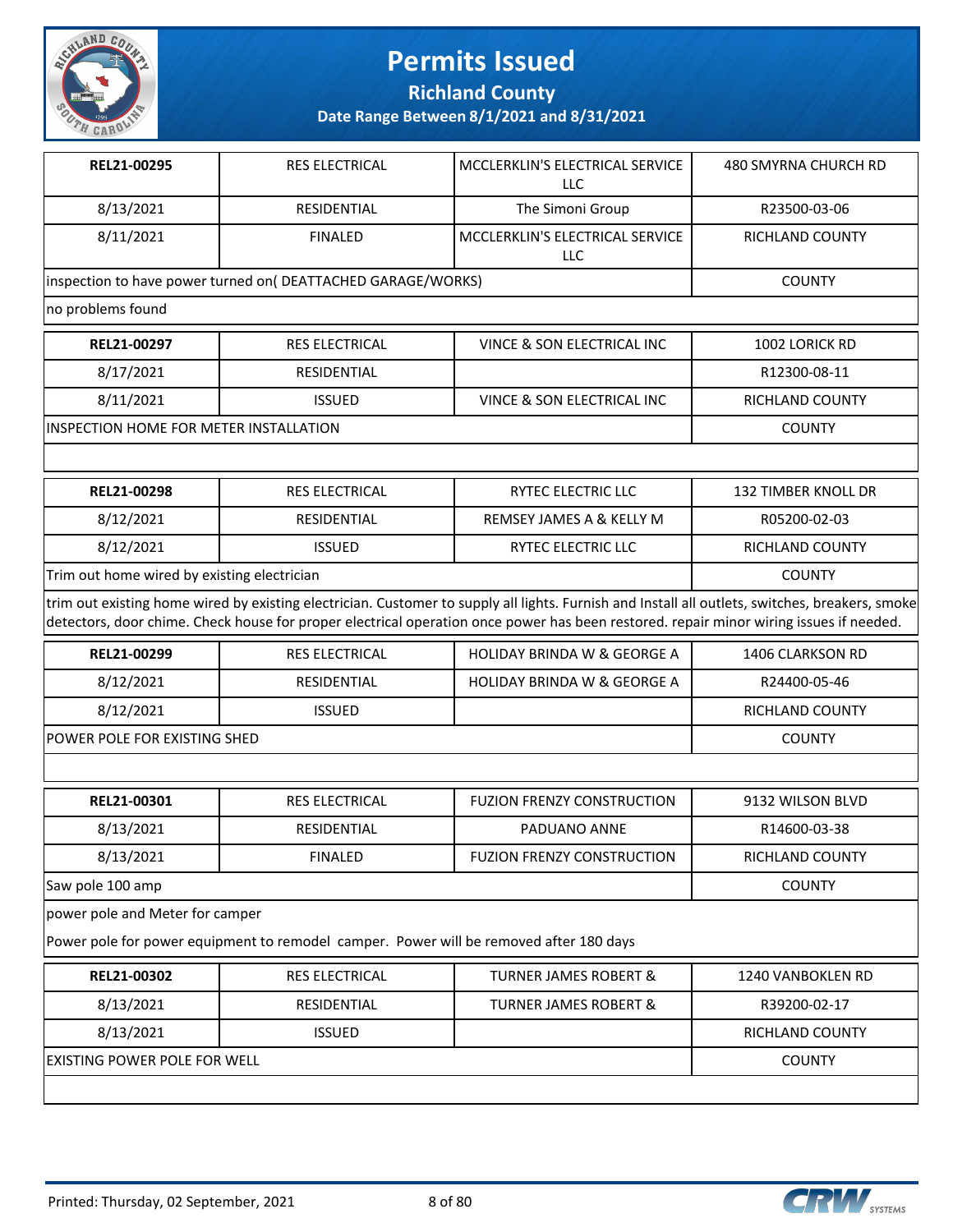# Permits Issued

**Richland County**

**Date Range Between 8/1/2021 and 8/31/2021**

| | | | |
|---|---|---|---|
| **REL21-00295** | RES ELECTRICAL | MCCLERKLIN'S ELECTRICAL SERVICE LLC | 480 SMYRNA CHURCH RD |
| 8/13/2021 | RESIDENTIAL | The Simoni Group | R23500-03-06 |
| 8/11/2021 | FINALED | MCCLERKLIN'S ELECTRICAL SERVICE LLC | RICHLAND COUNTY |
| inspection to have power turned on( DEATTACHED GARAGE/WORKS) | | | COUNTY |
| no problems found | | | |

| | | | |
|---|---|---|---|
| **REL21-00297** | RES ELECTRICAL | VINCE & SON ELECTRICAL INC | 1002 LORICK RD |
| 8/17/2021 | RESIDENTIAL | | R12300-08-11 |
| 8/11/2021 | ISSUED | VINCE & SON ELECTRICAL INC | RICHLAND COUNTY |
| INSPECTION HOME FOR METER INSTALLATION | | | COUNTY |

| | | | |
|---|---|---|---|
| **REL21-00298** | RES ELECTRICAL | RYTEC ELECTRIC LLC | 132 TIMBER KNOLL DR |
| 8/12/2021 | RESIDENTIAL | REMSEY JAMES A & KELLY M | R05200-02-03 |
| 8/12/2021 | ISSUED | RYTEC ELECTRIC LLC | RICHLAND COUNTY |
| Trim out home wired by existing electrician | | | COUNTY |
| trim out existing home wired by existing electrician. Customer to supply all lights. Furnish and Install all outlets, switches, breakers, smoke detectors, door chime. Check house for proper electrical operation once power has been restored. repair minor wiring issues if needed. | | | |

| | | | |
|---|---|---|---|
| **REL21-00299** | RES ELECTRICAL | HOLIDAY BRINDA W & GEORGE A | 1406 CLARKSON RD |
| 8/12/2021 | RESIDENTIAL | HOLIDAY BRINDA W & GEORGE A | R24400-05-46 |
| 8/12/2021 | ISSUED | | RICHLAND COUNTY |
| POWER POLE FOR EXISTING SHED | | | COUNTY |

| | | | |
|---|---|---|---|
| **REL21-00301** | RES ELECTRICAL | FUZION FRENZY CONSTRUCTION | 9132 WILSON BLVD |
| 8/13/2021 | RESIDENTIAL | PADUANO ANNE | R14600-03-38 |
| 8/13/2021 | FINALED | FUZION FRENZY CONSTRUCTION | RICHLAND COUNTY |
| Saw pole 100 amp | | | COUNTY |
| power pole and Meter for camper<br><br>Power pole for power equipment to remodel camper. Power will be removed after 180 days | | | |

| | | | |
|---|---|---|---|
| **REL21-00302** | RES ELECTRICAL | TURNER JAMES ROBERT & | 1240 VANBOKLEN RD |
| 8/13/2021 | RESIDENTIAL | TURNER JAMES ROBERT & | R39200-02-17 |
| 8/13/2021 | ISSUED | | RICHLAND COUNTY |
| EXISTING POWER POLE FOR WELL | | | COUNTY |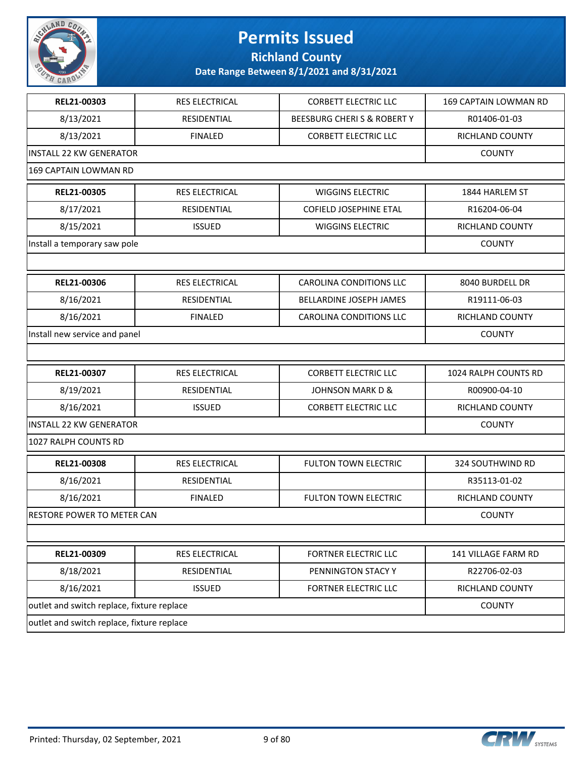# Permits Issued

**Richland County**

**Date Range Between 8/1/2021 and 8/31/2021**

| REL21-00303 | RES ELECTRICAL | CORBETT ELECTRIC LLC | 169 CAPTAIN LOWMAN RD |
|---|---|---|---|
| 8/13/2021 | RESIDENTIAL | BEESBURG CHERI S & ROBERT Y | R01406-01-03 |
| 8/13/2021 | FINALED | CORBETT ELECTRIC LLC | RICHLAND COUNTY |
| INSTALL 22 KW GENERATOR | | | COUNTY |
| 169 CAPTAIN LOWMAN RD | | | |

| REL21-00305 | RES ELECTRICAL | WIGGINS ELECTRIC | 1844 HARLEM ST |
|---|---|---|---|
| 8/17/2021 | RESIDENTIAL | COFIELD JOSEPHINE ETAL | R16204-06-04 |
| 8/15/2021 | ISSUED | WIGGINS ELECTRIC | RICHLAND COUNTY |
| Install a temporary saw pole | | | COUNTY |
| | | | |

| REL21-00306 | RES ELECTRICAL | CAROLINA CONDITIONS LLC | 8040 BURDELL DR |
|---|---|---|---|
| 8/16/2021 | RESIDENTIAL | BELLARDINE JOSEPH JAMES | R19111-06-03 |
| 8/16/2021 | FINALED | CAROLINA CONDITIONS LLC | RICHLAND COUNTY |
| Install new service and panel | | | COUNTY |
| | | | |

| REL21-00307 | RES ELECTRICAL | CORBETT ELECTRIC LLC | 1024 RALPH COUNTS RD |
|---|---|---|---|
| 8/19/2021 | RESIDENTIAL | JOHNSON MARK D & | R00900-04-10 |
| 8/16/2021 | ISSUED | CORBETT ELECTRIC LLC | RICHLAND COUNTY |
| INSTALL 22 KW GENERATOR | | | COUNTY |
| 1027 RALPH COUNTS RD | | | |

| REL21-00308 | RES ELECTRICAL | FULTON TOWN ELECTRIC | 324 SOUTHWIND RD |
|---|---|---|---|
| 8/16/2021 | RESIDENTIAL | | R35113-01-02 |
| 8/16/2021 | FINALED | FULTON TOWN ELECTRIC | RICHLAND COUNTY |
| RESTORE POWER TO METER CAN | | | COUNTY |
| | | | |

| REL21-00309 | RES ELECTRICAL | FORTNER ELECTRIC LLC | 141 VILLAGE FARM RD |
|---|---|---|---|
| 8/18/2021 | RESIDENTIAL | PENNINGTON STACY Y | R22706-02-03 |
| 8/16/2021 | ISSUED | FORTNER ELECTRIC LLC | RICHLAND COUNTY |
| outlet and switch replace, fixture replace | | | COUNTY |
| outlet and switch replace, fixture replace | | | |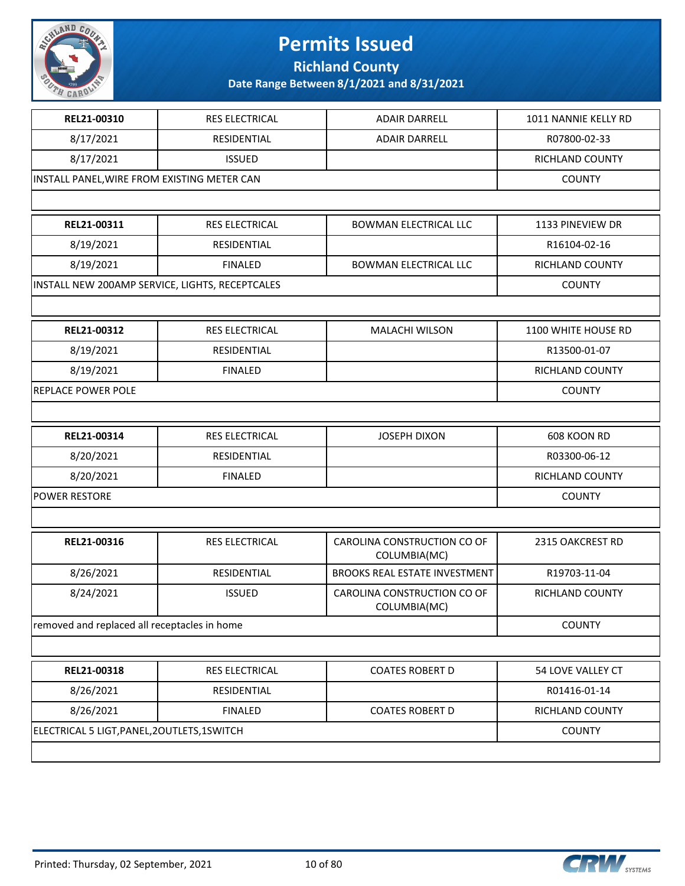# Permits Issued

**Richland County**

**Date Range Between 8/1/2021 and 8/31/2021**

| REL21-00310 | RES ELECTRICAL | ADAIR DARRELL | 1011 NANNIE KELLY RD |
|---|---|---|---|
| 8/17/2021 | RESIDENTIAL | ADAIR DARRELL | R07800-02-33 |
| 8/17/2021 | ISSUED | | RICHLAND COUNTY |
| INSTALL PANEL,WIRE FROM EXISTING METER CAN | | | COUNTY |

| REL21-00311 | RES ELECTRICAL | BOWMAN ELECTRICAL LLC | 1133 PINEVIEW DR |
|---|---|---|---|
| 8/19/2021 | RESIDENTIAL | | R16104-02-16 |
| 8/19/2021 | FINALED | BOWMAN ELECTRICAL LLC | RICHLAND COUNTY |
| INSTALL NEW 200AMP SERVICE, LIGHTS, RECEPTCALES | | | COUNTY |

| REL21-00312 | RES ELECTRICAL | MALACHI WILSON | 1100 WHITE HOUSE RD |
|---|---|---|---|
| 8/19/2021 | RESIDENTIAL | | R13500-01-07 |
| 8/19/2021 | FINALED | | RICHLAND COUNTY |
| REPLACE POWER POLE | | | COUNTY |

| REL21-00314 | RES ELECTRICAL | JOSEPH DIXON | 608 KOON RD |
|---|---|---|---|
| 8/20/2021 | RESIDENTIAL | | R03300-06-12 |
| 8/20/2021 | FINALED | | RICHLAND COUNTY |
| POWER RESTORE | | | COUNTY |

| REL21-00316 | RES ELECTRICAL | CAROLINA CONSTRUCTION CO OF COLUMBIA(MC) | 2315 OAKCREST RD |
|---|---|---|---|
| 8/26/2021 | RESIDENTIAL | BROOKS REAL ESTATE INVESTMENT | R19703-11-04 |
| 8/24/2021 | ISSUED | CAROLINA CONSTRUCTION CO OF COLUMBIA(MC) | RICHLAND COUNTY |
| removed and replaced all receptacles in home | | | COUNTY |

| REL21-00318 | RES ELECTRICAL | COATES ROBERT D | 54 LOVE VALLEY CT |
|---|---|---|---|
| 8/26/2021 | RESIDENTIAL | | R01416-01-14 |
| 8/26/2021 | FINALED | COATES ROBERT D | RICHLAND COUNTY |
| ELECTRICAL 5 LIGT,PANEL,2OUTLETS,1SWITCH | | | COUNTY |

Printed: Thursday, 02 September, 2021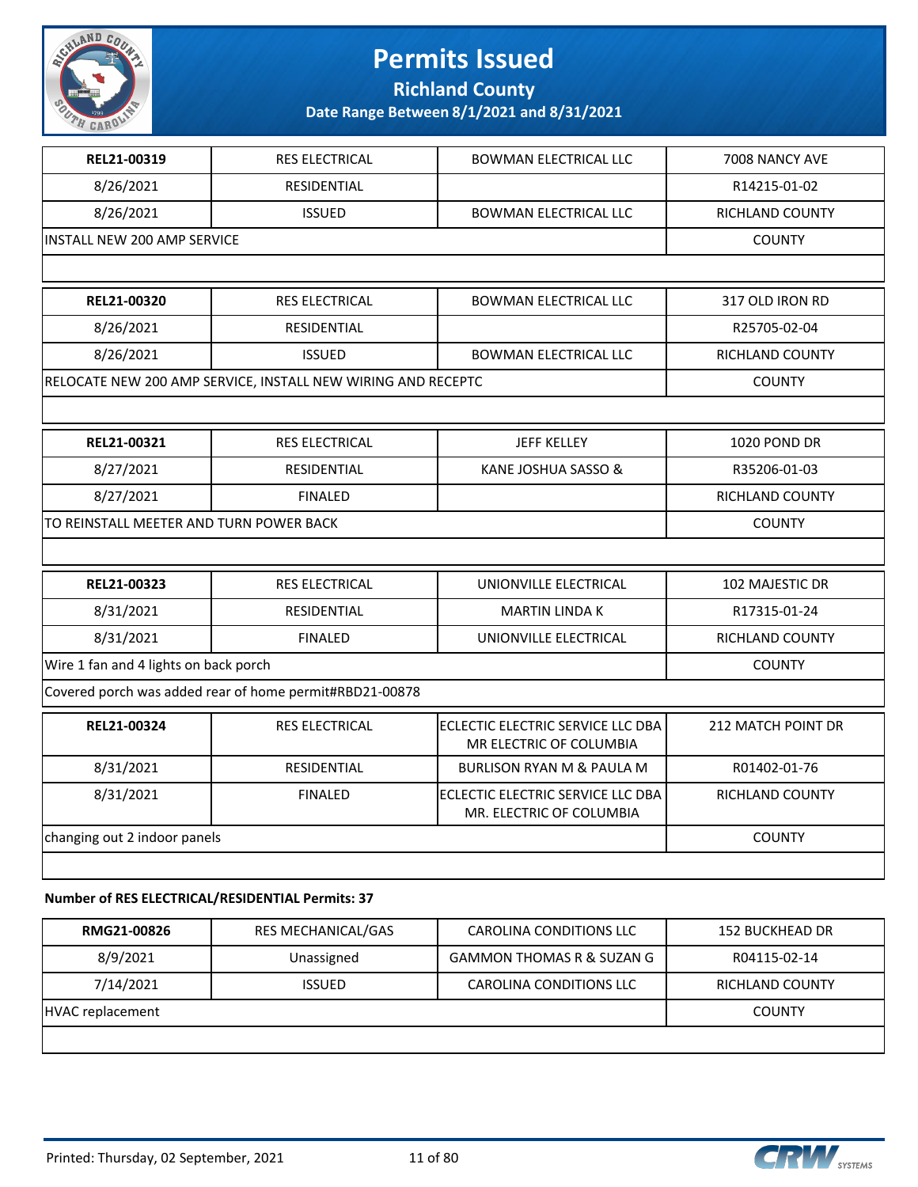# Permits Issued

## Richland County

**Date Range Between 8/1/2021 and 8/31/2021**

| | | | |
|---|---|---|---|
| **REL21-00319** | RES ELECTRICAL | BOWMAN ELECTRICAL LLC | 7008 NANCY AVE |
| 8/26/2021 | RESIDENTIAL | | R14215-01-02 |
| 8/26/2021 | ISSUED | BOWMAN ELECTRICAL LLC | RICHLAND COUNTY |
| INSTALL NEW 200 AMP SERVICE | | | COUNTY |
| | | | |

| | | | |
|---|---|---|---|
| **REL21-00320** | RES ELECTRICAL | BOWMAN ELECTRICAL LLC | 317 OLD IRON RD |
| 8/26/2021 | RESIDENTIAL | | R25705-02-04 |
| 8/26/2021 | ISSUED | BOWMAN ELECTRICAL LLC | RICHLAND COUNTY |
| RELOCATE NEW 200 AMP SERVICE, INSTALL NEW WIRING AND RECEPTC | | | COUNTY |
| | | | |

| | | | |
|---|---|---|---|
| **REL21-00321** | RES ELECTRICAL | JEFF KELLEY | 1020 POND DR |
| 8/27/2021 | RESIDENTIAL | KANE JOSHUA SASSO & | R35206-01-03 |
| 8/27/2021 | FINALED | | RICHLAND COUNTY |
| TO REINSTALL MEETER AND TURN POWER BACK | | | COUNTY |
| | | | |

| | | | |
|---|---|---|---|
| **REL21-00323** | RES ELECTRICAL | UNIONVILLE ELECTRICAL | 102 MAJESTIC DR |
| 8/31/2021 | RESIDENTIAL | MARTIN LINDA K | R17315-01-24 |
| 8/31/2021 | FINALED | UNIONVILLE ELECTRICAL | RICHLAND COUNTY |
| Wire 1 fan and 4 lights on back porch | | | COUNTY |
| Covered porch was added rear of home permit#RBD21-00878 | | | |

| | | | |
|---|---|---|---|
| **REL21-00324** | RES ELECTRICAL | ECLECTIC ELECTRIC SERVICE LLC DBA MR ELECTRIC OF COLUMBIA | 212 MATCH POINT DR |
| 8/31/2021 | RESIDENTIAL | BURLISON RYAN M & PAULA M | R01402-01-76 |
| 8/31/2021 | FINALED | ECLECTIC ELECTRIC SERVICE LLC DBA MR. ELECTRIC OF COLUMBIA | RICHLAND COUNTY |
| changing out 2 indoor panels | | | COUNTY |
| | | | |

**Number of RES ELECTRICAL/RESIDENTIAL Permits: 37**

| | | | |
|---|---|---|---|
| **RMG21-00826** | RES MECHANICAL/GAS | CAROLINA CONDITIONS LLC | 152 BUCKHEAD DR |
| 8/9/2021 | Unassigned | GAMMON THOMAS R & SUZAN G | R04115-02-14 |
| 7/14/2021 | ISSUED | CAROLINA CONDITIONS LLC | RICHLAND COUNTY |
| HVAC replacement | | | COUNTY |
| | | | |

Printed: Thursday, 02 September, 2021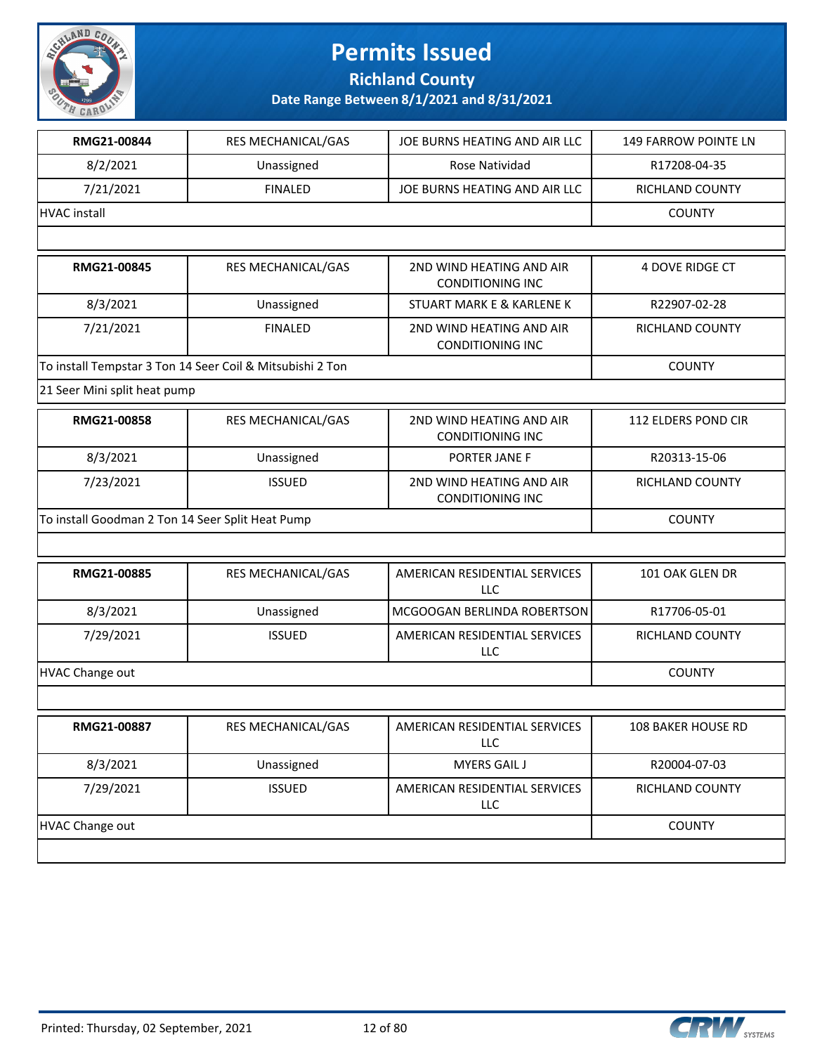# Permits Issued

## Richland County

### Date Range Between 8/1/2021 and 8/31/2021

| RMG21-00844 | RES MECHANICAL/GAS | JOE BURNS HEATING AND AIR LLC | 149 FARROW POINTE LN |
|---|---|---|---|
| 8/2/2021 | Unassigned | Rose Natividad | R17208-04-35 |
| 7/21/2021 | FINALED | JOE BURNS HEATING AND AIR LLC | RICHLAND COUNTY |
| HVAC install | | | COUNTY |

| RMG21-00845 | RES MECHANICAL/GAS | 2ND WIND HEATING AND AIR CONDITIONING INC | 4 DOVE RIDGE CT |
|---|---|---|---|
| 8/3/2021 | Unassigned | STUART MARK E & KARLENE K | R22907-02-28 |
| 7/21/2021 | FINALED | 2ND WIND HEATING AND AIR CONDITIONING INC | RICHLAND COUNTY |
| To install Tempstar 3 Ton 14 Seer Coil & Mitsubishi 2 Ton | | | COUNTY |
| 21 Seer Mini split heat pump | | | |

| RMG21-00858 | RES MECHANICAL/GAS | 2ND WIND HEATING AND AIR CONDITIONING INC | 112 ELDERS POND CIR |
|---|---|---|---|
| 8/3/2021 | Unassigned | PORTER JANE F | R20313-15-06 |
| 7/23/2021 | ISSUED | 2ND WIND HEATING AND AIR CONDITIONING INC | RICHLAND COUNTY |
| To install Goodman 2 Ton 14 Seer Split Heat Pump | | | COUNTY |

| RMG21-00885 | RES MECHANICAL/GAS | AMERICAN RESIDENTIAL SERVICES LLC | 101 OAK GLEN DR |
|---|---|---|---|
| 8/3/2021 | Unassigned | MCGOOGAN BERLINDA ROBERTSON | R17706-05-01 |
| 7/29/2021 | ISSUED | AMERICAN RESIDENTIAL SERVICES LLC | RICHLAND COUNTY |
| HVAC Change out | | | COUNTY |

| RMG21-00887 | RES MECHANICAL/GAS | AMERICAN RESIDENTIAL SERVICES LLC | 108 BAKER HOUSE RD |
|---|---|---|---|
| 8/3/2021 | Unassigned | MYERS GAIL J | R20004-07-03 |
| 7/29/2021 | ISSUED | AMERICAN RESIDENTIAL SERVICES LLC | RICHLAND COUNTY |
| HVAC Change out | | | COUNTY |

Printed: Thursday, 02 September, 2021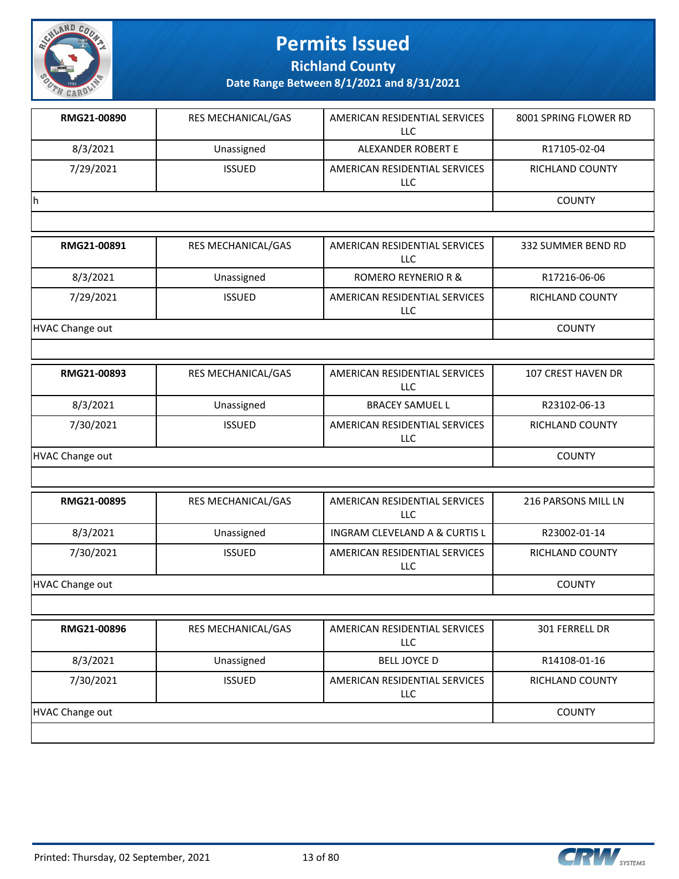# Permits Issued

## Richland County

### Date Range Between 8/1/2021 and 8/31/2021

| | | | |
|---|---|---|---|
| **RMG21-00890** | RES MECHANICAL/GAS | AMERICAN RESIDENTIAL SERVICES LLC | 8001 SPRING FLOWER RD |
| 8/3/2021 | Unassigned | ALEXANDER ROBERT E | R17105-02-04 |
| 7/29/2021 | ISSUED | AMERICAN RESIDENTIAL SERVICES LLC | RICHLAND COUNTY |
| h | | | COUNTY |

| | | | |
|---|---|---|---|
| **RMG21-00891** | RES MECHANICAL/GAS | AMERICAN RESIDENTIAL SERVICES LLC | 332 SUMMER BEND RD |
| 8/3/2021 | Unassigned | ROMERO REYNERIO R & | R17216-06-06 |
| 7/29/2021 | ISSUED | AMERICAN RESIDENTIAL SERVICES LLC | RICHLAND COUNTY |
| HVAC Change out | | | COUNTY |

| | | | |
|---|---|---|---|
| **RMG21-00893** | RES MECHANICAL/GAS | AMERICAN RESIDENTIAL SERVICES LLC | 107 CREST HAVEN DR |
| 8/3/2021 | Unassigned | BRACEY SAMUEL L | R23102-06-13 |
| 7/30/2021 | ISSUED | AMERICAN RESIDENTIAL SERVICES LLC | RICHLAND COUNTY |
| HVAC Change out | | | COUNTY |

| | | | |
|---|---|---|---|
| **RMG21-00895** | RES MECHANICAL/GAS | AMERICAN RESIDENTIAL SERVICES LLC | 216 PARSONS MILL LN |
| 8/3/2021 | Unassigned | INGRAM CLEVELAND A & CURTIS L | R23002-01-14 |
| 7/30/2021 | ISSUED | AMERICAN RESIDENTIAL SERVICES LLC | RICHLAND COUNTY |
| HVAC Change out | | | COUNTY |

| | | | |
|---|---|---|---|
| **RMG21-00896** | RES MECHANICAL/GAS | AMERICAN RESIDENTIAL SERVICES LLC | 301 FERRELL DR |
| 8/3/2021 | Unassigned | BELL JOYCE D | R14108-01-16 |
| 7/30/2021 | ISSUED | AMERICAN RESIDENTIAL SERVICES LLC | RICHLAND COUNTY |
| HVAC Change out | | | COUNTY |

Printed: Thursday, 02 September, 2021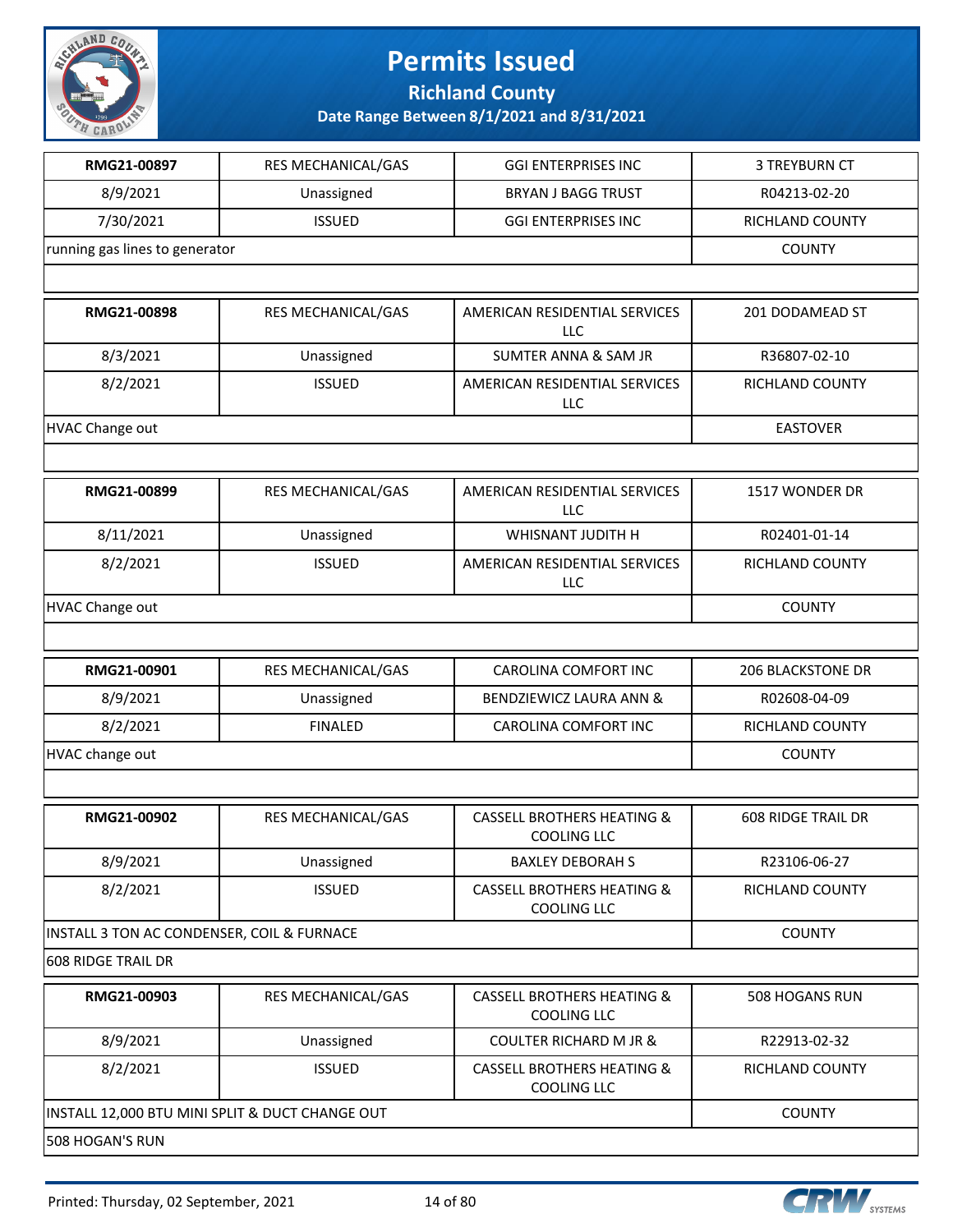# Permits Issued

## Richland County

### Date Range Between 8/1/2021 and 8/31/2021

| RMG21-00897 | RES MECHANICAL/GAS | GGI ENTERPRISES INC | 3 TREYBURN CT |
|---|---|---|---|
| 8/9/2021 | Unassigned | BRYAN J BAGG TRUST | R04213-02-20 |
| 7/30/2021 | ISSUED | GGI ENTERPRISES INC | RICHLAND COUNTY |
| running gas lines to generator | | | COUNTY |

| RMG21-00898 | RES MECHANICAL/GAS | AMERICAN RESIDENTIAL SERVICES LLC | 201 DODAMEAD ST |
|---|---|---|---|
| 8/3/2021 | Unassigned | SUMTER ANNA & SAM JR | R36807-02-10 |
| 8/2/2021 | ISSUED | AMERICAN RESIDENTIAL SERVICES LLC | RICHLAND COUNTY |
| HVAC Change out | | | EASTOVER |

| RMG21-00899 | RES MECHANICAL/GAS | AMERICAN RESIDENTIAL SERVICES LLC | 1517 WONDER DR |
|---|---|---|---|
| 8/11/2021 | Unassigned | WHISNANT JUDITH H | R02401-01-14 |
| 8/2/2021 | ISSUED | AMERICAN RESIDENTIAL SERVICES LLC | RICHLAND COUNTY |
| HVAC Change out | | | COUNTY |

| RMG21-00901 | RES MECHANICAL/GAS | CAROLINA COMFORT INC | 206 BLACKSTONE DR |
|---|---|---|---|
| 8/9/2021 | Unassigned | BENDZIEWICZ LAURA ANN & | R02608-04-09 |
| 8/2/2021 | FINALED | CAROLINA COMFORT INC | RICHLAND COUNTY |
| HVAC change out | | | COUNTY |

| RMG21-00902 | RES MECHANICAL/GAS | CASSELL BROTHERS HEATING & COOLING LLC | 608 RIDGE TRAIL DR |
|---|---|---|---|
| 8/9/2021 | Unassigned | BAXLEY DEBORAH S | R23106-06-27 |
| 8/2/2021 | ISSUED | CASSELL BROTHERS HEATING & COOLING LLC | RICHLAND COUNTY |
| INSTALL 3 TON AC CONDENSER, COIL & FURNACE | | | COUNTY |
| 608 RIDGE TRAIL DR | | | |

| RMG21-00903 | RES MECHANICAL/GAS | CASSELL BROTHERS HEATING & COOLING LLC | 508 HOGANS RUN |
|---|---|---|---|
| 8/9/2021 | Unassigned | COULTER RICHARD M JR & | R22913-02-32 |
| 8/2/2021 | ISSUED | CASSELL BROTHERS HEATING & COOLING LLC | RICHLAND COUNTY |
| INSTALL 12,000 BTU MINI SPLIT & DUCT CHANGE OUT | | | COUNTY |
| 508 HOGAN'S RUN | | | |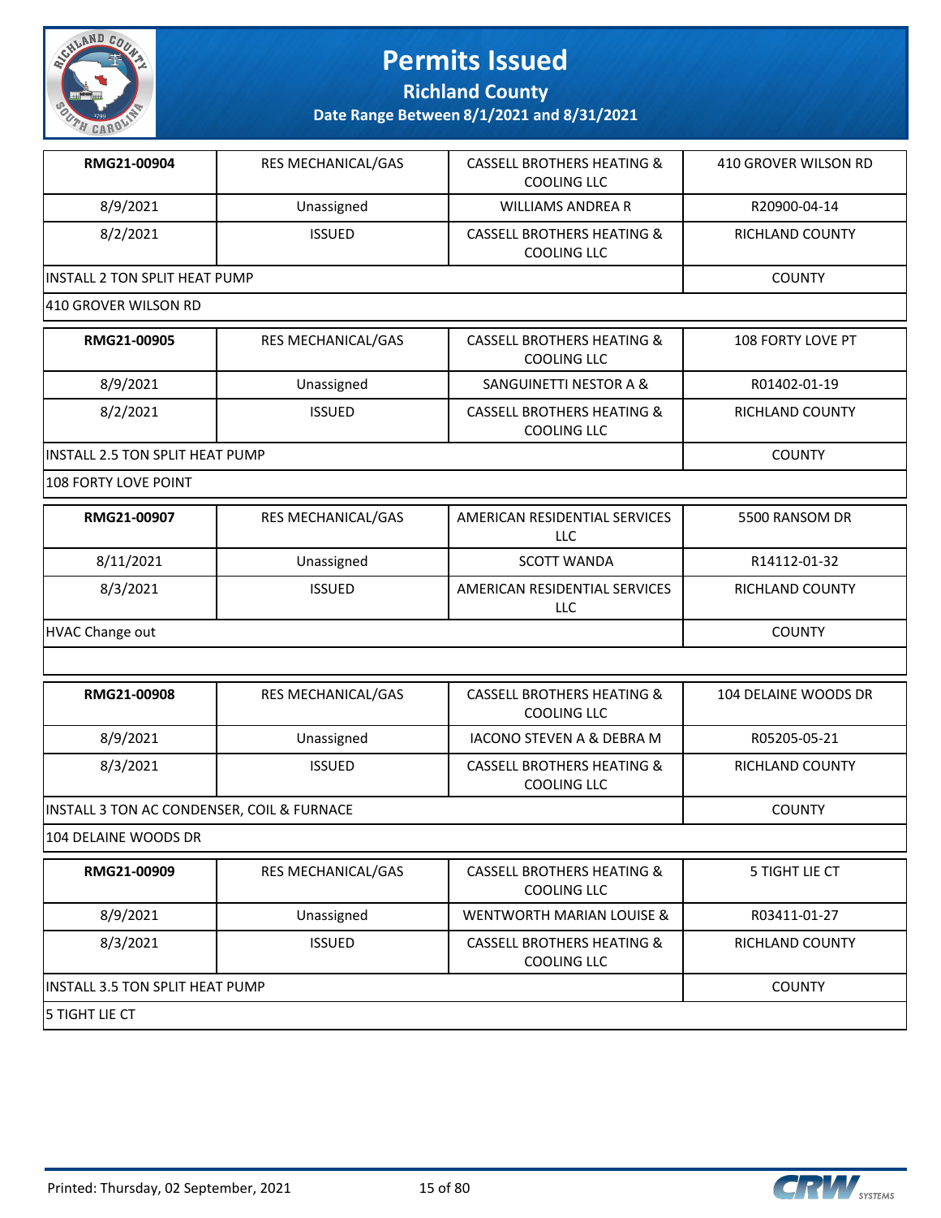# Permits Issued

## Richland County

### Date Range Between 8/1/2021 and 8/31/2021

| | | | |
|---|---|---|---|
| **RMG21-00904** | RES MECHANICAL/GAS | CASSELL BROTHERS HEATING & COOLING LLC | 410 GROVER WILSON RD |
| 8/9/2021 | Unassigned | WILLIAMS ANDREA R | R20900-04-14 |
| 8/2/2021 | ISSUED | CASSELL BROTHERS HEATING & COOLING LLC | RICHLAND COUNTY |
| INSTALL 2 TON SPLIT HEAT PUMP | | | COUNTY |
| 410 GROVER WILSON RD | | | |

| | | | |
|---|---|---|---|
| **RMG21-00905** | RES MECHANICAL/GAS | CASSELL BROTHERS HEATING & COOLING LLC | 108 FORTY LOVE PT |
| 8/9/2021 | Unassigned | SANGUINETTI NESTOR A & | R01402-01-19 |
| 8/2/2021 | ISSUED | CASSELL BROTHERS HEATING & COOLING LLC | RICHLAND COUNTY |
| INSTALL 2.5 TON SPLIT HEAT PUMP | | | COUNTY |
| 108 FORTY LOVE POINT | | | |

| | | | |
|---|---|---|---|
| **RMG21-00907** | RES MECHANICAL/GAS | AMERICAN RESIDENTIAL SERVICES LLC | 5500 RANSOM DR |
| 8/11/2021 | Unassigned | SCOTT WANDA | R14112-01-32 |
| 8/3/2021 | ISSUED | AMERICAN RESIDENTIAL SERVICES LLC | RICHLAND COUNTY |
| HVAC Change out | | | COUNTY |
| | | | |

| | | | |
|---|---|---|---|
| **RMG21-00908** | RES MECHANICAL/GAS | CASSELL BROTHERS HEATING & COOLING LLC | 104 DELAINE WOODS DR |
| 8/9/2021 | Unassigned | IACONO STEVEN A & DEBRA M | R05205-05-21 |
| 8/3/2021 | ISSUED | CASSELL BROTHERS HEATING & COOLING LLC | RICHLAND COUNTY |
| INSTALL 3 TON AC CONDENSER, COIL & FURNACE | | | COUNTY |
| 104 DELAINE WOODS DR | | | |

| | | | |
|---|---|---|---|
| **RMG21-00909** | RES MECHANICAL/GAS | CASSELL BROTHERS HEATING & COOLING LLC | 5 TIGHT LIE CT |
| 8/9/2021 | Unassigned | WENTWORTH MARIAN LOUISE & | R03411-01-27 |
| 8/3/2021 | ISSUED | CASSELL BROTHERS HEATING & COOLING LLC | RICHLAND COUNTY |
| INSTALL 3.5 TON SPLIT HEAT PUMP | | | COUNTY |
| 5 TIGHT LIE CT | | | |

Printed: Thursday, 02 September, 2021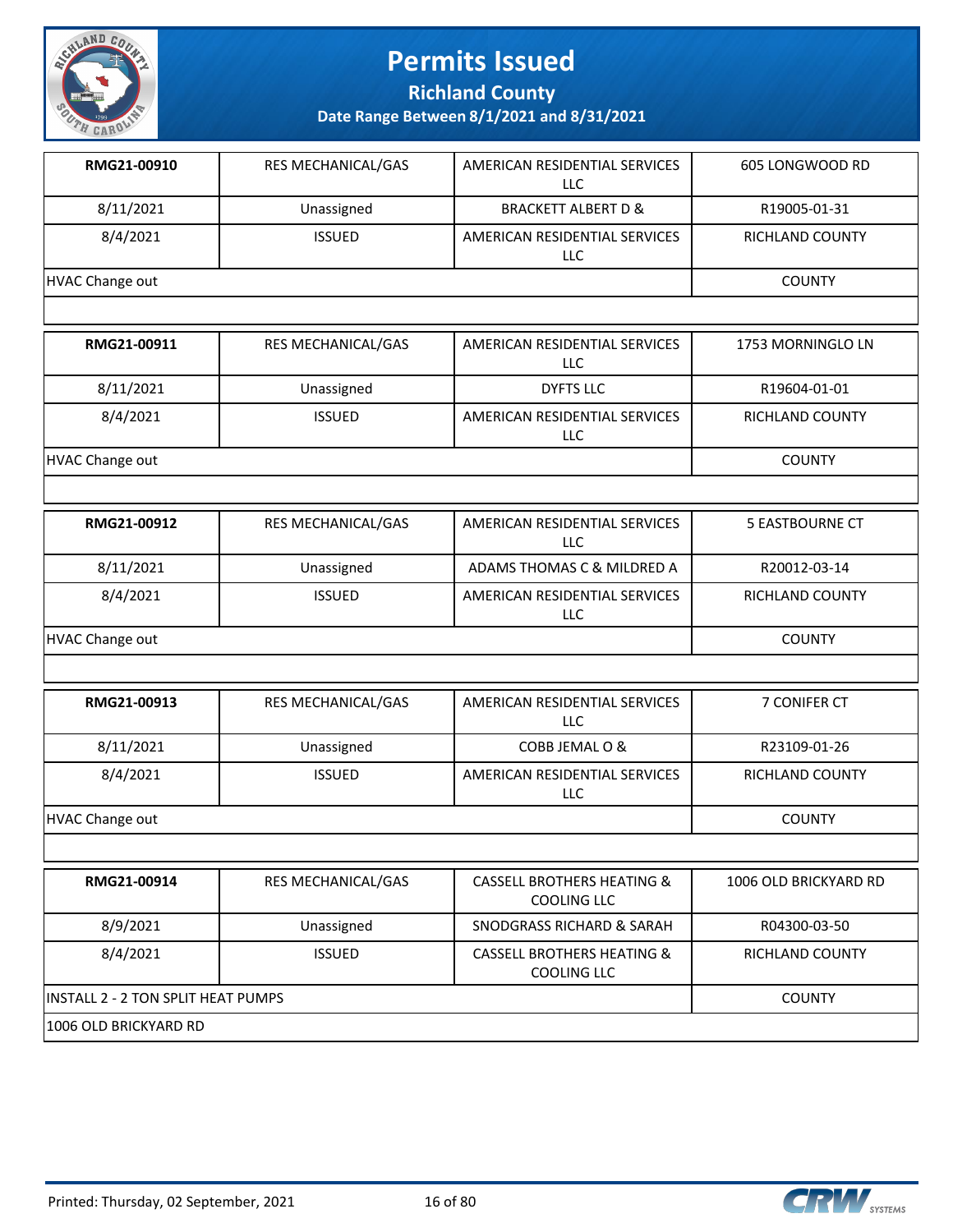# Permits Issued

## Richland County

### Date Range Between 8/1/2021 and 8/31/2021

| RMG21-00910 | RES MECHANICAL/GAS | AMERICAN RESIDENTIAL SERVICES LLC | 605 LONGWOOD RD |
|---|---|---|---|
| 8/11/2021 | Unassigned | BRACKETT ALBERT D & | R19005-01-31 |
| 8/4/2021 | ISSUED | AMERICAN RESIDENTIAL SERVICES LLC | RICHLAND COUNTY |
| HVAC Change out | | | COUNTY |

| RMG21-00911 | RES MECHANICAL/GAS | AMERICAN RESIDENTIAL SERVICES LLC | 1753 MORNINGLO LN |
|---|---|---|---|
| 8/11/2021 | Unassigned | DYFTS LLC | R19604-01-01 |
| 8/4/2021 | ISSUED | AMERICAN RESIDENTIAL SERVICES LLC | RICHLAND COUNTY |
| HVAC Change out | | | COUNTY |

| RMG21-00912 | RES MECHANICAL/GAS | AMERICAN RESIDENTIAL SERVICES LLC | 5 EASTBOURNE CT |
|---|---|---|---|
| 8/11/2021 | Unassigned | ADAMS THOMAS C & MILDRED A | R20012-03-14 |
| 8/4/2021 | ISSUED | AMERICAN RESIDENTIAL SERVICES LLC | RICHLAND COUNTY |
| HVAC Change out | | | COUNTY |

| RMG21-00913 | RES MECHANICAL/GAS | AMERICAN RESIDENTIAL SERVICES LLC | 7 CONIFER CT |
|---|---|---|---|
| 8/11/2021 | Unassigned | COBB JEMAL O & | R23109-01-26 |
| 8/4/2021 | ISSUED | AMERICAN RESIDENTIAL SERVICES LLC | RICHLAND COUNTY |
| HVAC Change out | | | COUNTY |

| RMG21-00914 | RES MECHANICAL/GAS | CASSELL BROTHERS HEATING & COOLING LLC | 1006 OLD BRICKYARD RD |
|---|---|---|---|
| 8/9/2021 | Unassigned | SNODGRASS RICHARD & SARAH | R04300-03-50 |
| 8/4/2021 | ISSUED | CASSELL BROTHERS HEATING & COOLING LLC | RICHLAND COUNTY |
| INSTALL 2 - 2 TON SPLIT HEAT PUMPS | | | COUNTY |
| 1006 OLD BRICKYARD RD | | | |

Printed: Thursday, 02 September, 2021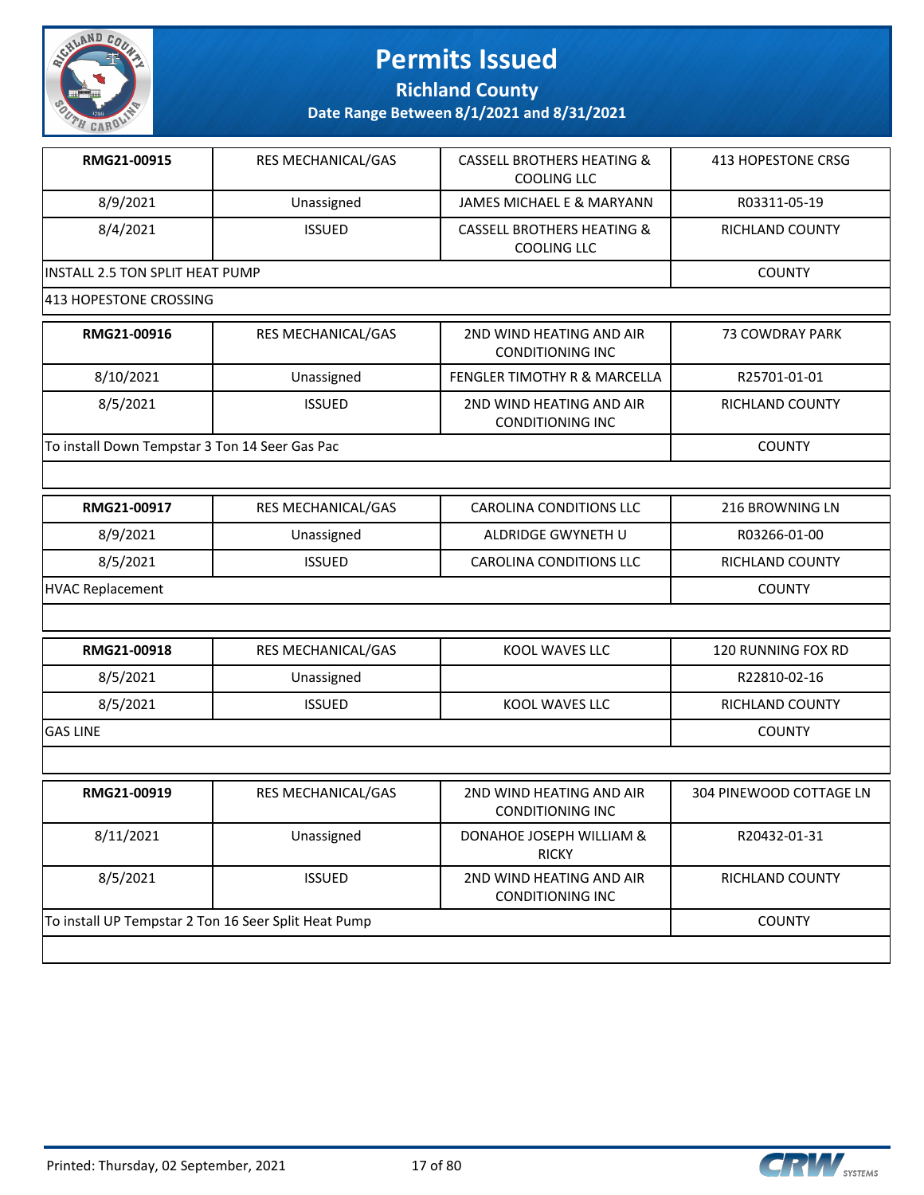# Permits Issued

## Richland County

### Date Range Between 8/1/2021 and 8/31/2021

| RMG21-00915 | RES MECHANICAL/GAS | CASSELL BROTHERS HEATING & COOLING LLC | 413 HOPESTONE CRSG |
|---|---|---|---|
| 8/9/2021 | Unassigned | JAMES MICHAEL E & MARYANN | R03311-05-19 |
| 8/4/2021 | ISSUED | CASSELL BROTHERS HEATING & COOLING LLC | RICHLAND COUNTY |
| INSTALL 2.5 TON SPLIT HEAT PUMP | | | COUNTY |
| 413 HOPESTONE CROSSING | | | |

| RMG21-00916 | RES MECHANICAL/GAS | 2ND WIND HEATING AND AIR CONDITIONING INC | 73 COWDRAY PARK |
|---|---|---|---|
| 8/10/2021 | Unassigned | FENGLER TIMOTHY R & MARCELLA | R25701-01-01 |
| 8/5/2021 | ISSUED | 2ND WIND HEATING AND AIR CONDITIONING INC | RICHLAND COUNTY |
| To install Down Tempstar 3 Ton 14 Seer Gas Pac | | | COUNTY |

| RMG21-00917 | RES MECHANICAL/GAS | CAROLINA CONDITIONS LLC | 216 BROWNING LN |
|---|---|---|---|
| 8/9/2021 | Unassigned | ALDRIDGE GWYNETH U | R03266-01-00 |
| 8/5/2021 | ISSUED | CAROLINA CONDITIONS LLC | RICHLAND COUNTY |
| HVAC Replacement | | | COUNTY |

| RMG21-00918 | RES MECHANICAL/GAS | KOOL WAVES LLC | 120 RUNNING FOX RD |
|---|---|---|---|
| 8/5/2021 | Unassigned | | R22810-02-16 |
| 8/5/2021 | ISSUED | KOOL WAVES LLC | RICHLAND COUNTY |
| GAS LINE | | | COUNTY |

| RMG21-00919 | RES MECHANICAL/GAS | 2ND WIND HEATING AND AIR CONDITIONING INC | 304 PINEWOOD COTTAGE LN |
|---|---|---|---|
| 8/11/2021 | Unassigned | DONAHOE JOSEPH WILLIAM & RICKY | R20432-01-31 |
| 8/5/2021 | ISSUED | 2ND WIND HEATING AND AIR CONDITIONING INC | RICHLAND COUNTY |
| To install UP Tempstar 2 Ton 16 Seer Split Heat Pump | | | COUNTY |

Printed: Thursday, 02 September, 2021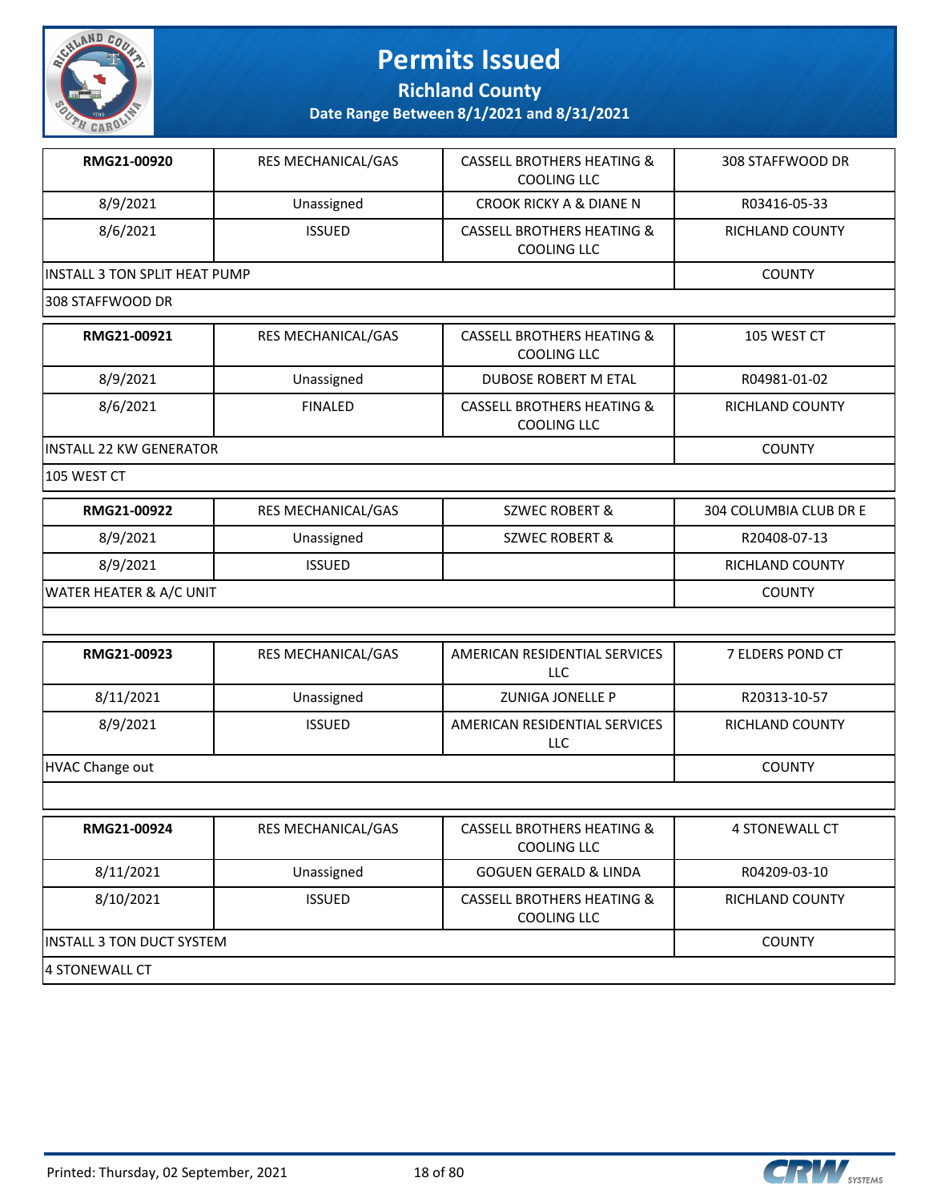# Permits Issued

## Richland County

### Date Range Between 8/1/2021 and 8/31/2021

| | | | |
|---|---|---|---|
| **RMG21-00920** | RES MECHANICAL/GAS | CASSELL BROTHERS HEATING & COOLING LLC | 308 STAFFWOOD DR |
| 8/9/2021 | Unassigned | CROOK RICKY A & DIANE N | R03416-05-33 |
| 8/6/2021 | ISSUED | CASSELL BROTHERS HEATING & COOLING LLC | RICHLAND COUNTY |
| INSTALL 3 TON SPLIT HEAT PUMP | | | COUNTY |
| 308 STAFFWOOD DR | | | |

| | | | |
|---|---|---|---|
| **RMG21-00921** | RES MECHANICAL/GAS | CASSELL BROTHERS HEATING & COOLING LLC | 105 WEST CT |
| 8/9/2021 | Unassigned | DUBOSE ROBERT M ETAL | R04981-01-02 |
| 8/6/2021 | FINALED | CASSELL BROTHERS HEATING & COOLING LLC | RICHLAND COUNTY |
| INSTALL 22 KW GENERATOR | | | COUNTY |
| 105 WEST CT | | | |

| | | | |
|---|---|---|---|
| **RMG21-00922** | RES MECHANICAL/GAS | SZWEC ROBERT & | 304 COLUMBIA CLUB DR E |
| 8/9/2021 | Unassigned | SZWEC ROBERT & | R20408-07-13 |
| 8/9/2021 | ISSUED | | RICHLAND COUNTY |
| WATER HEATER & A/C UNIT | | | COUNTY |
| | | | |

| | | | |
|---|---|---|---|
| **RMG21-00923** | RES MECHANICAL/GAS | AMERICAN RESIDENTIAL SERVICES LLC | 7 ELDERS POND CT |
| 8/11/2021 | Unassigned | ZUNIGA JONELLE P | R20313-10-57 |
| 8/9/2021 | ISSUED | AMERICAN RESIDENTIAL SERVICES LLC | RICHLAND COUNTY |
| HVAC Change out | | | COUNTY |
| | | | |

| | | | |
|---|---|---|---|
| **RMG21-00924** | RES MECHANICAL/GAS | CASSELL BROTHERS HEATING & COOLING LLC | 4 STONEWALL CT |
| 8/11/2021 | Unassigned | GOGUEN GERALD & LINDA | R04209-03-10 |
| 8/10/2021 | ISSUED | CASSELL BROTHERS HEATING & COOLING LLC | RICHLAND COUNTY |
| INSTALL 3 TON DUCT SYSTEM | | | COUNTY |
| 4 STONEWALL CT | | | |

Printed: Thursday, 02 September, 2021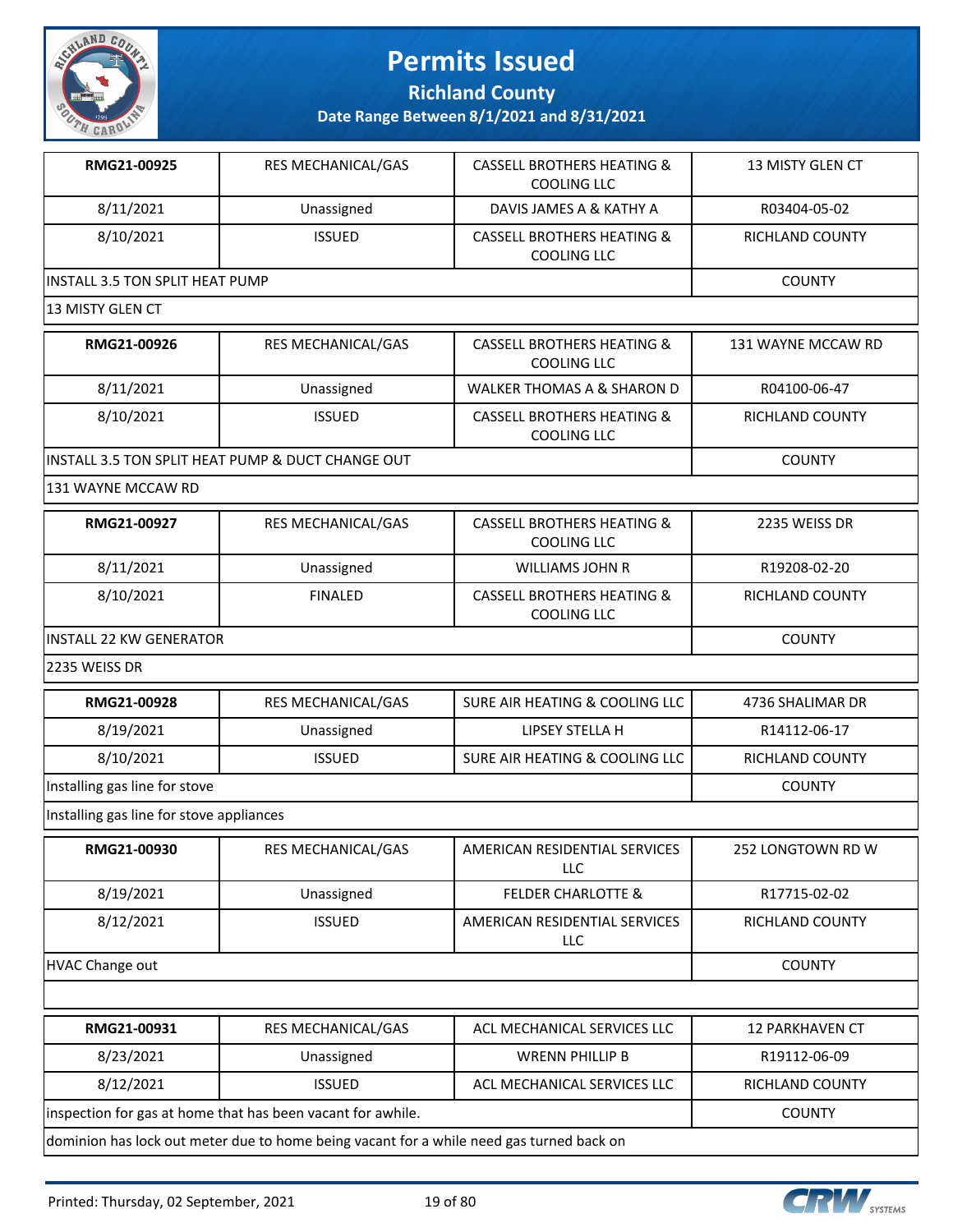# Permits Issued

## Richland County

**Date Range Between 8/1/2021 and 8/31/2021**

| **RMG21-00925** | RES MECHANICAL/GAS | CASSELL BROTHERS HEATING & COOLING LLC | 13 MISTY GLEN CT |
|---|---|---|---|
| 8/11/2021 | Unassigned | DAVIS JAMES A & KATHY A | R03404-05-02 |
| 8/10/2021 | ISSUED | CASSELL BROTHERS HEATING & COOLING LLC | RICHLAND COUNTY |
| INSTALL 3.5 TON SPLIT HEAT PUMP | | | COUNTY |
| 13 MISTY GLEN CT | | | |

| **RMG21-00926** | RES MECHANICAL/GAS | CASSELL BROTHERS HEATING & COOLING LLC | 131 WAYNE MCCAW RD |
|---|---|---|---|
| 8/11/2021 | Unassigned | WALKER THOMAS A & SHARON D | R04100-06-47 |
| 8/10/2021 | ISSUED | CASSELL BROTHERS HEATING & COOLING LLC | RICHLAND COUNTY |
| INSTALL 3.5 TON SPLIT HEAT PUMP & DUCT CHANGE OUT | | | COUNTY |
| 131 WAYNE MCCAW RD | | | |

| **RMG21-00927** | RES MECHANICAL/GAS | CASSELL BROTHERS HEATING & COOLING LLC | 2235 WEISS DR |
|---|---|---|---|
| 8/11/2021 | Unassigned | WILLIAMS JOHN R | R19208-02-20 |
| 8/10/2021 | FINALED | CASSELL BROTHERS HEATING & COOLING LLC | RICHLAND COUNTY |
| INSTALL 22 KW GENERATOR | | | COUNTY |
| 2235 WEISS DR | | | |

| **RMG21-00928** | RES MECHANICAL/GAS | SURE AIR HEATING & COOLING LLC | 4736 SHALIMAR DR |
|---|---|---|---|
| 8/19/2021 | Unassigned | LIPSEY STELLA H | R14112-06-17 |
| 8/10/2021 | ISSUED | SURE AIR HEATING & COOLING LLC | RICHLAND COUNTY |
| Installing gas line for stove | | | COUNTY |
| Installing gas line for stove appliances | | | |

| **RMG21-00930** | RES MECHANICAL/GAS | AMERICAN RESIDENTIAL SERVICES LLC | 252 LONGTOWN RD W |
|---|---|---|---|
| 8/19/2021 | Unassigned | FELDER CHARLOTTE & | R17715-02-02 |
| 8/12/2021 | ISSUED | AMERICAN RESIDENTIAL SERVICES LLC | RICHLAND COUNTY |
| HVAC Change out | | | COUNTY |
| | | | |

| **RMG21-00931** | RES MECHANICAL/GAS | ACL MECHANICAL SERVICES LLC | 12 PARKHAVEN CT |
|---|---|---|---|
| 8/23/2021 | Unassigned | WRENN PHILLIP B | R19112-06-09 |
| 8/12/2021 | ISSUED | ACL MECHANICAL SERVICES LLC | RICHLAND COUNTY |
| inspection for gas at home that has been vacant for awhile. | | | COUNTY |
| dominion has lock out meter due to home being vacant for a while need gas turned back on | | | |

Printed: Thursday, 02 September, 2021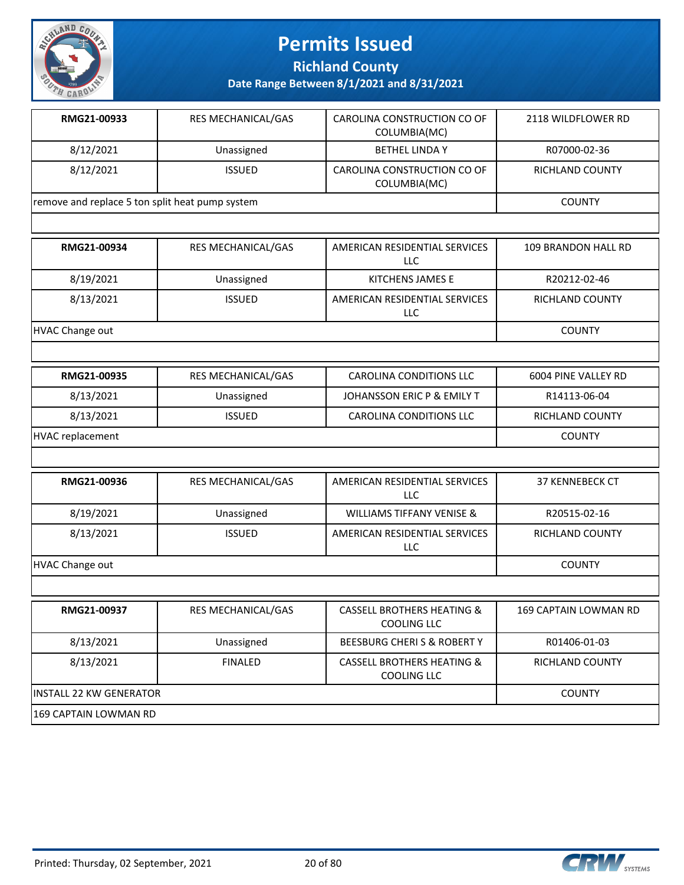# Permits Issued

**Richland County**

**Date Range Between 8/1/2021 and 8/31/2021**

| RMG21-00933 | RES MECHANICAL/GAS | CAROLINA CONSTRUCTION CO OF COLUMBIA(MC) | 2118 WILDFLOWER RD |
|---|---|---|---|
| 8/12/2021 | Unassigned | BETHEL LINDA Y | R07000-02-36 |
| 8/12/2021 | ISSUED | CAROLINA CONSTRUCTION CO OF COLUMBIA(MC) | RICHLAND COUNTY |
| remove and replace 5 ton split heat pump system | | | COUNTY |

| RMG21-00934 | RES MECHANICAL/GAS | AMERICAN RESIDENTIAL SERVICES LLC | 109 BRANDON HALL RD |
|---|---|---|---|
| 8/19/2021 | Unassigned | KITCHENS JAMES E | R20212-02-46 |
| 8/13/2021 | ISSUED | AMERICAN RESIDENTIAL SERVICES LLC | RICHLAND COUNTY |
| HVAC Change out | | | COUNTY |

| RMG21-00935 | RES MECHANICAL/GAS | CAROLINA CONDITIONS LLC | 6004 PINE VALLEY RD |
|---|---|---|---|
| 8/13/2021 | Unassigned | JOHANSSON ERIC P & EMILY T | R14113-06-04 |
| 8/13/2021 | ISSUED | CAROLINA CONDITIONS LLC | RICHLAND COUNTY |
| HVAC replacement | | | COUNTY |

| RMG21-00936 | RES MECHANICAL/GAS | AMERICAN RESIDENTIAL SERVICES LLC | 37 KENNEBECK CT |
|---|---|---|---|
| 8/19/2021 | Unassigned | WILLIAMS TIFFANY VENISE & | R20515-02-16 |
| 8/13/2021 | ISSUED | AMERICAN RESIDENTIAL SERVICES LLC | RICHLAND COUNTY |
| HVAC Change out | | | COUNTY |

| RMG21-00937 | RES MECHANICAL/GAS | CASSELL BROTHERS HEATING & COOLING LLC | 169 CAPTAIN LOWMAN RD |
|---|---|---|---|
| 8/13/2021 | Unassigned | BEESBURG CHERI S & ROBERT Y | R01406-01-03 |
| 8/13/2021 | FINALED | CASSELL BROTHERS HEATING & COOLING LLC | RICHLAND COUNTY |
| INSTALL 22 KW GENERATOR | | | COUNTY |
| 169 CAPTAIN LOWMAN RD | | | |

Printed: Thursday, 02 September, 2021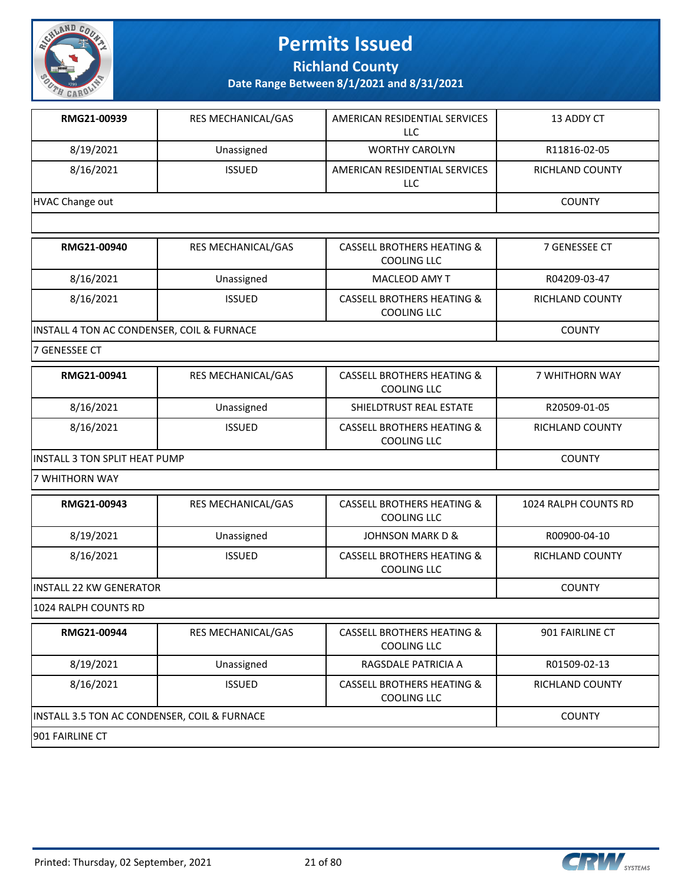# Permits Issued

## Richland County

### Date Range Between 8/1/2021 and 8/31/2021

| RMG21-00939 | RES MECHANICAL/GAS | AMERICAN RESIDENTIAL SERVICES LLC | 13 ADDY CT |
|---|---|---|---|
| 8/19/2021 | Unassigned | WORTHY CAROLYN | R11816-02-05 |
| 8/16/2021 | ISSUED | AMERICAN RESIDENTIAL SERVICES LLC | RICHLAND COUNTY |
| HVAC Change out | | | COUNTY |
| | | | |

| RMG21-00940 | RES MECHANICAL/GAS | CASSELL BROTHERS HEATING & COOLING LLC | 7 GENESSEE CT |
|---|---|---|---|
| 8/16/2021 | Unassigned | MACLEOD AMY T | R04209-03-47 |
| 8/16/2021 | ISSUED | CASSELL BROTHERS HEATING & COOLING LLC | RICHLAND COUNTY |
| INSTALL 4 TON AC CONDENSER, COIL & FURNACE | | | COUNTY |
| 7 GENESSEE CT | | | |

| RMG21-00941 | RES MECHANICAL/GAS | CASSELL BROTHERS HEATING & COOLING LLC | 7 WHITHORN WAY |
|---|---|---|---|
| 8/16/2021 | Unassigned | SHIELDTRUST REAL ESTATE | R20509-01-05 |
| 8/16/2021 | ISSUED | CASSELL BROTHERS HEATING & COOLING LLC | RICHLAND COUNTY |
| INSTALL 3 TON SPLIT HEAT PUMP | | | COUNTY |
| 7 WHITHORN WAY | | | |

| RMG21-00943 | RES MECHANICAL/GAS | CASSELL BROTHERS HEATING & COOLING LLC | 1024 RALPH COUNTS RD |
|---|---|---|---|
| 8/19/2021 | Unassigned | JOHNSON MARK D & | R00900-04-10 |
| 8/16/2021 | ISSUED | CASSELL BROTHERS HEATING & COOLING LLC | RICHLAND COUNTY |
| INSTALL 22 KW GENERATOR | | | COUNTY |
| 1024 RALPH COUNTS RD | | | |

| RMG21-00944 | RES MECHANICAL/GAS | CASSELL BROTHERS HEATING & COOLING LLC | 901 FAIRLINE CT |
|---|---|---|---|
| 8/19/2021 | Unassigned | RAGSDALE PATRICIA A | R01509-02-13 |
| 8/16/2021 | ISSUED | CASSELL BROTHERS HEATING & COOLING LLC | RICHLAND COUNTY |
| INSTALL 3.5 TON AC CONDENSER, COIL & FURNACE | | | COUNTY |
| 901 FAIRLINE CT | | | |

Printed: Thursday, 02 September, 2021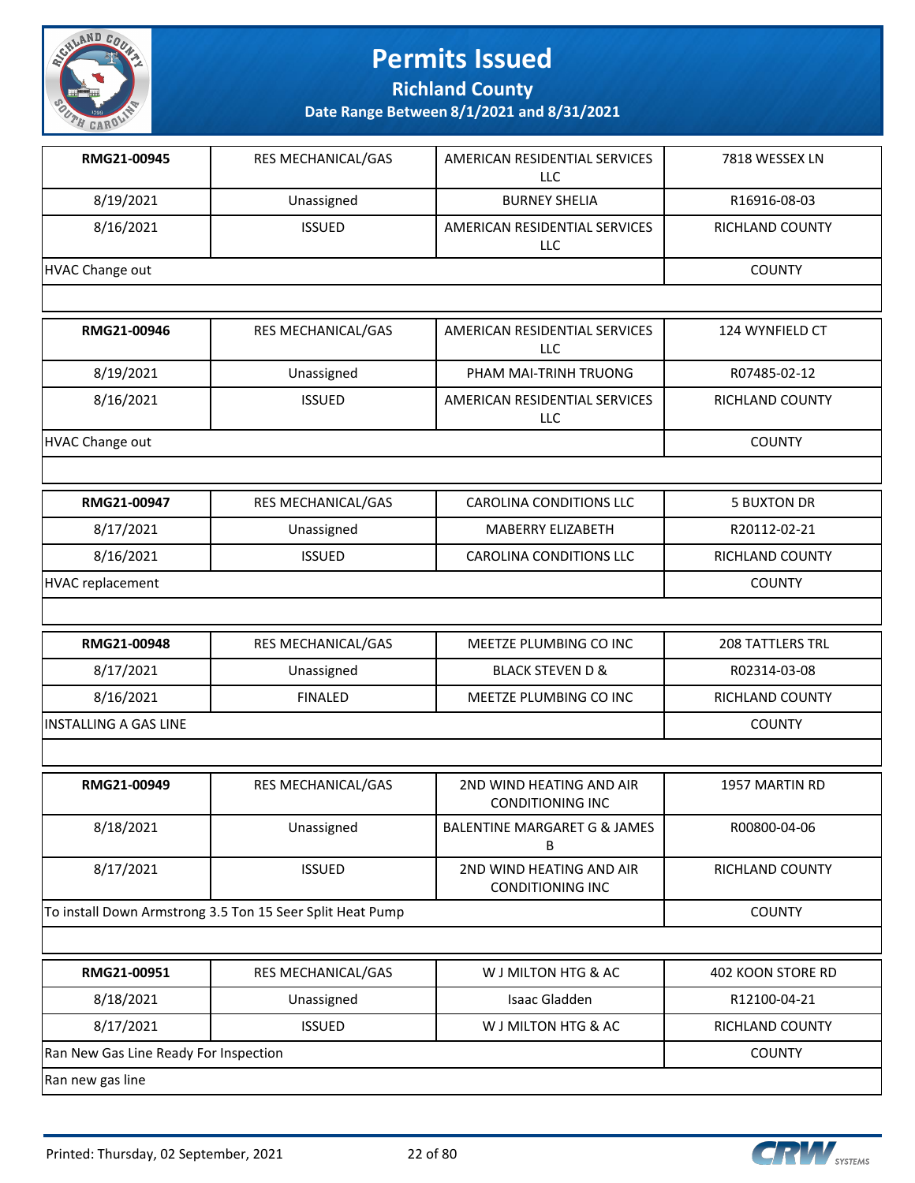# Permits Issued

## Richland County

### Date Range Between 8/1/2021 and 8/31/2021

| RMG21-00945 | RES MECHANICAL/GAS | AMERICAN RESIDENTIAL SERVICES LLC | 7818 WESSEX LN |
|---|---|---|---|
| 8/19/2021 | Unassigned | BURNEY SHELIA | R16916-08-03 |
| 8/16/2021 | ISSUED | AMERICAN RESIDENTIAL SERVICES LLC | RICHLAND COUNTY |
| HVAC Change out | | | COUNTY |

| RMG21-00946 | RES MECHANICAL/GAS | AMERICAN RESIDENTIAL SERVICES LLC | 124 WYNFIELD CT |
|---|---|---|---|
| 8/19/2021 | Unassigned | PHAM MAI-TRINH TRUONG | R07485-02-12 |
| 8/16/2021 | ISSUED | AMERICAN RESIDENTIAL SERVICES LLC | RICHLAND COUNTY |
| HVAC Change out | | | COUNTY |

| RMG21-00947 | RES MECHANICAL/GAS | CAROLINA CONDITIONS LLC | 5 BUXTON DR |
|---|---|---|---|
| 8/17/2021 | Unassigned | MABERRY ELIZABETH | R20112-02-21 |
| 8/16/2021 | ISSUED | CAROLINA CONDITIONS LLC | RICHLAND COUNTY |
| HVAC replacement | | | COUNTY |

| RMG21-00948 | RES MECHANICAL/GAS | MEETZE PLUMBING CO INC | 208 TATTLERS TRL |
|---|---|---|---|
| 8/17/2021 | Unassigned | BLACK STEVEN D & | R02314-03-08 |
| 8/16/2021 | FINALED | MEETZE PLUMBING CO INC | RICHLAND COUNTY |
| INSTALLING A GAS LINE | | | COUNTY |

| RMG21-00949 | RES MECHANICAL/GAS | 2ND WIND HEATING AND AIR CONDITIONING INC | 1957 MARTIN RD |
|---|---|---|---|
| 8/18/2021 | Unassigned | BALENTINE MARGARET G & JAMES B | R00800-04-06 |
| 8/17/2021 | ISSUED | 2ND WIND HEATING AND AIR CONDITIONING INC | RICHLAND COUNTY |
| To install Down Armstrong 3.5 Ton 15 Seer Split Heat Pump | | | COUNTY |

| RMG21-00951 | RES MECHANICAL/GAS | W J MILTON HTG & AC | 402 KOON STORE RD |
|---|---|---|---|
| 8/18/2021 | Unassigned | Isaac Gladden | R12100-04-21 |
| 8/17/2021 | ISSUED | W J MILTON HTG & AC | RICHLAND COUNTY |
| Ran New Gas Line Ready For Inspection | | | COUNTY |
| Ran new gas line | | | |

Printed: Thursday, 02 September, 2021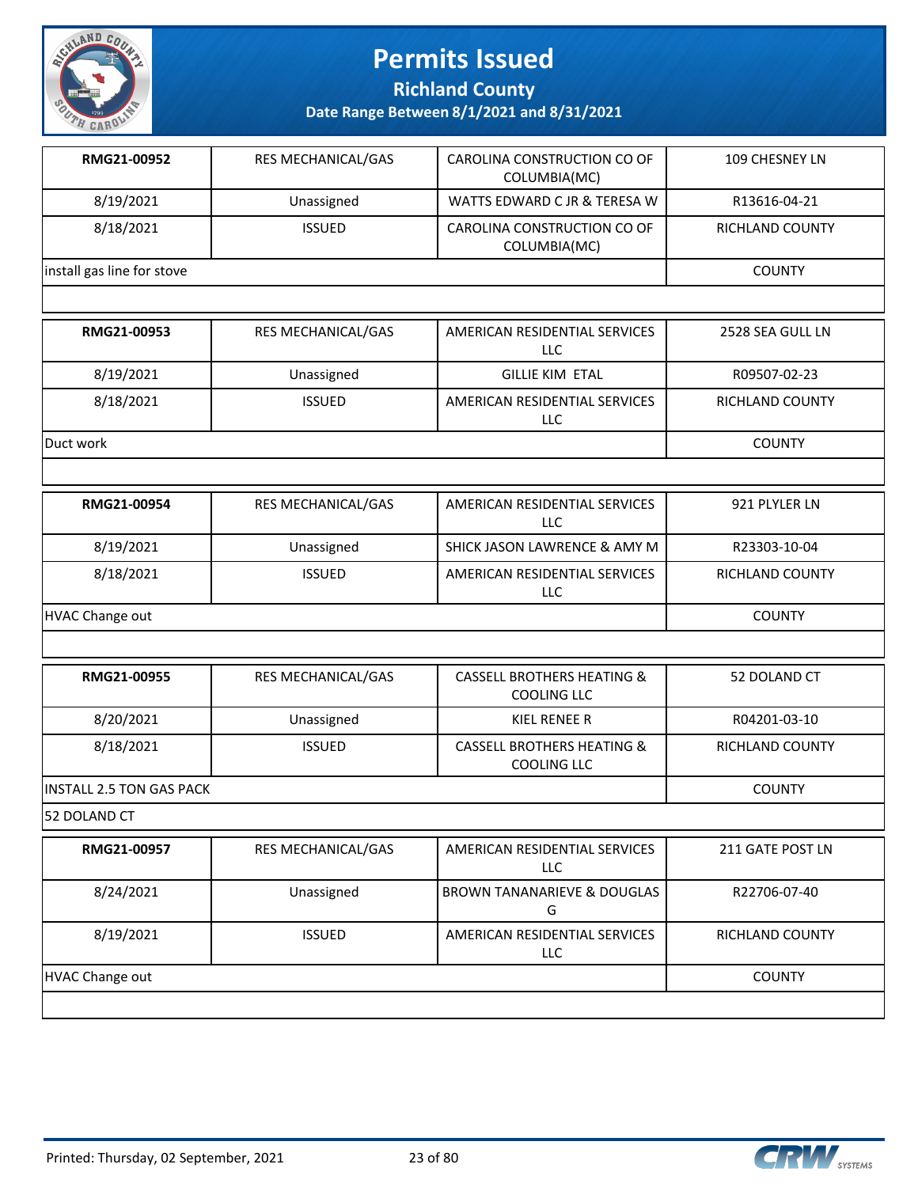# Permits Issued

## Richland County

### Date Range Between 8/1/2021 and 8/31/2021

| | | | |
|---|---|---|---|
| **RMG21-00952** | RES MECHANICAL/GAS | CAROLINA CONSTRUCTION CO OF COLUMBIA(MC) | 109 CHESNEY LN |
| 8/19/2021 | Unassigned | WATTS EDWARD C JR & TERESA W | R13616-04-21 |
| 8/18/2021 | ISSUED | CAROLINA CONSTRUCTION CO OF COLUMBIA(MC) | RICHLAND COUNTY |
| install gas line for stove | | | COUNTY |

| | | | |
|---|---|---|---|
| **RMG21-00953** | RES MECHANICAL/GAS | AMERICAN RESIDENTIAL SERVICES LLC | 2528 SEA GULL LN |
| 8/19/2021 | Unassigned | GILLIE KIM ETAL | R09507-02-23 |
| 8/18/2021 | ISSUED | AMERICAN RESIDENTIAL SERVICES LLC | RICHLAND COUNTY |
| Duct work | | | COUNTY |

| | | | |
|---|---|---|---|
| **RMG21-00954** | RES MECHANICAL/GAS | AMERICAN RESIDENTIAL SERVICES LLC | 921 PLYLER LN |
| 8/19/2021 | Unassigned | SHICK JASON LAWRENCE & AMY M | R23303-10-04 |
| 8/18/2021 | ISSUED | AMERICAN RESIDENTIAL SERVICES LLC | RICHLAND COUNTY |
| HVAC Change out | | | COUNTY |

| | | | |
|---|---|---|---|
| **RMG21-00955** | RES MECHANICAL/GAS | CASSELL BROTHERS HEATING & COOLING LLC | 52 DOLAND CT |
| 8/20/2021 | Unassigned | KIEL RENEE R | R04201-03-10 |
| 8/18/2021 | ISSUED | CASSELL BROTHERS HEATING & COOLING LLC | RICHLAND COUNTY |
| INSTALL 2.5 TON GAS PACK | | | COUNTY |
| 52 DOLAND CT | | | |

| | | | |
|---|---|---|---|
| **RMG21-00957** | RES MECHANICAL/GAS | AMERICAN RESIDENTIAL SERVICES LLC | 211 GATE POST LN |
| 8/24/2021 | Unassigned | BROWN TANANARIEVE & DOUGLAS G | R22706-07-40 |
| 8/19/2021 | ISSUED | AMERICAN RESIDENTIAL SERVICES LLC | RICHLAND COUNTY |
| HVAC Change out | | | COUNTY |

Printed: Thursday, 02 September, 2021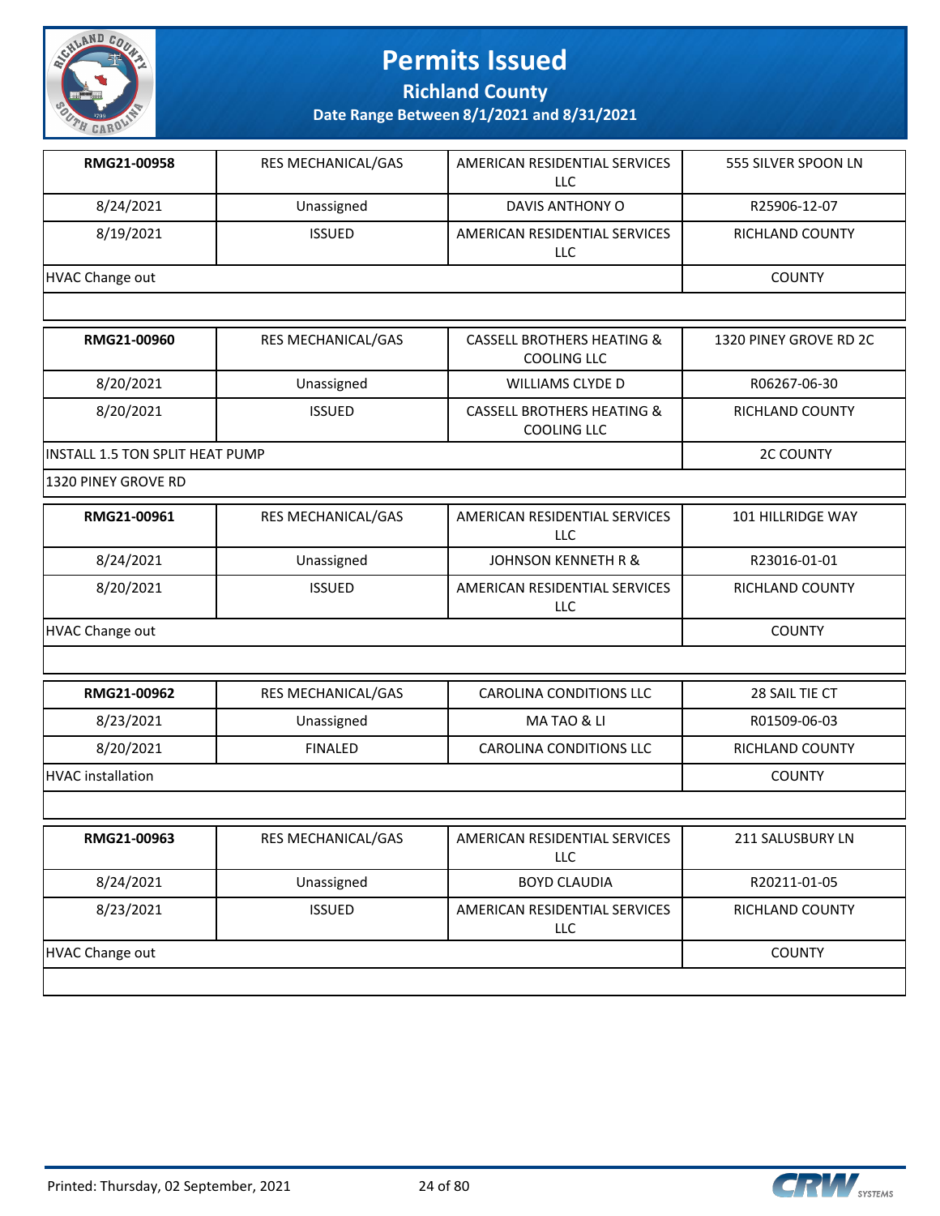# Permits Issued

## Richland County

### Date Range Between 8/1/2021 and 8/31/2021

| | | | |
|---|---|---|---|
| **RMG21-00958** | RES MECHANICAL/GAS | AMERICAN RESIDENTIAL SERVICES LLC | 555 SILVER SPOON LN |
| 8/24/2021 | Unassigned | DAVIS ANTHONY O | R25906-12-07 |
| 8/19/2021 | ISSUED | AMERICAN RESIDENTIAL SERVICES LLC | RICHLAND COUNTY |
| HVAC Change out | | | COUNTY |

| | | | |
|---|---|---|---|
| **RMG21-00960** | RES MECHANICAL/GAS | CASSELL BROTHERS HEATING & COOLING LLC | 1320 PINEY GROVE RD 2C |
| 8/20/2021 | Unassigned | WILLIAMS CLYDE D | R06267-06-30 |
| 8/20/2021 | ISSUED | CASSELL BROTHERS HEATING & COOLING LLC | RICHLAND COUNTY |
| INSTALL 1.5 TON SPLIT HEAT PUMP | | | 2C COUNTY |
| 1320 PINEY GROVE RD | | | |

| | | | |
|---|---|---|---|
| **RMG21-00961** | RES MECHANICAL/GAS | AMERICAN RESIDENTIAL SERVICES LLC | 101 HILLRIDGE WAY |
| 8/24/2021 | Unassigned | JOHNSON KENNETH R & | R23016-01-01 |
| 8/20/2021 | ISSUED | AMERICAN RESIDENTIAL SERVICES LLC | RICHLAND COUNTY |
| HVAC Change out | | | COUNTY |

| | | | |
|---|---|---|---|
| **RMG21-00962** | RES MECHANICAL/GAS | CAROLINA CONDITIONS LLC | 28 SAIL TIE CT |
| 8/23/2021 | Unassigned | MA TAO & LI | R01509-06-03 |
| 8/20/2021 | FINALED | CAROLINA CONDITIONS LLC | RICHLAND COUNTY |
| HVAC installation | | | COUNTY |

| | | | |
|---|---|---|---|
| **RMG21-00963** | RES MECHANICAL/GAS | AMERICAN RESIDENTIAL SERVICES LLC | 211 SALUSBURY LN |
| 8/24/2021 | Unassigned | BOYD CLAUDIA | R20211-01-05 |
| 8/23/2021 | ISSUED | AMERICAN RESIDENTIAL SERVICES LLC | RICHLAND COUNTY |
| HVAC Change out | | | COUNTY |

Printed: Thursday, 02 September, 2021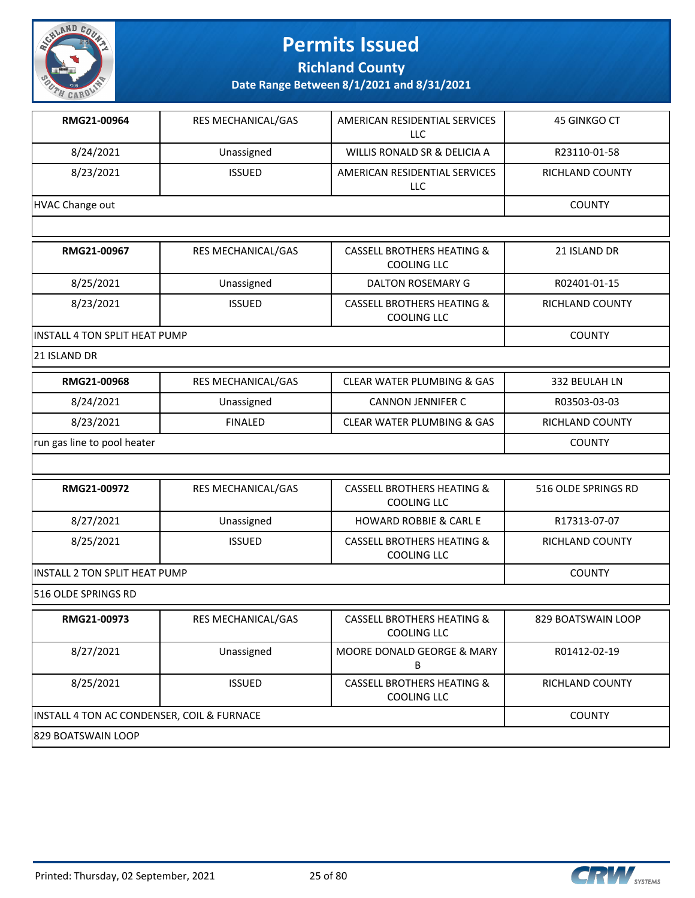# Permits Issued

## Richland County

### Date Range Between 8/1/2021 and 8/31/2021

| | | | |
|---|---|---|---|
| **RMG21-00964** | RES MECHANICAL/GAS | AMERICAN RESIDENTIAL SERVICES LLC | 45 GINKGO CT |
| 8/24/2021 | Unassigned | WILLIS RONALD SR & DELICIA A | R23110-01-58 |
| 8/23/2021 | ISSUED | AMERICAN RESIDENTIAL SERVICES LLC | RICHLAND COUNTY |
| HVAC Change out | | | COUNTY |
| | | | |

| | | | |
|---|---|---|---|
| **RMG21-00967** | RES MECHANICAL/GAS | CASSELL BROTHERS HEATING & COOLING LLC | 21 ISLAND DR |
| 8/25/2021 | Unassigned | DALTON ROSEMARY G | R02401-01-15 |
| 8/23/2021 | ISSUED | CASSELL BROTHERS HEATING & COOLING LLC | RICHLAND COUNTY |
| INSTALL 4 TON SPLIT HEAT PUMP | | | COUNTY |
| 21 ISLAND DR | | | |

| | | | |
|---|---|---|---|
| **RMG21-00968** | RES MECHANICAL/GAS | CLEAR WATER PLUMBING & GAS | 332 BEULAH LN |
| 8/24/2021 | Unassigned | CANNON JENNIFER C | R03503-03-03 |
| 8/23/2021 | FINALED | CLEAR WATER PLUMBING & GAS | RICHLAND COUNTY |
| run gas line to pool heater | | | COUNTY |
| | | | |

| | | | |
|---|---|---|---|
| **RMG21-00972** | RES MECHANICAL/GAS | CASSELL BROTHERS HEATING & COOLING LLC | 516 OLDE SPRINGS RD |
| 8/27/2021 | Unassigned | HOWARD ROBBIE & CARL E | R17313-07-07 |
| 8/25/2021 | ISSUED | CASSELL BROTHERS HEATING & COOLING LLC | RICHLAND COUNTY |
| INSTALL 2 TON SPLIT HEAT PUMP | | | COUNTY |
| 516 OLDE SPRINGS RD | | | |

| | | | |
|---|---|---|---|
| **RMG21-00973** | RES MECHANICAL/GAS | CASSELL BROTHERS HEATING & COOLING LLC | 829 BOATSWAIN LOOP |
| 8/27/2021 | Unassigned | MOORE DONALD GEORGE & MARY B | R01412-02-19 |
| 8/25/2021 | ISSUED | CASSELL BROTHERS HEATING & COOLING LLC | RICHLAND COUNTY |
| INSTALL 4 TON AC CONDENSER, COIL & FURNACE | | | COUNTY |
| 829 BOATSWAIN LOOP | | | |

Printed: Thursday, 02 September, 2021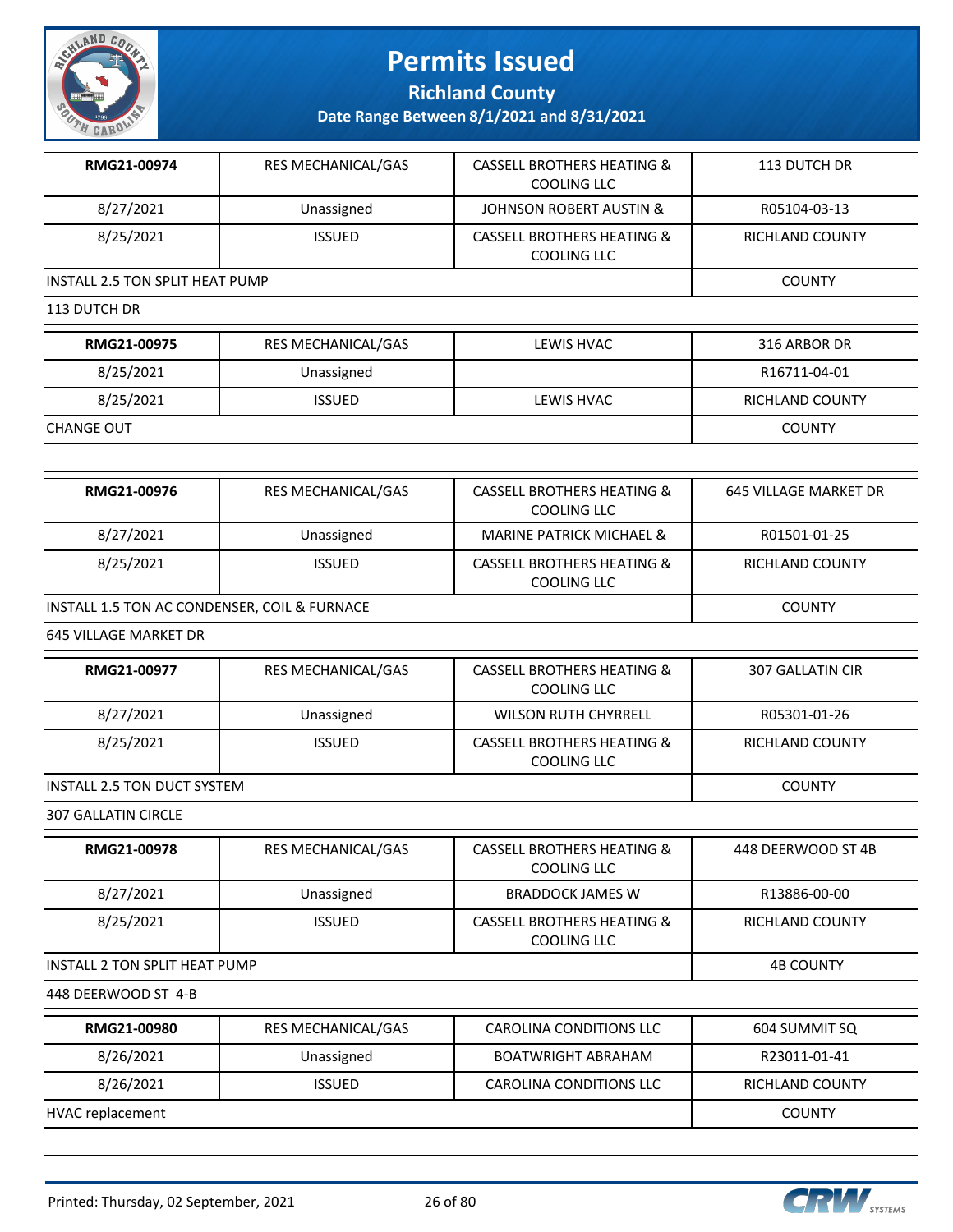# Permits Issued

**Richland County**

**Date Range Between 8/1/2021 and 8/31/2021**

| RMG21-00974 | RES MECHANICAL/GAS | CASSELL BROTHERS HEATING & COOLING LLC | 113 DUTCH DR |
|---|---|---|---|
| 8/27/2021 | Unassigned | JOHNSON ROBERT AUSTIN & | R05104-03-13 |
| 8/25/2021 | ISSUED | CASSELL BROTHERS HEATING & COOLING LLC | RICHLAND COUNTY |
| INSTALL 2.5 TON SPLIT HEAT PUMP | | | COUNTY |
| 113 DUTCH DR | | | |

| RMG21-00975 | RES MECHANICAL/GAS | LEWIS HVAC | 316 ARBOR DR |
|---|---|---|---|
| 8/25/2021 | Unassigned | | R16711-04-01 |
| 8/25/2021 | ISSUED | LEWIS HVAC | RICHLAND COUNTY |
| CHANGE OUT | | | COUNTY |
| | | | |

| RMG21-00976 | RES MECHANICAL/GAS | CASSELL BROTHERS HEATING & COOLING LLC | 645 VILLAGE MARKET DR |
|---|---|---|---|
| 8/27/2021 | Unassigned | MARINE PATRICK MICHAEL & | R01501-01-25 |
| 8/25/2021 | ISSUED | CASSELL BROTHERS HEATING & COOLING LLC | RICHLAND COUNTY |
| INSTALL 1.5 TON AC CONDENSER, COIL & FURNACE | | | COUNTY |
| 645 VILLAGE MARKET DR | | | |

| RMG21-00977 | RES MECHANICAL/GAS | CASSELL BROTHERS HEATING & COOLING LLC | 307 GALLATIN CIR |
|---|---|---|---|
| 8/27/2021 | Unassigned | WILSON RUTH CHYRRELL | R05301-01-26 |
| 8/25/2021 | ISSUED | CASSELL BROTHERS HEATING & COOLING LLC | RICHLAND COUNTY |
| INSTALL 2.5 TON DUCT SYSTEM | | | COUNTY |
| 307 GALLATIN CIRCLE | | | |

| RMG21-00978 | RES MECHANICAL/GAS | CASSELL BROTHERS HEATING & COOLING LLC | 448 DEERWOOD ST 4B |
|---|---|---|---|
| 8/27/2021 | Unassigned | BRADDOCK JAMES W | R13886-00-00 |
| 8/25/2021 | ISSUED | CASSELL BROTHERS HEATING & COOLING LLC | RICHLAND COUNTY |
| INSTALL 2 TON SPLIT HEAT PUMP | | | 4B COUNTY |
| 448 DEERWOOD ST 4-B | | | |

| RMG21-00980 | RES MECHANICAL/GAS | CAROLINA CONDITIONS LLC | 604 SUMMIT SQ |
|---|---|---|---|
| 8/26/2021 | Unassigned | BOATWRIGHT ABRAHAM | R23011-01-41 |
| 8/26/2021 | ISSUED | CAROLINA CONDITIONS LLC | RICHLAND COUNTY |
| HVAC replacement | | | COUNTY |
| | | | |

Printed: Thursday, 02 September, 2021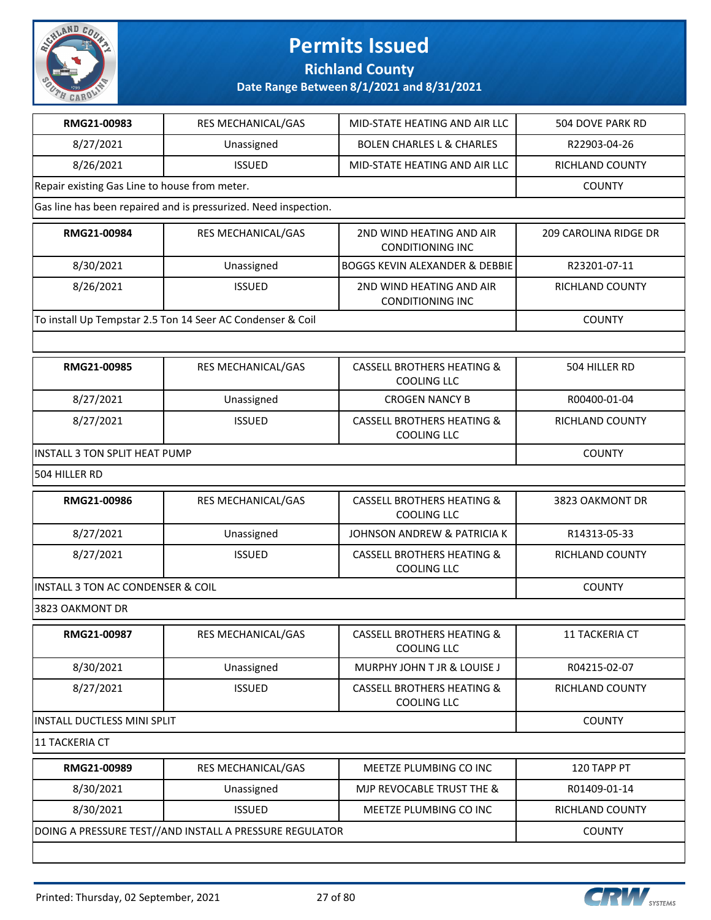# Permits Issued

## Richland County

### Date Range Between 8/1/2021 and 8/31/2021

| | | | |
|---|---|---|---|
| **RMG21-00983** | RES MECHANICAL/GAS | MID-STATE HEATING AND AIR LLC | 504 DOVE PARK RD |
| 8/27/2021 | Unassigned | BOLEN CHARLES L & CHARLES | R22903-04-26 |
| 8/26/2021 | ISSUED | MID-STATE HEATING AND AIR LLC | RICHLAND COUNTY |
| Repair existing Gas Line to house from meter. | | | COUNTY |
| Gas line has been repaired and is pressurized. Need inspection. | | | |

| | | | |
|---|---|---|---|
| **RMG21-00984** | RES MECHANICAL/GAS | 2ND WIND HEATING AND AIR CONDITIONING INC | 209 CAROLINA RIDGE DR |
| 8/30/2021 | Unassigned | BOGGS KEVIN ALEXANDER & DEBBIE | R23201-07-11 |
| 8/26/2021 | ISSUED | 2ND WIND HEATING AND AIR CONDITIONING INC | RICHLAND COUNTY |
| To install Up Tempstar 2.5 Ton 14 Seer AC Condenser & Coil | | | COUNTY |
| | | | |

| | | | |
|---|---|---|---|
| **RMG21-00985** | RES MECHANICAL/GAS | CASSELL BROTHERS HEATING & COOLING LLC | 504 HILLER RD |
| 8/27/2021 | Unassigned | CROGEN NANCY B | R00400-01-04 |
| 8/27/2021 | ISSUED | CASSELL BROTHERS HEATING & COOLING LLC | RICHLAND COUNTY |
| INSTALL 3 TON SPLIT HEAT PUMP | | | COUNTY |
| 504 HILLER RD | | | |

| | | | |
|---|---|---|---|
| **RMG21-00986** | RES MECHANICAL/GAS | CASSELL BROTHERS HEATING & COOLING LLC | 3823 OAKMONT DR |
| 8/27/2021 | Unassigned | JOHNSON ANDREW & PATRICIA K | R14313-05-33 |
| 8/27/2021 | ISSUED | CASSELL BROTHERS HEATING & COOLING LLC | RICHLAND COUNTY |
| INSTALL 3 TON AC CONDENSER & COIL | | | COUNTY |
| 3823 OAKMONT DR | | | |

| | | | |
|---|---|---|---|
| **RMG21-00987** | RES MECHANICAL/GAS | CASSELL BROTHERS HEATING & COOLING LLC | 11 TACKERIA CT |
| 8/30/2021 | Unassigned | MURPHY JOHN T JR & LOUISE J | R04215-02-07 |
| 8/27/2021 | ISSUED | CASSELL BROTHERS HEATING & COOLING LLC | RICHLAND COUNTY |
| INSTALL DUCTLESS MINI SPLIT | | | COUNTY |
| 11 TACKERIA CT | | | |

| | | | |
|---|---|---|---|
| **RMG21-00989** | RES MECHANICAL/GAS | MEETZE PLUMBING CO INC | 120 TAPP PT |
| 8/30/2021 | Unassigned | MJP REVOCABLE TRUST THE & | R01409-01-14 |
| 8/30/2021 | ISSUED | MEETZE PLUMBING CO INC | RICHLAND COUNTY |
| DOING A PRESSURE TEST//AND INSTALL A PRESSURE REGULATOR | | | COUNTY |
| | | | |

Printed: Thursday, 02 September, 2021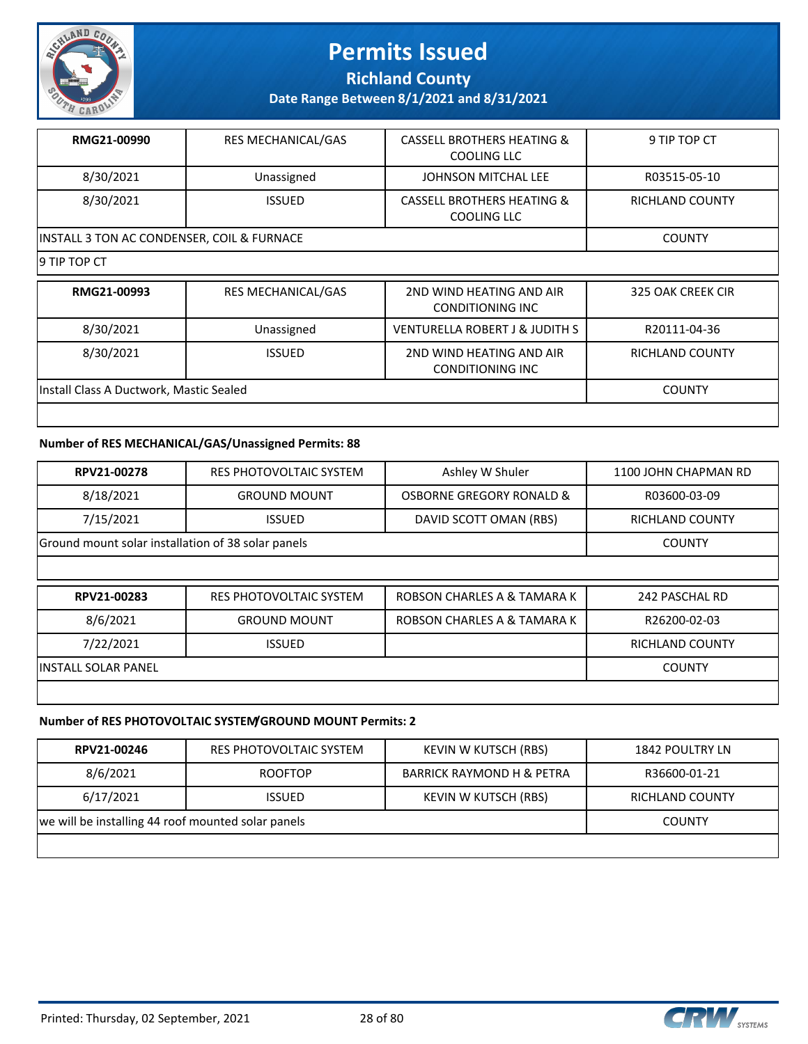# Permits Issued

## Richland County

### Date Range Between 8/1/2021 and 8/31/2021

| RMG21-00990 | RES MECHANICAL/GAS | CASSELL BROTHERS HEATING & COOLING LLC | 9 TIP TOP CT |
|---|---|---|---|
| 8/30/2021 | Unassigned | JOHNSON MITCHAL LEE | R03515-05-10 |
| 8/30/2021 | ISSUED | CASSELL BROTHERS HEATING & COOLING LLC | RICHLAND COUNTY |
| INSTALL 3 TON AC CONDENSER, COIL & FURNACE | | | COUNTY |
| 9 TIP TOP CT | | | |

| RMG21-00993 | RES MECHANICAL/GAS | 2ND WIND HEATING AND AIR CONDITIONING INC | 325 OAK CREEK CIR |
|---|---|---|---|
| 8/30/2021 | Unassigned | VENTURELLA ROBERT J & JUDITH S | R20111-04-36 |
| 8/30/2021 | ISSUED | 2ND WIND HEATING AND AIR CONDITIONING INC | RICHLAND COUNTY |
| Install Class A Ductwork, Mastic Sealed | | | COUNTY |

**Number of RES MECHANICAL/GAS/Unassigned Permits: 88**

| RPV21-00278 | RES PHOTOVOLTAIC SYSTEM | Ashley W Shuler | 1100 JOHN CHAPMAN RD |
|---|---|---|---|
| 8/18/2021 | GROUND MOUNT | OSBORNE GREGORY RONALD & | R03600-03-09 |
| 7/15/2021 | ISSUED | DAVID SCOTT OMAN (RBS) | RICHLAND COUNTY |
| Ground mount solar installation of 38 solar panels | | | COUNTY |

| RPV21-00283 | RES PHOTOVOLTAIC SYSTEM | ROBSON CHARLES A & TAMARA K | 242 PASCHAL RD |
|---|---|---|---|
| 8/6/2021 | GROUND MOUNT | ROBSON CHARLES A & TAMARA K | R26200-02-03 |
| 7/22/2021 | ISSUED | | RICHLAND COUNTY |
| INSTALL SOLAR PANEL | | | COUNTY |

**Number of RES PHOTOVOLTAIC SYSTEM/GROUND MOUNT Permits: 2**

| RPV21-00246 | RES PHOTOVOLTAIC SYSTEM | KEVIN W KUTSCH (RBS) | 1842 POULTRY LN |
|---|---|---|---|
| 8/6/2021 | ROOFTOP | BARRICK RAYMOND H & PETRA | R36600-01-21 |
| 6/17/2021 | ISSUED | KEVIN W KUTSCH (RBS) | RICHLAND COUNTY |
| we will be installing 44 roof mounted solar panels | | | COUNTY |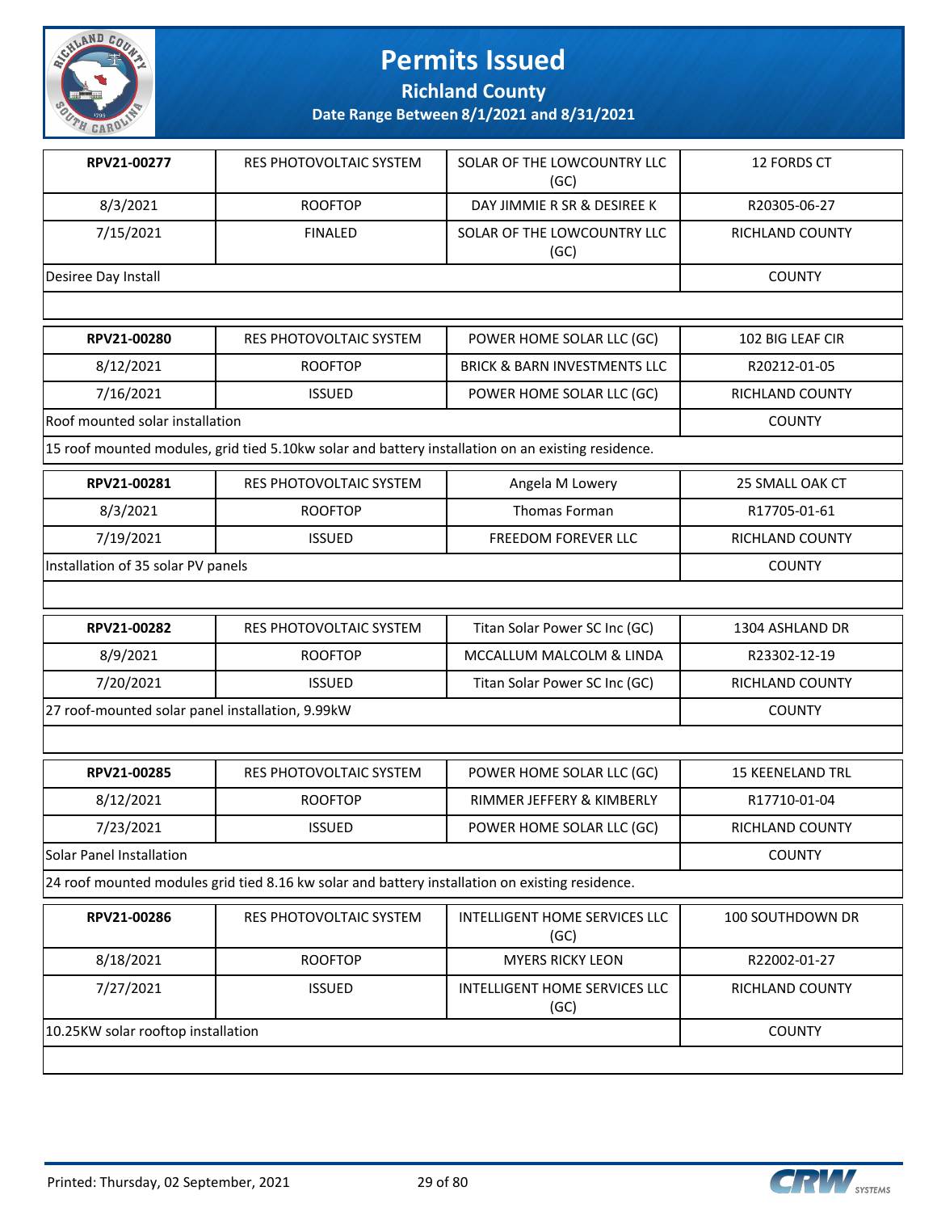# Permits Issued

## Richland County

### Date Range Between 8/1/2021 and 8/31/2021

| | | | |
|---|---|---|---|
| **RPV21-00277** | RES PHOTOVOLTAIC SYSTEM | SOLAR OF THE LOWCOUNTRY LLC (GC) | 12 FORDS CT |
| 8/3/2021 | ROOFTOP | DAY JIMMIE R SR & DESIREE K | R20305-06-27 |
| 7/15/2021 | FINALED | SOLAR OF THE LOWCOUNTRY LLC (GC) | RICHLAND COUNTY |
| Desiree Day Install | | | COUNTY |
| | | | |

| | | | |
|---|---|---|---|
| **RPV21-00280** | RES PHOTOVOLTAIC SYSTEM | POWER HOME SOLAR LLC (GC) | 102 BIG LEAF CIR |
| 8/12/2021 | ROOFTOP | BRICK & BARN INVESTMENTS LLC | R20212-01-05 |
| 7/16/2021 | ISSUED | POWER HOME SOLAR LLC (GC) | RICHLAND COUNTY |
| Roof mounted solar installation | | | COUNTY |
| 15 roof mounted modules, grid tied 5.10kw solar and battery installation on an existing residence. | | | |

| | | | |
|---|---|---|---|
| **RPV21-00281** | RES PHOTOVOLTAIC SYSTEM | Angela M Lowery | 25 SMALL OAK CT |
| 8/3/2021 | ROOFTOP | Thomas Forman | R17705-01-61 |
| 7/19/2021 | ISSUED | FREEDOM FOREVER LLC | RICHLAND COUNTY |
| Installation of 35 solar PV panels | | | COUNTY |
| | | | |

| | | | |
|---|---|---|---|
| **RPV21-00282** | RES PHOTOVOLTAIC SYSTEM | Titan Solar Power SC Inc (GC) | 1304 ASHLAND DR |
| 8/9/2021 | ROOFTOP | MCCALLUM MALCOLM & LINDA | R23302-12-19 |
| 7/20/2021 | ISSUED | Titan Solar Power SC Inc (GC) | RICHLAND COUNTY |
| 27 roof-mounted solar panel installation, 9.99kW | | | COUNTY |
| | | | |

| | | | |
|---|---|---|---|
| **RPV21-00285** | RES PHOTOVOLTAIC SYSTEM | POWER HOME SOLAR LLC (GC) | 15 KEENELAND TRL |
| 8/12/2021 | ROOFTOP | RIMMER JEFFERY & KIMBERLY | R17710-01-04 |
| 7/23/2021 | ISSUED | POWER HOME SOLAR LLC (GC) | RICHLAND COUNTY |
| Solar Panel Installation | | | COUNTY |
| 24 roof mounted modules grid tied 8.16 kw solar and battery installation on existing residence. | | | |

| | | | |
|---|---|---|---|
| **RPV21-00286** | RES PHOTOVOLTAIC SYSTEM | INTELLIGENT HOME SERVICES LLC (GC) | 100 SOUTHDOWN DR |
| 8/18/2021 | ROOFTOP | MYERS RICKY LEON | R22002-01-27 |
| 7/27/2021 | ISSUED | INTELLIGENT HOME SERVICES LLC (GC) | RICHLAND COUNTY |
| 10.25KW solar rooftop installation | | | COUNTY |
| | | | |

Printed: Thursday, 02 September, 2021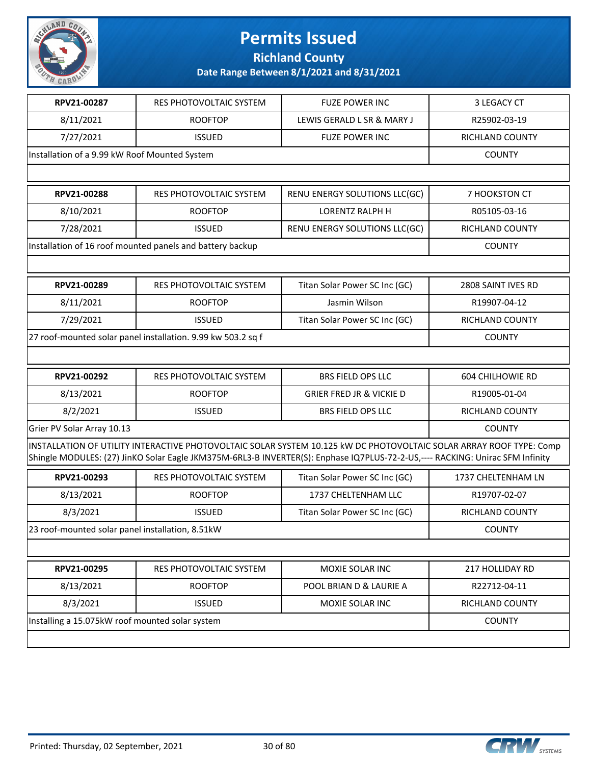# Permits Issued

## Richland County

### Date Range Between 8/1/2021 and 8/31/2021

| | | | |
|---|---|---|---|
| **RPV21-00287** | RES PHOTOVOLTAIC SYSTEM | FUZE POWER INC | 3 LEGACY CT |
| 8/11/2021 | ROOFTOP | LEWIS GERALD L SR & MARY J | R25902-03-19 |
| 7/27/2021 | ISSUED | FUZE POWER INC | RICHLAND COUNTY |
| Installation of a 9.99 kW Roof Mounted System | | | COUNTY |

| | | | |
|---|---|---|---|
| **RPV21-00288** | RES PHOTOVOLTAIC SYSTEM | RENU ENERGY SOLUTIONS LLC(GC) | 7 HOOKSTON CT |
| 8/10/2021 | ROOFTOP | LORENTZ RALPH H | R05105-03-16 |
| 7/28/2021 | ISSUED | RENU ENERGY SOLUTIONS LLC(GC) | RICHLAND COUNTY |
| Installation of 16 roof mounted panels and battery backup | | | COUNTY |

| | | | |
|---|---|---|---|
| **RPV21-00289** | RES PHOTOVOLTAIC SYSTEM | Titan Solar Power SC Inc (GC) | 2808 SAINT IVES RD |
| 8/11/2021 | ROOFTOP | Jasmin Wilson | R19907-04-12 |
| 7/29/2021 | ISSUED | Titan Solar Power SC Inc (GC) | RICHLAND COUNTY |
| 27 roof-mounted solar panel installation. 9.99 kw 503.2 sq f | | | COUNTY |

| | | | |
|---|---|---|---|
| **RPV21-00292** | RES PHOTOVOLTAIC SYSTEM | BRS FIELD OPS LLC | 604 CHILHOWIE RD |
| 8/13/2021 | ROOFTOP | GRIER FRED JR & VICKIE D | R19005-01-04 |
| 8/2/2021 | ISSUED | BRS FIELD OPS LLC | RICHLAND COUNTY |
| Grier PV Solar Array 10.13 | | | COUNTY |
| INSTALLATION OF UTILITY INTERACTIVE PHOTOVOLTAIC SOLAR SYSTEM 10.125 kW DC PHOTOVOLTAIC SOLAR ARRAY ROOF TYPE: Comp Shingle MODULES: (27) JinKO Solar Eagle JKM375M-6RL3-B INVERTER(S): Enphase IQ7PLUS-72-2-US,---- RACKING: Unirac SFM Infinity | | | |

| | | | |
|---|---|---|---|
| **RPV21-00293** | RES PHOTOVOLTAIC SYSTEM | Titan Solar Power SC Inc (GC) | 1737 CHELTENHAM LN |
| 8/13/2021 | ROOFTOP | 1737 CHELTENHAM LLC | R19707-02-07 |
| 8/3/2021 | ISSUED | Titan Solar Power SC Inc (GC) | RICHLAND COUNTY |
| 23 roof-mounted solar panel installation, 8.51kW | | | COUNTY |

| | | | |
|---|---|---|---|
| **RPV21-00295** | RES PHOTOVOLTAIC SYSTEM | MOXIE SOLAR INC | 217 HOLLIDAY RD |
| 8/13/2021 | ROOFTOP | POOL BRIAN D & LAURIE A | R22712-04-11 |
| 8/3/2021 | ISSUED | MOXIE SOLAR INC | RICHLAND COUNTY |
| Installing a 15.075kW roof mounted solar system | | | COUNTY |

Printed: Thursday, 02 September, 2021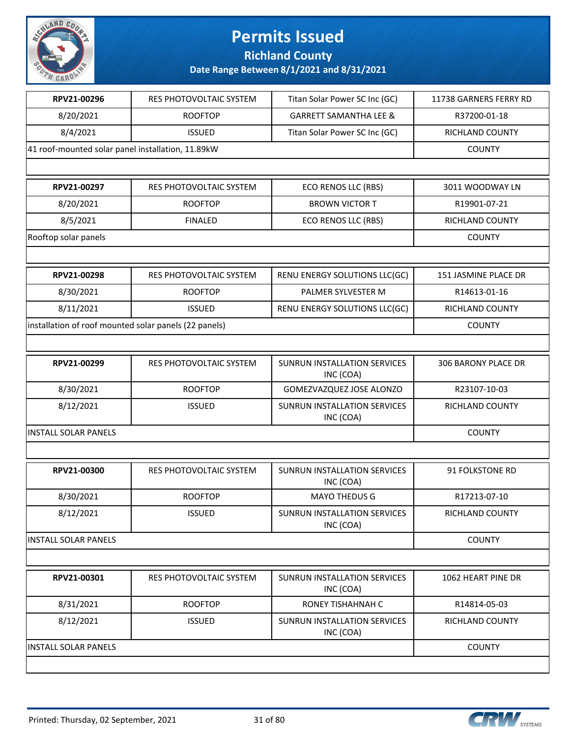# Permits Issued

## Richland County

### Date Range Between 8/1/2021 and 8/31/2021

| RPV21-00296 | RES PHOTOVOLTAIC SYSTEM | Titan Solar Power SC Inc (GC) | 11738 GARNERS FERRY RD |
|---|---|---|---|
| 8/20/2021 | ROOFTOP | GARRETT SAMANTHA LEE & | R37200-01-18 |
| 8/4/2021 | ISSUED | Titan Solar Power SC Inc (GC) | RICHLAND COUNTY |
| 41 roof-mounted solar panel installation, 11.89kW | | | COUNTY |

| RPV21-00297 | RES PHOTOVOLTAIC SYSTEM | ECO RENOS LLC (RBS) | 3011 WOODWAY LN |
|---|---|---|---|
| 8/20/2021 | ROOFTOP | BROWN VICTOR T | R19901-07-21 |
| 8/5/2021 | FINALED | ECO RENOS LLC (RBS) | RICHLAND COUNTY |
| Rooftop solar panels | | | COUNTY |

| RPV21-00298 | RES PHOTOVOLTAIC SYSTEM | RENU ENERGY SOLUTIONS LLC(GC) | 151 JASMINE PLACE DR |
|---|---|---|---|
| 8/30/2021 | ROOFTOP | PALMER SYLVESTER M | R14613-01-16 |
| 8/11/2021 | ISSUED | RENU ENERGY SOLUTIONS LLC(GC) | RICHLAND COUNTY |
| installation of roof mounted solar panels (22 panels) | | | COUNTY |

| RPV21-00299 | RES PHOTOVOLTAIC SYSTEM | SUNRUN INSTALLATION SERVICES INC (COA) | 306 BARONY PLACE DR |
|---|---|---|---|
| 8/30/2021 | ROOFTOP | GOMEZVAZQUEZ JOSE ALONZO | R23107-10-03 |
| 8/12/2021 | ISSUED | SUNRUN INSTALLATION SERVICES INC (COA) | RICHLAND COUNTY |
| INSTALL SOLAR PANELS | | | COUNTY |

| RPV21-00300 | RES PHOTOVOLTAIC SYSTEM | SUNRUN INSTALLATION SERVICES INC (COA) | 91 FOLKSTONE RD |
|---|---|---|---|
| 8/30/2021 | ROOFTOP | MAYO THEDUS G | R17213-07-10 |
| 8/12/2021 | ISSUED | SUNRUN INSTALLATION SERVICES INC (COA) | RICHLAND COUNTY |
| INSTALL SOLAR PANELS | | | COUNTY |

| RPV21-00301 | RES PHOTOVOLTAIC SYSTEM | SUNRUN INSTALLATION SERVICES INC (COA) | 1062 HEART PINE DR |
|---|---|---|---|
| 8/31/2021 | ROOFTOP | RONEY TISHAHNAH C | R14814-05-03 |
| 8/12/2021 | ISSUED | SUNRUN INSTALLATION SERVICES INC (COA) | RICHLAND COUNTY |
| INSTALL SOLAR PANELS | | | COUNTY |

Printed: Thursday, 02 September, 2021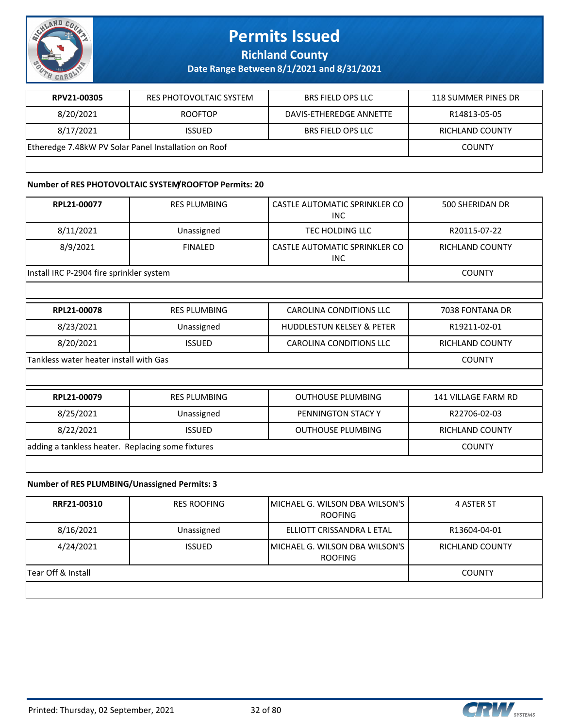# Permits Issued

## Richland County

### Date Range Between 8/1/2021 and 8/31/2021

| RPV21-00305 | RES PHOTOVOLTAIC SYSTEM | BRS FIELD OPS LLC | 118 SUMMER PINES DR |
|---|---|---|---|
| 8/20/2021 | ROOFTOP | DAVIS-ETHEREDGE ANNETTE | R14813-05-05 |
| 8/17/2021 | ISSUED | BRS FIELD OPS LLC | RICHLAND COUNTY |
| Etheredge 7.48kW PV Solar Panel Installation on Roof | | | COUNTY |

**Number of RES PHOTOVOLTAIC SYSTEM/ROOFTOP Permits: 20**

| RPL21-00077 | RES PLUMBING | CASTLE AUTOMATIC SPRINKLER CO INC | 500 SHERIDAN DR |
|---|---|---|---|
| 8/11/2021 | Unassigned | TEC HOLDING LLC | R20115-07-22 |
| 8/9/2021 | FINALED | CASTLE AUTOMATIC SPRINKLER CO INC | RICHLAND COUNTY |
| Install IRC P-2904 fire sprinkler system | | | COUNTY |

| RPL21-00078 | RES PLUMBING | CAROLINA CONDITIONS LLC | 7038 FONTANA DR |
|---|---|---|---|
| 8/23/2021 | Unassigned | HUDDLESTUN KELSEY & PETER | R19211-02-01 |
| 8/20/2021 | ISSUED | CAROLINA CONDITIONS LLC | RICHLAND COUNTY |
| Tankless water heater install with Gas | | | COUNTY |

| RPL21-00079 | RES PLUMBING | OUTHOUSE PLUMBING | 141 VILLAGE FARM RD |
|---|---|---|---|
| 8/25/2021 | Unassigned | PENNINGTON STACY Y | R22706-02-03 |
| 8/22/2021 | ISSUED | OUTHOUSE PLUMBING | RICHLAND COUNTY |
| adding a tankless heater. Replacing some fixtures | | | COUNTY |

**Number of RES PLUMBING/Unassigned Permits: 3**

| RRF21-00310 | RES ROOFING | MICHAEL G. WILSON DBA WILSON'S ROOFING | 4 ASTER ST |
|---|---|---|---|
| 8/16/2021 | Unassigned | ELLIOTT CRISSANDRA L ETAL | R13604-04-01 |
| 4/24/2021 | ISSUED | MICHAEL G. WILSON DBA WILSON'S ROOFING | RICHLAND COUNTY |
| Tear Off & Install | | | COUNTY |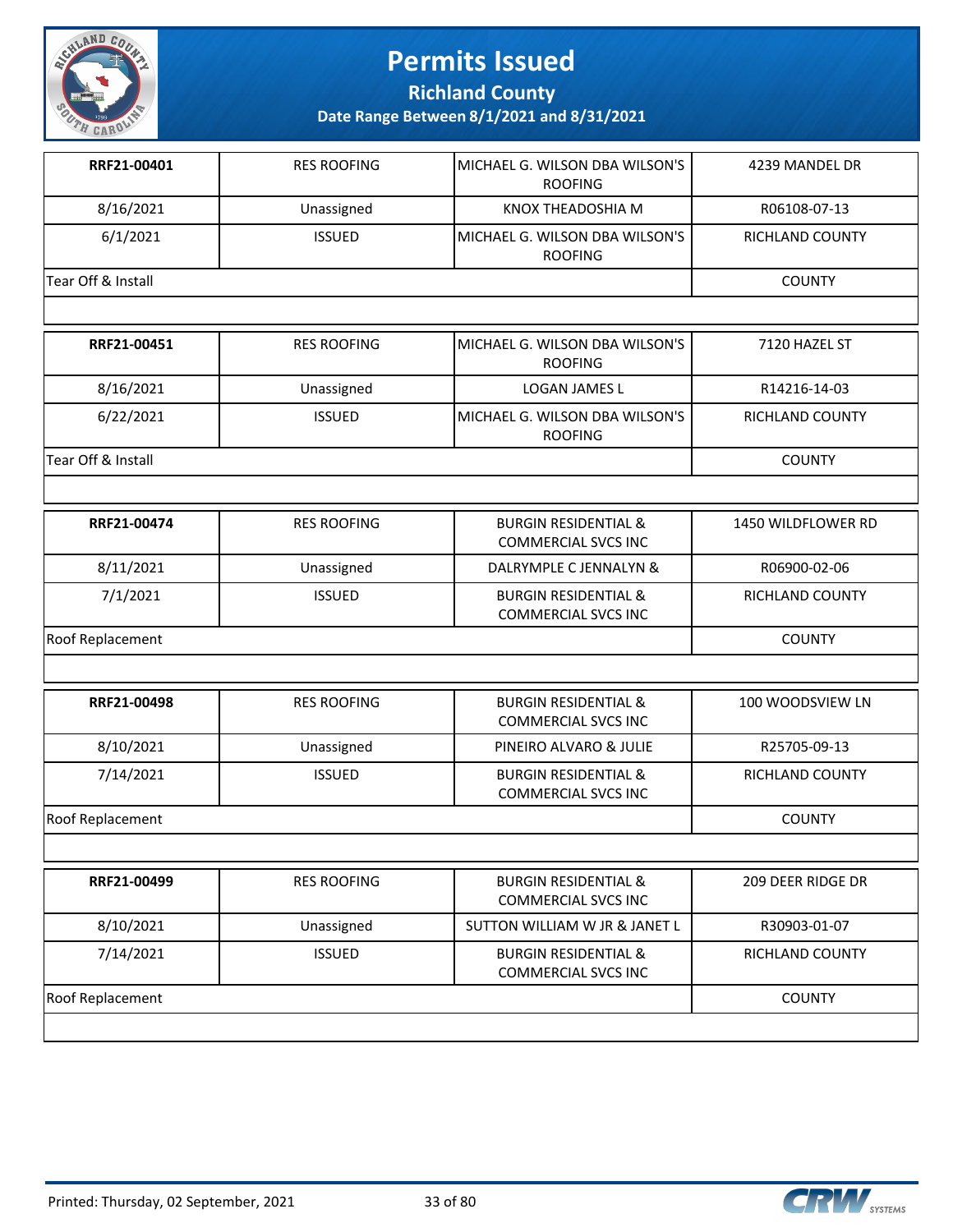# Permits Issued

## Richland County

### Date Range Between 8/1/2021 and 8/31/2021

| | | | |
|---|---|---|---|
| **RRF21-00401** | RES ROOFING | MICHAEL G. WILSON DBA WILSON'S ROOFING | 4239 MANDEL DR |
| 8/16/2021 | Unassigned | KNOX THEADOSHIA M | R06108-07-13 |
| 6/1/2021 | ISSUED | MICHAEL G. WILSON DBA WILSON'S ROOFING | RICHLAND COUNTY |
| Tear Off & Install | | | COUNTY |

| | | | |
|---|---|---|---|
| **RRF21-00451** | RES ROOFING | MICHAEL G. WILSON DBA WILSON'S ROOFING | 7120 HAZEL ST |
| 8/16/2021 | Unassigned | LOGAN JAMES L | R14216-14-03 |
| 6/22/2021 | ISSUED | MICHAEL G. WILSON DBA WILSON'S ROOFING | RICHLAND COUNTY |
| Tear Off & Install | | | COUNTY |

| | | | |
|---|---|---|---|
| **RRF21-00474** | RES ROOFING | BURGIN RESIDENTIAL & COMMERCIAL SVCS INC | 1450 WILDFLOWER RD |
| 8/11/2021 | Unassigned | DALRYMPLE C JENNALYN & | R06900-02-06 |
| 7/1/2021 | ISSUED | BURGIN RESIDENTIAL & COMMERCIAL SVCS INC | RICHLAND COUNTY |
| Roof Replacement | | | COUNTY |

| | | | |
|---|---|---|---|
| **RRF21-00498** | RES ROOFING | BURGIN RESIDENTIAL & COMMERCIAL SVCS INC | 100 WOODSVIEW LN |
| 8/10/2021 | Unassigned | PINEIRO ALVARO & JULIE | R25705-09-13 |
| 7/14/2021 | ISSUED | BURGIN RESIDENTIAL & COMMERCIAL SVCS INC | RICHLAND COUNTY |
| Roof Replacement | | | COUNTY |

| | | | |
|---|---|---|---|
| **RRF21-00499** | RES ROOFING | BURGIN RESIDENTIAL & COMMERCIAL SVCS INC | 209 DEER RIDGE DR |
| 8/10/2021 | Unassigned | SUTTON WILLIAM W JR & JANET L | R30903-01-07 |
| 7/14/2021 | ISSUED | BURGIN RESIDENTIAL & COMMERCIAL SVCS INC | RICHLAND COUNTY |
| Roof Replacement | | | COUNTY |

Printed: Thursday, 02 September, 2021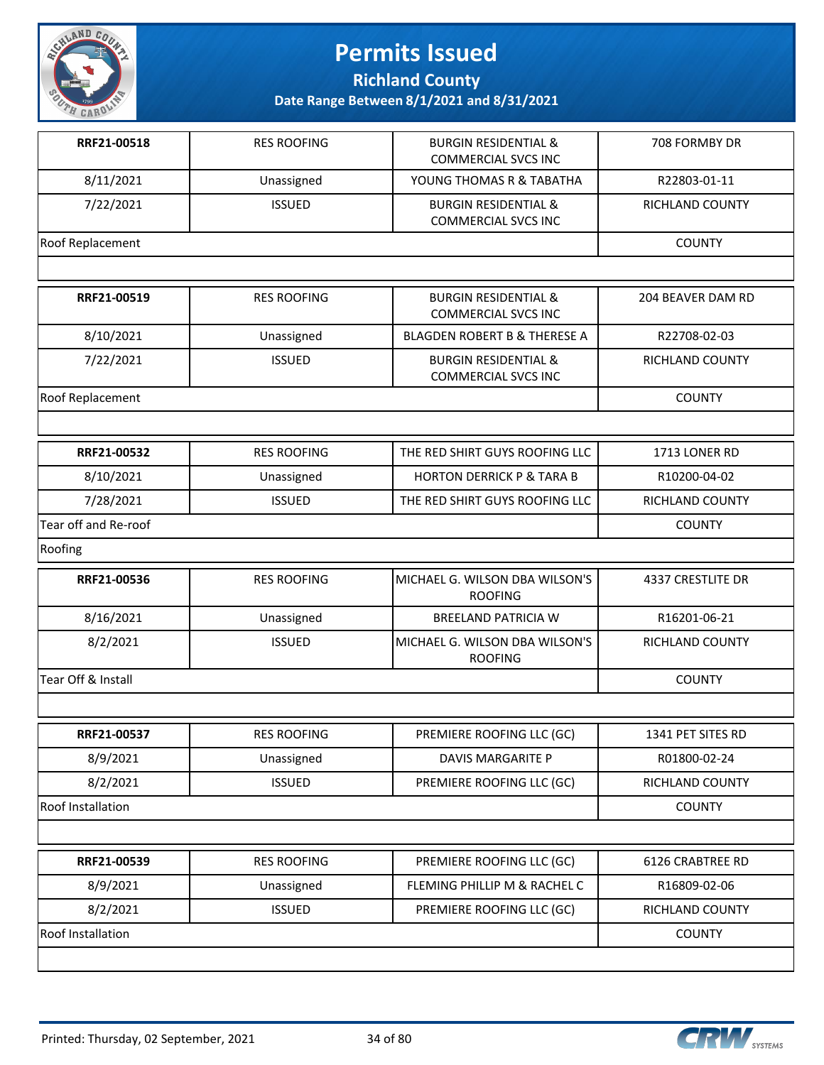# Permits Issued

**Richland County**

**Date Range Between 8/1/2021 and 8/31/2021**

| **RRF21-00518** | RES ROOFING | BURGIN RESIDENTIAL & COMMERCIAL SVCS INC | 708 FORMBY DR |
|---|---|---|---|
| 8/11/2021 | Unassigned | YOUNG THOMAS R & TABATHA | R22803-01-11 |
| 7/22/2021 | ISSUED | BURGIN RESIDENTIAL & COMMERCIAL SVCS INC | RICHLAND COUNTY |
| Roof Replacement | | | COUNTY |

| **RRF21-00519** | RES ROOFING | BURGIN RESIDENTIAL & COMMERCIAL SVCS INC | 204 BEAVER DAM RD |
|---|---|---|---|
| 8/10/2021 | Unassigned | BLAGDEN ROBERT B & THERESE A | R22708-02-03 |
| 7/22/2021 | ISSUED | BURGIN RESIDENTIAL & COMMERCIAL SVCS INC | RICHLAND COUNTY |
| Roof Replacement | | | COUNTY |

| **RRF21-00532** | RES ROOFING | THE RED SHIRT GUYS ROOFING LLC | 1713 LONER RD |
|---|---|---|---|
| 8/10/2021 | Unassigned | HORTON DERRICK P & TARA B | R10200-04-02 |
| 7/28/2021 | ISSUED | THE RED SHIRT GUYS ROOFING LLC | RICHLAND COUNTY |
| Tear off and Re-roof | | | COUNTY |
| Roofing | | | |

| **RRF21-00536** | RES ROOFING | MICHAEL G. WILSON DBA WILSON'S ROOFING | 4337 CRESTLITE DR |
|---|---|---|---|
| 8/16/2021 | Unassigned | BREELAND PATRICIA W | R16201-06-21 |
| 8/2/2021 | ISSUED | MICHAEL G. WILSON DBA WILSON'S ROOFING | RICHLAND COUNTY |
| Tear Off & Install | | | COUNTY |

| **RRF21-00537** | RES ROOFING | PREMIERE ROOFING LLC (GC) | 1341 PET SITES RD |
|---|---|---|---|
| 8/9/2021 | Unassigned | DAVIS MARGARITE P | R01800-02-24 |
| 8/2/2021 | ISSUED | PREMIERE ROOFING LLC (GC) | RICHLAND COUNTY |
| Roof Installation | | | COUNTY |

| **RRF21-00539** | RES ROOFING | PREMIERE ROOFING LLC (GC) | 6126 CRABTREE RD |
|---|---|---|---|
| 8/9/2021 | Unassigned | FLEMING PHILLIP M & RACHEL C | R16809-02-06 |
| 8/2/2021 | ISSUED | PREMIERE ROOFING LLC (GC) | RICHLAND COUNTY |
| Roof Installation | | | COUNTY |

Printed: Thursday, 02 September, 2021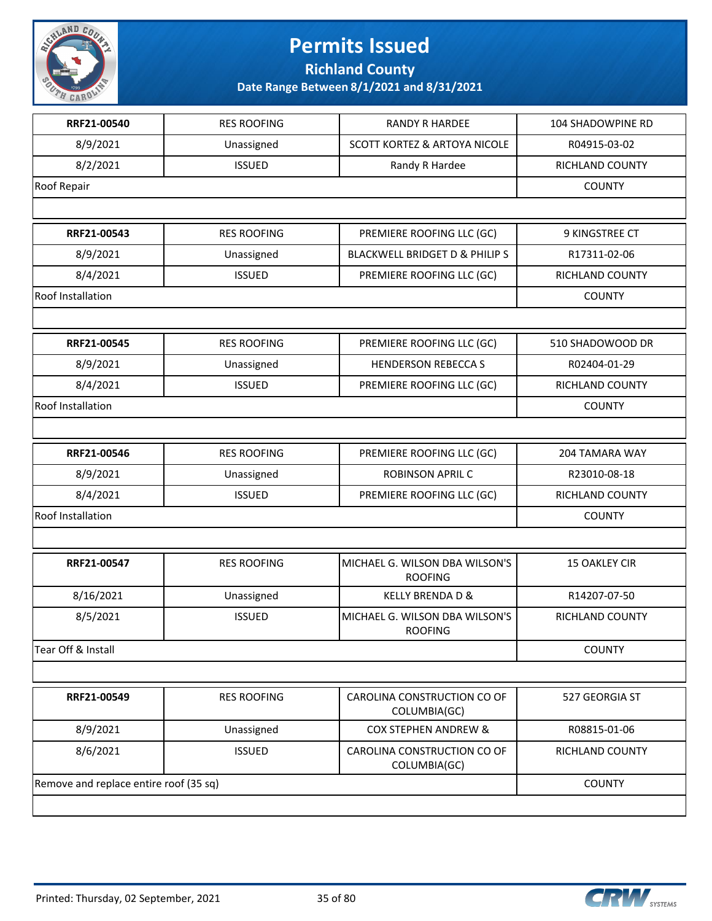# Permits Issued

## Richland County

### Date Range Between 8/1/2021 and 8/31/2021

| | | | |
|---|---|---|---|
| **RRF21-00540** | RES ROOFING | RANDY R HARDEE | 104 SHADOWPINE RD |
| 8/9/2021 | Unassigned | SCOTT KORTEZ & ARTOYA NICOLE | R04915-03-02 |
| 8/2/2021 | ISSUED | Randy R Hardee | RICHLAND COUNTY |
| Roof Repair | | | COUNTY |

| | | | |
|---|---|---|---|
| **RRF21-00543** | RES ROOFING | PREMIERE ROOFING LLC (GC) | 9 KINGSTREE CT |
| 8/9/2021 | Unassigned | BLACKWELL BRIDGET D & PHILIP S | R17311-02-06 |
| 8/4/2021 | ISSUED | PREMIERE ROOFING LLC (GC) | RICHLAND COUNTY |
| Roof Installation | | | COUNTY |

| | | | |
|---|---|---|---|
| **RRF21-00545** | RES ROOFING | PREMIERE ROOFING LLC (GC) | 510 SHADOWOOD DR |
| 8/9/2021 | Unassigned | HENDERSON REBECCA S | R02404-01-29 |
| 8/4/2021 | ISSUED | PREMIERE ROOFING LLC (GC) | RICHLAND COUNTY |
| Roof Installation | | | COUNTY |

| | | | |
|---|---|---|---|
| **RRF21-00546** | RES ROOFING | PREMIERE ROOFING LLC (GC) | 204 TAMARA WAY |
| 8/9/2021 | Unassigned | ROBINSON APRIL C | R23010-08-18 |
| 8/4/2021 | ISSUED | PREMIERE ROOFING LLC (GC) | RICHLAND COUNTY |
| Roof Installation | | | COUNTY |

| | | | |
|---|---|---|---|
| **RRF21-00547** | RES ROOFING | MICHAEL G. WILSON DBA WILSON'S ROOFING | 15 OAKLEY CIR |
| 8/16/2021 | Unassigned | KELLY BRENDA D & | R14207-07-50 |
| 8/5/2021 | ISSUED | MICHAEL G. WILSON DBA WILSON'S ROOFING | RICHLAND COUNTY |
| Tear Off & Install | | | COUNTY |

| | | | |
|---|---|---|---|
| **RRF21-00549** | RES ROOFING | CAROLINA CONSTRUCTION CO OF COLUMBIA(GC) | 527 GEORGIA ST |
| 8/9/2021 | Unassigned | COX STEPHEN ANDREW & | R08815-01-06 |
| 8/6/2021 | ISSUED | CAROLINA CONSTRUCTION CO OF COLUMBIA(GC) | RICHLAND COUNTY |
| Remove and replace entire roof (35 sq) | | | COUNTY |

Printed: Thursday, 02 September, 2021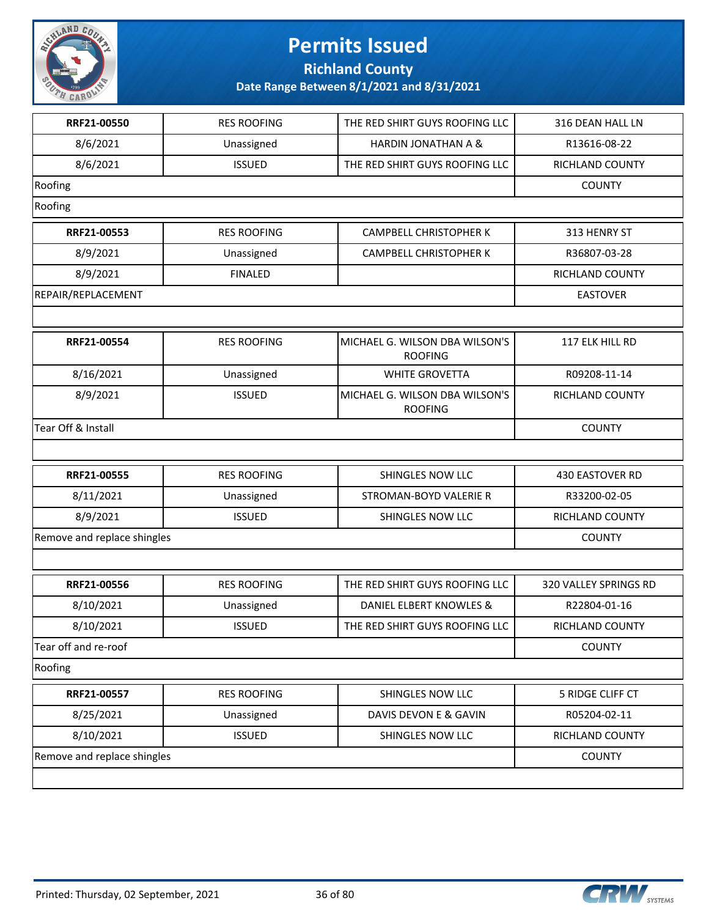# Permits Issued

**Richland County**

**Date Range Between 8/1/2021 and 8/31/2021**

| **RRF21-00550** | RES ROOFING | THE RED SHIRT GUYS ROOFING LLC | 316 DEAN HALL LN |
|---|---|---|---|
| 8/6/2021 | Unassigned | HARDIN JONATHAN A & | R13616-08-22 |
| 8/6/2021 | ISSUED | THE RED SHIRT GUYS ROOFING LLC | RICHLAND COUNTY |
| Roofing | | | COUNTY |
| Roofing | | | |

| **RRF21-00553** | RES ROOFING | CAMPBELL CHRISTOPHER K | 313 HENRY ST |
|---|---|---|---|
| 8/9/2021 | Unassigned | CAMPBELL CHRISTOPHER K | R36807-03-28 |
| 8/9/2021 | FINALED | | RICHLAND COUNTY |
| REPAIR/REPLACEMENT | | | EASTOVER |

| **RRF21-00554** | RES ROOFING | MICHAEL G. WILSON DBA WILSON'S ROOFING | 117 ELK HILL RD |
|---|---|---|---|
| 8/16/2021 | Unassigned | WHITE GROVETTA | R09208-11-14 |
| 8/9/2021 | ISSUED | MICHAEL G. WILSON DBA WILSON'S ROOFING | RICHLAND COUNTY |
| Tear Off & Install | | | COUNTY |

| **RRF21-00555** | RES ROOFING | SHINGLES NOW LLC | 430 EASTOVER RD |
|---|---|---|---|
| 8/11/2021 | Unassigned | STROMAN-BOYD VALERIE R | R33200-02-05 |
| 8/9/2021 | ISSUED | SHINGLES NOW LLC | RICHLAND COUNTY |
| Remove and replace shingles | | | COUNTY |

| **RRF21-00556** | RES ROOFING | THE RED SHIRT GUYS ROOFING LLC | 320 VALLEY SPRINGS RD |
|---|---|---|---|
| 8/10/2021 | Unassigned | DANIEL ELBERT KNOWLES & | R22804-01-16 |
| 8/10/2021 | ISSUED | THE RED SHIRT GUYS ROOFING LLC | RICHLAND COUNTY |
| Tear off and re-roof | | | COUNTY |
| Roofing | | | |

| **RRF21-00557** | RES ROOFING | SHINGLES NOW LLC | 5 RIDGE CLIFF CT |
|---|---|---|---|
| 8/25/2021 | Unassigned | DAVIS DEVON E & GAVIN | R05204-02-11 |
| 8/10/2021 | ISSUED | SHINGLES NOW LLC | RICHLAND COUNTY |
| Remove and replace shingles | | | COUNTY |

Printed: Thursday, 02 September, 2021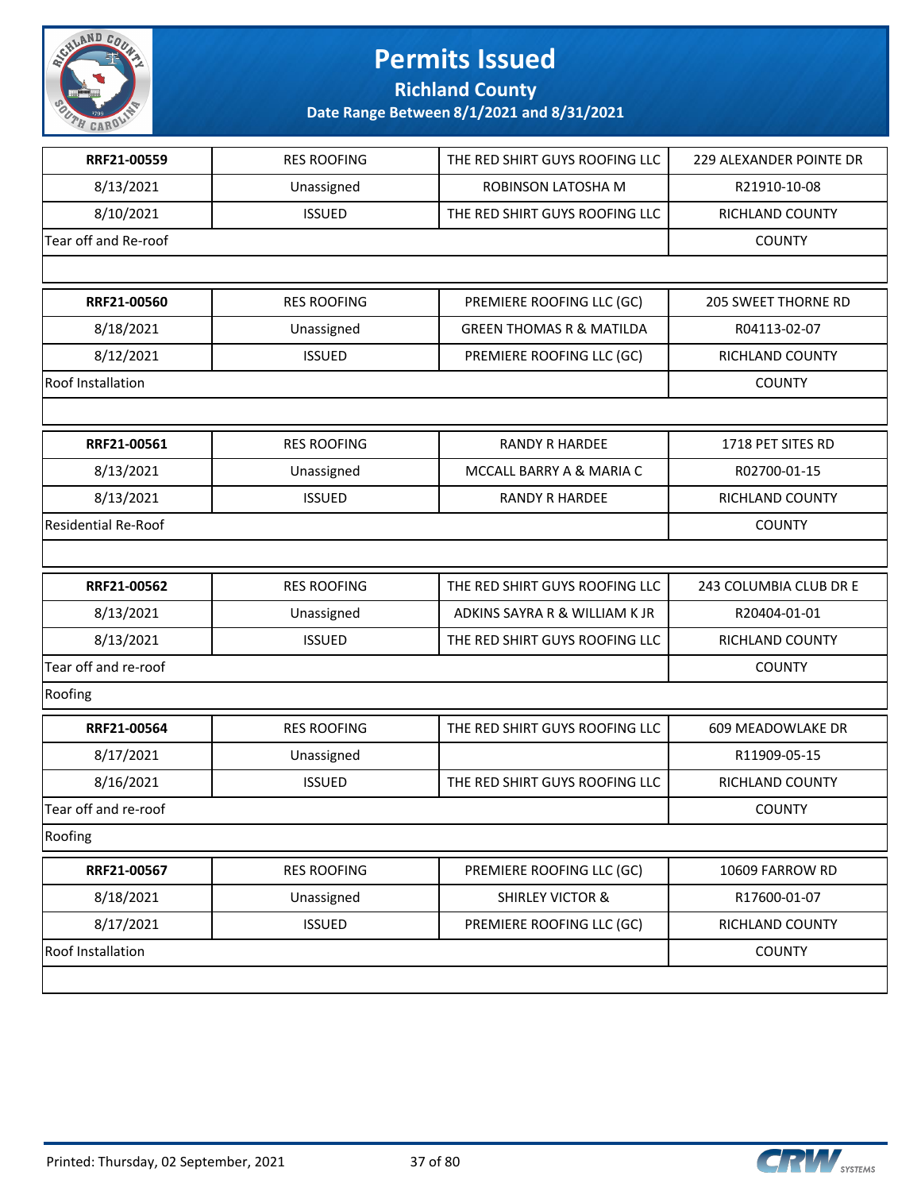# Permits Issued

## Richland County

### Date Range Between 8/1/2021 and 8/31/2021

| | | | |
|---|---|---|---|
| **RRF21-00559** | RES ROOFING | THE RED SHIRT GUYS ROOFING LLC | 229 ALEXANDER POINTE DR |
| 8/13/2021 | Unassigned | ROBINSON LATOSHA M | R21910-10-08 |
| 8/10/2021 | ISSUED | THE RED SHIRT GUYS ROOFING LLC | RICHLAND COUNTY |
| Tear off and Re-roof | | | COUNTY |
| | | | |
| **RRF21-00560** | RES ROOFING | PREMIERE ROOFING LLC (GC) | 205 SWEET THORNE RD |
| 8/18/2021 | Unassigned | GREEN THOMAS R & MATILDA | R04113-02-07 |
| 8/12/2021 | ISSUED | PREMIERE ROOFING LLC (GC) | RICHLAND COUNTY |
| Roof Installation | | | COUNTY |
| | | | |
| **RRF21-00561** | RES ROOFING | RANDY R HARDEE | 1718 PET SITES RD |
| 8/13/2021 | Unassigned | MCCALL BARRY A & MARIA C | R02700-01-15 |
| 8/13/2021 | ISSUED | RANDY R HARDEE | RICHLAND COUNTY |
| Residential Re-Roof | | | COUNTY |
| | | | |
| **RRF21-00562** | RES ROOFING | THE RED SHIRT GUYS ROOFING LLC | 243 COLUMBIA CLUB DR E |
| 8/13/2021 | Unassigned | ADKINS SAYRA R & WILLIAM K JR | R20404-01-01 |
| 8/13/2021 | ISSUED | THE RED SHIRT GUYS ROOFING LLC | RICHLAND COUNTY |
| Tear off and re-roof | | | COUNTY |
| Roofing | | | |
| **RRF21-00564** | RES ROOFING | THE RED SHIRT GUYS ROOFING LLC | 609 MEADOWLAKE DR |
| 8/17/2021 | Unassigned | | R11909-05-15 |
| 8/16/2021 | ISSUED | THE RED SHIRT GUYS ROOFING LLC | RICHLAND COUNTY |
| Tear off and re-roof | | | COUNTY |
| Roofing | | | |
| **RRF21-00567** | RES ROOFING | PREMIERE ROOFING LLC (GC) | 10609 FARROW RD |
| 8/18/2021 | Unassigned | SHIRLEY VICTOR & | R17600-01-07 |
| 8/17/2021 | ISSUED | PREMIERE ROOFING LLC (GC) | RICHLAND COUNTY |
| Roof Installation | | | COUNTY |
| | | | |

Printed: Thursday, 02 September, 2021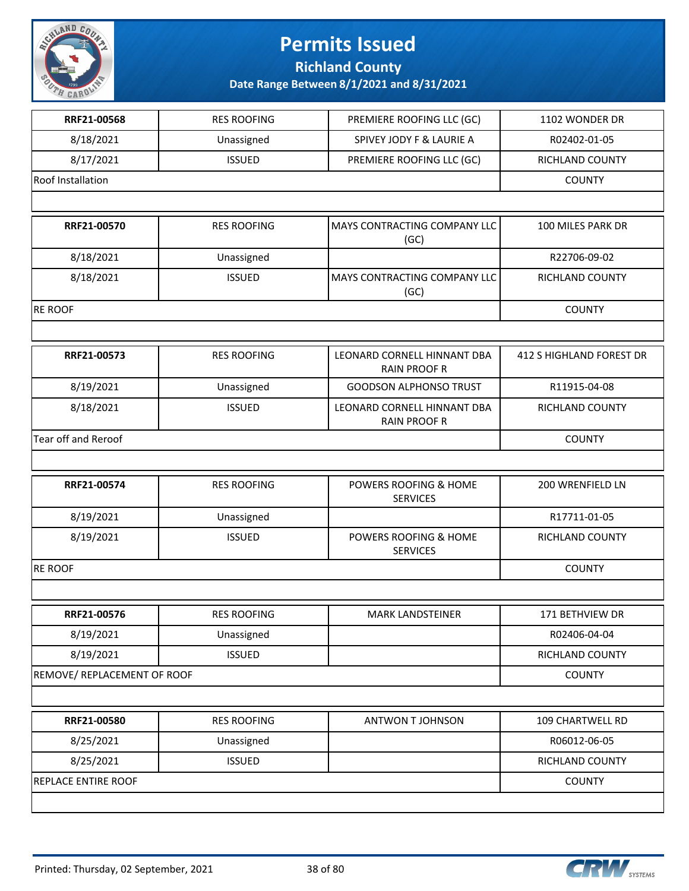# Permits Issued

**Richland County**

**Date Range Between 8/1/2021 and 8/31/2021**

| **RRF21-00568** | RES ROOFING | PREMIERE ROOFING LLC (GC) | 1102 WONDER DR |
|---|---|---|---|
| 8/18/2021 | Unassigned | SPIVEY JODY F & LAURIE A | R02402-01-05 |
| 8/17/2021 | ISSUED | PREMIERE ROOFING LLC (GC) | RICHLAND COUNTY |
| Roof Installation | | | COUNTY |

| **RRF21-00570** | RES ROOFING | MAYS CONTRACTING COMPANY LLC (GC) | 100 MILES PARK DR |
|---|---|---|---|
| 8/18/2021 | Unassigned | | R22706-09-02 |
| 8/18/2021 | ISSUED | MAYS CONTRACTING COMPANY LLC (GC) | RICHLAND COUNTY |
| RE ROOF | | | COUNTY |

| **RRF21-00573** | RES ROOFING | LEONARD CORNELL HINNANT DBA RAIN PROOF R | 412 S HIGHLAND FOREST DR |
|---|---|---|---|
| 8/19/2021 | Unassigned | GOODSON ALPHONSO TRUST | R11915-04-08 |
| 8/18/2021 | ISSUED | LEONARD CORNELL HINNANT DBA RAIN PROOF R | RICHLAND COUNTY |
| Tear off and Reroof | | | COUNTY |

| **RRF21-00574** | RES ROOFING | POWERS ROOFING & HOME SERVICES | 200 WRENFIELD LN |
|---|---|---|---|
| 8/19/2021 | Unassigned | | R17711-01-05 |
| 8/19/2021 | ISSUED | POWERS ROOFING & HOME SERVICES | RICHLAND COUNTY |
| RE ROOF | | | COUNTY |

| **RRF21-00576** | RES ROOFING | MARK LANDSTEINER | 171 BETHVIEW DR |
|---|---|---|---|
| 8/19/2021 | Unassigned | | R02406-04-04 |
| 8/19/2021 | ISSUED | | RICHLAND COUNTY |
| REMOVE/ REPLACEMENT OF ROOF | | | COUNTY |

| **RRF21-00580** | RES ROOFING | ANTWON T JOHNSON | 109 CHARTWELL RD |
|---|---|---|---|
| 8/25/2021 | Unassigned | | R06012-06-05 |
| 8/25/2021 | ISSUED | | RICHLAND COUNTY |
| REPLACE ENTIRE ROOF | | | COUNTY |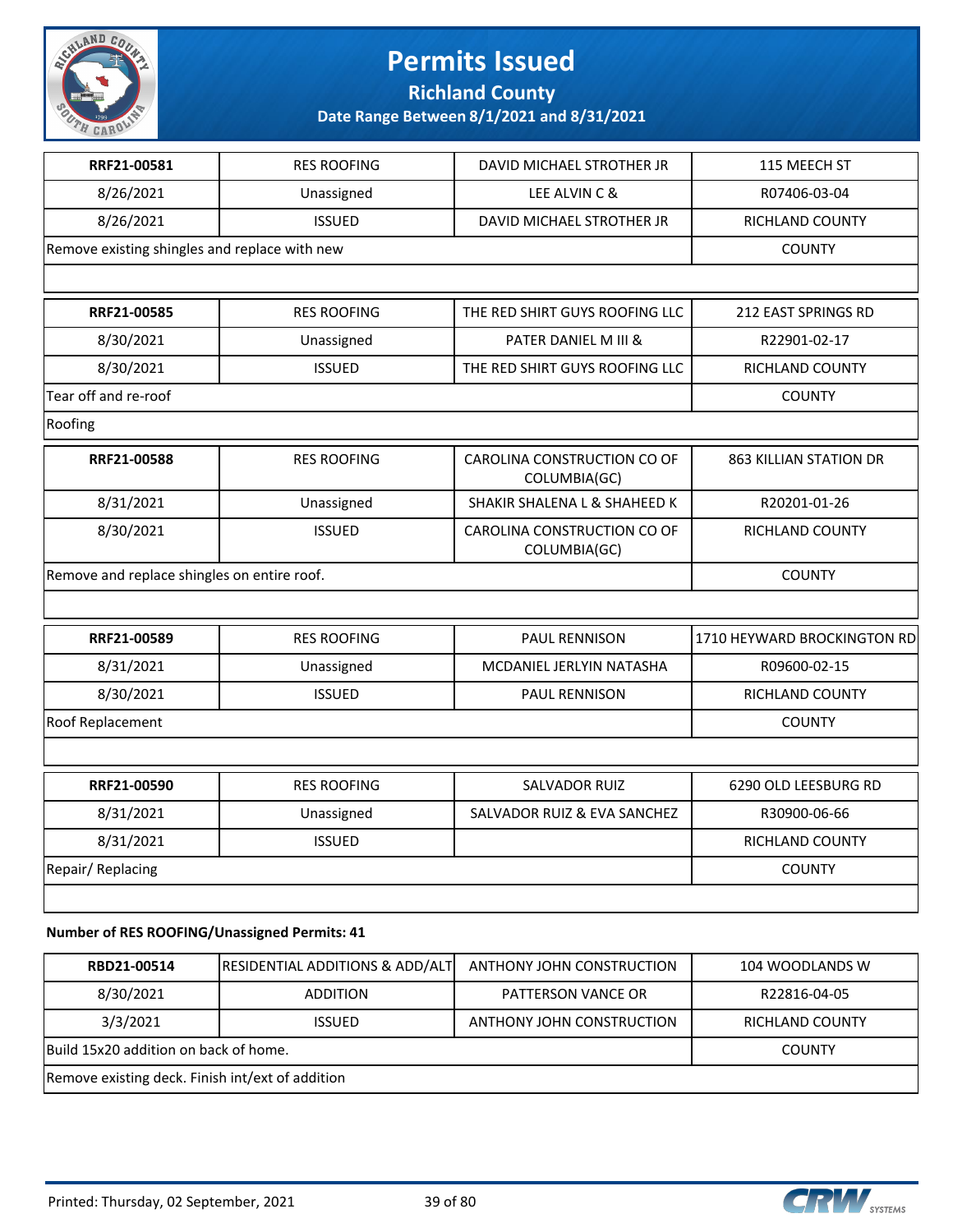# Permits Issued

## Richland County

### Date Range Between 8/1/2021 and 8/31/2021

| RRF21-00581 | RES ROOFING | DAVID MICHAEL STROTHER JR | 115 MEECH ST |
|---|---|---|---|
| 8/26/2021 | Unassigned | LEE ALVIN C & | R07406-03-04 |
| 8/26/2021 | ISSUED | DAVID MICHAEL STROTHER JR | RICHLAND COUNTY |
| Remove existing shingles and replace with new | | | COUNTY |
| | | | |

| RRF21-00585 | RES ROOFING | THE RED SHIRT GUYS ROOFING LLC | 212 EAST SPRINGS RD |
|---|---|---|---|
| 8/30/2021 | Unassigned | PATER DANIEL M III & | R22901-02-17 |
| 8/30/2021 | ISSUED | THE RED SHIRT GUYS ROOFING LLC | RICHLAND COUNTY |
| Tear off and re-roof | | | COUNTY |
| Roofing | | | |

| RRF21-00588 | RES ROOFING | CAROLINA CONSTRUCTION CO OF COLUMBIA(GC) | 863 KILLIAN STATION DR |
|---|---|---|---|
| 8/31/2021 | Unassigned | SHAKIR SHALENA L & SHAHEED K | R20201-01-26 |
| 8/30/2021 | ISSUED | CAROLINA CONSTRUCTION CO OF COLUMBIA(GC) | RICHLAND COUNTY |
| Remove and replace shingles on entire roof. | | | COUNTY |
| | | | |

| RRF21-00589 | RES ROOFING | PAUL RENNISON | 1710 HEYWARD BROCKINGTON RD |
|---|---|---|---|
| 8/31/2021 | Unassigned | MCDANIEL JERLYIN NATASHA | R09600-02-15 |
| 8/30/2021 | ISSUED | PAUL RENNISON | RICHLAND COUNTY |
| Roof Replacement | | | COUNTY |
| | | | |

| RRF21-00590 | RES ROOFING | SALVADOR RUIZ | 6290 OLD LEESBURG RD |
|---|---|---|---|
| 8/31/2021 | Unassigned | SALVADOR RUIZ & EVA SANCHEZ | R30900-06-66 |
| 8/31/2021 | ISSUED | | RICHLAND COUNTY |
| Repair/ Replacing | | | COUNTY |
| | | | |

**Number of RES ROOFING/Unassigned Permits: 41**

| RBD21-00514 | RESIDENTIAL ADDITIONS & ADD/ALT | ANTHONY JOHN CONSTRUCTION | 104 WOODLANDS W |
|---|---|---|---|
| 8/30/2021 | ADDITION | PATTERSON VANCE OR | R22816-04-05 |
| 3/3/2021 | ISSUED | ANTHONY JOHN CONSTRUCTION | RICHLAND COUNTY |
| Build 15x20 addition on back of home. | | | COUNTY |
| Remove existing deck. Finish int/ext of addition | | | |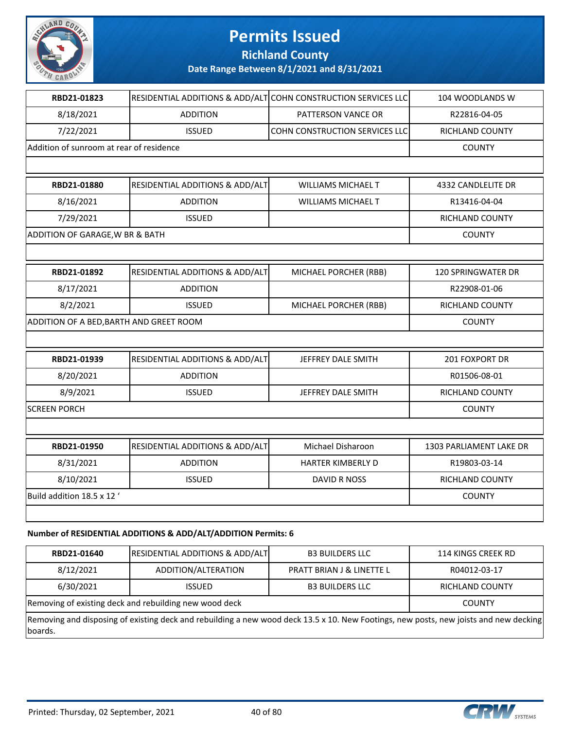# Permits Issued

**Richland County**

**Date Range Between 8/1/2021 and 8/31/2021**

| RBD21-01823 | RESIDENTIAL ADDITIONS & ADD/ALT | COHN CONSTRUCTION SERVICES LLC | 104 WOODLANDS W |
|---|---|---|---|
| 8/18/2021 | ADDITION | PATTERSON VANCE OR | R22816-04-05 |
| 7/22/2021 | ISSUED | COHN CONSTRUCTION SERVICES LLC | RICHLAND COUNTY |
| Addition of sunroom at rear of residence | | | COUNTY |

| RBD21-01880 | RESIDENTIAL ADDITIONS & ADD/ALT | WILLIAMS MICHAEL T | 4332 CANDLELITE DR |
|---|---|---|---|
| 8/16/2021 | ADDITION | WILLIAMS MICHAEL T | R13416-04-04 |
| 7/29/2021 | ISSUED | | RICHLAND COUNTY |
| ADDITION OF GARAGE,W BR & BATH | | | COUNTY |

| RBD21-01892 | RESIDENTIAL ADDITIONS & ADD/ALT | MICHAEL PORCHER (RBB) | 120 SPRINGWATER DR |
|---|---|---|---|
| 8/17/2021 | ADDITION | | R22908-01-06 |
| 8/2/2021 | ISSUED | MICHAEL PORCHER (RBB) | RICHLAND COUNTY |
| ADDITION OF A BED,BARTH AND GREET ROOM | | | COUNTY |

| RBD21-01939 | RESIDENTIAL ADDITIONS & ADD/ALT | JEFFREY DALE SMITH | 201 FOXPORT DR |
|---|---|---|---|
| 8/20/2021 | ADDITION | | R01506-08-01 |
| 8/9/2021 | ISSUED | JEFFREY DALE SMITH | RICHLAND COUNTY |
| SCREEN PORCH | | | COUNTY |

| RBD21-01950 | RESIDENTIAL ADDITIONS & ADD/ALT | Michael Disharoon | 1303 PARLIAMENT LAKE DR |
|---|---|---|---|
| 8/31/2021 | ADDITION | HARTER KIMBERLY D | R19803-03-14 |
| 8/10/2021 | ISSUED | DAVID R NOSS | RICHLAND COUNTY |
| Build addition 18.5 x 12 ‘ | | | COUNTY |

**Number of RESIDENTIAL ADDITIONS & ADD/ALT/ADDITION Permits: 6**

| RBD21-01640 | RESIDENTIAL ADDITIONS & ADD/ALT | B3 BUILDERS LLC | 114 KINGS CREEK RD |
|---|---|---|---|
| 8/12/2021 | ADDITION/ALTERATION | PRATT BRIAN J & LINETTE L | R04012-03-17 |
| 6/30/2021 | ISSUED | B3 BUILDERS LLC | RICHLAND COUNTY |
| Removing of existing deck and rebuilding new wood deck | | | COUNTY |
| Removing and disposing of existing deck and rebuilding a new wood deck 13.5 x 10. New Footings, new posts, new joists and new decking boards. | | | |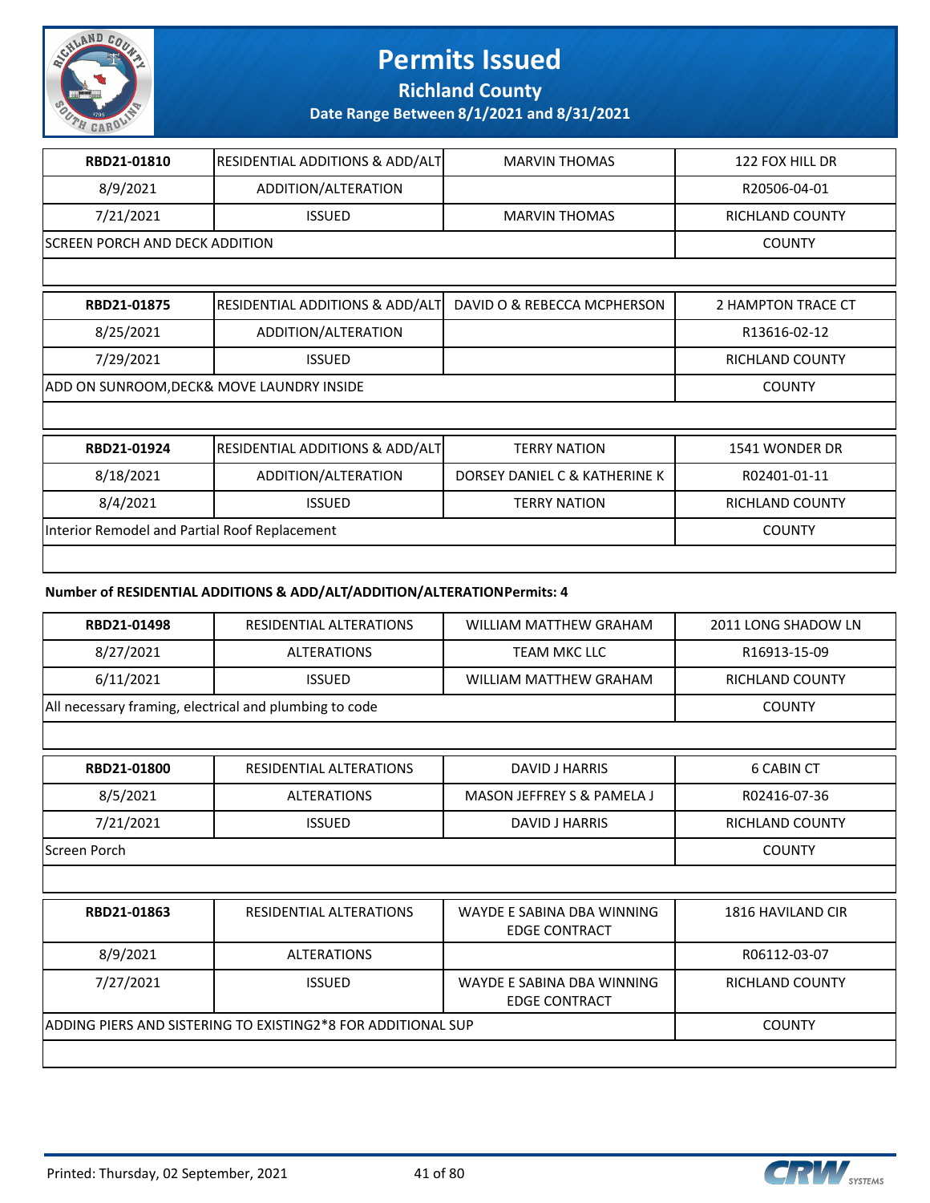# Permits Issued

## Richland County

### Date Range Between 8/1/2021 and 8/31/2021

| RBD21-01810 | RESIDENTIAL ADDITIONS & ADD/ALT | MARVIN THOMAS | 122 FOX HILL DR |
|---|---|---|---|
| 8/9/2021 | ADDITION/ALTERATION | | R20506-04-01 |
| 7/21/2021 | ISSUED | MARVIN THOMAS | RICHLAND COUNTY |
| SCREEN PORCH AND DECK ADDITION | | | COUNTY |

| RBD21-01875 | RESIDENTIAL ADDITIONS & ADD/ALT | DAVID O & REBECCA MCPHERSON | 2 HAMPTON TRACE CT |
|---|---|---|---|
| 8/25/2021 | ADDITION/ALTERATION | | R13616-02-12 |
| 7/29/2021 | ISSUED | | RICHLAND COUNTY |
| ADD ON SUNROOM,DECK& MOVE LAUNDRY INSIDE | | | COUNTY |

| RBD21-01924 | RESIDENTIAL ADDITIONS & ADD/ALT | TERRY NATION | 1541 WONDER DR |
|---|---|---|---|
| 8/18/2021 | ADDITION/ALTERATION | DORSEY DANIEL C & KATHERINE K | R02401-01-11 |
| 8/4/2021 | ISSUED | TERRY NATION | RICHLAND COUNTY |
| Interior Remodel and Partial Roof Replacement | | | COUNTY |

**Number of RESIDENTIAL ADDITIONS & ADD/ALT/ADDITION/ALTERATIONPermits: 4**

| RBD21-01498 | RESIDENTIAL ALTERATIONS | WILLIAM MATTHEW GRAHAM | 2011 LONG SHADOW LN |
|---|---|---|---|
| 8/27/2021 | ALTERATIONS | TEAM MKC LLC | R16913-15-09 |
| 6/11/2021 | ISSUED | WILLIAM MATTHEW GRAHAM | RICHLAND COUNTY |
| All necessary framing, electrical and plumbing to code | | | COUNTY |

| RBD21-01800 | RESIDENTIAL ALTERATIONS | DAVID J HARRIS | 6 CABIN CT |
|---|---|---|---|
| 8/5/2021 | ALTERATIONS | MASON JEFFREY S & PAMELA J | R02416-07-36 |
| 7/21/2021 | ISSUED | DAVID J HARRIS | RICHLAND COUNTY |
| Screen Porch | | | COUNTY |

| RBD21-01863 | RESIDENTIAL ALTERATIONS | WAYDE E SABINA DBA WINNING EDGE CONTRACT | 1816 HAVILAND CIR |
|---|---|---|---|
| 8/9/2021 | ALTERATIONS | | R06112-03-07 |
| 7/27/2021 | ISSUED | WAYDE E SABINA DBA WINNING EDGE CONTRACT | RICHLAND COUNTY |
| ADDING PIERS AND SISTERING TO EXISTING2*8 FOR ADDITIONAL SUP | | | COUNTY |

Printed: Thursday, 02 September, 2021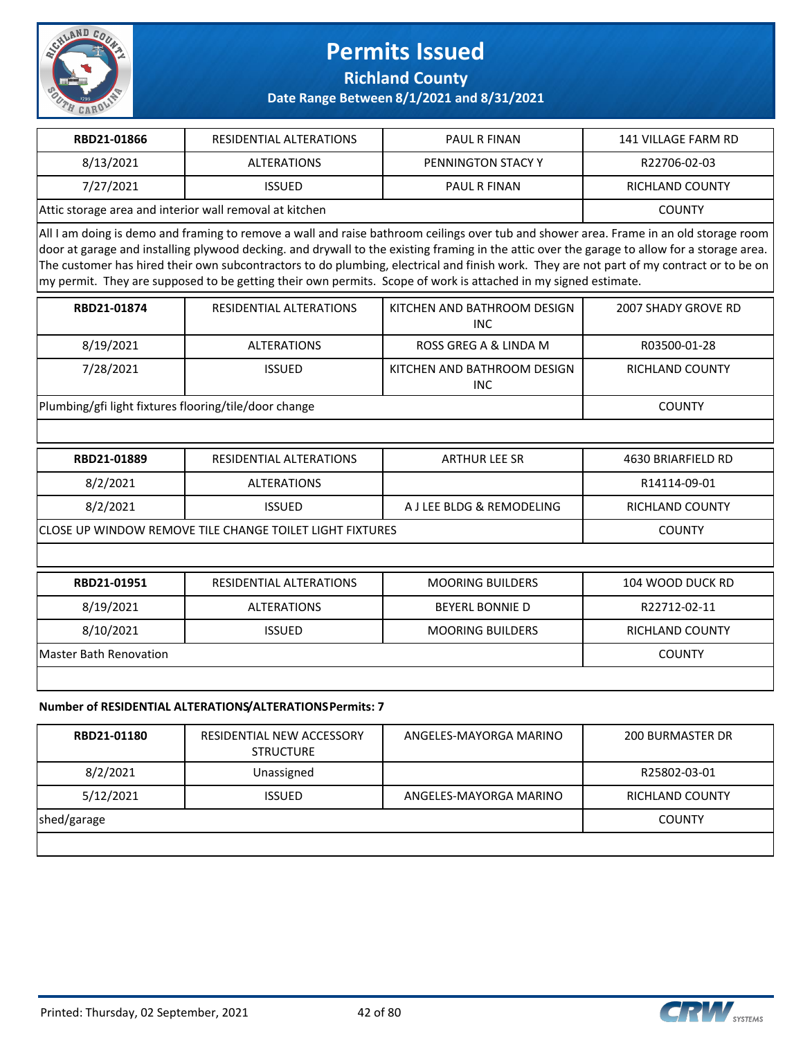# Permits Issued

## Richland County

### Date Range Between 8/1/2021 and 8/31/2021

| RBD21-01866 | RESIDENTIAL ALTERATIONS | PAUL R FINAN | 141 VILLAGE FARM RD |
|---|---|---|---|
| 8/13/2021 | ALTERATIONS | PENNINGTON STACY Y | R22706-02-03 |
| 7/27/2021 | ISSUED | PAUL R FINAN | RICHLAND COUNTY |
| Attic storage area and interior wall removal at kitchen | | | COUNTY |

All I am doing is demo and framing to remove a wall and raise bathroom ceilings over tub and shower area. Frame in an old storage room door at garage and installing plywood decking. and drywall to the existing framing in the attic over the garage to allow for a storage area. The customer has hired their own subcontractors to do plumbing, electrical and finish work. They are not part of my contract or to be on my permit. They are supposed to be getting their own permits. Scope of work is attached in my signed estimate.

| RBD21-01874 | RESIDENTIAL ALTERATIONS | KITCHEN AND BATHROOM DESIGN INC | 2007 SHADY GROVE RD |
|---|---|---|---|
| 8/19/2021 | ALTERATIONS | ROSS GREG A & LINDA M | R03500-01-28 |
| 7/28/2021 | ISSUED | KITCHEN AND BATHROOM DESIGN INC | RICHLAND COUNTY |
| Plumbing/gfi light fixtures flooring/tile/door change | | | COUNTY |

| RBD21-01889 | RESIDENTIAL ALTERATIONS | ARTHUR LEE SR | 4630 BRIARFIELD RD |
|---|---|---|---|
| 8/2/2021 | ALTERATIONS | | R14114-09-01 |
| 8/2/2021 | ISSUED | A J LEE BLDG & REMODELING | RICHLAND COUNTY |
| CLOSE UP WINDOW REMOVE TILE CHANGE TOILET LIGHT FIXTURES | | | COUNTY |

| RBD21-01951 | RESIDENTIAL ALTERATIONS | MOORING BUILDERS | 104 WOOD DUCK RD |
|---|---|---|---|
| 8/19/2021 | ALTERATIONS | BEYERL BONNIE D | R22712-02-11 |
| 8/10/2021 | ISSUED | MOORING BUILDERS | RICHLAND COUNTY |
| Master Bath Renovation | | | COUNTY |

**Number of RESIDENTIAL ALTERATIONS/ALTERATIONS Permits: 7**

| RBD21-01180 | RESIDENTIAL NEW ACCESSORY STRUCTURE | ANGELES-MAYORGA MARINO | 200 BURMASTER DR |
|---|---|---|---|
| 8/2/2021 | Unassigned | | R25802-03-01 |
| 5/12/2021 | ISSUED | ANGELES-MAYORGA MARINO | RICHLAND COUNTY |
| shed/garage | | | COUNTY |

Printed: Thursday, 02 September, 2021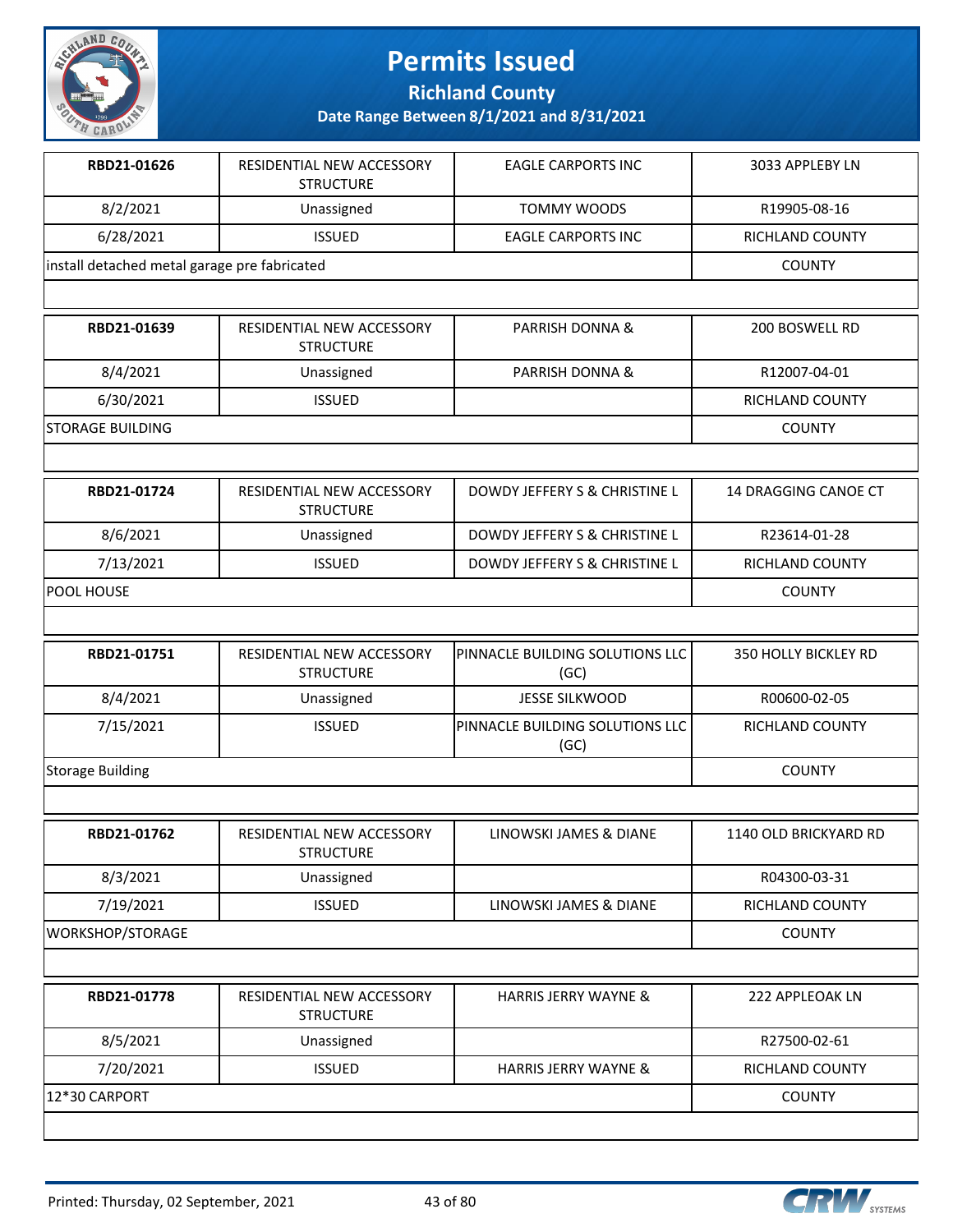# Permits Issued

## Richland County

### Date Range Between 8/1/2021 and 8/31/2021

| | | | |
|---|---|---|---|
| RBD21-01626 | RESIDENTIAL NEW ACCESSORY STRUCTURE | EAGLE CARPORTS INC | 3033 APPLEBY LN |
| 8/2/2021 | Unassigned | TOMMY WOODS | R19905-08-16 |
| 6/28/2021 | ISSUED | EAGLE CARPORTS INC | RICHLAND COUNTY |
| install detached metal garage pre fabricated | | | COUNTY |

| | | | |
|---|---|---|---|
| RBD21-01639 | RESIDENTIAL NEW ACCESSORY STRUCTURE | PARRISH DONNA & | 200 BOSWELL RD |
| 8/4/2021 | Unassigned | PARRISH DONNA & | R12007-04-01 |
| 6/30/2021 | ISSUED | | RICHLAND COUNTY |
| STORAGE BUILDING | | | COUNTY |

| | | | |
|---|---|---|---|
| RBD21-01724 | RESIDENTIAL NEW ACCESSORY STRUCTURE | DOWDY JEFFERY S & CHRISTINE L | 14 DRAGGING CANOE CT |
| 8/6/2021 | Unassigned | DOWDY JEFFERY S & CHRISTINE L | R23614-01-28 |
| 7/13/2021 | ISSUED | DOWDY JEFFERY S & CHRISTINE L | RICHLAND COUNTY |
| POOL HOUSE | | | COUNTY |

| | | | |
|---|---|---|---|
| RBD21-01751 | RESIDENTIAL NEW ACCESSORY STRUCTURE | PINNACLE BUILDING SOLUTIONS LLC (GC) | 350 HOLLY BICKLEY RD |
| 8/4/2021 | Unassigned | JESSE SILKWOOD | R00600-02-05 |
| 7/15/2021 | ISSUED | PINNACLE BUILDING SOLUTIONS LLC (GC) | RICHLAND COUNTY |
| Storage Building | | | COUNTY |

| | | | |
|---|---|---|---|
| RBD21-01762 | RESIDENTIAL NEW ACCESSORY STRUCTURE | LINOWSKI JAMES & DIANE | 1140 OLD BRICKYARD RD |
| 8/3/2021 | Unassigned | | R04300-03-31 |
| 7/19/2021 | ISSUED | LINOWSKI JAMES & DIANE | RICHLAND COUNTY |
| WORKSHOP/STORAGE | | | COUNTY |

| | | | |
|---|---|---|---|
| RBD21-01778 | RESIDENTIAL NEW ACCESSORY STRUCTURE | HARRIS JERRY WAYNE & | 222 APPLEOAK LN |
| 8/5/2021 | Unassigned | | R27500-02-61 |
| 7/20/2021 | ISSUED | HARRIS JERRY WAYNE & | RICHLAND COUNTY |
| 12*30 CARPORT | | | COUNTY |

Printed: Thursday, 02 September, 2021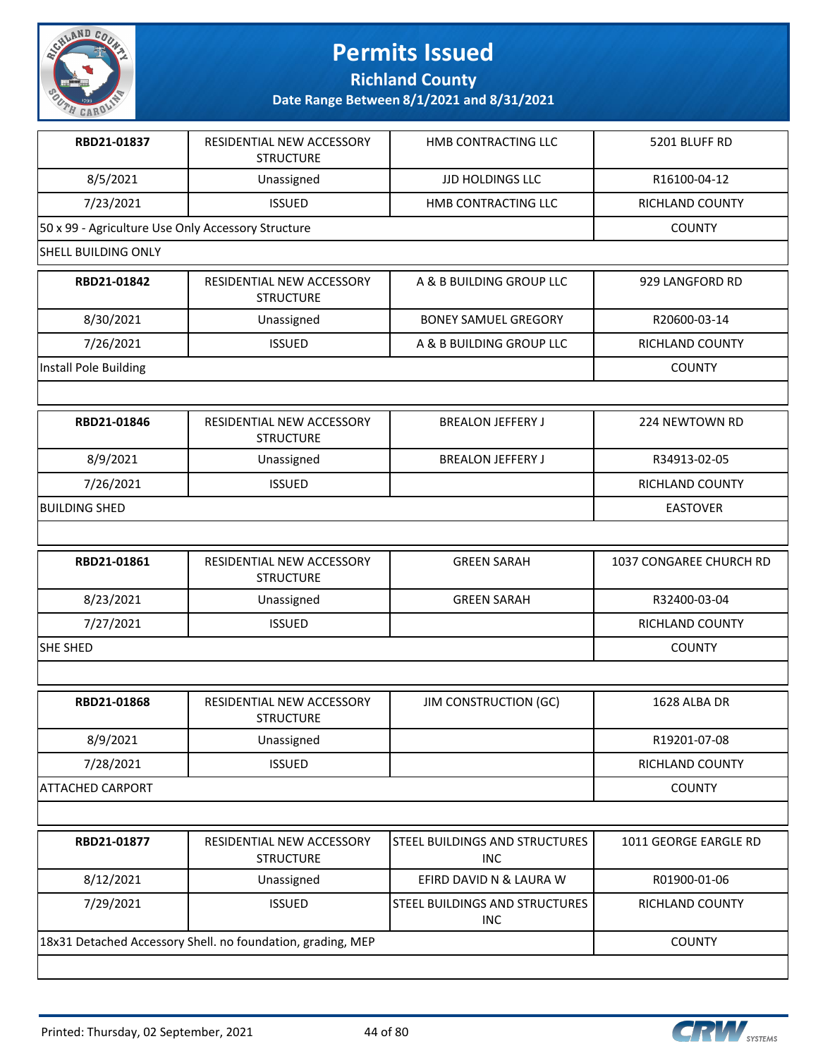# Permits Issued

**Richland County**

**Date Range Between 8/1/2021 and 8/31/2021**

| **RBD21-01837** | RESIDENTIAL NEW ACCESSORY STRUCTURE | HMB CONTRACTING LLC | 5201 BLUFF RD |
|---|---|---|---|
| 8/5/2021 | Unassigned | JJD HOLDINGS LLC | R16100-04-12 |
| 7/23/2021 | ISSUED | HMB CONTRACTING LLC | RICHLAND COUNTY |
| 50 x 99 - Agriculture Use Only Accessory Structure | | | COUNTY |
| SHELL BUILDING ONLY | | | |

| **RBD21-01842** | RESIDENTIAL NEW ACCESSORY STRUCTURE | A & B BUILDING GROUP LLC | 929 LANGFORD RD |
|---|---|---|---|
| 8/30/2021 | Unassigned | BONEY SAMUEL GREGORY | R20600-03-14 |
| 7/26/2021 | ISSUED | A & B BUILDING GROUP LLC | RICHLAND COUNTY |
| Install Pole Building | | | COUNTY |
| | | | |

| **RBD21-01846** | RESIDENTIAL NEW ACCESSORY STRUCTURE | BREALON JEFFERY J | 224 NEWTOWN RD |
|---|---|---|---|
| 8/9/2021 | Unassigned | BREALON JEFFERY J | R34913-02-05 |
| 7/26/2021 | ISSUED | | RICHLAND COUNTY |
| BUILDING SHED | | | EASTOVER |
| | | | |

| **RBD21-01861** | RESIDENTIAL NEW ACCESSORY STRUCTURE | GREEN SARAH | 1037 CONGAREE CHURCH RD |
|---|---|---|---|
| 8/23/2021 | Unassigned | GREEN SARAH | R32400-03-04 |
| 7/27/2021 | ISSUED | | RICHLAND COUNTY |
| SHE SHED | | | COUNTY |
| | | | |

| **RBD21-01868** | RESIDENTIAL NEW ACCESSORY STRUCTURE | JIM CONSTRUCTION (GC) | 1628 ALBA DR |
|---|---|---|---|
| 8/9/2021 | Unassigned | | R19201-07-08 |
| 7/28/2021 | ISSUED | | RICHLAND COUNTY |
| ATTACHED CARPORT | | | COUNTY |
| | | | |

| **RBD21-01877** | RESIDENTIAL NEW ACCESSORY STRUCTURE | STEEL BUILDINGS AND STRUCTURES INC | 1011 GEORGE EARGLE RD |
|---|---|---|---|
| 8/12/2021 | Unassigned | EFIRD DAVID N & LAURA W | R01900-01-06 |
| 7/29/2021 | ISSUED | STEEL BUILDINGS AND STRUCTURES INC | RICHLAND COUNTY |
| 18x31 Detached Accessory Shell. no foundation, grading, MEP | | | COUNTY |
| | | | |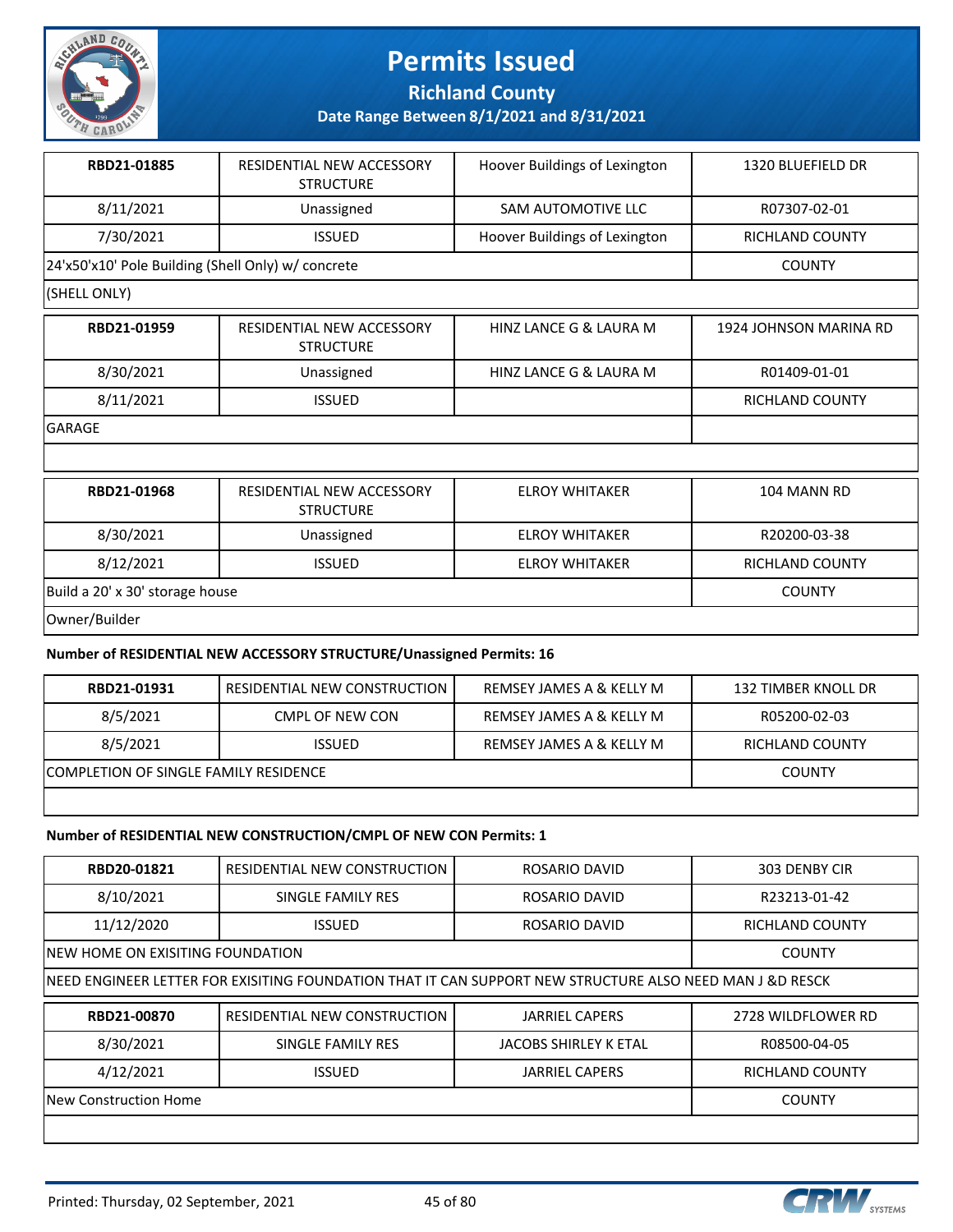# Permits Issued

**Richland County**

**Date Range Between 8/1/2021 and 8/31/2021**

| RBD21-01885 | RESIDENTIAL NEW ACCESSORY STRUCTURE | Hoover Buildings of Lexington | 1320 BLUEFIELD DR |
|---|---|---|---|
| 8/11/2021 | Unassigned | SAM AUTOMOTIVE LLC | R07307-02-01 |
| 7/30/2021 | ISSUED | Hoover Buildings of Lexington | RICHLAND COUNTY |
| 24'x50'x10' Pole Building (Shell Only) w/ concrete | | | COUNTY |
| (SHELL ONLY) | | | |

| RBD21-01959 | RESIDENTIAL NEW ACCESSORY STRUCTURE | HINZ LANCE G & LAURA M | 1924 JOHNSON MARINA RD |
|---|---|---|---|
| 8/30/2021 | Unassigned | HINZ LANCE G & LAURA M | R01409-01-01 |
| 8/11/2021 | ISSUED | | RICHLAND COUNTY |
| GARAGE | | | |
| | | | |

| RBD21-01968 | RESIDENTIAL NEW ACCESSORY STRUCTURE | ELROY WHITAKER | 104 MANN RD |
|---|---|---|---|
| 8/30/2021 | Unassigned | ELROY WHITAKER | R20200-03-38 |
| 8/12/2021 | ISSUED | ELROY WHITAKER | RICHLAND COUNTY |
| Build a 20' x 30' storage house | | | COUNTY |
| Owner/Builder | | | |

**Number of RESIDENTIAL NEW ACCESSORY STRUCTURE/Unassigned Permits: 16**

| RBD21-01931 | RESIDENTIAL NEW CONSTRUCTION | REMSEY JAMES A & KELLY M | 132 TIMBER KNOLL DR |
|---|---|---|---|
| 8/5/2021 | CMPL OF NEW CON | REMSEY JAMES A & KELLY M | R05200-02-03 |
| 8/5/2021 | ISSUED | REMSEY JAMES A & KELLY M | RICHLAND COUNTY |
| COMPLETION OF SINGLE FAMILY RESIDENCE | | | COUNTY |
| | | | |

**Number of RESIDENTIAL NEW CONSTRUCTION/CMPL OF NEW CON Permits: 1**

| RBD20-01821 | RESIDENTIAL NEW CONSTRUCTION | ROSARIO DAVID | 303 DENBY CIR |
|---|---|---|---|
| 8/10/2021 | SINGLE FAMILY RES | ROSARIO DAVID | R23213-01-42 |
| 11/12/2020 | ISSUED | ROSARIO DAVID | RICHLAND COUNTY |
| NEW HOME ON EXISITING FOUNDATION | | | COUNTY |
| NEED ENGINEER LETTER FOR EXISITING FOUNDATION THAT IT CAN SUPPORT NEW STRUCTURE ALSO NEED MAN J &D RESCK | | | |

| RBD21-00870 | RESIDENTIAL NEW CONSTRUCTION | JARRIEL CAPERS | 2728 WILDFLOWER RD |
|---|---|---|---|
| 8/30/2021 | SINGLE FAMILY RES | JACOBS SHIRLEY K ETAL | R08500-04-05 |
| 4/12/2021 | ISSUED | JARRIEL CAPERS | RICHLAND COUNTY |
| New Construction Home | | | COUNTY |
| | | | |

Printed: Thursday, 02 September, 2021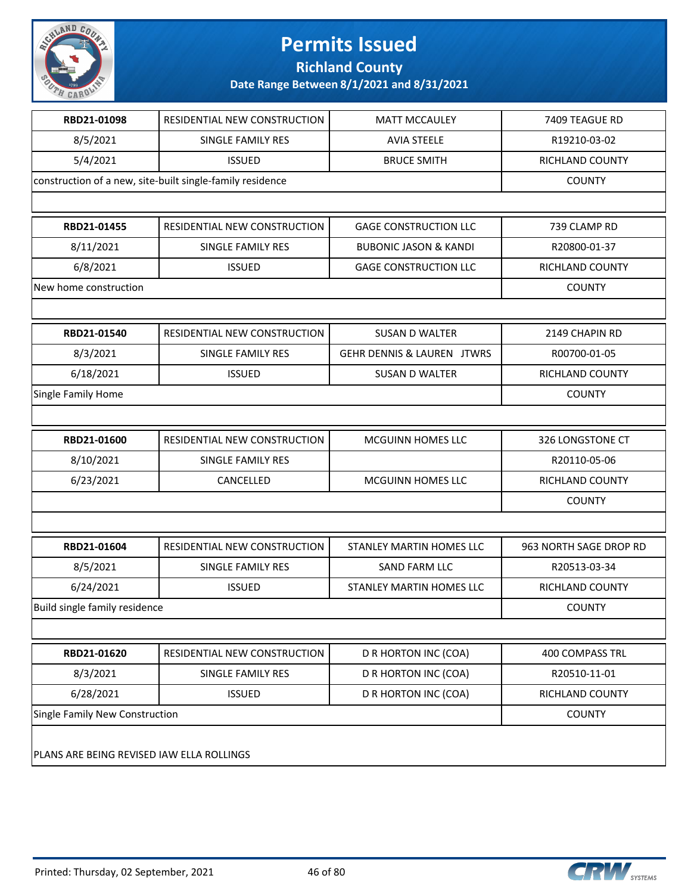# Permits Issued

## Richland County

### Date Range Between 8/1/2021 and 8/31/2021

| | | | |
|---|---|---|---|
| **RBD21-01098** | RESIDENTIAL NEW CONSTRUCTION | MATT MCCAULEY | 7409 TEAGUE RD |
| 8/5/2021 | SINGLE FAMILY RES | AVIA STEELE | R19210-03-02 |
| 5/4/2021 | ISSUED | BRUCE SMITH | RICHLAND COUNTY |
| construction of a new, site-built single-family residence | | | COUNTY |

| | | | |
|---|---|---|---|
| **RBD21-01455** | RESIDENTIAL NEW CONSTRUCTION | GAGE CONSTRUCTION LLC | 739 CLAMP RD |
| 8/11/2021 | SINGLE FAMILY RES | BUBONIC JASON & KANDI | R20800-01-37 |
| 6/8/2021 | ISSUED | GAGE CONSTRUCTION LLC | RICHLAND COUNTY |
| New home construction | | | COUNTY |

| | | | |
|---|---|---|---|
| **RBD21-01540** | RESIDENTIAL NEW CONSTRUCTION | SUSAN D WALTER | 2149 CHAPIN RD |
| 8/3/2021 | SINGLE FAMILY RES | GEHR DENNIS & LAUREN JTWRS | R00700-01-05 |
| 6/18/2021 | ISSUED | SUSAN D WALTER | RICHLAND COUNTY |
| Single Family Home | | | COUNTY |

| | | | |
|---|---|---|---|
| **RBD21-01600** | RESIDENTIAL NEW CONSTRUCTION | MCGUINN HOMES LLC | 326 LONGSTONE CT |
| 8/10/2021 | SINGLE FAMILY RES | | R20110-05-06 |
| 6/23/2021 | CANCELLED | MCGUINN HOMES LLC | RICHLAND COUNTY |
| | | | COUNTY |

| | | | |
|---|---|---|---|
| **RBD21-01604** | RESIDENTIAL NEW CONSTRUCTION | STANLEY MARTIN HOMES LLC | 963 NORTH SAGE DROP RD |
| 8/5/2021 | SINGLE FAMILY RES | SAND FARM LLC | R20513-03-34 |
| 6/24/2021 | ISSUED | STANLEY MARTIN HOMES LLC | RICHLAND COUNTY |
| Build single family residence | | | COUNTY |

| | | | |
|---|---|---|---|
| **RBD21-01620** | RESIDENTIAL NEW CONSTRUCTION | D R HORTON INC (COA) | 400 COMPASS TRL |
| 8/3/2021 | SINGLE FAMILY RES | D R HORTON INC (COA) | R20510-11-01 |
| 6/28/2021 | ISSUED | D R HORTON INC (COA) | RICHLAND COUNTY |
| Single Family New Construction | | | COUNTY |

PLANS ARE BEING REVISED IAW ELLA ROLLINGS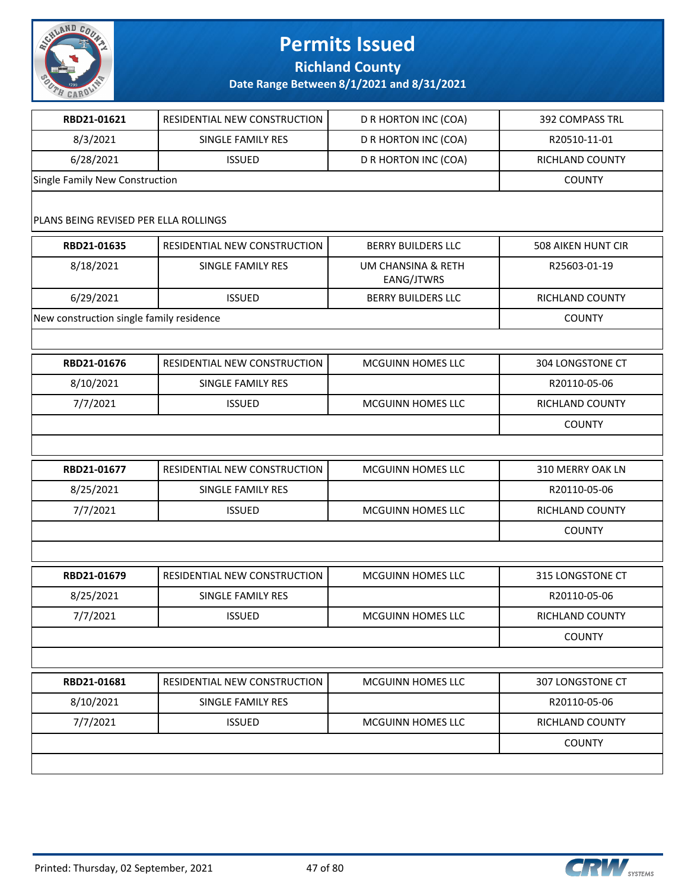# Permits Issued

## Richland County

### Date Range Between 8/1/2021 and 8/31/2021

| RBD21-01621 | RESIDENTIAL NEW CONSTRUCTION | D R HORTON INC (COA) | 392 COMPASS TRL |
|---|---|---|---|
| 8/3/2021 | SINGLE FAMILY RES | D R HORTON INC (COA) | R20510-11-01 |
| 6/28/2021 | ISSUED | D R HORTON INC (COA) | RICHLAND COUNTY |
| Single Family New Construction | | | COUNTY |
| PLANS BEING REVISED PER ELLA ROLLINGS | | | |

| RBD21-01635 | RESIDENTIAL NEW CONSTRUCTION | BERRY BUILDERS LLC | 508 AIKEN HUNT CIR |
|---|---|---|---|
| 8/18/2021 | SINGLE FAMILY RES | UM CHANSINA & RETH EANG/JTWRS | R25603-01-19 |
| 6/29/2021 | ISSUED | BERRY BUILDERS LLC | RICHLAND COUNTY |
| New construction single family residence | | | COUNTY |

| RBD21-01676 | RESIDENTIAL NEW CONSTRUCTION | MCGUINN HOMES LLC | 304 LONGSTONE CT |
|---|---|---|---|
| 8/10/2021 | SINGLE FAMILY RES | | R20110-05-06 |
| 7/7/2021 | ISSUED | MCGUINN HOMES LLC | RICHLAND COUNTY |
| | | | COUNTY |

| RBD21-01677 | RESIDENTIAL NEW CONSTRUCTION | MCGUINN HOMES LLC | 310 MERRY OAK LN |
|---|---|---|---|
| 8/25/2021 | SINGLE FAMILY RES | | R20110-05-06 |
| 7/7/2021 | ISSUED | MCGUINN HOMES LLC | RICHLAND COUNTY |
| | | | COUNTY |

| RBD21-01679 | RESIDENTIAL NEW CONSTRUCTION | MCGUINN HOMES LLC | 315 LONGSTONE CT |
|---|---|---|---|
| 8/25/2021 | SINGLE FAMILY RES | | R20110-05-06 |
| 7/7/2021 | ISSUED | MCGUINN HOMES LLC | RICHLAND COUNTY |
| | | | COUNTY |

| RBD21-01681 | RESIDENTIAL NEW CONSTRUCTION | MCGUINN HOMES LLC | 307 LONGSTONE CT |
|---|---|---|---|
| 8/10/2021 | SINGLE FAMILY RES | | R20110-05-06 |
| 7/7/2021 | ISSUED | MCGUINN HOMES LLC | RICHLAND COUNTY |
| | | | COUNTY |

Printed: Thursday, 02 September, 2021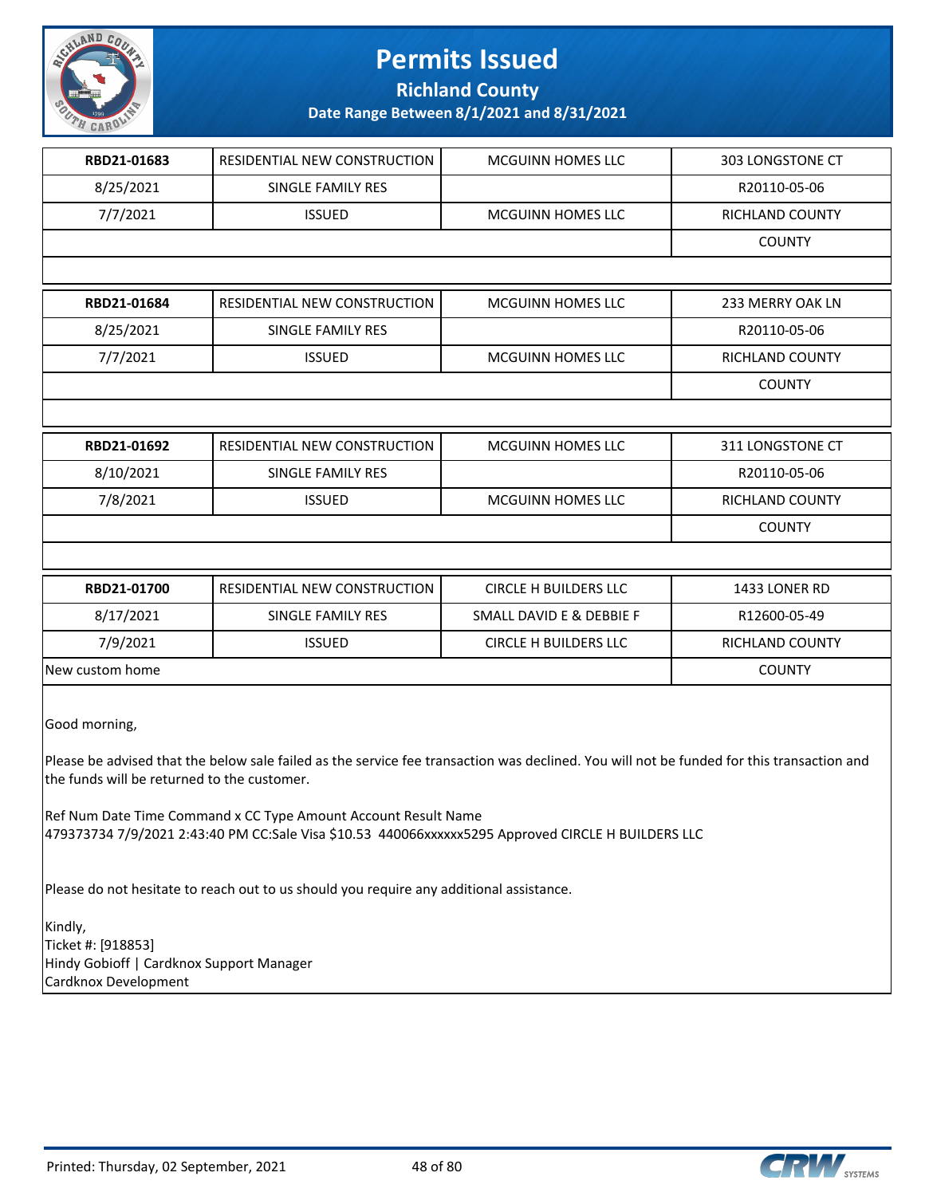# Permits Issued

## Richland County

### Date Range Between 8/1/2021 and 8/31/2021

| | | | |
|---|---|---|---|
| **RBD21-01683** | RESIDENTIAL NEW CONSTRUCTION | MCGUINN HOMES LLC | 303 LONGSTONE CT |
| 8/25/2021 | SINGLE FAMILY RES | | R20110-05-06 |
| 7/7/2021 | ISSUED | MCGUINN HOMES LLC | RICHLAND COUNTY |
| | | | COUNTY |

| | | | |
|---|---|---|---|
| **RBD21-01684** | RESIDENTIAL NEW CONSTRUCTION | MCGUINN HOMES LLC | 233 MERRY OAK LN |
| 8/25/2021 | SINGLE FAMILY RES | | R20110-05-06 |
| 7/7/2021 | ISSUED | MCGUINN HOMES LLC | RICHLAND COUNTY |
| | | | COUNTY |

| | | | |
|---|---|---|---|
| **RBD21-01692** | RESIDENTIAL NEW CONSTRUCTION | MCGUINN HOMES LLC | 311 LONGSTONE CT |
| 8/10/2021 | SINGLE FAMILY RES | | R20110-05-06 |
| 7/8/2021 | ISSUED | MCGUINN HOMES LLC | RICHLAND COUNTY |
| | | | COUNTY |

| | | | |
|---|---|---|---|
| **RBD21-01700** | RESIDENTIAL NEW CONSTRUCTION | CIRCLE H BUILDERS LLC | 1433 LONER RD |
| 8/17/2021 | SINGLE FAMILY RES | SMALL DAVID E & DEBBIE F | R12600-05-49 |
| 7/9/2021 | ISSUED | CIRCLE H BUILDERS LLC | RICHLAND COUNTY |
| New custom home | | | COUNTY |

Good morning,

Please be advised that the below sale failed as the service fee transaction was declined. You will not be funded for this transaction and the funds will be returned to the customer.

Ref Num Date Time Command x CC Type Amount Account Result Name
479373734 7/9/2021 2:43:40 PM CC:Sale Visa $10.53 440066xxxxxx5295 Approved CIRCLE H BUILDERS LLC

Please do not hesitate to reach out to us should you require any additional assistance.

Kindly,
Ticket #: [918853]
Hindy Gobioff | Cardknox Support Manager
Cardknox Development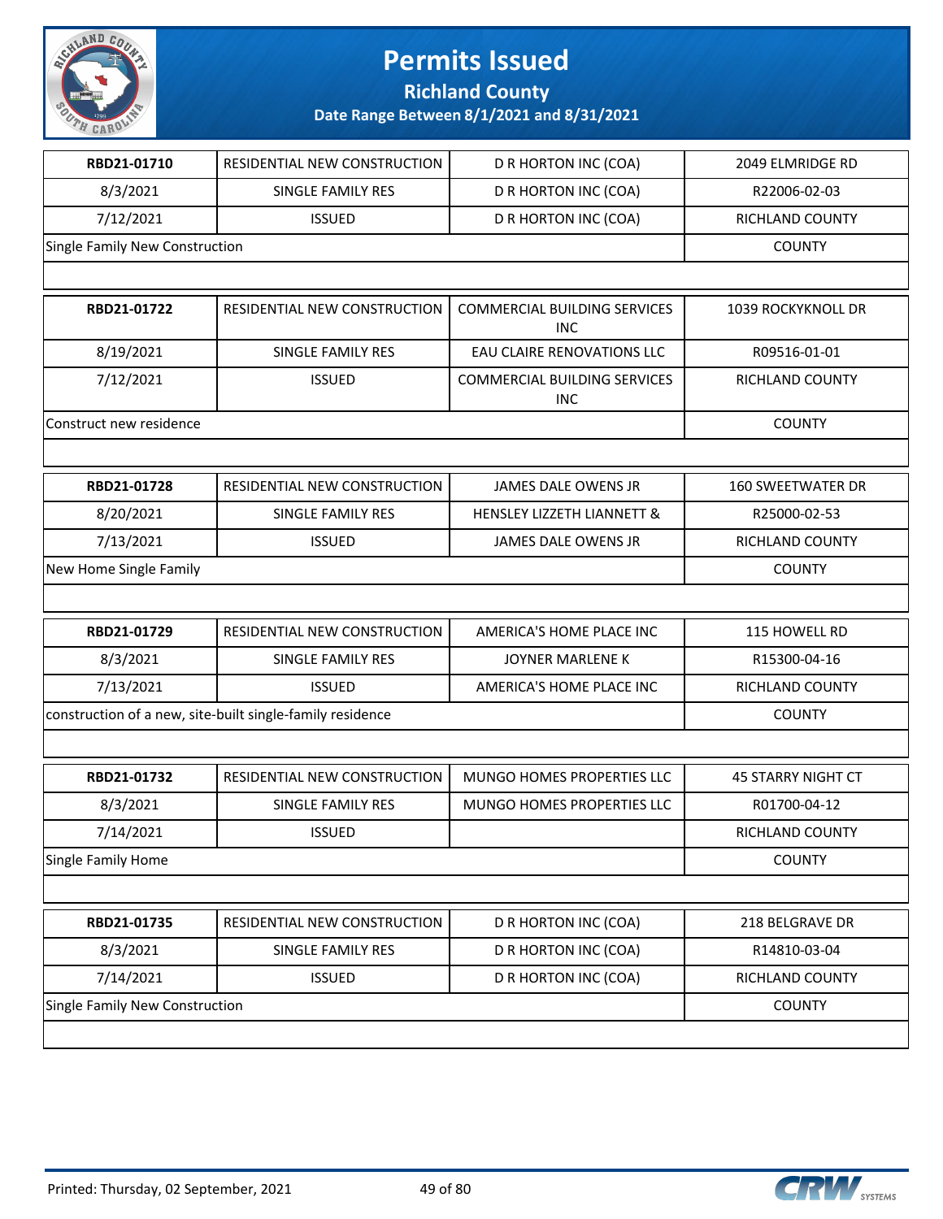# Permits Issued

## Richland County

### Date Range Between 8/1/2021 and 8/31/2021

| | | | |
|---|---|---|---|
| **RBD21-01710** | RESIDENTIAL NEW CONSTRUCTION | D R HORTON INC (COA) | 2049 ELMRIDGE RD |
| 8/3/2021 | SINGLE FAMILY RES | D R HORTON INC (COA) | R22006-02-03 |
| 7/12/2021 | ISSUED | D R HORTON INC (COA) | RICHLAND COUNTY |
| Single Family New Construction | | | COUNTY |

| | | | |
|---|---|---|---|
| **RBD21-01722** | RESIDENTIAL NEW CONSTRUCTION | COMMERCIAL BUILDING SERVICES INC | 1039 ROCKYKNOLL DR |
| 8/19/2021 | SINGLE FAMILY RES | EAU CLAIRE RENOVATIONS LLC | R09516-01-01 |
| 7/12/2021 | ISSUED | COMMERCIAL BUILDING SERVICES INC | RICHLAND COUNTY |
| Construct new residence | | | COUNTY |

| | | | |
|---|---|---|---|
| **RBD21-01728** | RESIDENTIAL NEW CONSTRUCTION | JAMES DALE OWENS JR | 160 SWEETWATER DR |
| 8/20/2021 | SINGLE FAMILY RES | HENSLEY LIZZETH LIANNETT & | R25000-02-53 |
| 7/13/2021 | ISSUED | JAMES DALE OWENS JR | RICHLAND COUNTY |
| New Home Single Family | | | COUNTY |

| | | | |
|---|---|---|---|
| **RBD21-01729** | RESIDENTIAL NEW CONSTRUCTION | AMERICA'S HOME PLACE INC | 115 HOWELL RD |
| 8/3/2021 | SINGLE FAMILY RES | JOYNER MARLENE K | R15300-04-16 |
| 7/13/2021 | ISSUED | AMERICA'S HOME PLACE INC | RICHLAND COUNTY |
| construction of a new, site-built single-family residence | | | COUNTY |

| | | | |
|---|---|---|---|
| **RBD21-01732** | RESIDENTIAL NEW CONSTRUCTION | MUNGO HOMES PROPERTIES LLC | 45 STARRY NIGHT CT |
| 8/3/2021 | SINGLE FAMILY RES | MUNGO HOMES PROPERTIES LLC | R01700-04-12 |
| 7/14/2021 | ISSUED | | RICHLAND COUNTY |
| Single Family Home | | | COUNTY |

| | | | |
|---|---|---|---|
| **RBD21-01735** | RESIDENTIAL NEW CONSTRUCTION | D R HORTON INC (COA) | 218 BELGRAVE DR |
| 8/3/2021 | SINGLE FAMILY RES | D R HORTON INC (COA) | R14810-03-04 |
| 7/14/2021 | ISSUED | D R HORTON INC (COA) | RICHLAND COUNTY |
| Single Family New Construction | | | COUNTY |

Printed: Thursday, 02 September, 2021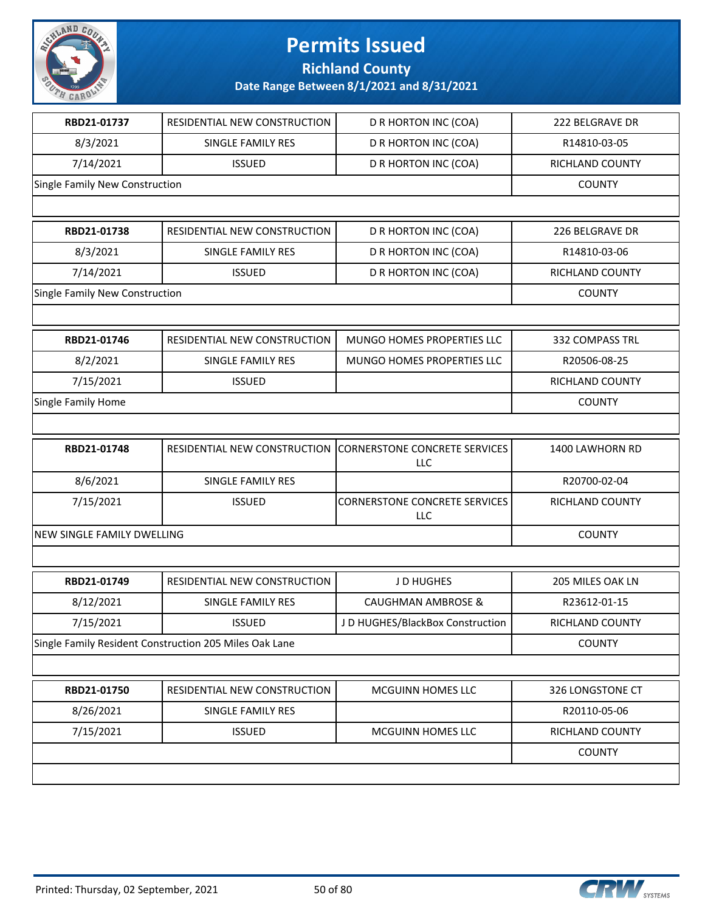# Permits Issued

## Richland County

### Date Range Between 8/1/2021 and 8/31/2021

| RBD21-01737 | RESIDENTIAL NEW CONSTRUCTION | D R HORTON INC (COA) | 222 BELGRAVE DR |
|---|---|---|---|
| 8/3/2021 | SINGLE FAMILY RES | D R HORTON INC (COA) | R14810-03-05 |
| 7/14/2021 | ISSUED | D R HORTON INC (COA) | RICHLAND COUNTY |
| Single Family New Construction | | | COUNTY |

| RBD21-01738 | RESIDENTIAL NEW CONSTRUCTION | D R HORTON INC (COA) | 226 BELGRAVE DR |
|---|---|---|---|
| 8/3/2021 | SINGLE FAMILY RES | D R HORTON INC (COA) | R14810-03-06 |
| 7/14/2021 | ISSUED | D R HORTON INC (COA) | RICHLAND COUNTY |
| Single Family New Construction | | | COUNTY |

| RBD21-01746 | RESIDENTIAL NEW CONSTRUCTION | MUNGO HOMES PROPERTIES LLC | 332 COMPASS TRL |
|---|---|---|---|
| 8/2/2021 | SINGLE FAMILY RES | MUNGO HOMES PROPERTIES LLC | R20506-08-25 |
| 7/15/2021 | ISSUED | | RICHLAND COUNTY |
| Single Family Home | | | COUNTY |

| RBD21-01748 | RESIDENTIAL NEW CONSTRUCTION | CORNERSTONE CONCRETE SERVICES LLC | 1400 LAWHORN RD |
|---|---|---|---|
| 8/6/2021 | SINGLE FAMILY RES | | R20700-02-04 |
| 7/15/2021 | ISSUED | CORNERSTONE CONCRETE SERVICES LLC | RICHLAND COUNTY |
| NEW SINGLE FAMILY DWELLING | | | COUNTY |

| RBD21-01749 | RESIDENTIAL NEW CONSTRUCTION | J D HUGHES | 205 MILES OAK LN |
|---|---|---|---|
| 8/12/2021 | SINGLE FAMILY RES | CAUGHMAN AMBROSE & | R23612-01-15 |
| 7/15/2021 | ISSUED | J D HUGHES/BlackBox Construction | RICHLAND COUNTY |
| Single Family Resident Construction 205 Miles Oak Lane | | | COUNTY |

| RBD21-01750 | RESIDENTIAL NEW CONSTRUCTION | MCGUINN HOMES LLC | 326 LONGSTONE CT |
|---|---|---|---|
| 8/26/2021 | SINGLE FAMILY RES | | R20110-05-06 |
| 7/15/2021 | ISSUED | MCGUINN HOMES LLC | RICHLAND COUNTY |
| | | | COUNTY |

Printed: Thursday, 02 September, 2021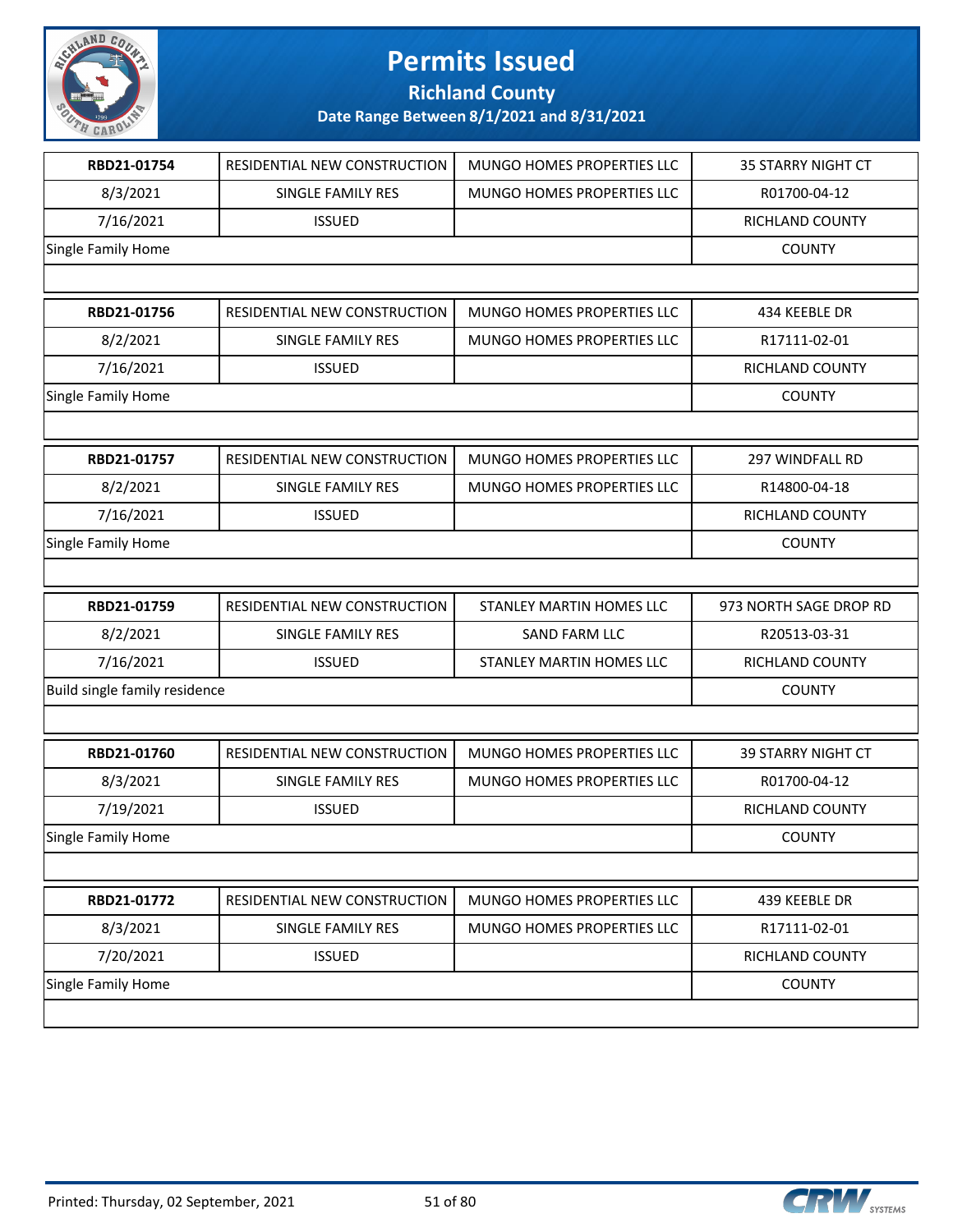# Permits Issued

## Richland County

### Date Range Between 8/1/2021 and 8/31/2021

| RBD21-01754 | RESIDENTIAL NEW CONSTRUCTION | MUNGO HOMES PROPERTIES LLC | 35 STARRY NIGHT CT |
|---|---|---|---|
| 8/3/2021 | SINGLE FAMILY RES | MUNGO HOMES PROPERTIES LLC | R01700-04-12 |
| 7/16/2021 | ISSUED | | RICHLAND COUNTY |
| Single Family Home | | | COUNTY |

| RBD21-01756 | RESIDENTIAL NEW CONSTRUCTION | MUNGO HOMES PROPERTIES LLC | 434 KEEBLE DR |
|---|---|---|---|
| 8/2/2021 | SINGLE FAMILY RES | MUNGO HOMES PROPERTIES LLC | R17111-02-01 |
| 7/16/2021 | ISSUED | | RICHLAND COUNTY |
| Single Family Home | | | COUNTY |

| RBD21-01757 | RESIDENTIAL NEW CONSTRUCTION | MUNGO HOMES PROPERTIES LLC | 297 WINDFALL RD |
|---|---|---|---|
| 8/2/2021 | SINGLE FAMILY RES | MUNGO HOMES PROPERTIES LLC | R14800-04-18 |
| 7/16/2021 | ISSUED | | RICHLAND COUNTY |
| Single Family Home | | | COUNTY |

| RBD21-01759 | RESIDENTIAL NEW CONSTRUCTION | STANLEY MARTIN HOMES LLC | 973 NORTH SAGE DROP RD |
|---|---|---|---|
| 8/2/2021 | SINGLE FAMILY RES | SAND FARM LLC | R20513-03-31 |
| 7/16/2021 | ISSUED | STANLEY MARTIN HOMES LLC | RICHLAND COUNTY |
| Build single family residence | | | COUNTY |

| RBD21-01760 | RESIDENTIAL NEW CONSTRUCTION | MUNGO HOMES PROPERTIES LLC | 39 STARRY NIGHT CT |
|---|---|---|---|
| 8/3/2021 | SINGLE FAMILY RES | MUNGO HOMES PROPERTIES LLC | R01700-04-12 |
| 7/19/2021 | ISSUED | | RICHLAND COUNTY |
| Single Family Home | | | COUNTY |

| RBD21-01772 | RESIDENTIAL NEW CONSTRUCTION | MUNGO HOMES PROPERTIES LLC | 439 KEEBLE DR |
|---|---|---|---|
| 8/3/2021 | SINGLE FAMILY RES | MUNGO HOMES PROPERTIES LLC | R17111-02-01 |
| 7/20/2021 | ISSUED | | RICHLAND COUNTY |
| Single Family Home | | | COUNTY |

Printed: Thursday, 02 September, 2021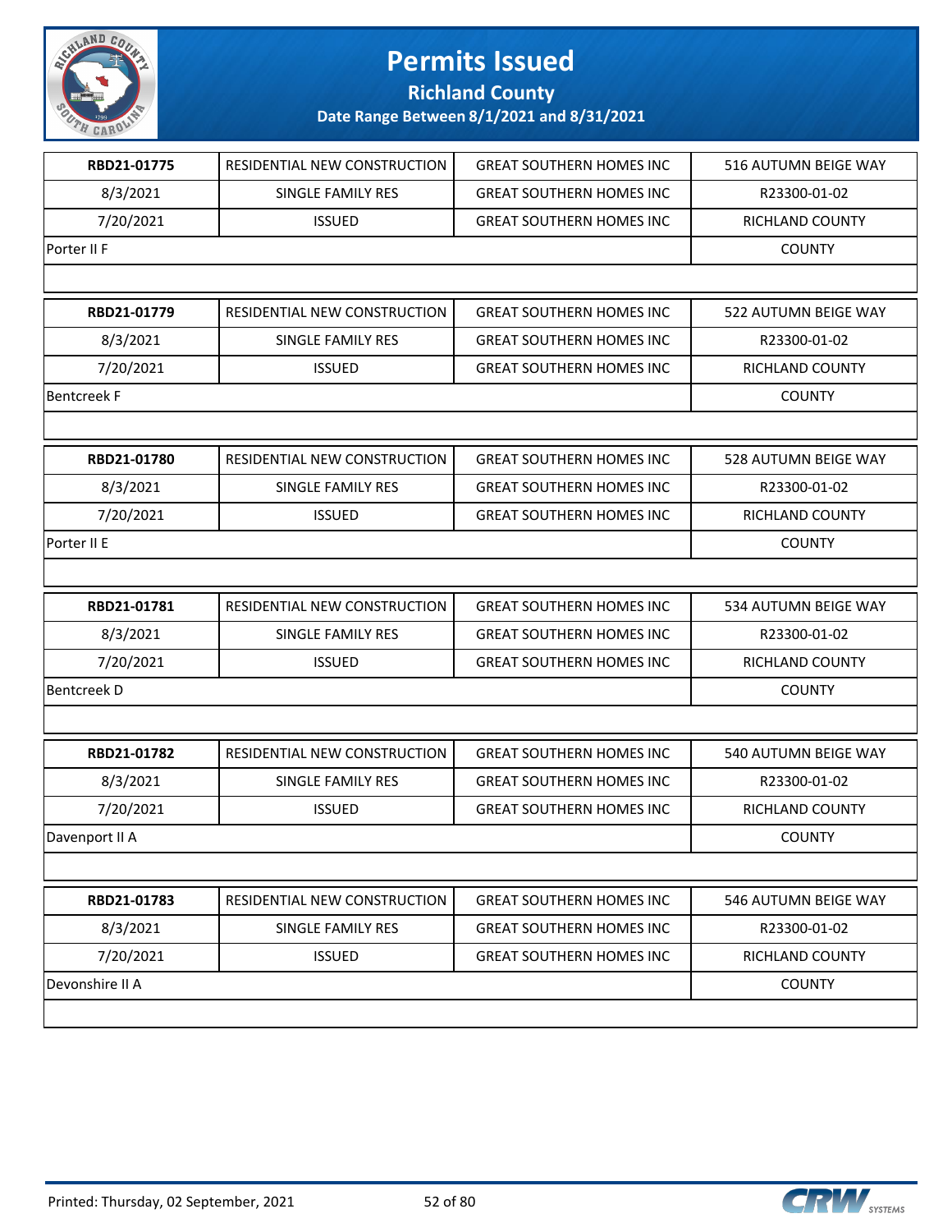# Permits Issued

## Richland County

### Date Range Between 8/1/2021 and 8/31/2021

| | | | |
|---|---|---|---|
| **RBD21-01775** | RESIDENTIAL NEW CONSTRUCTION | GREAT SOUTHERN HOMES INC | 516 AUTUMN BEIGE WAY |
| 8/3/2021 | SINGLE FAMILY RES | GREAT SOUTHERN HOMES INC | R23300-01-02 |
| 7/20/2021 | ISSUED | GREAT SOUTHERN HOMES INC | RICHLAND COUNTY |
| Porter II F | | | COUNTY |

| | | | |
|---|---|---|---|
| **RBD21-01779** | RESIDENTIAL NEW CONSTRUCTION | GREAT SOUTHERN HOMES INC | 522 AUTUMN BEIGE WAY |
| 8/3/2021 | SINGLE FAMILY RES | GREAT SOUTHERN HOMES INC | R23300-01-02 |
| 7/20/2021 | ISSUED | GREAT SOUTHERN HOMES INC | RICHLAND COUNTY |
| Bentcreek F | | | COUNTY |

| | | | |
|---|---|---|---|
| **RBD21-01780** | RESIDENTIAL NEW CONSTRUCTION | GREAT SOUTHERN HOMES INC | 528 AUTUMN BEIGE WAY |
| 8/3/2021 | SINGLE FAMILY RES | GREAT SOUTHERN HOMES INC | R23300-01-02 |
| 7/20/2021 | ISSUED | GREAT SOUTHERN HOMES INC | RICHLAND COUNTY |
| Porter II E | | | COUNTY |

| | | | |
|---|---|---|---|
| **RBD21-01781** | RESIDENTIAL NEW CONSTRUCTION | GREAT SOUTHERN HOMES INC | 534 AUTUMN BEIGE WAY |
| 8/3/2021 | SINGLE FAMILY RES | GREAT SOUTHERN HOMES INC | R23300-01-02 |
| 7/20/2021 | ISSUED | GREAT SOUTHERN HOMES INC | RICHLAND COUNTY |
| Bentcreek D | | | COUNTY |

| | | | |
|---|---|---|---|
| **RBD21-01782** | RESIDENTIAL NEW CONSTRUCTION | GREAT SOUTHERN HOMES INC | 540 AUTUMN BEIGE WAY |
| 8/3/2021 | SINGLE FAMILY RES | GREAT SOUTHERN HOMES INC | R23300-01-02 |
| 7/20/2021 | ISSUED | GREAT SOUTHERN HOMES INC | RICHLAND COUNTY |
| Davenport II A | | | COUNTY |

| | | | |
|---|---|---|---|
| **RBD21-01783** | RESIDENTIAL NEW CONSTRUCTION | GREAT SOUTHERN HOMES INC | 546 AUTUMN BEIGE WAY |
| 8/3/2021 | SINGLE FAMILY RES | GREAT SOUTHERN HOMES INC | R23300-01-02 |
| 7/20/2021 | ISSUED | GREAT SOUTHERN HOMES INC | RICHLAND COUNTY |
| Devonshire II A | | | COUNTY |

Printed: Thursday, 02 September, 2021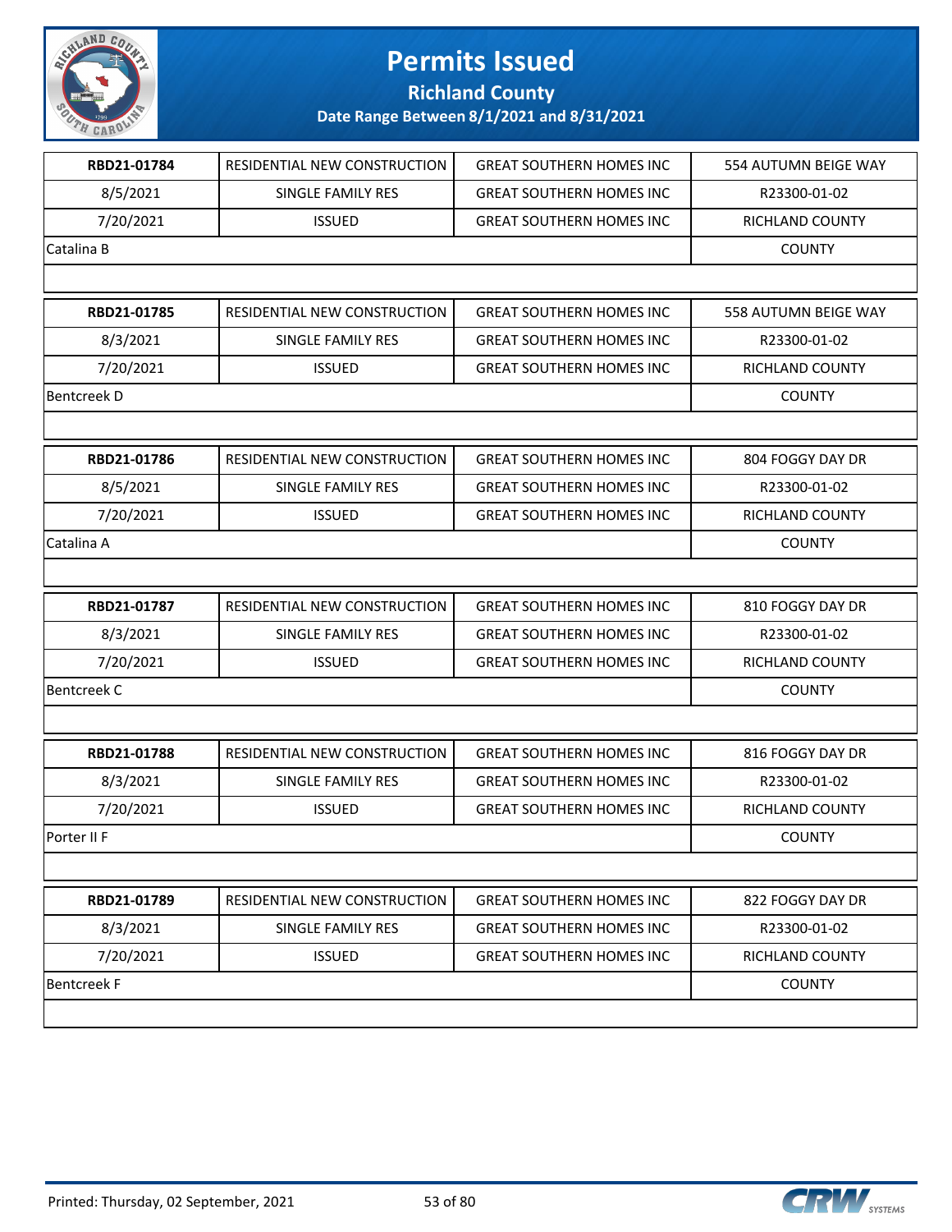# Permits Issued

## Richland County

### Date Range Between 8/1/2021 and 8/31/2021

| RBD21-01784 | RESIDENTIAL NEW CONSTRUCTION | GREAT SOUTHERN HOMES INC | 554 AUTUMN BEIGE WAY |
|---|---|---|---|
| 8/5/2021 | SINGLE FAMILY RES | GREAT SOUTHERN HOMES INC | R23300-01-02 |
| 7/20/2021 | ISSUED | GREAT SOUTHERN HOMES INC | RICHLAND COUNTY |
| Catalina B | | | COUNTY |

| RBD21-01785 | RESIDENTIAL NEW CONSTRUCTION | GREAT SOUTHERN HOMES INC | 558 AUTUMN BEIGE WAY |
|---|---|---|---|
| 8/3/2021 | SINGLE FAMILY RES | GREAT SOUTHERN HOMES INC | R23300-01-02 |
| 7/20/2021 | ISSUED | GREAT SOUTHERN HOMES INC | RICHLAND COUNTY |
| Bentcreek D | | | COUNTY |

| RBD21-01786 | RESIDENTIAL NEW CONSTRUCTION | GREAT SOUTHERN HOMES INC | 804 FOGGY DAY DR |
|---|---|---|---|
| 8/5/2021 | SINGLE FAMILY RES | GREAT SOUTHERN HOMES INC | R23300-01-02 |
| 7/20/2021 | ISSUED | GREAT SOUTHERN HOMES INC | RICHLAND COUNTY |
| Catalina A | | | COUNTY |

| RBD21-01787 | RESIDENTIAL NEW CONSTRUCTION | GREAT SOUTHERN HOMES INC | 810 FOGGY DAY DR |
|---|---|---|---|
| 8/3/2021 | SINGLE FAMILY RES | GREAT SOUTHERN HOMES INC | R23300-01-02 |
| 7/20/2021 | ISSUED | GREAT SOUTHERN HOMES INC | RICHLAND COUNTY |
| Bentcreek C | | | COUNTY |

| RBD21-01788 | RESIDENTIAL NEW CONSTRUCTION | GREAT SOUTHERN HOMES INC | 816 FOGGY DAY DR |
|---|---|---|---|
| 8/3/2021 | SINGLE FAMILY RES | GREAT SOUTHERN HOMES INC | R23300-01-02 |
| 7/20/2021 | ISSUED | GREAT SOUTHERN HOMES INC | RICHLAND COUNTY |
| Porter II F | | | COUNTY |

| RBD21-01789 | RESIDENTIAL NEW CONSTRUCTION | GREAT SOUTHERN HOMES INC | 822 FOGGY DAY DR |
|---|---|---|---|
| 8/3/2021 | SINGLE FAMILY RES | GREAT SOUTHERN HOMES INC | R23300-01-02 |
| 7/20/2021 | ISSUED | GREAT SOUTHERN HOMES INC | RICHLAND COUNTY |
| Bentcreek F | | | COUNTY |

Printed: Thursday, 02 September, 2021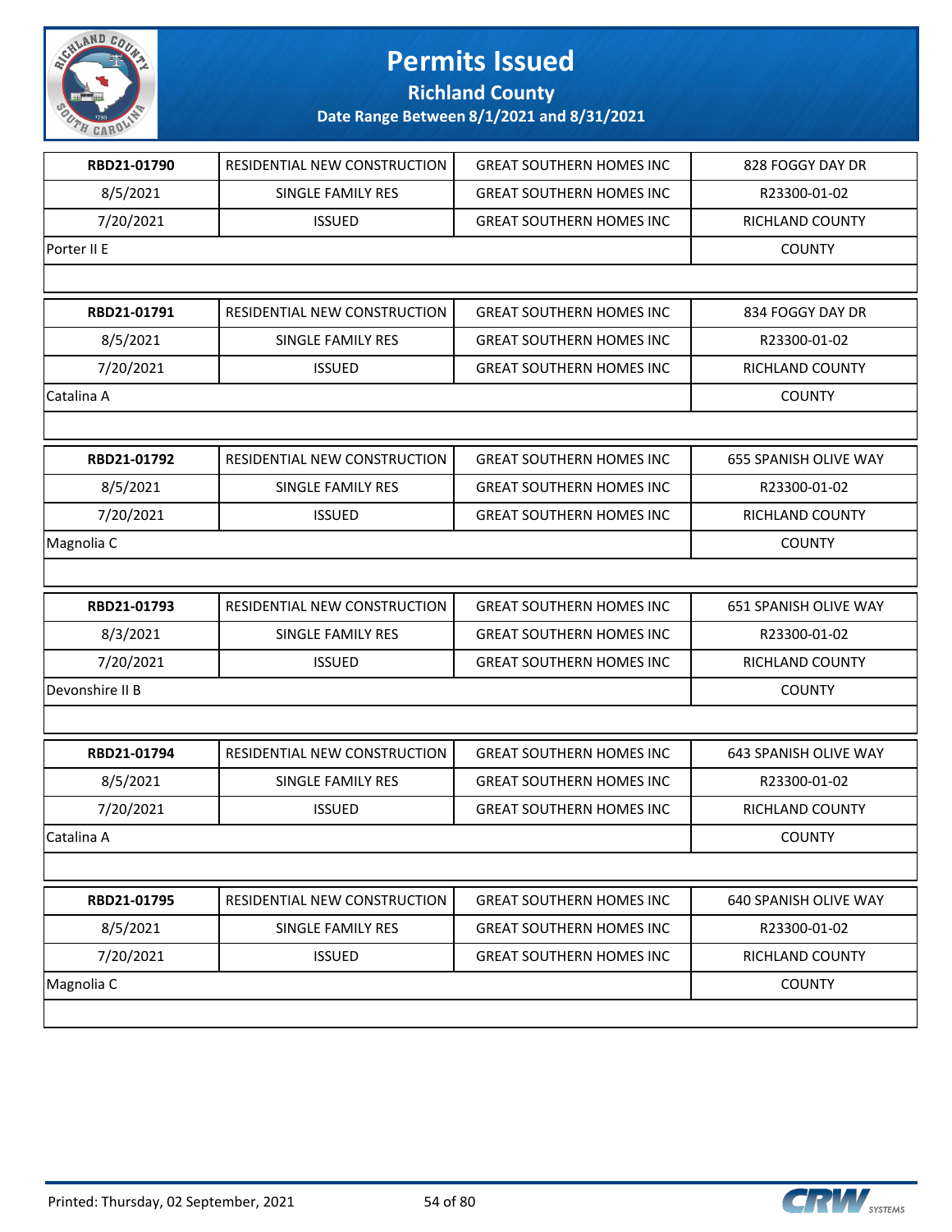# Permits Issued

## Richland County

### Date Range Between 8/1/2021 and 8/31/2021

| | | | |
|---|---|---|---|
| **RBD21-01790** | RESIDENTIAL NEW CONSTRUCTION | GREAT SOUTHERN HOMES INC | 828 FOGGY DAY DR |
| 8/5/2021 | SINGLE FAMILY RES | GREAT SOUTHERN HOMES INC | R23300-01-02 |
| 7/20/2021 | ISSUED | GREAT SOUTHERN HOMES INC | RICHLAND COUNTY |
| Porter II E | | | COUNTY |

| | | | |
|---|---|---|---|
| **RBD21-01791** | RESIDENTIAL NEW CONSTRUCTION | GREAT SOUTHERN HOMES INC | 834 FOGGY DAY DR |
| 8/5/2021 | SINGLE FAMILY RES | GREAT SOUTHERN HOMES INC | R23300-01-02 |
| 7/20/2021 | ISSUED | GREAT SOUTHERN HOMES INC | RICHLAND COUNTY |
| Catalina A | | | COUNTY |

| | | | |
|---|---|---|---|
| **RBD21-01792** | RESIDENTIAL NEW CONSTRUCTION | GREAT SOUTHERN HOMES INC | 655 SPANISH OLIVE WAY |
| 8/5/2021 | SINGLE FAMILY RES | GREAT SOUTHERN HOMES INC | R23300-01-02 |
| 7/20/2021 | ISSUED | GREAT SOUTHERN HOMES INC | RICHLAND COUNTY |
| Magnolia C | | | COUNTY |

| | | | |
|---|---|---|---|
| **RBD21-01793** | RESIDENTIAL NEW CONSTRUCTION | GREAT SOUTHERN HOMES INC | 651 SPANISH OLIVE WAY |
| 8/3/2021 | SINGLE FAMILY RES | GREAT SOUTHERN HOMES INC | R23300-01-02 |
| 7/20/2021 | ISSUED | GREAT SOUTHERN HOMES INC | RICHLAND COUNTY |
| Devonshire II B | | | COUNTY |

| | | | |
|---|---|---|---|
| **RBD21-01794** | RESIDENTIAL NEW CONSTRUCTION | GREAT SOUTHERN HOMES INC | 643 SPANISH OLIVE WAY |
| 8/5/2021 | SINGLE FAMILY RES | GREAT SOUTHERN HOMES INC | R23300-01-02 |
| 7/20/2021 | ISSUED | GREAT SOUTHERN HOMES INC | RICHLAND COUNTY |
| Catalina A | | | COUNTY |

| | | | |
|---|---|---|---|
| **RBD21-01795** | RESIDENTIAL NEW CONSTRUCTION | GREAT SOUTHERN HOMES INC | 640 SPANISH OLIVE WAY |
| 8/5/2021 | SINGLE FAMILY RES | GREAT SOUTHERN HOMES INC | R23300-01-02 |
| 7/20/2021 | ISSUED | GREAT SOUTHERN HOMES INC | RICHLAND COUNTY |
| Magnolia C | | | COUNTY |

Printed: Thursday, 02 September, 2021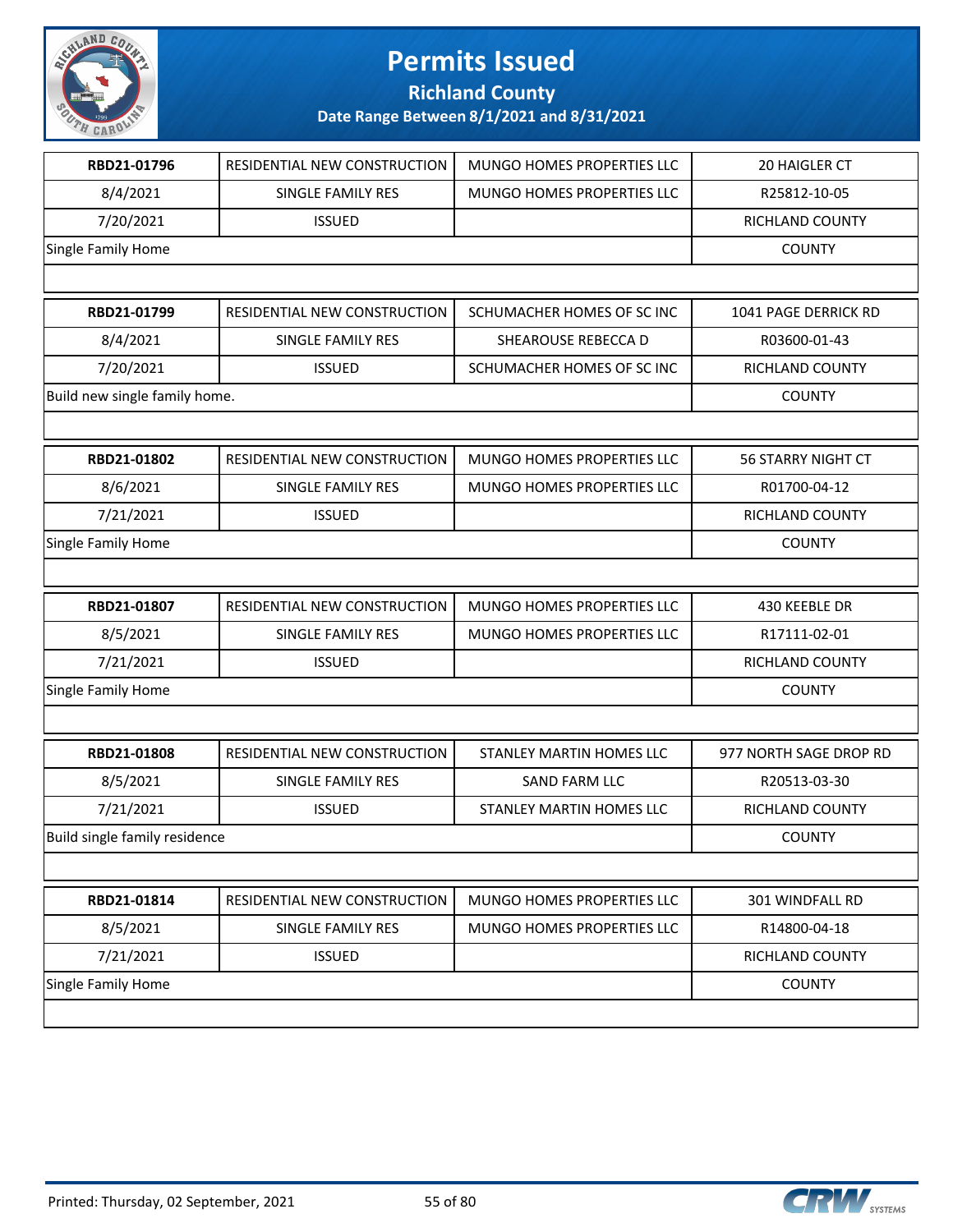# Permits Issued

## Richland County

### Date Range Between 8/1/2021 and 8/31/2021

| RBD21-01796 | RESIDENTIAL NEW CONSTRUCTION | MUNGO HOMES PROPERTIES LLC | 20 HAIGLER CT |
|---|---|---|---|
| 8/4/2021 | SINGLE FAMILY RES | MUNGO HOMES PROPERTIES LLC | R25812-10-05 |
| 7/20/2021 | ISSUED | | RICHLAND COUNTY |
| Single Family Home | | | COUNTY |

| RBD21-01799 | RESIDENTIAL NEW CONSTRUCTION | SCHUMACHER HOMES OF SC INC | 1041 PAGE DERRICK RD |
|---|---|---|---|
| 8/4/2021 | SINGLE FAMILY RES | SHEAROUSE REBECCA D | R03600-01-43 |
| 7/20/2021 | ISSUED | SCHUMACHER HOMES OF SC INC | RICHLAND COUNTY |
| Build new single family home. | | | COUNTY |

| RBD21-01802 | RESIDENTIAL NEW CONSTRUCTION | MUNGO HOMES PROPERTIES LLC | 56 STARRY NIGHT CT |
|---|---|---|---|
| 8/6/2021 | SINGLE FAMILY RES | MUNGO HOMES PROPERTIES LLC | R01700-04-12 |
| 7/21/2021 | ISSUED | | RICHLAND COUNTY |
| Single Family Home | | | COUNTY |

| RBD21-01807 | RESIDENTIAL NEW CONSTRUCTION | MUNGO HOMES PROPERTIES LLC | 430 KEEBLE DR |
|---|---|---|---|
| 8/5/2021 | SINGLE FAMILY RES | MUNGO HOMES PROPERTIES LLC | R17111-02-01 |
| 7/21/2021 | ISSUED | | RICHLAND COUNTY |
| Single Family Home | | | COUNTY |

| RBD21-01808 | RESIDENTIAL NEW CONSTRUCTION | STANLEY MARTIN HOMES LLC | 977 NORTH SAGE DROP RD |
|---|---|---|---|
| 8/5/2021 | SINGLE FAMILY RES | SAND FARM LLC | R20513-03-30 |
| 7/21/2021 | ISSUED | STANLEY MARTIN HOMES LLC | RICHLAND COUNTY |
| Build single family residence | | | COUNTY |

| RBD21-01814 | RESIDENTIAL NEW CONSTRUCTION | MUNGO HOMES PROPERTIES LLC | 301 WINDFALL RD |
|---|---|---|---|
| 8/5/2021 | SINGLE FAMILY RES | MUNGO HOMES PROPERTIES LLC | R14800-04-18 |
| 7/21/2021 | ISSUED | | RICHLAND COUNTY |
| Single Family Home | | | COUNTY |

Printed: Thursday, 02 September, 2021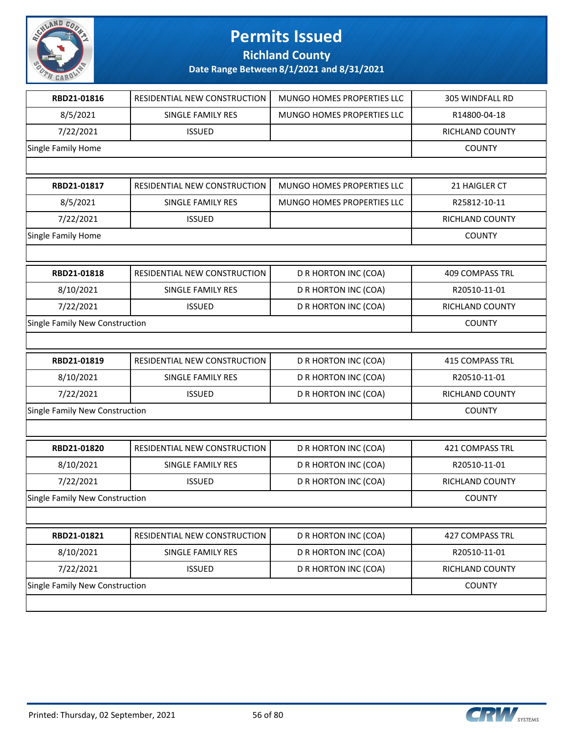# Permits Issued

## Richland County

### Date Range Between 8/1/2021 and 8/31/2021

| RBD21-01816 | RESIDENTIAL NEW CONSTRUCTION | MUNGO HOMES PROPERTIES LLC | 305 WINDFALL RD |
|---|---|---|---|
| 8/5/2021 | SINGLE FAMILY RES | MUNGO HOMES PROPERTIES LLC | R14800-04-18 |
| 7/22/2021 | ISSUED | | RICHLAND COUNTY |
| Single Family Home | | | COUNTY |

| RBD21-01817 | RESIDENTIAL NEW CONSTRUCTION | MUNGO HOMES PROPERTIES LLC | 21 HAIGLER CT |
|---|---|---|---|
| 8/5/2021 | SINGLE FAMILY RES | MUNGO HOMES PROPERTIES LLC | R25812-10-11 |
| 7/22/2021 | ISSUED | | RICHLAND COUNTY |
| Single Family Home | | | COUNTY |

| RBD21-01818 | RESIDENTIAL NEW CONSTRUCTION | D R HORTON INC (COA) | 409 COMPASS TRL |
|---|---|---|---|
| 8/10/2021 | SINGLE FAMILY RES | D R HORTON INC (COA) | R20510-11-01 |
| 7/22/2021 | ISSUED | D R HORTON INC (COA) | RICHLAND COUNTY |
| Single Family New Construction | | | COUNTY |

| RBD21-01819 | RESIDENTIAL NEW CONSTRUCTION | D R HORTON INC (COA) | 415 COMPASS TRL |
|---|---|---|---|
| 8/10/2021 | SINGLE FAMILY RES | D R HORTON INC (COA) | R20510-11-01 |
| 7/22/2021 | ISSUED | D R HORTON INC (COA) | RICHLAND COUNTY |
| Single Family New Construction | | | COUNTY |

| RBD21-01820 | RESIDENTIAL NEW CONSTRUCTION | D R HORTON INC (COA) | 421 COMPASS TRL |
|---|---|---|---|
| 8/10/2021 | SINGLE FAMILY RES | D R HORTON INC (COA) | R20510-11-01 |
| 7/22/2021 | ISSUED | D R HORTON INC (COA) | RICHLAND COUNTY |
| Single Family New Construction | | | COUNTY |

| RBD21-01821 | RESIDENTIAL NEW CONSTRUCTION | D R HORTON INC (COA) | 427 COMPASS TRL |
|---|---|---|---|
| 8/10/2021 | SINGLE FAMILY RES | D R HORTON INC (COA) | R20510-11-01 |
| 7/22/2021 | ISSUED | D R HORTON INC (COA) | RICHLAND COUNTY |
| Single Family New Construction | | | COUNTY |

Printed: Thursday, 02 September, 2021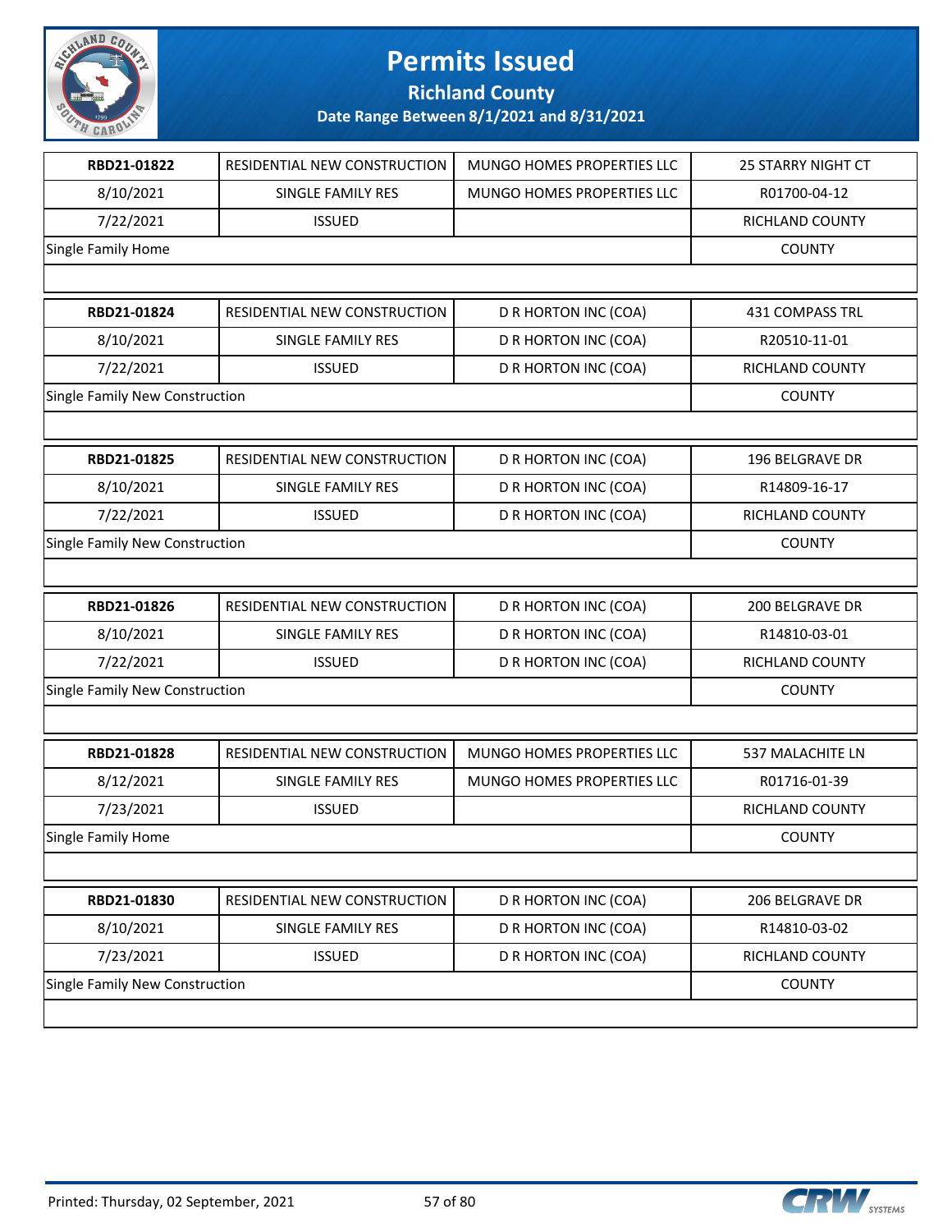# Permits Issued

## Richland County

### Date Range Between 8/1/2021 and 8/31/2021

| RBD21-01822 | RESIDENTIAL NEW CONSTRUCTION | MUNGO HOMES PROPERTIES LLC | 25 STARRY NIGHT CT |
|---|---|---|---|
| 8/10/2021 | SINGLE FAMILY RES | MUNGO HOMES PROPERTIES LLC | R01700-04-12 |
| 7/22/2021 | ISSUED | | RICHLAND COUNTY |
| Single Family Home | | | COUNTY |

| RBD21-01824 | RESIDENTIAL NEW CONSTRUCTION | D R HORTON INC (COA) | 431 COMPASS TRL |
|---|---|---|---|
| 8/10/2021 | SINGLE FAMILY RES | D R HORTON INC (COA) | R20510-11-01 |
| 7/22/2021 | ISSUED | D R HORTON INC (COA) | RICHLAND COUNTY |
| Single Family New Construction | | | COUNTY |

| RBD21-01825 | RESIDENTIAL NEW CONSTRUCTION | D R HORTON INC (COA) | 196 BELGRAVE DR |
|---|---|---|---|
| 8/10/2021 | SINGLE FAMILY RES | D R HORTON INC (COA) | R14809-16-17 |
| 7/22/2021 | ISSUED | D R HORTON INC (COA) | RICHLAND COUNTY |
| Single Family New Construction | | | COUNTY |

| RBD21-01826 | RESIDENTIAL NEW CONSTRUCTION | D R HORTON INC (COA) | 200 BELGRAVE DR |
|---|---|---|---|
| 8/10/2021 | SINGLE FAMILY RES | D R HORTON INC (COA) | R14810-03-01 |
| 7/22/2021 | ISSUED | D R HORTON INC (COA) | RICHLAND COUNTY |
| Single Family New Construction | | | COUNTY |

| RBD21-01828 | RESIDENTIAL NEW CONSTRUCTION | MUNGO HOMES PROPERTIES LLC | 537 MALACHITE LN |
|---|---|---|---|
| 8/12/2021 | SINGLE FAMILY RES | MUNGO HOMES PROPERTIES LLC | R01716-01-39 |
| 7/23/2021 | ISSUED | | RICHLAND COUNTY |
| Single Family Home | | | COUNTY |

| RBD21-01830 | RESIDENTIAL NEW CONSTRUCTION | D R HORTON INC (COA) | 206 BELGRAVE DR |
|---|---|---|---|
| 8/10/2021 | SINGLE FAMILY RES | D R HORTON INC (COA) | R14810-03-02 |
| 7/23/2021 | ISSUED | D R HORTON INC (COA) | RICHLAND COUNTY |
| Single Family New Construction | | | COUNTY |

Printed: Thursday, 02 September, 2021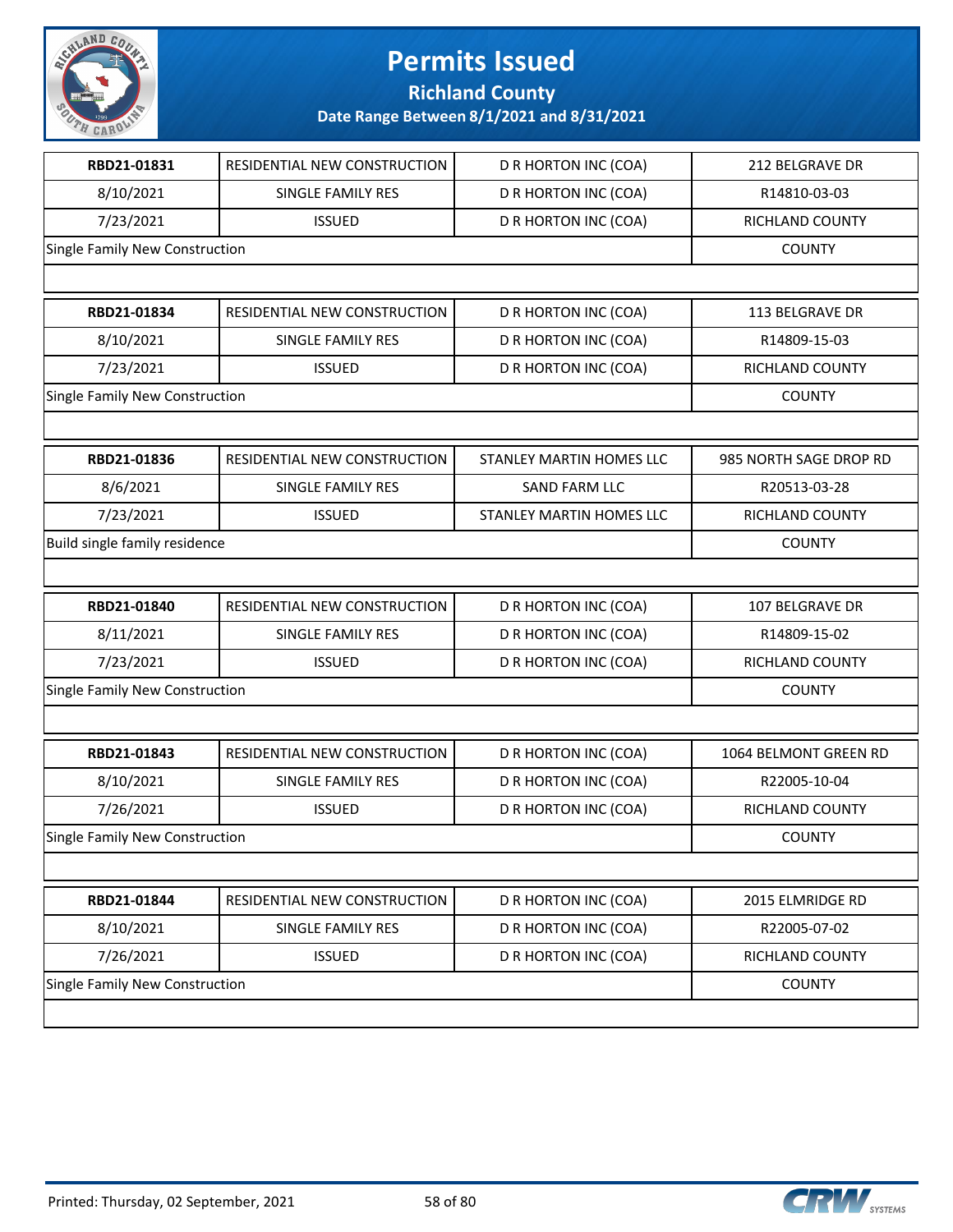# Permits Issued

## Richland County

### Date Range Between 8/1/2021 and 8/31/2021

| RBD21-01831 | RESIDENTIAL NEW CONSTRUCTION | D R HORTON INC (COA) | 212 BELGRAVE DR |
|---|---|---|---|
| 8/10/2021 | SINGLE FAMILY RES | D R HORTON INC (COA) | R14810-03-03 |
| 7/23/2021 | ISSUED | D R HORTON INC (COA) | RICHLAND COUNTY |
| Single Family New Construction | | | COUNTY |

| RBD21-01834 | RESIDENTIAL NEW CONSTRUCTION | D R HORTON INC (COA) | 113 BELGRAVE DR |
|---|---|---|---|
| 8/10/2021 | SINGLE FAMILY RES | D R HORTON INC (COA) | R14809-15-03 |
| 7/23/2021 | ISSUED | D R HORTON INC (COA) | RICHLAND COUNTY |
| Single Family New Construction | | | COUNTY |

| RBD21-01836 | RESIDENTIAL NEW CONSTRUCTION | STANLEY MARTIN HOMES LLC | 985 NORTH SAGE DROP RD |
|---|---|---|---|
| 8/6/2021 | SINGLE FAMILY RES | SAND FARM LLC | R20513-03-28 |
| 7/23/2021 | ISSUED | STANLEY MARTIN HOMES LLC | RICHLAND COUNTY |
| Build single family residence | | | COUNTY |

| RBD21-01840 | RESIDENTIAL NEW CONSTRUCTION | D R HORTON INC (COA) | 107 BELGRAVE DR |
|---|---|---|---|
| 8/11/2021 | SINGLE FAMILY RES | D R HORTON INC (COA) | R14809-15-02 |
| 7/23/2021 | ISSUED | D R HORTON INC (COA) | RICHLAND COUNTY |
| Single Family New Construction | | | COUNTY |

| RBD21-01843 | RESIDENTIAL NEW CONSTRUCTION | D R HORTON INC (COA) | 1064 BELMONT GREEN RD |
|---|---|---|---|
| 8/10/2021 | SINGLE FAMILY RES | D R HORTON INC (COA) | R22005-10-04 |
| 7/26/2021 | ISSUED | D R HORTON INC (COA) | RICHLAND COUNTY |
| Single Family New Construction | | | COUNTY |

| RBD21-01844 | RESIDENTIAL NEW CONSTRUCTION | D R HORTON INC (COA) | 2015 ELMRIDGE RD |
|---|---|---|---|
| 8/10/2021 | SINGLE FAMILY RES | D R HORTON INC (COA) | R22005-07-02 |
| 7/26/2021 | ISSUED | D R HORTON INC (COA) | RICHLAND COUNTY |
| Single Family New Construction | | | COUNTY |

Printed: Thursday, 02 September, 2021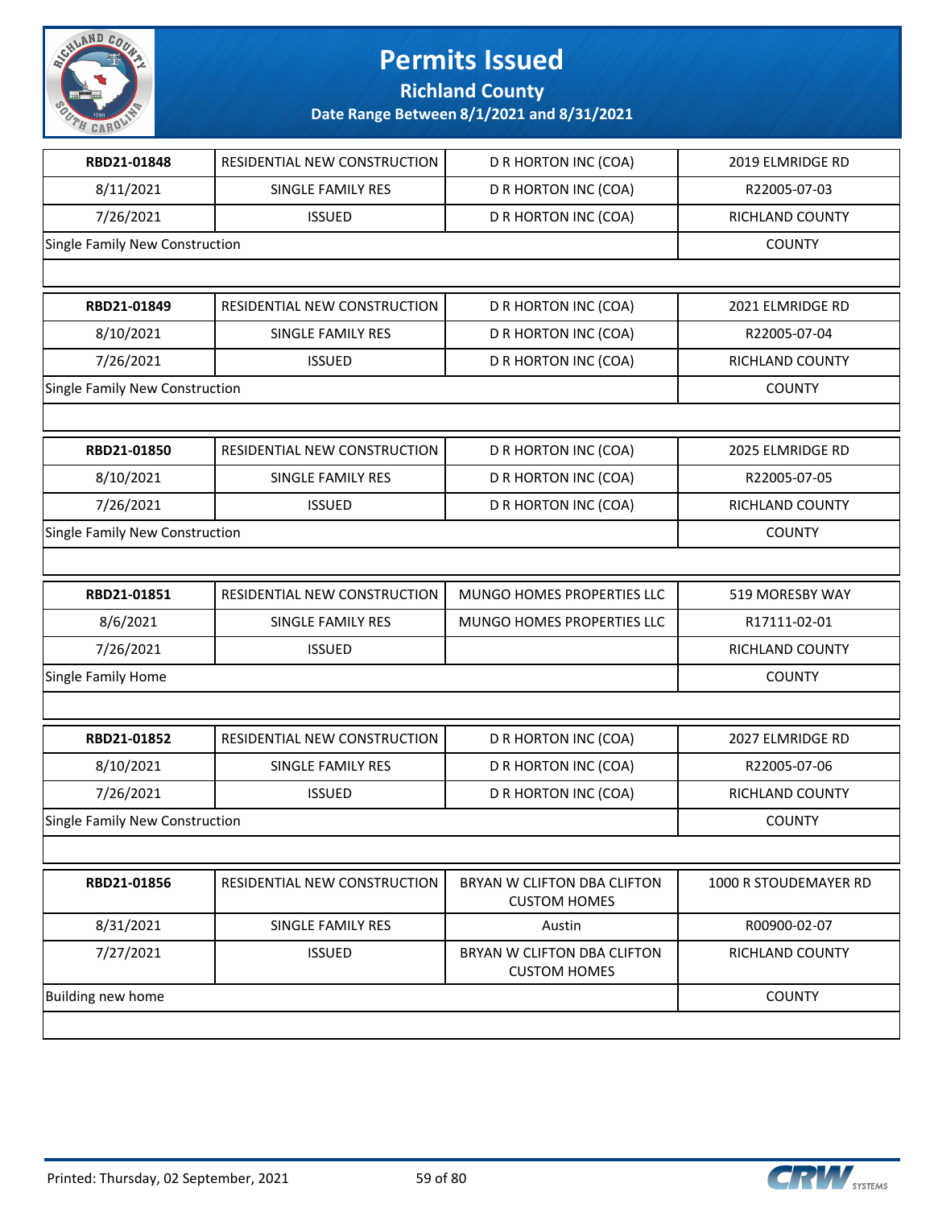# Permits Issued

## Richland County

### Date Range Between 8/1/2021 and 8/31/2021

| | | | |
|---|---|---|---|
| **RBD21-01848** | RESIDENTIAL NEW CONSTRUCTION | D R HORTON INC (COA) | 2019 ELMRIDGE RD |
| 8/11/2021 | SINGLE FAMILY RES | D R HORTON INC (COA) | R22005-07-03 |
| 7/26/2021 | ISSUED | D R HORTON INC (COA) | RICHLAND COUNTY |
| Single Family New Construction | | | COUNTY |

| | | | |
|---|---|---|---|
| **RBD21-01849** | RESIDENTIAL NEW CONSTRUCTION | D R HORTON INC (COA) | 2021 ELMRIDGE RD |
| 8/10/2021 | SINGLE FAMILY RES | D R HORTON INC (COA) | R22005-07-04 |
| 7/26/2021 | ISSUED | D R HORTON INC (COA) | RICHLAND COUNTY |
| Single Family New Construction | | | COUNTY |

| | | | |
|---|---|---|---|
| **RBD21-01850** | RESIDENTIAL NEW CONSTRUCTION | D R HORTON INC (COA) | 2025 ELMRIDGE RD |
| 8/10/2021 | SINGLE FAMILY RES | D R HORTON INC (COA) | R22005-07-05 |
| 7/26/2021 | ISSUED | D R HORTON INC (COA) | RICHLAND COUNTY |
| Single Family New Construction | | | COUNTY |

| | | | |
|---|---|---|---|
| **RBD21-01851** | RESIDENTIAL NEW CONSTRUCTION | MUNGO HOMES PROPERTIES LLC | 519 MORESBY WAY |
| 8/6/2021 | SINGLE FAMILY RES | MUNGO HOMES PROPERTIES LLC | R17111-02-01 |
| 7/26/2021 | ISSUED | | RICHLAND COUNTY |
| Single Family Home | | | COUNTY |

| | | | |
|---|---|---|---|
| **RBD21-01852** | RESIDENTIAL NEW CONSTRUCTION | D R HORTON INC (COA) | 2027 ELMRIDGE RD |
| 8/10/2021 | SINGLE FAMILY RES | D R HORTON INC (COA) | R22005-07-06 |
| 7/26/2021 | ISSUED | D R HORTON INC (COA) | RICHLAND COUNTY |
| Single Family New Construction | | | COUNTY |

| | | | |
|---|---|---|---|
| **RBD21-01856** | RESIDENTIAL NEW CONSTRUCTION | BRYAN W CLIFTON DBA CLIFTON CUSTOM HOMES | 1000 R STOUDEMAYER RD |
| 8/31/2021 | SINGLE FAMILY RES | Austin | R00900-02-07 |
| 7/27/2021 | ISSUED | BRYAN W CLIFTON DBA CLIFTON CUSTOM HOMES | RICHLAND COUNTY |
| Building new home | | | COUNTY |

Printed: Thursday, 02 September, 2021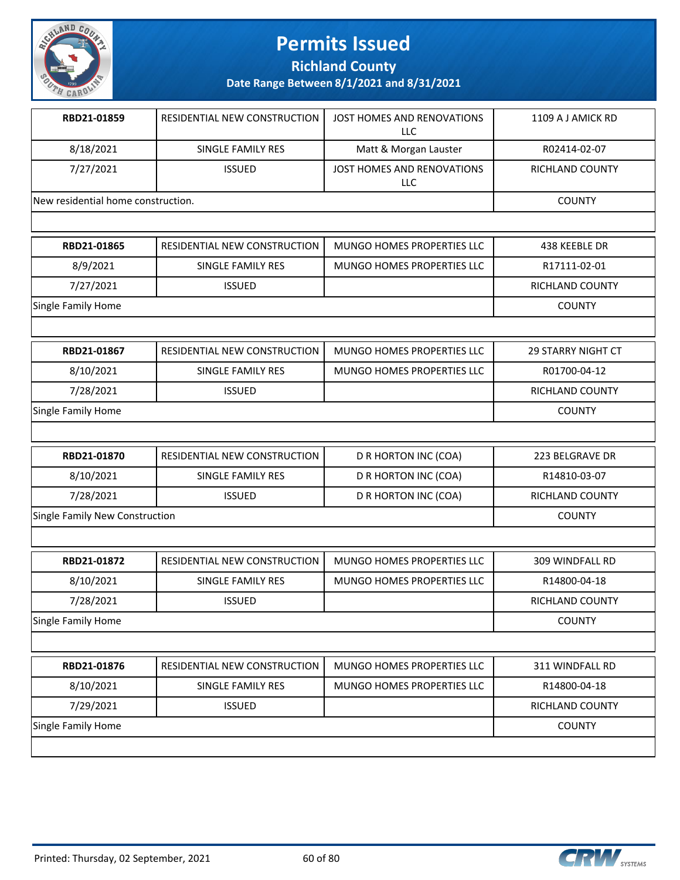# Permits Issued

## Richland County

### Date Range Between 8/1/2021 and 8/31/2021

| RBD21-01859 | RESIDENTIAL NEW CONSTRUCTION | JOST HOMES AND RENOVATIONS LLC | 1109 A J AMICK RD |
|---|---|---|---|
| 8/18/2021 | SINGLE FAMILY RES | Matt & Morgan Lauster | R02414-02-07 |
| 7/27/2021 | ISSUED | JOST HOMES AND RENOVATIONS LLC | RICHLAND COUNTY |
| New residential home construction. | | | COUNTY |

| RBD21-01865 | RESIDENTIAL NEW CONSTRUCTION | MUNGO HOMES PROPERTIES LLC | 438 KEEBLE DR |
|---|---|---|---|
| 8/9/2021 | SINGLE FAMILY RES | MUNGO HOMES PROPERTIES LLC | R17111-02-01 |
| 7/27/2021 | ISSUED | | RICHLAND COUNTY |
| Single Family Home | | | COUNTY |

| RBD21-01867 | RESIDENTIAL NEW CONSTRUCTION | MUNGO HOMES PROPERTIES LLC | 29 STARRY NIGHT CT |
|---|---|---|---|
| 8/10/2021 | SINGLE FAMILY RES | MUNGO HOMES PROPERTIES LLC | R01700-04-12 |
| 7/28/2021 | ISSUED | | RICHLAND COUNTY |
| Single Family Home | | | COUNTY |

| RBD21-01870 | RESIDENTIAL NEW CONSTRUCTION | D R HORTON INC (COA) | 223 BELGRAVE DR |
|---|---|---|---|
| 8/10/2021 | SINGLE FAMILY RES | D R HORTON INC (COA) | R14810-03-07 |
| 7/28/2021 | ISSUED | D R HORTON INC (COA) | RICHLAND COUNTY |
| Single Family New Construction | | | COUNTY |

| RBD21-01872 | RESIDENTIAL NEW CONSTRUCTION | MUNGO HOMES PROPERTIES LLC | 309 WINDFALL RD |
|---|---|---|---|
| 8/10/2021 | SINGLE FAMILY RES | MUNGO HOMES PROPERTIES LLC | R14800-04-18 |
| 7/28/2021 | ISSUED | | RICHLAND COUNTY |
| Single Family Home | | | COUNTY |

| RBD21-01876 | RESIDENTIAL NEW CONSTRUCTION | MUNGO HOMES PROPERTIES LLC | 311 WINDFALL RD |
|---|---|---|---|
| 8/10/2021 | SINGLE FAMILY RES | MUNGO HOMES PROPERTIES LLC | R14800-04-18 |
| 7/29/2021 | ISSUED | | RICHLAND COUNTY |
| Single Family Home | | | COUNTY |

Printed: Thursday, 02 September, 2021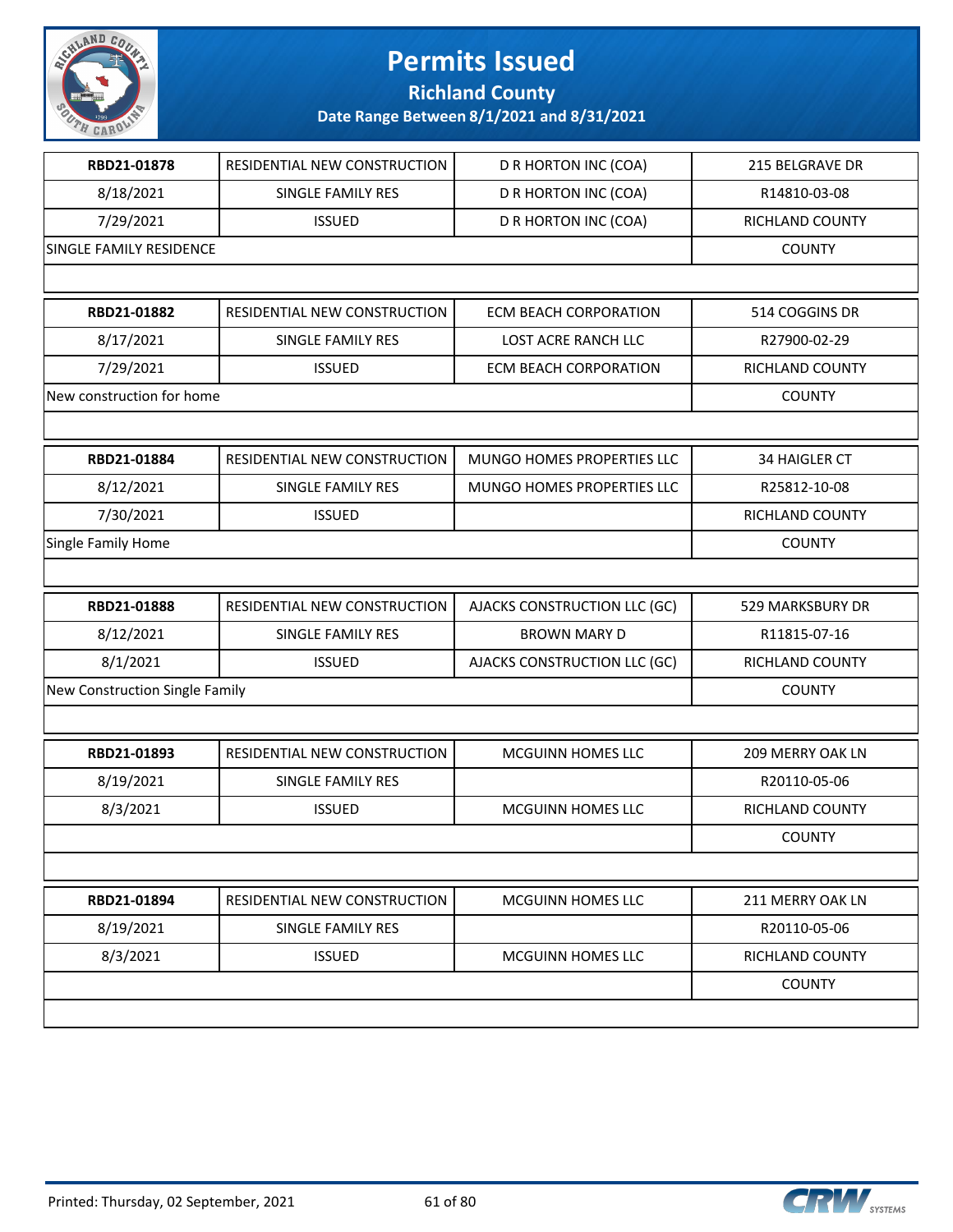# Permits Issued

**Richland County**

**Date Range Between 8/1/2021 and 8/31/2021**

| **RBD21-01878** | RESIDENTIAL NEW CONSTRUCTION | D R HORTON INC (COA) | 215 BELGRAVE DR |
|---|---|---|---|
| 8/18/2021 | SINGLE FAMILY RES | D R HORTON INC (COA) | R14810-03-08 |
| 7/29/2021 | ISSUED | D R HORTON INC (COA) | RICHLAND COUNTY |
| SINGLE FAMILY RESIDENCE | | | COUNTY |

| **RBD21-01882** | RESIDENTIAL NEW CONSTRUCTION | ECM BEACH CORPORATION | 514 COGGINS DR |
|---|---|---|---|
| 8/17/2021 | SINGLE FAMILY RES | LOST ACRE RANCH LLC | R27900-02-29 |
| 7/29/2021 | ISSUED | ECM BEACH CORPORATION | RICHLAND COUNTY |
| New construction for home | | | COUNTY |

| **RBD21-01884** | RESIDENTIAL NEW CONSTRUCTION | MUNGO HOMES PROPERTIES LLC | 34 HAIGLER CT |
|---|---|---|---|
| 8/12/2021 | SINGLE FAMILY RES | MUNGO HOMES PROPERTIES LLC | R25812-10-08 |
| 7/30/2021 | ISSUED | | RICHLAND COUNTY |
| Single Family Home | | | COUNTY |

| **RBD21-01888** | RESIDENTIAL NEW CONSTRUCTION | AJACKS CONSTRUCTION LLC (GC) | 529 MARKSBURY DR |
|---|---|---|---|
| 8/12/2021 | SINGLE FAMILY RES | BROWN MARY D | R11815-07-16 |
| 8/1/2021 | ISSUED | AJACKS CONSTRUCTION LLC (GC) | RICHLAND COUNTY |
| New Construction Single Family | | | COUNTY |

| **RBD21-01893** | RESIDENTIAL NEW CONSTRUCTION | MCGUINN HOMES LLC | 209 MERRY OAK LN |
|---|---|---|---|
| 8/19/2021 | SINGLE FAMILY RES | | R20110-05-06 |
| 8/3/2021 | ISSUED | MCGUINN HOMES LLC | RICHLAND COUNTY |
| | | | COUNTY |

| **RBD21-01894** | RESIDENTIAL NEW CONSTRUCTION | MCGUINN HOMES LLC | 211 MERRY OAK LN |
|---|---|---|---|
| 8/19/2021 | SINGLE FAMILY RES | | R20110-05-06 |
| 8/3/2021 | ISSUED | MCGUINN HOMES LLC | RICHLAND COUNTY |
| | | | COUNTY |

Printed: Thursday, 02 September, 2021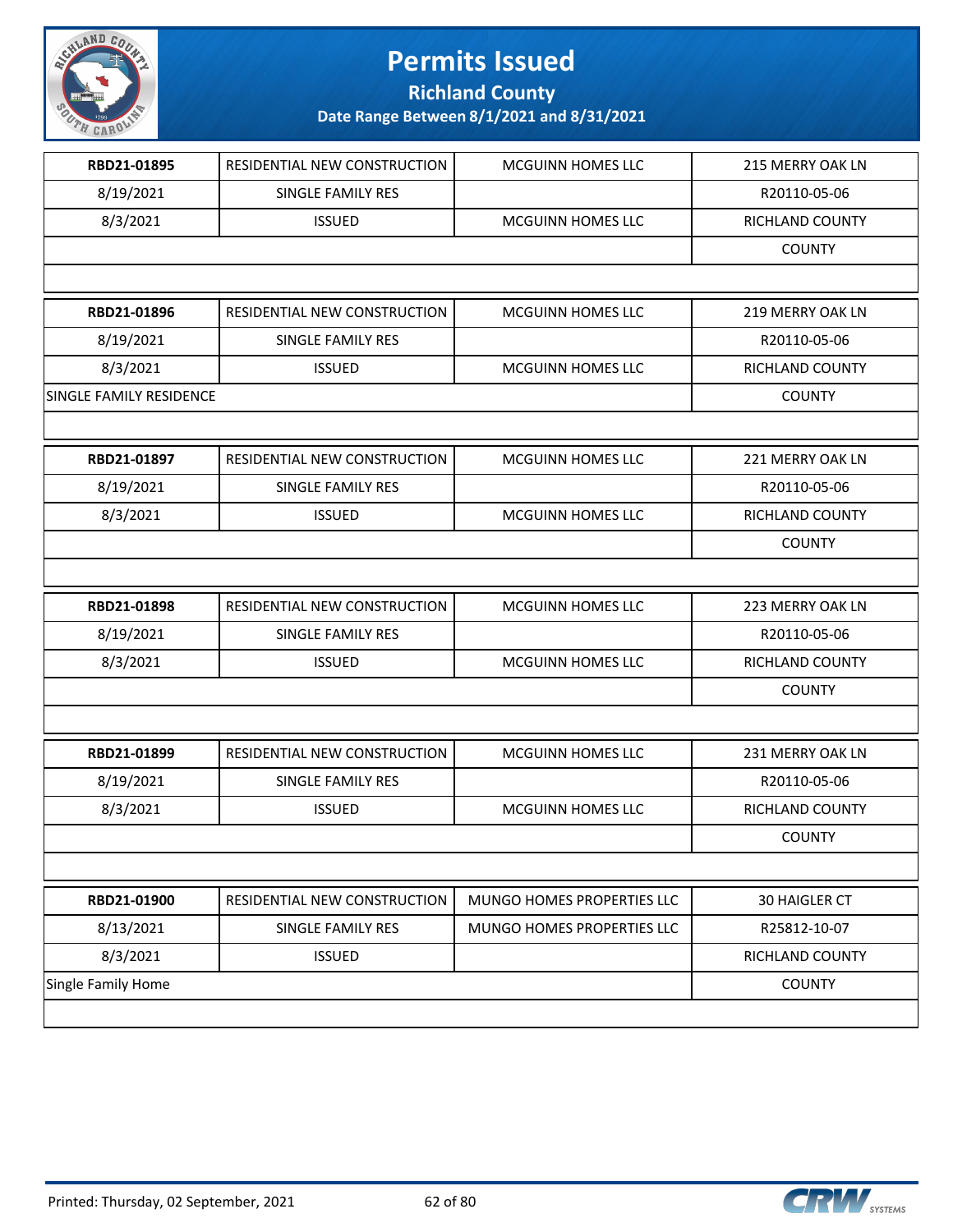# Permits Issued

## Richland County

### Date Range Between 8/1/2021 and 8/31/2021

| | | | |
|---|---|---|---|
| **RBD21-01895** | RESIDENTIAL NEW CONSTRUCTION | MCGUINN HOMES LLC | 215 MERRY OAK LN |
| 8/19/2021 | SINGLE FAMILY RES | | R20110-05-06 |
| 8/3/2021 | ISSUED | MCGUINN HOMES LLC | RICHLAND COUNTY |
| | | | COUNTY |

| | | | |
|---|---|---|---|
| **RBD21-01896** | RESIDENTIAL NEW CONSTRUCTION | MCGUINN HOMES LLC | 219 MERRY OAK LN |
| 8/19/2021 | SINGLE FAMILY RES | | R20110-05-06 |
| 8/3/2021 | ISSUED | MCGUINN HOMES LLC | RICHLAND COUNTY |
| SINGLE FAMILY RESIDENCE | | | COUNTY |

| | | | |
|---|---|---|---|
| **RBD21-01897** | RESIDENTIAL NEW CONSTRUCTION | MCGUINN HOMES LLC | 221 MERRY OAK LN |
| 8/19/2021 | SINGLE FAMILY RES | | R20110-05-06 |
| 8/3/2021 | ISSUED | MCGUINN HOMES LLC | RICHLAND COUNTY |
| | | | COUNTY |

| | | | |
|---|---|---|---|
| **RBD21-01898** | RESIDENTIAL NEW CONSTRUCTION | MCGUINN HOMES LLC | 223 MERRY OAK LN |
| 8/19/2021 | SINGLE FAMILY RES | | R20110-05-06 |
| 8/3/2021 | ISSUED | MCGUINN HOMES LLC | RICHLAND COUNTY |
| | | | COUNTY |

| | | | |
|---|---|---|---|
| **RBD21-01899** | RESIDENTIAL NEW CONSTRUCTION | MCGUINN HOMES LLC | 231 MERRY OAK LN |
| 8/19/2021 | SINGLE FAMILY RES | | R20110-05-06 |
| 8/3/2021 | ISSUED | MCGUINN HOMES LLC | RICHLAND COUNTY |
| | | | COUNTY |

| | | | |
|---|---|---|---|
| **RBD21-01900** | RESIDENTIAL NEW CONSTRUCTION | MUNGO HOMES PROPERTIES LLC | 30 HAIGLER CT |
| 8/13/2021 | SINGLE FAMILY RES | MUNGO HOMES PROPERTIES LLC | R25812-10-07 |
| 8/3/2021 | ISSUED | | RICHLAND COUNTY |
| Single Family Home | | | COUNTY |

Printed: Thursday, 02 September, 2021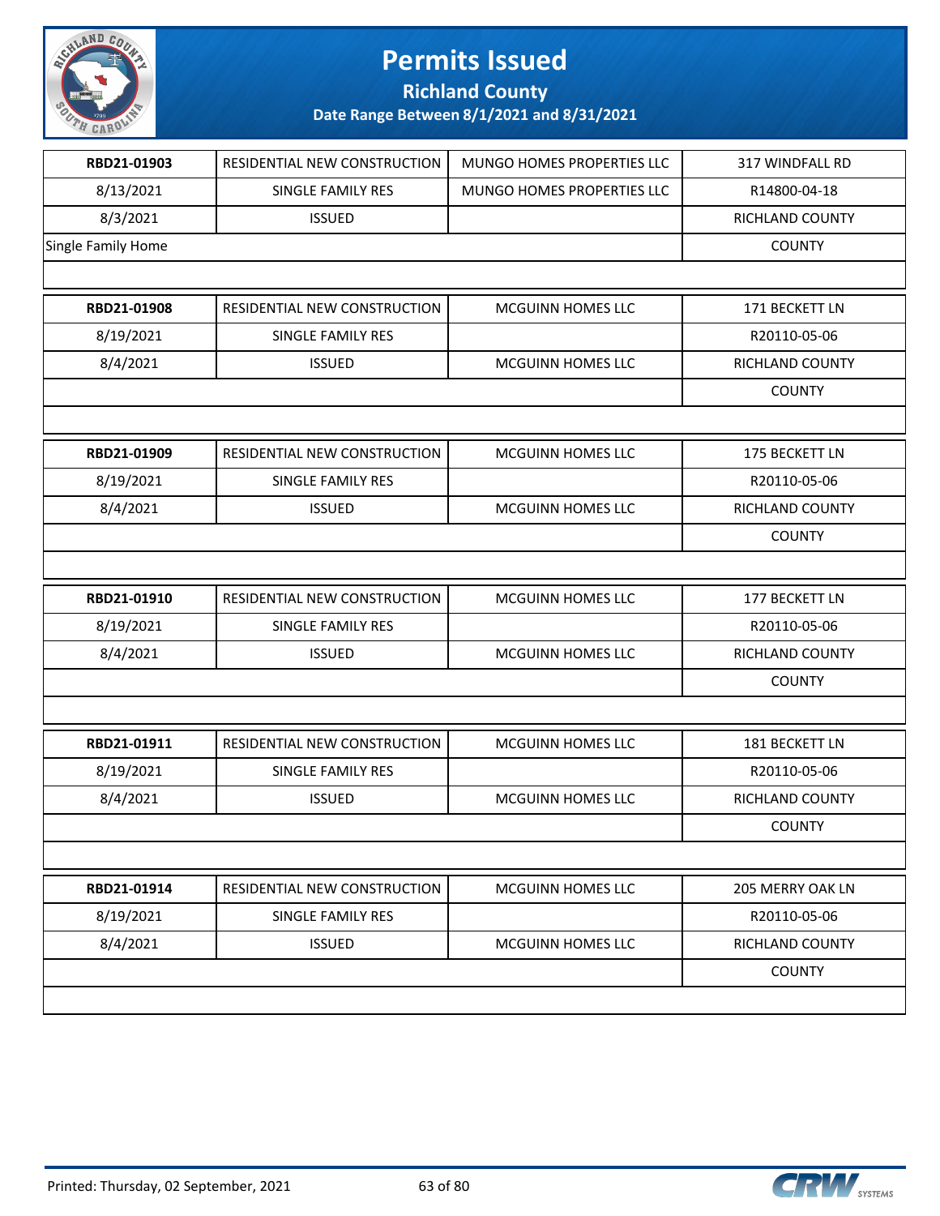# Permits Issued

## Richland County

### Date Range Between 8/1/2021 and 8/31/2021

| | | | |
|---|---|---|---|
| **RBD21-01903** | RESIDENTIAL NEW CONSTRUCTION | MUNGO HOMES PROPERTIES LLC | 317 WINDFALL RD |
| 8/13/2021 | SINGLE FAMILY RES | MUNGO HOMES PROPERTIES LLC | R14800-04-18 |
| 8/3/2021 | ISSUED | | RICHLAND COUNTY |
| Single Family Home | | | COUNTY |
| | | | |
| **RBD21-01908** | RESIDENTIAL NEW CONSTRUCTION | MCGUINN HOMES LLC | 171 BECKETT LN |
| 8/19/2021 | SINGLE FAMILY RES | | R20110-05-06 |
| 8/4/2021 | ISSUED | MCGUINN HOMES LLC | RICHLAND COUNTY |
| | | | COUNTY |
| | | | |
| **RBD21-01909** | RESIDENTIAL NEW CONSTRUCTION | MCGUINN HOMES LLC | 175 BECKETT LN |
| 8/19/2021 | SINGLE FAMILY RES | | R20110-05-06 |
| 8/4/2021 | ISSUED | MCGUINN HOMES LLC | RICHLAND COUNTY |
| | | | COUNTY |
| | | | |
| **RBD21-01910** | RESIDENTIAL NEW CONSTRUCTION | MCGUINN HOMES LLC | 177 BECKETT LN |
| 8/19/2021 | SINGLE FAMILY RES | | R20110-05-06 |
| 8/4/2021 | ISSUED | MCGUINN HOMES LLC | RICHLAND COUNTY |
| | | | COUNTY |
| | | | |
| **RBD21-01911** | RESIDENTIAL NEW CONSTRUCTION | MCGUINN HOMES LLC | 181 BECKETT LN |
| 8/19/2021 | SINGLE FAMILY RES | | R20110-05-06 |
| 8/4/2021 | ISSUED | MCGUINN HOMES LLC | RICHLAND COUNTY |
| | | | COUNTY |
| | | | |
| **RBD21-01914** | RESIDENTIAL NEW CONSTRUCTION | MCGUINN HOMES LLC | 205 MERRY OAK LN |
| 8/19/2021 | SINGLE FAMILY RES | | R20110-05-06 |
| 8/4/2021 | ISSUED | MCGUINN HOMES LLC | RICHLAND COUNTY |
| | | | COUNTY |

Printed: Thursday, 02 September, 2021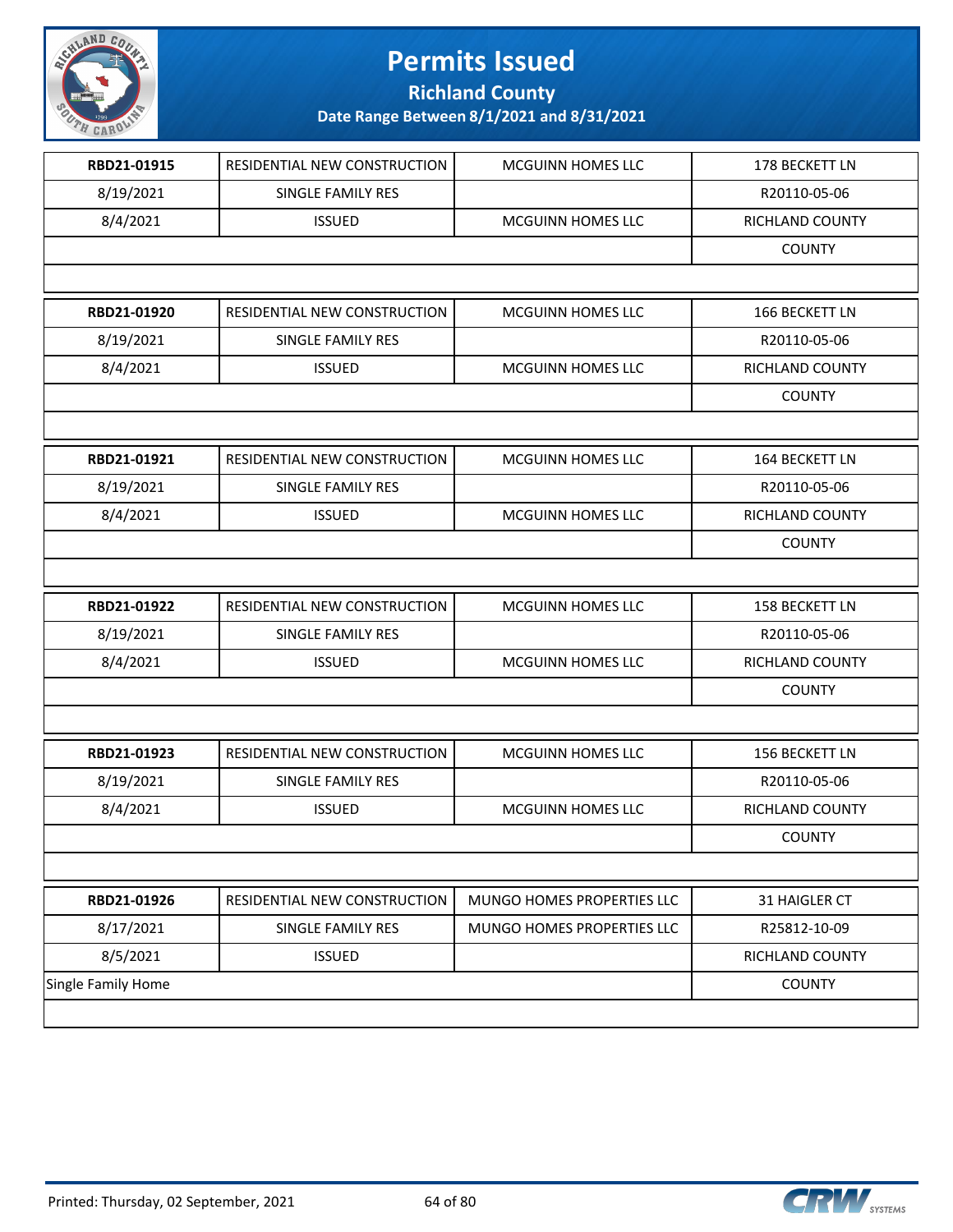# Permits Issued

**Richland County**

**Date Range Between 8/1/2021 and 8/31/2021**

| **RBD21-01915** | RESIDENTIAL NEW CONSTRUCTION | MCGUINN HOMES LLC | 178 BECKETT LN |
|---|---|---|---|
| 8/19/2021 | SINGLE FAMILY RES | | R20110-05-06 |
| 8/4/2021 | ISSUED | MCGUINN HOMES LLC | RICHLAND COUNTY |
| | | | COUNTY |

| **RBD21-01920** | RESIDENTIAL NEW CONSTRUCTION | MCGUINN HOMES LLC | 166 BECKETT LN |
|---|---|---|---|
| 8/19/2021 | SINGLE FAMILY RES | | R20110-05-06 |
| 8/4/2021 | ISSUED | MCGUINN HOMES LLC | RICHLAND COUNTY |
| | | | COUNTY |

| **RBD21-01921** | RESIDENTIAL NEW CONSTRUCTION | MCGUINN HOMES LLC | 164 BECKETT LN |
|---|---|---|---|
| 8/19/2021 | SINGLE FAMILY RES | | R20110-05-06 |
| 8/4/2021 | ISSUED | MCGUINN HOMES LLC | RICHLAND COUNTY |
| | | | COUNTY |

| **RBD21-01922** | RESIDENTIAL NEW CONSTRUCTION | MCGUINN HOMES LLC | 158 BECKETT LN |
|---|---|---|---|
| 8/19/2021 | SINGLE FAMILY RES | | R20110-05-06 |
| 8/4/2021 | ISSUED | MCGUINN HOMES LLC | RICHLAND COUNTY |
| | | | COUNTY |

| **RBD21-01923** | RESIDENTIAL NEW CONSTRUCTION | MCGUINN HOMES LLC | 156 BECKETT LN |
|---|---|---|---|
| 8/19/2021 | SINGLE FAMILY RES | | R20110-05-06 |
| 8/4/2021 | ISSUED | MCGUINN HOMES LLC | RICHLAND COUNTY |
| | | | COUNTY |

| **RBD21-01926** | RESIDENTIAL NEW CONSTRUCTION | MUNGO HOMES PROPERTIES LLC | 31 HAIGLER CT |
|---|---|---|---|
| 8/17/2021 | SINGLE FAMILY RES | MUNGO HOMES PROPERTIES LLC | R25812-10-09 |
| 8/5/2021 | ISSUED | | RICHLAND COUNTY |
| Single Family Home | | | COUNTY |

Printed: Thursday, 02 September, 2021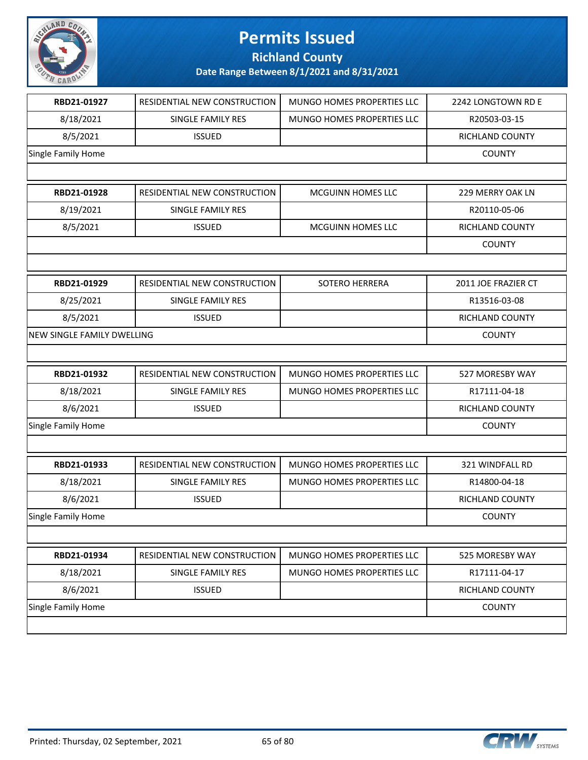# Permits Issued

## Richland County

### Date Range Between 8/1/2021 and 8/31/2021

| | | | |
|---|---|---|---|
| **RBD21-01927** | RESIDENTIAL NEW CONSTRUCTION | MUNGO HOMES PROPERTIES LLC | 2242 LONGTOWN RD E |
| 8/18/2021 | SINGLE FAMILY RES | MUNGO HOMES PROPERTIES LLC | R20503-03-15 |
| 8/5/2021 | ISSUED | | RICHLAND COUNTY |
| Single Family Home | | | COUNTY |

| | | | |
|---|---|---|---|
| **RBD21-01928** | RESIDENTIAL NEW CONSTRUCTION | MCGUINN HOMES LLC | 229 MERRY OAK LN |
| 8/19/2021 | SINGLE FAMILY RES | | R20110-05-06 |
| 8/5/2021 | ISSUED | MCGUINN HOMES LLC | RICHLAND COUNTY |
| | | | COUNTY |

| | | | |
|---|---|---|---|
| **RBD21-01929** | RESIDENTIAL NEW CONSTRUCTION | SOTERO HERRERA | 2011 JOE FRAZIER CT |
| 8/25/2021 | SINGLE FAMILY RES | | R13516-03-08 |
| 8/5/2021 | ISSUED | | RICHLAND COUNTY |
| NEW SINGLE FAMILY DWELLING | | | COUNTY |

| | | | |
|---|---|---|---|
| **RBD21-01932** | RESIDENTIAL NEW CONSTRUCTION | MUNGO HOMES PROPERTIES LLC | 527 MORESBY WAY |
| 8/18/2021 | SINGLE FAMILY RES | MUNGO HOMES PROPERTIES LLC | R17111-04-18 |
| 8/6/2021 | ISSUED | | RICHLAND COUNTY |
| Single Family Home | | | COUNTY |

| | | | |
|---|---|---|---|
| **RBD21-01933** | RESIDENTIAL NEW CONSTRUCTION | MUNGO HOMES PROPERTIES LLC | 321 WINDFALL RD |
| 8/18/2021 | SINGLE FAMILY RES | MUNGO HOMES PROPERTIES LLC | R14800-04-18 |
| 8/6/2021 | ISSUED | | RICHLAND COUNTY |
| Single Family Home | | | COUNTY |

| | | | |
|---|---|---|---|
| **RBD21-01934** | RESIDENTIAL NEW CONSTRUCTION | MUNGO HOMES PROPERTIES LLC | 525 MORESBY WAY |
| 8/18/2021 | SINGLE FAMILY RES | MUNGO HOMES PROPERTIES LLC | R17111-04-17 |
| 8/6/2021 | ISSUED | | RICHLAND COUNTY |
| Single Family Home | | | COUNTY |

Printed: Thursday, 02 September, 2021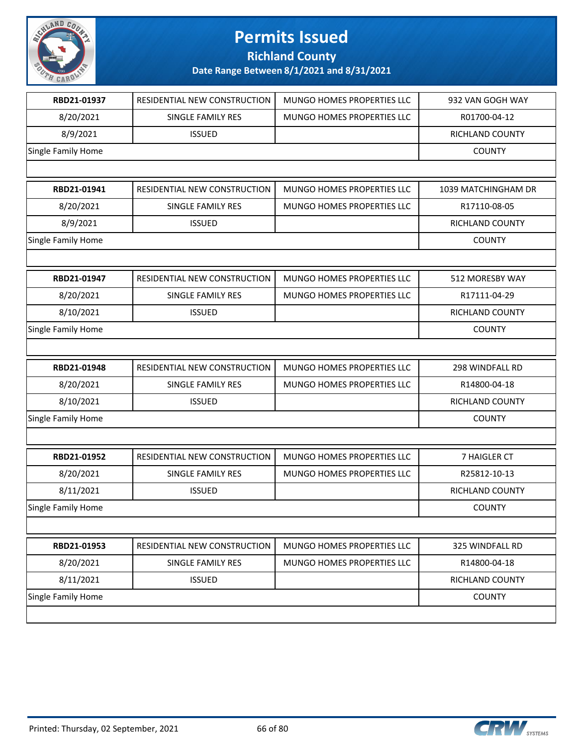# Permits Issued

## Richland County

### Date Range Between 8/1/2021 and 8/31/2021

| RBD21-01937 | RESIDENTIAL NEW CONSTRUCTION | MUNGO HOMES PROPERTIES LLC | 932 VAN GOGH WAY |
|---|---|---|---|
| 8/20/2021 | SINGLE FAMILY RES | MUNGO HOMES PROPERTIES LLC | R01700-04-12 |
| 8/9/2021 | ISSUED | | RICHLAND COUNTY |
| Single Family Home | | | COUNTY |

| RBD21-01941 | RESIDENTIAL NEW CONSTRUCTION | MUNGO HOMES PROPERTIES LLC | 1039 MATCHINGHAM DR |
|---|---|---|---|
| 8/20/2021 | SINGLE FAMILY RES | MUNGO HOMES PROPERTIES LLC | R17110-08-05 |
| 8/9/2021 | ISSUED | | RICHLAND COUNTY |
| Single Family Home | | | COUNTY |

| RBD21-01947 | RESIDENTIAL NEW CONSTRUCTION | MUNGO HOMES PROPERTIES LLC | 512 MORESBY WAY |
|---|---|---|---|
| 8/20/2021 | SINGLE FAMILY RES | MUNGO HOMES PROPERTIES LLC | R17111-04-29 |
| 8/10/2021 | ISSUED | | RICHLAND COUNTY |
| Single Family Home | | | COUNTY |

| RBD21-01948 | RESIDENTIAL NEW CONSTRUCTION | MUNGO HOMES PROPERTIES LLC | 298 WINDFALL RD |
|---|---|---|---|
| 8/20/2021 | SINGLE FAMILY RES | MUNGO HOMES PROPERTIES LLC | R14800-04-18 |
| 8/10/2021 | ISSUED | | RICHLAND COUNTY |
| Single Family Home | | | COUNTY |

| RBD21-01952 | RESIDENTIAL NEW CONSTRUCTION | MUNGO HOMES PROPERTIES LLC | 7 HAIGLER CT |
|---|---|---|---|
| 8/20/2021 | SINGLE FAMILY RES | MUNGO HOMES PROPERTIES LLC | R25812-10-13 |
| 8/11/2021 | ISSUED | | RICHLAND COUNTY |
| Single Family Home | | | COUNTY |

| RBD21-01953 | RESIDENTIAL NEW CONSTRUCTION | MUNGO HOMES PROPERTIES LLC | 325 WINDFALL RD |
|---|---|---|---|
| 8/20/2021 | SINGLE FAMILY RES | MUNGO HOMES PROPERTIES LLC | R14800-04-18 |
| 8/11/2021 | ISSUED | | RICHLAND COUNTY |
| Single Family Home | | | COUNTY |

Printed: Thursday, 02 September, 2021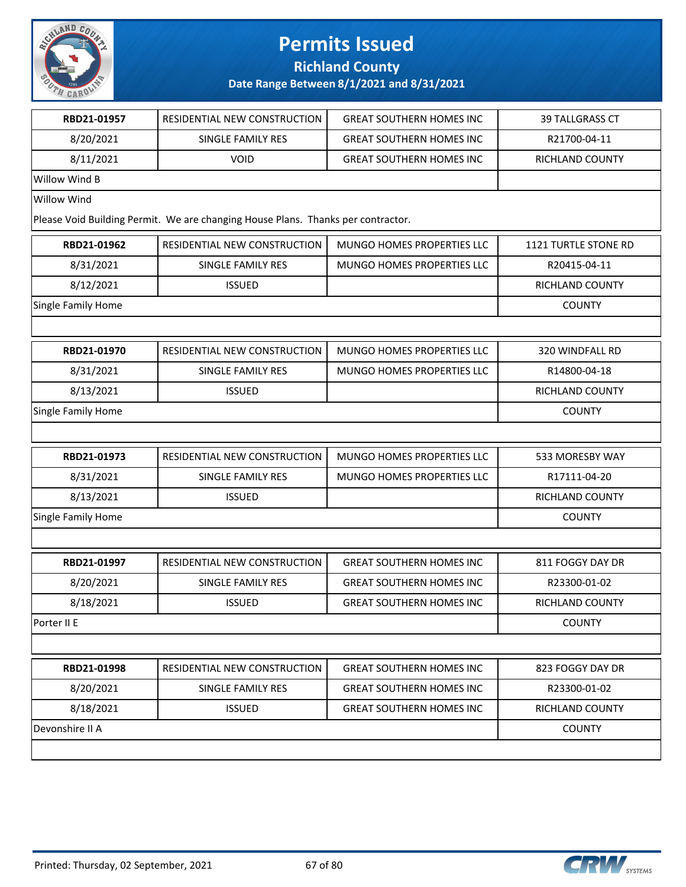# Permits Issued

## Richland County

### Date Range Between 8/1/2021 and 8/31/2021

| RBD21-01957 | RESIDENTIAL NEW CONSTRUCTION | GREAT SOUTHERN HOMES INC | 39 TALLGRASS CT |
|---|---|---|---|
| 8/20/2021 | SINGLE FAMILY RES | GREAT SOUTHERN HOMES INC | R21700-04-11 |
| 8/11/2021 | VOID | GREAT SOUTHERN HOMES INC | RICHLAND COUNTY |
| Willow Wind B | | | |
| Willow Wind | | | |
| Please Void Building Permit. We are changing House Plans. Thanks per contractor. | | | |

| RBD21-01962 | RESIDENTIAL NEW CONSTRUCTION | MUNGO HOMES PROPERTIES LLC | 1121 TURTLE STONE RD |
|---|---|---|---|
| 8/31/2021 | SINGLE FAMILY RES | MUNGO HOMES PROPERTIES LLC | R20415-04-11 |
| 8/12/2021 | ISSUED | | RICHLAND COUNTY |
| Single Family Home | | | COUNTY |

| RBD21-01970 | RESIDENTIAL NEW CONSTRUCTION | MUNGO HOMES PROPERTIES LLC | 320 WINDFALL RD |
|---|---|---|---|
| 8/31/2021 | SINGLE FAMILY RES | MUNGO HOMES PROPERTIES LLC | R14800-04-18 |
| 8/13/2021 | ISSUED | | RICHLAND COUNTY |
| Single Family Home | | | COUNTY |

| RBD21-01973 | RESIDENTIAL NEW CONSTRUCTION | MUNGO HOMES PROPERTIES LLC | 533 MORESBY WAY |
|---|---|---|---|
| 8/31/2021 | SINGLE FAMILY RES | MUNGO HOMES PROPERTIES LLC | R17111-04-20 |
| 8/13/2021 | ISSUED | | RICHLAND COUNTY |
| Single Family Home | | | COUNTY |

| RBD21-01997 | RESIDENTIAL NEW CONSTRUCTION | GREAT SOUTHERN HOMES INC | 811 FOGGY DAY DR |
|---|---|---|---|
| 8/20/2021 | SINGLE FAMILY RES | GREAT SOUTHERN HOMES INC | R23300-01-02 |
| 8/18/2021 | ISSUED | GREAT SOUTHERN HOMES INC | RICHLAND COUNTY |
| Porter II E | | | COUNTY |

| RBD21-01998 | RESIDENTIAL NEW CONSTRUCTION | GREAT SOUTHERN HOMES INC | 823 FOGGY DAY DR |
|---|---|---|---|
| 8/20/2021 | SINGLE FAMILY RES | GREAT SOUTHERN HOMES INC | R23300-01-02 |
| 8/18/2021 | ISSUED | GREAT SOUTHERN HOMES INC | RICHLAND COUNTY |
| Devonshire II A | | | COUNTY |

Printed: Thursday, 02 September, 2021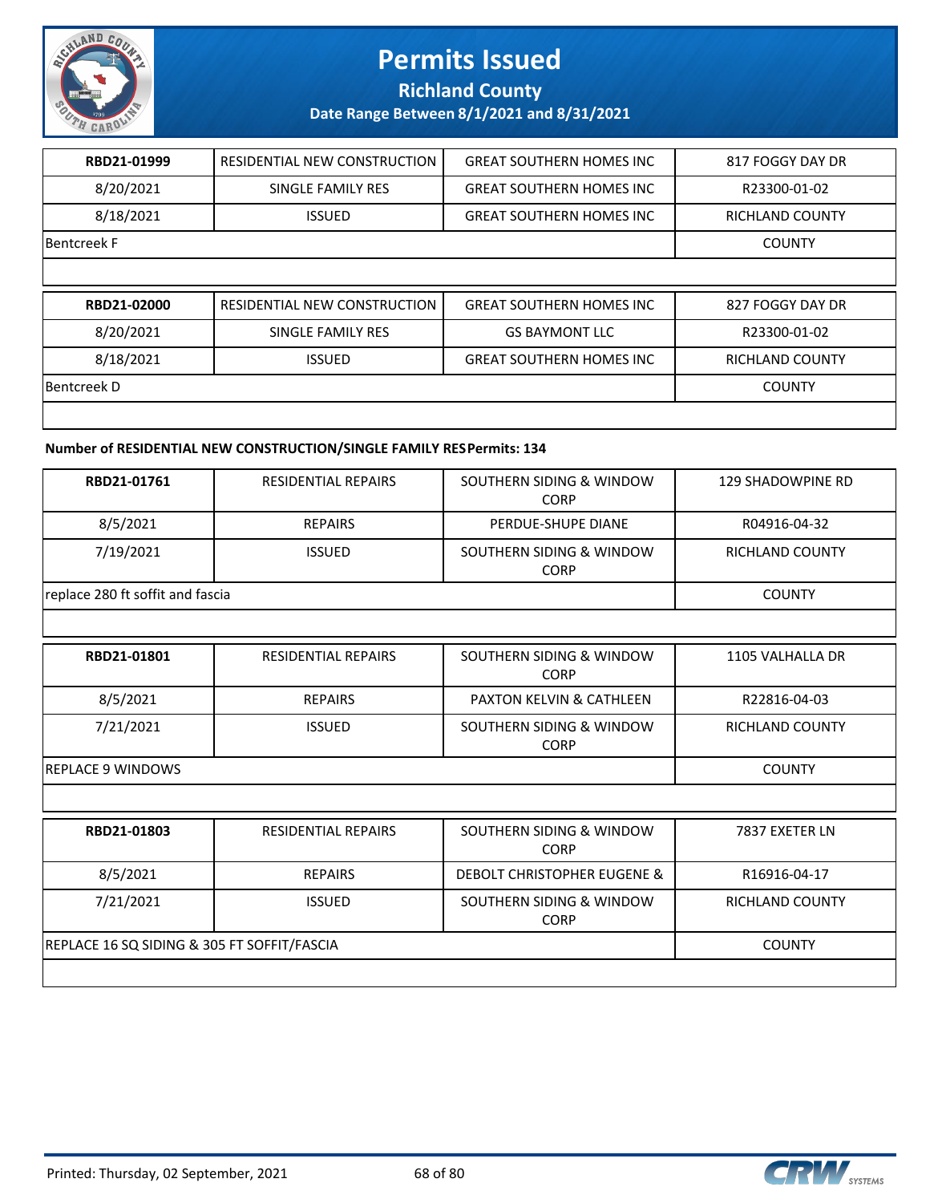| RBD21-01999 | RESIDENTIAL NEW CONSTRUCTION | GREAT SOUTHERN HOMES INC | 817 FOGGY DAY DR |
|---|---|---|---|
| 8/20/2021 | SINGLE FAMILY RES | GREAT SOUTHERN HOMES INC | R23300-01-02 |
| 8/18/2021 | ISSUED | GREAT SOUTHERN HOMES INC | RICHLAND COUNTY |
| Bentcreek F | | | COUNTY |

| RBD21-02000 | RESIDENTIAL NEW CONSTRUCTION | GREAT SOUTHERN HOMES INC | 827 FOGGY DAY DR |
|---|---|---|---|
| 8/20/2021 | SINGLE FAMILY RES | GS BAYMONT LLC | R23300-01-02 |
| 8/18/2021 | ISSUED | GREAT SOUTHERN HOMES INC | RICHLAND COUNTY |
| Bentcreek D | | | COUNTY |

**Number of RESIDENTIAL NEW CONSTRUCTION/SINGLE FAMILY RES Permits: 134**

| RBD21-01761 | RESIDENTIAL REPAIRS | SOUTHERN SIDING & WINDOW CORP | 129 SHADOWPINE RD |
|---|---|---|---|
| 8/5/2021 | REPAIRS | PERDUE-SHUPE DIANE | R04916-04-32 |
| 7/19/2021 | ISSUED | SOUTHERN SIDING & WINDOW CORP | RICHLAND COUNTY |
| replace 280 ft soffit and fascia | | | COUNTY |

| RBD21-01801 | RESIDENTIAL REPAIRS | SOUTHERN SIDING & WINDOW CORP | 1105 VALHALLA DR |
|---|---|---|---|
| 8/5/2021 | REPAIRS | PAXTON KELVIN & CATHLEEN | R22816-04-03 |
| 7/21/2021 | ISSUED | SOUTHERN SIDING & WINDOW CORP | RICHLAND COUNTY |
| REPLACE 9 WINDOWS | | | COUNTY |

| RBD21-01803 | RESIDENTIAL REPAIRS | SOUTHERN SIDING & WINDOW CORP | 7837 EXETER LN |
|---|---|---|---|
| 8/5/2021 | REPAIRS | DEBOLT CHRISTOPHER EUGENE & | R16916-04-17 |
| 7/21/2021 | ISSUED | SOUTHERN SIDING & WINDOW CORP | RICHLAND COUNTY |
| REPLACE 16 SQ SIDING & 305 FT SOFFIT/FASCIA | | | COUNTY |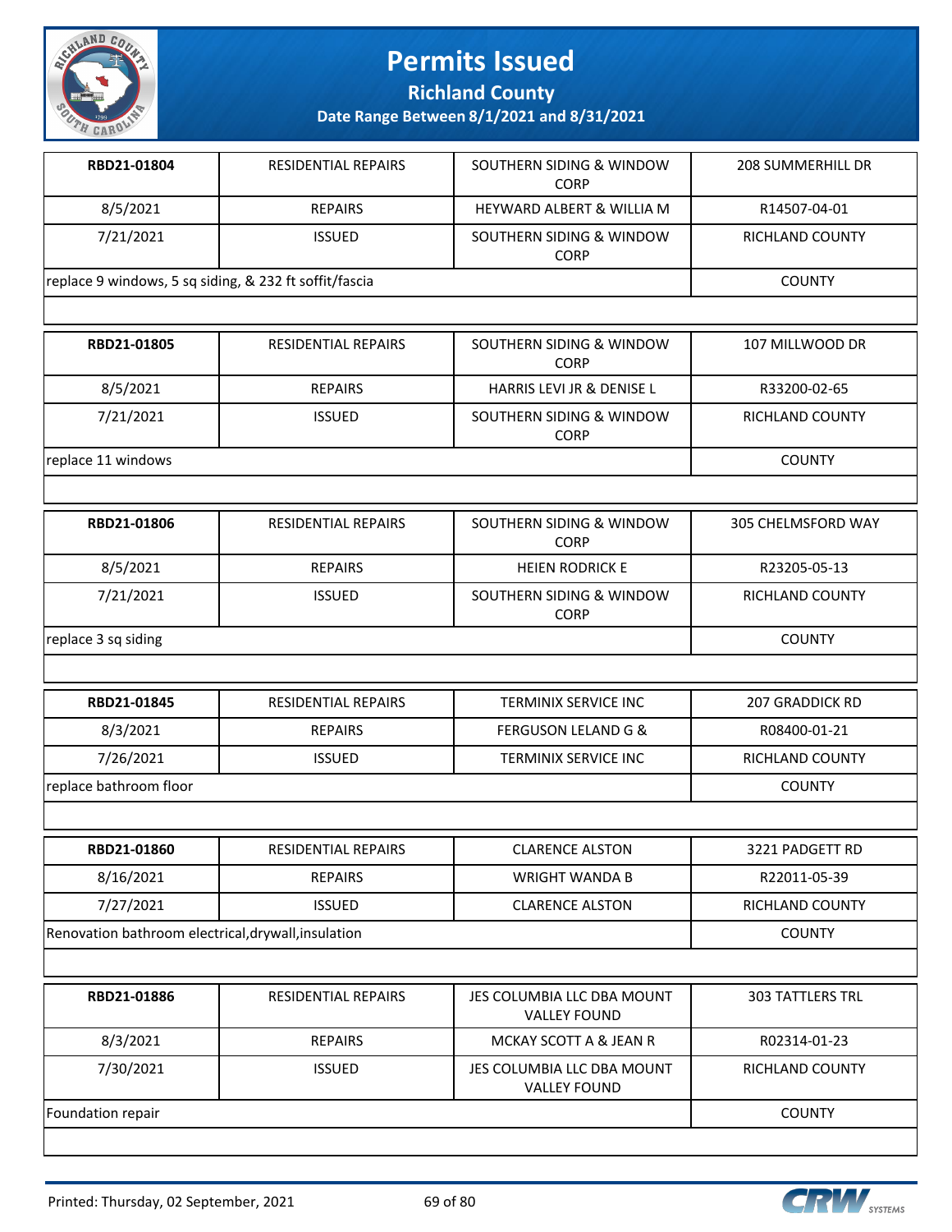# Permits Issued

**Richland County**

**Date Range Between 8/1/2021 and 8/31/2021**

| RBD21-01804 | RESIDENTIAL REPAIRS | SOUTHERN SIDING & WINDOW CORP | 208 SUMMERHILL DR |
|---|---|---|---|
| 8/5/2021 | REPAIRS | HEYWARD ALBERT & WILLIA M | R14507-04-01 |
| 7/21/2021 | ISSUED | SOUTHERN SIDING & WINDOW CORP | RICHLAND COUNTY |
| replace 9 windows, 5 sq siding, & 232 ft soffit/fascia | | | COUNTY |

| RBD21-01805 | RESIDENTIAL REPAIRS | SOUTHERN SIDING & WINDOW CORP | 107 MILLWOOD DR |
|---|---|---|---|
| 8/5/2021 | REPAIRS | HARRIS LEVI JR & DENISE L | R33200-02-65 |
| 7/21/2021 | ISSUED | SOUTHERN SIDING & WINDOW CORP | RICHLAND COUNTY |
| replace 11 windows | | | COUNTY |

| RBD21-01806 | RESIDENTIAL REPAIRS | SOUTHERN SIDING & WINDOW CORP | 305 CHELMSFORD WAY |
|---|---|---|---|
| 8/5/2021 | REPAIRS | HEIEN RODRICK E | R23205-05-13 |
| 7/21/2021 | ISSUED | SOUTHERN SIDING & WINDOW CORP | RICHLAND COUNTY |
| replace 3 sq siding | | | COUNTY |

| RBD21-01845 | RESIDENTIAL REPAIRS | TERMINIX SERVICE INC | 207 GRADDICK RD |
|---|---|---|---|
| 8/3/2021 | REPAIRS | FERGUSON LELAND G & | R08400-01-21 |
| 7/26/2021 | ISSUED | TERMINIX SERVICE INC | RICHLAND COUNTY |
| replace bathroom floor | | | COUNTY |

| RBD21-01860 | RESIDENTIAL REPAIRS | CLARENCE ALSTON | 3221 PADGETT RD |
|---|---|---|---|
| 8/16/2021 | REPAIRS | WRIGHT WANDA B | R22011-05-39 |
| 7/27/2021 | ISSUED | CLARENCE ALSTON | RICHLAND COUNTY |
| Renovation bathroom electrical,drywall,insulation | | | COUNTY |

| RBD21-01886 | RESIDENTIAL REPAIRS | JES COLUMBIA LLC DBA MOUNT VALLEY FOUND | 303 TATTLERS TRL |
|---|---|---|---|
| 8/3/2021 | REPAIRS | MCKAY SCOTT A & JEAN R | R02314-01-23 |
| 7/30/2021 | ISSUED | JES COLUMBIA LLC DBA MOUNT VALLEY FOUND | RICHLAND COUNTY |
| Foundation repair | | | COUNTY |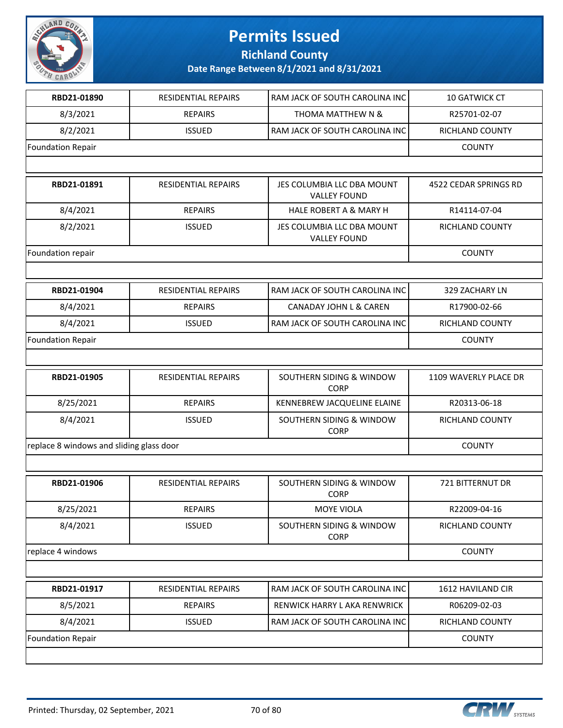# Permits Issued

**Richland County**

**Date Range Between 8/1/2021 and 8/31/2021**

| | | | |
|---|---|---|---|
| **RBD21-01890** | RESIDENTIAL REPAIRS | RAM JACK OF SOUTH CAROLINA INC | 10 GATWICK CT |
| 8/3/2021 | REPAIRS | THOMA MATTHEW N & | R25701-02-07 |
| 8/2/2021 | ISSUED | RAM JACK OF SOUTH CAROLINA INC | RICHLAND COUNTY |
| Foundation Repair | | | COUNTY |

| | | | |
|---|---|---|---|
| **RBD21-01891** | RESIDENTIAL REPAIRS | JES COLUMBIA LLC DBA MOUNT VALLEY FOUND | 4522 CEDAR SPRINGS RD |
| 8/4/2021 | REPAIRS | HALE ROBERT A & MARY H | R14114-07-04 |
| 8/2/2021 | ISSUED | JES COLUMBIA LLC DBA MOUNT VALLEY FOUND | RICHLAND COUNTY |
| Foundation repair | | | COUNTY |

| | | | |
|---|---|---|---|
| **RBD21-01904** | RESIDENTIAL REPAIRS | RAM JACK OF SOUTH CAROLINA INC | 329 ZACHARY LN |
| 8/4/2021 | REPAIRS | CANADAY JOHN L & CAREN | R17900-02-66 |
| 8/4/2021 | ISSUED | RAM JACK OF SOUTH CAROLINA INC | RICHLAND COUNTY |
| Foundation Repair | | | COUNTY |

| | | | |
|---|---|---|---|
| **RBD21-01905** | RESIDENTIAL REPAIRS | SOUTHERN SIDING & WINDOW CORP | 1109 WAVERLY PLACE DR |
| 8/25/2021 | REPAIRS | KENNEBREW JACQUELINE ELAINE | R20313-06-18 |
| 8/4/2021 | ISSUED | SOUTHERN SIDING & WINDOW CORP | RICHLAND COUNTY |
| replace 8 windows and sliding glass door | | | COUNTY |

| | | | |
|---|---|---|---|
| **RBD21-01906** | RESIDENTIAL REPAIRS | SOUTHERN SIDING & WINDOW CORP | 721 BITTERNUT DR |
| 8/25/2021 | REPAIRS | MOYE VIOLA | R22009-04-16 |
| 8/4/2021 | ISSUED | SOUTHERN SIDING & WINDOW CORP | RICHLAND COUNTY |
| replace 4 windows | | | COUNTY |

| | | | |
|---|---|---|---|
| **RBD21-01917** | RESIDENTIAL REPAIRS | RAM JACK OF SOUTH CAROLINA INC | 1612 HAVILAND CIR |
| 8/5/2021 | REPAIRS | RENWICK HARRY L AKA RENWRICK | R06209-02-03 |
| 8/4/2021 | ISSUED | RAM JACK OF SOUTH CAROLINA INC | RICHLAND COUNTY |
| Foundation Repair | | | COUNTY |

Printed: Thursday, 02 September, 2021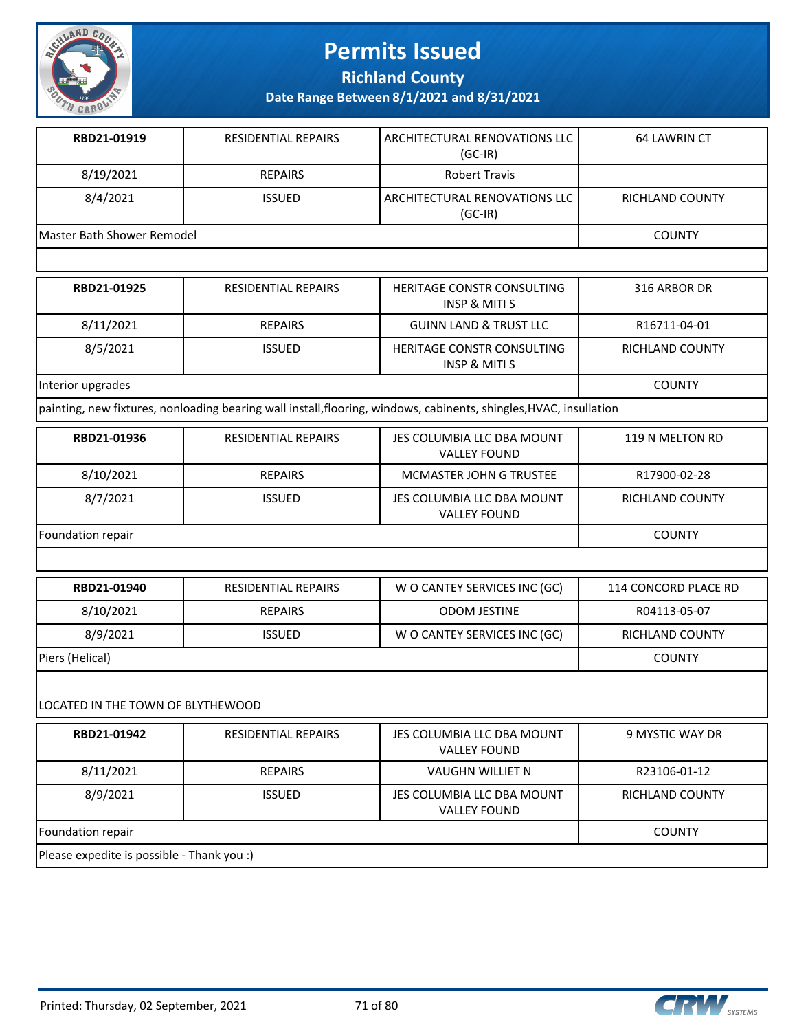# Permits Issued

## Richland County

### Date Range Between 8/1/2021 and 8/31/2021

| RBD21-01919 | RESIDENTIAL REPAIRS | ARCHITECTURAL RENOVATIONS LLC (GC-IR) | 64 LAWRIN CT |
|---|---|---|---|
| 8/19/2021 | REPAIRS | Robert Travis | |
| 8/4/2021 | ISSUED | ARCHITECTURAL RENOVATIONS LLC (GC-IR) | RICHLAND COUNTY |
| Master Bath Shower Remodel | | | COUNTY |

| RBD21-01925 | RESIDENTIAL REPAIRS | HERITAGE CONSTR CONSULTING INSP & MITI S | 316 ARBOR DR |
|---|---|---|---|
| 8/11/2021 | REPAIRS | GUINN LAND & TRUST LLC | R16711-04-01 |
| 8/5/2021 | ISSUED | HERITAGE CONSTR CONSULTING INSP & MITI S | RICHLAND COUNTY |
| Interior upgrades | | | COUNTY |
| painting, new fixtures, nonloading bearing wall install,flooring, windows, cabinents, shingles,HVAC, insullation | | | |

| RBD21-01936 | RESIDENTIAL REPAIRS | JES COLUMBIA LLC DBA MOUNT VALLEY FOUND | 119 N MELTON RD |
|---|---|---|---|
| 8/10/2021 | REPAIRS | MCMASTER JOHN G TRUSTEE | R17900-02-28 |
| 8/7/2021 | ISSUED | JES COLUMBIA LLC DBA MOUNT VALLEY FOUND | RICHLAND COUNTY |
| Foundation repair | | | COUNTY |

| RBD21-01940 | RESIDENTIAL REPAIRS | W O CANTEY SERVICES INC (GC) | 114 CONCORD PLACE RD |
|---|---|---|---|
| 8/10/2021 | REPAIRS | ODOM JESTINE | R04113-05-07 |
| 8/9/2021 | ISSUED | W O CANTEY SERVICES INC (GC) | RICHLAND COUNTY |
| Piers (Helical) | | | COUNTY |
| LOCATED IN THE TOWN OF BLYTHEWOOD | | | |

| RBD21-01942 | RESIDENTIAL REPAIRS | JES COLUMBIA LLC DBA MOUNT VALLEY FOUND | 9 MYSTIC WAY DR |
|---|---|---|---|
| 8/11/2021 | REPAIRS | VAUGHN WILLIET N | R23106-01-12 |
| 8/9/2021 | ISSUED | JES COLUMBIA LLC DBA MOUNT VALLEY FOUND | RICHLAND COUNTY |
| Foundation repair | | | COUNTY |
| Please expedite is possible - Thank you :) | | | |

Printed: Thursday, 02 September, 2021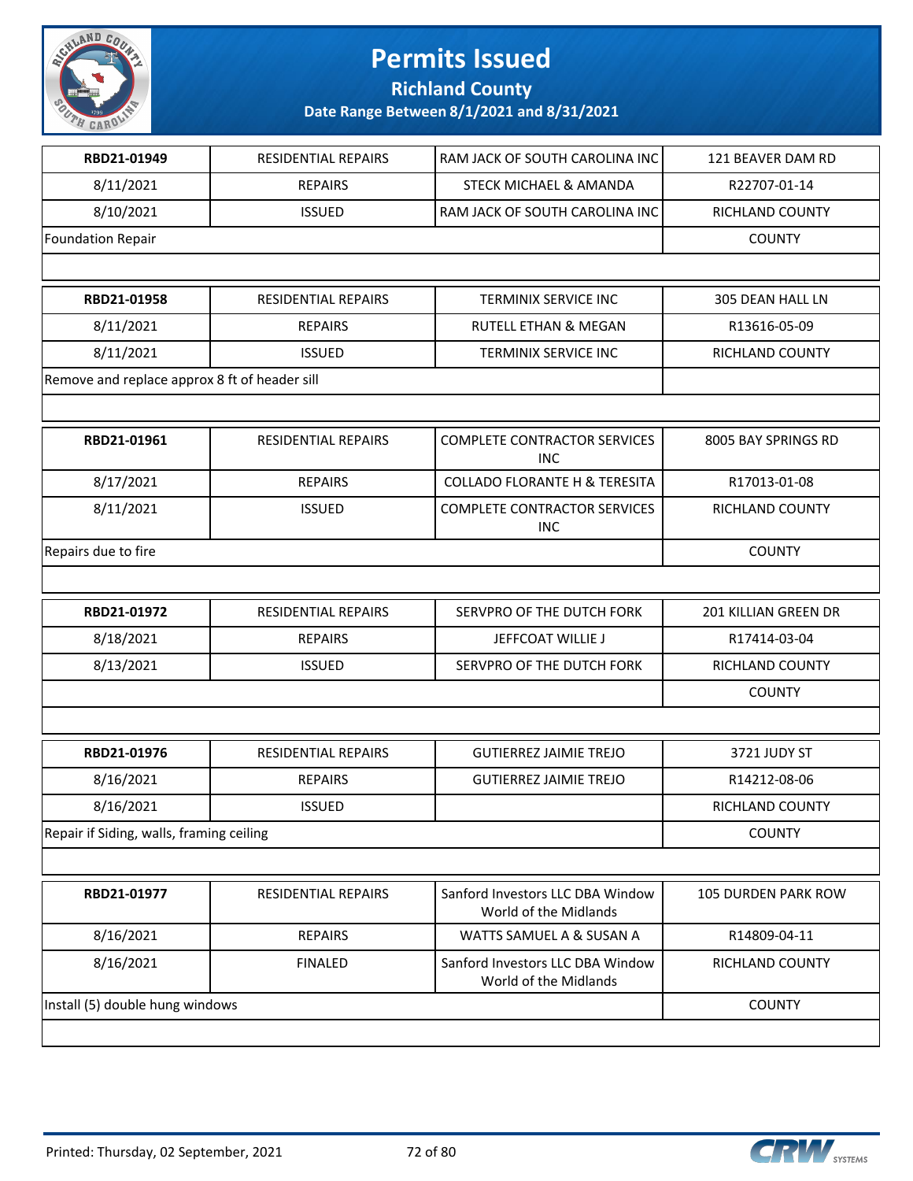# Permits Issued

## Richland County

### Date Range Between 8/1/2021 and 8/31/2021

| | | | |
|---|---|---|---|
| **RBD21-01949** | RESIDENTIAL REPAIRS | RAM JACK OF SOUTH CAROLINA INC | 121 BEAVER DAM RD |
| 8/11/2021 | REPAIRS | STECK MICHAEL & AMANDA | R22707-01-14 |
| 8/10/2021 | ISSUED | RAM JACK OF SOUTH CAROLINA INC | RICHLAND COUNTY |
| Foundation Repair | | | COUNTY |

| | | | |
|---|---|---|---|
| **RBD21-01958** | RESIDENTIAL REPAIRS | TERMINIX SERVICE INC | 305 DEAN HALL LN |
| 8/11/2021 | REPAIRS | RUTELL ETHAN & MEGAN | R13616-05-09 |
| 8/11/2021 | ISSUED | TERMINIX SERVICE INC | RICHLAND COUNTY |
| Remove and replace approx 8 ft of header sill | | | |

| | | | |
|---|---|---|---|
| **RBD21-01961** | RESIDENTIAL REPAIRS | COMPLETE CONTRACTOR SERVICES INC | 8005 BAY SPRINGS RD |
| 8/17/2021 | REPAIRS | COLLADO FLORANTE H & TERESITA | R17013-01-08 |
| 8/11/2021 | ISSUED | COMPLETE CONTRACTOR SERVICES INC | RICHLAND COUNTY |
| Repairs due to fire | | | COUNTY |

| | | | |
|---|---|---|---|
| **RBD21-01972** | RESIDENTIAL REPAIRS | SERVPRO OF THE DUTCH FORK | 201 KILLIAN GREEN DR |
| 8/18/2021 | REPAIRS | JEFFCOAT WILLIE J | R17414-03-04 |
| 8/13/2021 | ISSUED | SERVPRO OF THE DUTCH FORK | RICHLAND COUNTY |
| | | | COUNTY |

| | | | |
|---|---|---|---|
| **RBD21-01976** | RESIDENTIAL REPAIRS | GUTIERREZ JAIMIE TREJO | 3721 JUDY ST |
| 8/16/2021 | REPAIRS | GUTIERREZ JAIMIE TREJO | R14212-08-06 |
| 8/16/2021 | ISSUED | | RICHLAND COUNTY |
| Repair if Siding, walls, framing ceiling | | | COUNTY |

| | | | |
|---|---|---|---|
| **RBD21-01977** | RESIDENTIAL REPAIRS | Sanford Investors LLC DBA Window World of the Midlands | 105 DURDEN PARK ROW |
| 8/16/2021 | REPAIRS | WATTS SAMUEL A & SUSAN A | R14809-04-11 |
| 8/16/2021 | FINALED | Sanford Investors LLC DBA Window World of the Midlands | RICHLAND COUNTY |
| Install (5) double hung windows | | | COUNTY |

Printed: Thursday, 02 September, 2021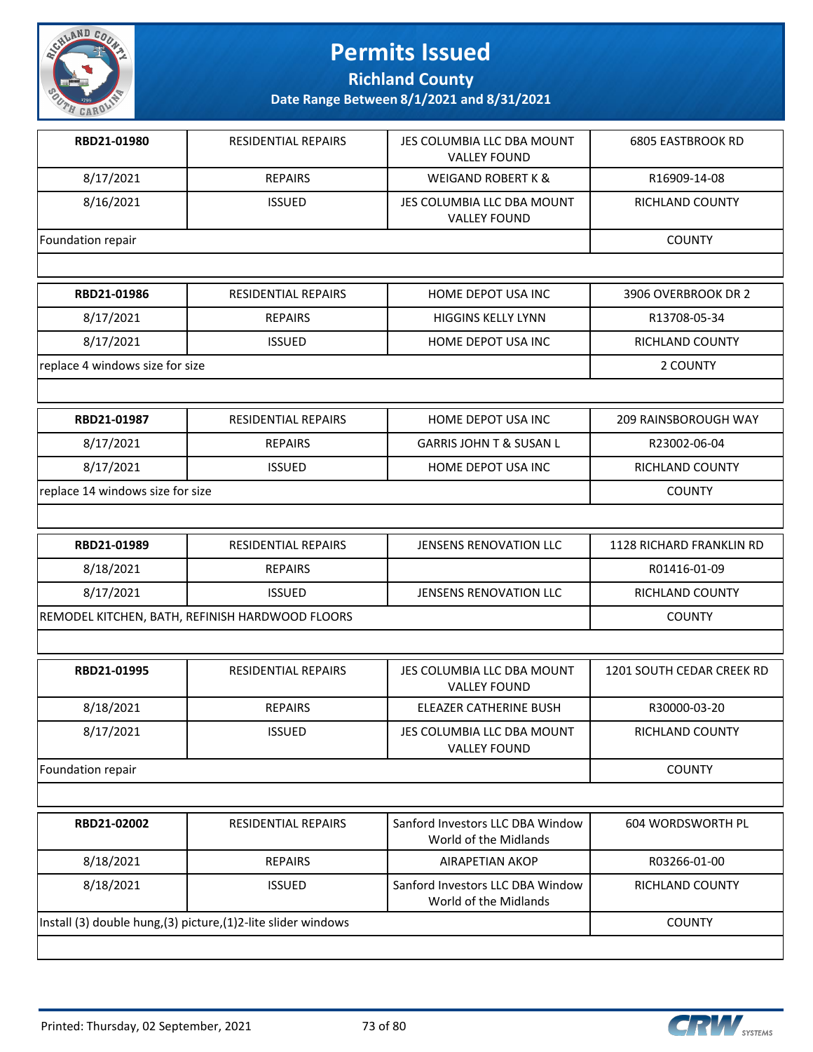# Permits Issued

**Richland County**

**Date Range Between 8/1/2021 and 8/31/2021**

| RBD21-01980 | RESIDENTIAL REPAIRS | JES COLUMBIA LLC DBA MOUNT VALLEY FOUND | 6805 EASTBROOK RD |
|---|---|---|---|
| 8/17/2021 | REPAIRS | WEIGAND ROBERT K & | R16909-14-08 |
| 8/16/2021 | ISSUED | JES COLUMBIA LLC DBA MOUNT VALLEY FOUND | RICHLAND COUNTY |
| Foundation repair | | | COUNTY |

| RBD21-01986 | RESIDENTIAL REPAIRS | HOME DEPOT USA INC | 3906 OVERBROOK DR 2 |
|---|---|---|---|
| 8/17/2021 | REPAIRS | HIGGINS KELLY LYNN | R13708-05-34 |
| 8/17/2021 | ISSUED | HOME DEPOT USA INC | RICHLAND COUNTY |
| replace 4 windows size for size | | | 2 COUNTY |

| RBD21-01987 | RESIDENTIAL REPAIRS | HOME DEPOT USA INC | 209 RAINSBOROUGH WAY |
|---|---|---|---|
| 8/17/2021 | REPAIRS | GARRIS JOHN T & SUSAN L | R23002-06-04 |
| 8/17/2021 | ISSUED | HOME DEPOT USA INC | RICHLAND COUNTY |
| replace 14 windows size for size | | | COUNTY |

| RBD21-01989 | RESIDENTIAL REPAIRS | JENSENS RENOVATION LLC | 1128 RICHARD FRANKLIN RD |
|---|---|---|---|
| 8/18/2021 | REPAIRS | | R01416-01-09 |
| 8/17/2021 | ISSUED | JENSENS RENOVATION LLC | RICHLAND COUNTY |
| REMODEL KITCHEN, BATH, REFINISH HARDWOOD FLOORS | | | COUNTY |

| RBD21-01995 | RESIDENTIAL REPAIRS | JES COLUMBIA LLC DBA MOUNT VALLEY FOUND | 1201 SOUTH CEDAR CREEK RD |
|---|---|---|---|
| 8/18/2021 | REPAIRS | ELEAZER CATHERINE BUSH | R30000-03-20 |
| 8/17/2021 | ISSUED | JES COLUMBIA LLC DBA MOUNT VALLEY FOUND | RICHLAND COUNTY |
| Foundation repair | | | COUNTY |

| RBD21-02002 | RESIDENTIAL REPAIRS | Sanford Investors LLC DBA Window World of the Midlands | 604 WORDSWORTH PL |
|---|---|---|---|
| 8/18/2021 | REPAIRS | AIRAPETIAN AKOP | R03266-01-00 |
| 8/18/2021 | ISSUED | Sanford Investors LLC DBA Window World of the Midlands | RICHLAND COUNTY |
| Install (3) double hung,(3) picture,(1)2-lite slider windows | | | COUNTY |

Printed: Thursday, 02 September, 2021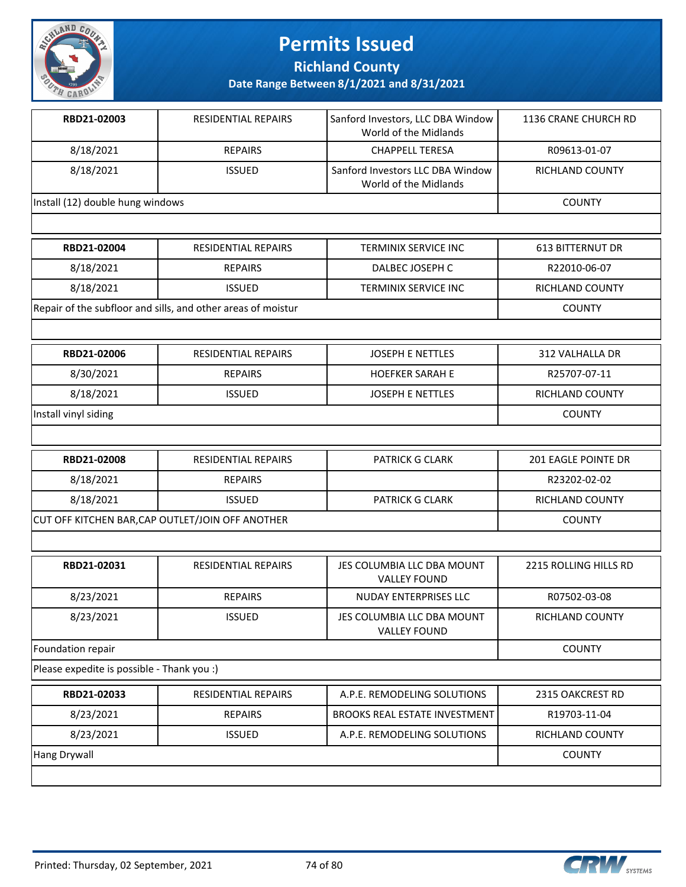# Permits Issued

## Richland County

### Date Range Between 8/1/2021 and 8/31/2021

| | | | |
|---|---|---|---|
| **RBD21-02003** | RESIDENTIAL REPAIRS | Sanford Investors, LLC DBA Window World of the Midlands | 1136 CRANE CHURCH RD |
| 8/18/2021 | REPAIRS | CHAPPELL TERESA | R09613-01-07 |
| 8/18/2021 | ISSUED | Sanford Investors LLC DBA Window World of the Midlands | RICHLAND COUNTY |
| Install (12) double hung windows | | | COUNTY |

| | | | |
|---|---|---|---|
| **RBD21-02004** | RESIDENTIAL REPAIRS | TERMINIX SERVICE INC | 613 BITTERNUT DR |
| 8/18/2021 | REPAIRS | DALBEC JOSEPH C | R22010-06-07 |
| 8/18/2021 | ISSUED | TERMINIX SERVICE INC | RICHLAND COUNTY |
| Repair of the subfloor and sills, and other areas of moistur | | | COUNTY |

| | | | |
|---|---|---|---|
| **RBD21-02006** | RESIDENTIAL REPAIRS | JOSEPH E NETTLES | 312 VALHALLA DR |
| 8/30/2021 | REPAIRS | HOEFKER SARAH E | R25707-07-11 |
| 8/18/2021 | ISSUED | JOSEPH E NETTLES | RICHLAND COUNTY |
| Install vinyl siding | | | COUNTY |

| | | | |
|---|---|---|---|
| **RBD21-02008** | RESIDENTIAL REPAIRS | PATRICK G CLARK | 201 EAGLE POINTE DR |
| 8/18/2021 | REPAIRS | | R23202-02-02 |
| 8/18/2021 | ISSUED | PATRICK G CLARK | RICHLAND COUNTY |
| CUT OFF KITCHEN BAR,CAP OUTLET/JOIN OFF ANOTHER | | | COUNTY |

| | | | |
|---|---|---|---|
| **RBD21-02031** | RESIDENTIAL REPAIRS | JES COLUMBIA LLC DBA MOUNT VALLEY FOUND | 2215 ROLLING HILLS RD |
| 8/23/2021 | REPAIRS | NUDAY ENTERPRISES LLC | R07502-03-08 |
| 8/23/2021 | ISSUED | JES COLUMBIA LLC DBA MOUNT VALLEY FOUND | RICHLAND COUNTY |
| Foundation repair | | | COUNTY |
| Please expedite is possible - Thank you :) | | | |

| | | | |
|---|---|---|---|
| **RBD21-02033** | RESIDENTIAL REPAIRS | A.P.E. REMODELING SOLUTIONS | 2315 OAKCREST RD |
| 8/23/2021 | REPAIRS | BROOKS REAL ESTATE INVESTMENT | R19703-11-04 |
| 8/23/2021 | ISSUED | A.P.E. REMODELING SOLUTIONS | RICHLAND COUNTY |
| Hang Drywall | | | COUNTY |

Printed: Thursday, 02 September, 2021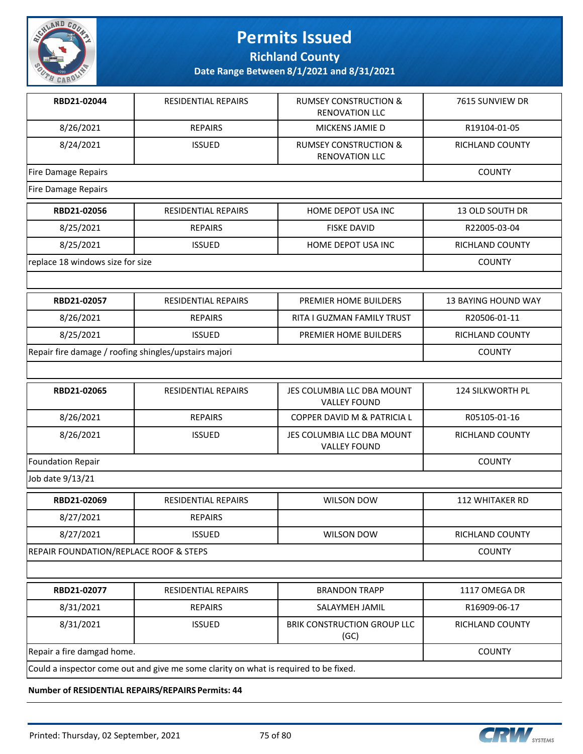# Permits Issued

## Richland County

**Date Range Between 8/1/2021 and 8/31/2021**

| | | | |
|---|---|---|---|
| **RBD21-02044** | RESIDENTIAL REPAIRS | RUMSEY CONSTRUCTION & RENOVATION LLC | 7615 SUNVIEW DR |
| 8/26/2021 | REPAIRS | MICKENS JAMIE D | R19104-01-05 |
| 8/24/2021 | ISSUED | RUMSEY CONSTRUCTION & RENOVATION LLC | RICHLAND COUNTY |
| Fire Damage Repairs | | | COUNTY |
| Fire Damage Repairs | | | |

| | | | |
|---|---|---|---|
| **RBD21-02056** | RESIDENTIAL REPAIRS | HOME DEPOT USA INC | 13 OLD SOUTH DR |
| 8/25/2021 | REPAIRS | FISKE DAVID | R22005-03-04 |
| 8/25/2021 | ISSUED | HOME DEPOT USA INC | RICHLAND COUNTY |
| replace 18 windows size for size | | | COUNTY |
| | | | |

| | | | |
|---|---|---|---|
| **RBD21-02057** | RESIDENTIAL REPAIRS | PREMIER HOME BUILDERS | 13 BAYING HOUND WAY |
| 8/26/2021 | REPAIRS | RITA I GUZMAN FAMILY TRUST | R20506-01-11 |
| 8/25/2021 | ISSUED | PREMIER HOME BUILDERS | RICHLAND COUNTY |
| Repair fire damage / roofing shingles/upstairs majori | | | COUNTY |
| | | | |

| | | | |
|---|---|---|---|
| **RBD21-02065** | RESIDENTIAL REPAIRS | JES COLUMBIA LLC DBA MOUNT VALLEY FOUND | 124 SILKWORTH PL |
| 8/26/2021 | REPAIRS | COPPER DAVID M & PATRICIA L | R05105-01-16 |
| 8/26/2021 | ISSUED | JES COLUMBIA LLC DBA MOUNT VALLEY FOUND | RICHLAND COUNTY |
| Foundation Repair | | | COUNTY |
| Job date 9/13/21 | | | |

| | | | |
|---|---|---|---|
| **RBD21-02069** | RESIDENTIAL REPAIRS | WILSON DOW | 112 WHITAKER RD |
| 8/27/2021 | REPAIRS | | |
| 8/27/2021 | ISSUED | WILSON DOW | RICHLAND COUNTY |
| REPAIR FOUNDATION/REPLACE ROOF & STEPS | | | COUNTY |
| | | | |

| | | | |
|---|---|---|---|
| **RBD21-02077** | RESIDENTIAL REPAIRS | BRANDON TRAPP | 1117 OMEGA DR |
| 8/31/2021 | REPAIRS | SALAYMEH JAMIL | R16909-06-17 |
| 8/31/2021 | ISSUED | BRIK CONSTRUCTION GROUP LLC (GC) | RICHLAND COUNTY |
| Repair a fire damgad home. | | | COUNTY |
| Could a inspector come out and give me some clarity on what is required to be fixed. | | | |

**Number of RESIDENTIAL REPAIRS/REPAIRS Permits: 44**

Printed: Thursday, 02 September, 2021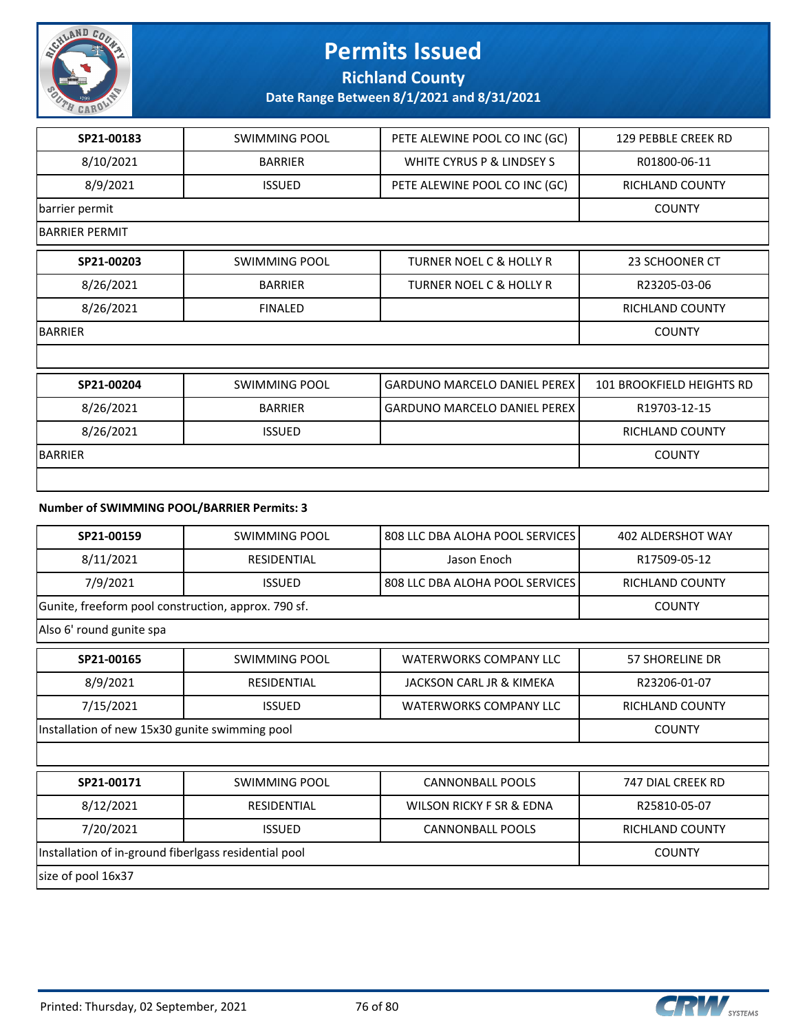# Permits Issued

**Richland County**

**Date Range Between 8/1/2021 and 8/31/2021**

| SP21-00183 | SWIMMING POOL | PETE ALEWINE POOL CO INC (GC) | 129 PEBBLE CREEK RD |
|---|---|---|---|
| 8/10/2021 | BARRIER | WHITE CYRUS P & LINDSEY S | R01800-06-11 |
| 8/9/2021 | ISSUED | PETE ALEWINE POOL CO INC (GC) | RICHLAND COUNTY |
| barrier permit | | | COUNTY |
| BARRIER PERMIT | | | |

| SP21-00203 | SWIMMING POOL | TURNER NOEL C & HOLLY R | 23 SCHOONER CT |
|---|---|---|---|
| 8/26/2021 | BARRIER | TURNER NOEL C & HOLLY R | R23205-03-06 |
| 8/26/2021 | FINALED | | RICHLAND COUNTY |
| BARRIER | | | COUNTY |
| | | | |

| SP21-00204 | SWIMMING POOL | GARDUNO MARCELO DANIEL PEREX | 101 BROOKFIELD HEIGHTS RD |
|---|---|---|---|
| 8/26/2021 | BARRIER | GARDUNO MARCELO DANIEL PEREX | R19703-12-15 |
| 8/26/2021 | ISSUED | | RICHLAND COUNTY |
| BARRIER | | | COUNTY |
| | | | |

**Number of SWIMMING POOL/BARRIER Permits: 3**

| SP21-00159 | SWIMMING POOL | 808 LLC DBA ALOHA POOL SERVICES | 402 ALDERSHOT WAY |
|---|---|---|---|
| 8/11/2021 | RESIDENTIAL | Jason Enoch | R17509-05-12 |
| 7/9/2021 | ISSUED | 808 LLC DBA ALOHA POOL SERVICES | RICHLAND COUNTY |
| Gunite, freeform pool construction, approx. 790 sf. | | | COUNTY |
| Also 6' round gunite spa | | | |

| SP21-00165 | SWIMMING POOL | WATERWORKS COMPANY LLC | 57 SHORELINE DR |
|---|---|---|---|
| 8/9/2021 | RESIDENTIAL | JACKSON CARL JR & KIMEKA | R23206-01-07 |
| 7/15/2021 | ISSUED | WATERWORKS COMPANY LLC | RICHLAND COUNTY |
| Installation of new 15x30 gunite swimming pool | | | COUNTY |
| | | | |

| SP21-00171 | SWIMMING POOL | CANNONBALL POOLS | 747 DIAL CREEK RD |
|---|---|---|---|
| 8/12/2021 | RESIDENTIAL | WILSON RICKY F SR & EDNA | R25810-05-07 |
| 7/20/2021 | ISSUED | CANNONBALL POOLS | RICHLAND COUNTY |
| Installation of in-ground fiberlgass residential pool | | | COUNTY |
| size of pool 16x37 | | | |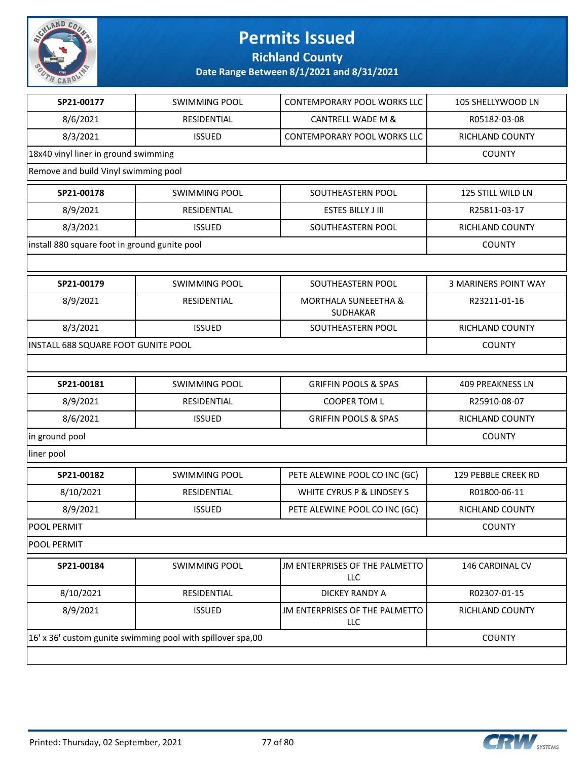# Permits Issued

## Richland County

### Date Range Between 8/1/2021 and 8/31/2021

| | | | |
|---|---|---|---|
| **SP21-00177** | SWIMMING POOL | CONTEMPORARY POOL WORKS LLC | 105 SHELLYWOOD LN |
| 8/6/2021 | RESIDENTIAL | CANTRELL WADE M & | R05182-03-08 |
| 8/3/2021 | ISSUED | CONTEMPORARY POOL WORKS LLC | RICHLAND COUNTY |
| 18x40 vinyl liner in ground swimming | | | COUNTY |
| Remove and build Vinyl swimming pool | | | |

| | | | |
|---|---|---|---|
| **SP21-00178** | SWIMMING POOL | SOUTHEASTERN POOL | 125 STILL WILD LN |
| 8/9/2021 | RESIDENTIAL | ESTES BILLY J III | R25811-03-17 |
| 8/3/2021 | ISSUED | SOUTHEASTERN POOL | RICHLAND COUNTY |
| install 880 square foot in ground gunite pool | | | COUNTY |

| | | | |
|---|---|---|---|
| **SP21-00179** | SWIMMING POOL | SOUTHEASTERN POOL | 3 MARINERS POINT WAY |
| 8/9/2021 | RESIDENTIAL | MORTHALA SUNEEETHA & SUDHAKAR | R23211-01-16 |
| 8/3/2021 | ISSUED | SOUTHEASTERN POOL | RICHLAND COUNTY |
| INSTALL 688 SQUARE FOOT GUNITE POOL | | | COUNTY |

| | | | |
|---|---|---|---|
| **SP21-00181** | SWIMMING POOL | GRIFFIN POOLS & SPAS | 409 PREAKNESS LN |
| 8/9/2021 | RESIDENTIAL | COOPER TOM L | R25910-08-07 |
| 8/6/2021 | ISSUED | GRIFFIN POOLS & SPAS | RICHLAND COUNTY |
| in ground pool | | | COUNTY |
| liner pool | | | |

| | | | |
|---|---|---|---|
| **SP21-00182** | SWIMMING POOL | PETE ALEWINE POOL CO INC (GC) | 129 PEBBLE CREEK RD |
| 8/10/2021 | RESIDENTIAL | WHITE CYRUS P & LINDSEY S | R01800-06-11 |
| 8/9/2021 | ISSUED | PETE ALEWINE POOL CO INC (GC) | RICHLAND COUNTY |
| POOL PERMIT | | | COUNTY |
| POOL PERMIT | | | |

| | | | |
|---|---|---|---|
| **SP21-00184** | SWIMMING POOL | JM ENTERPRISES OF THE PALMETTO LLC | 146 CARDINAL CV |
| 8/10/2021 | RESIDENTIAL | DICKEY RANDY A | R02307-01-15 |
| 8/9/2021 | ISSUED | JM ENTERPRISES OF THE PALMETTO LLC | RICHLAND COUNTY |
| 16' x 36' custom gunite swimming pool with spillover spa,00 | | | COUNTY |

Printed: Thursday, 02 September, 2021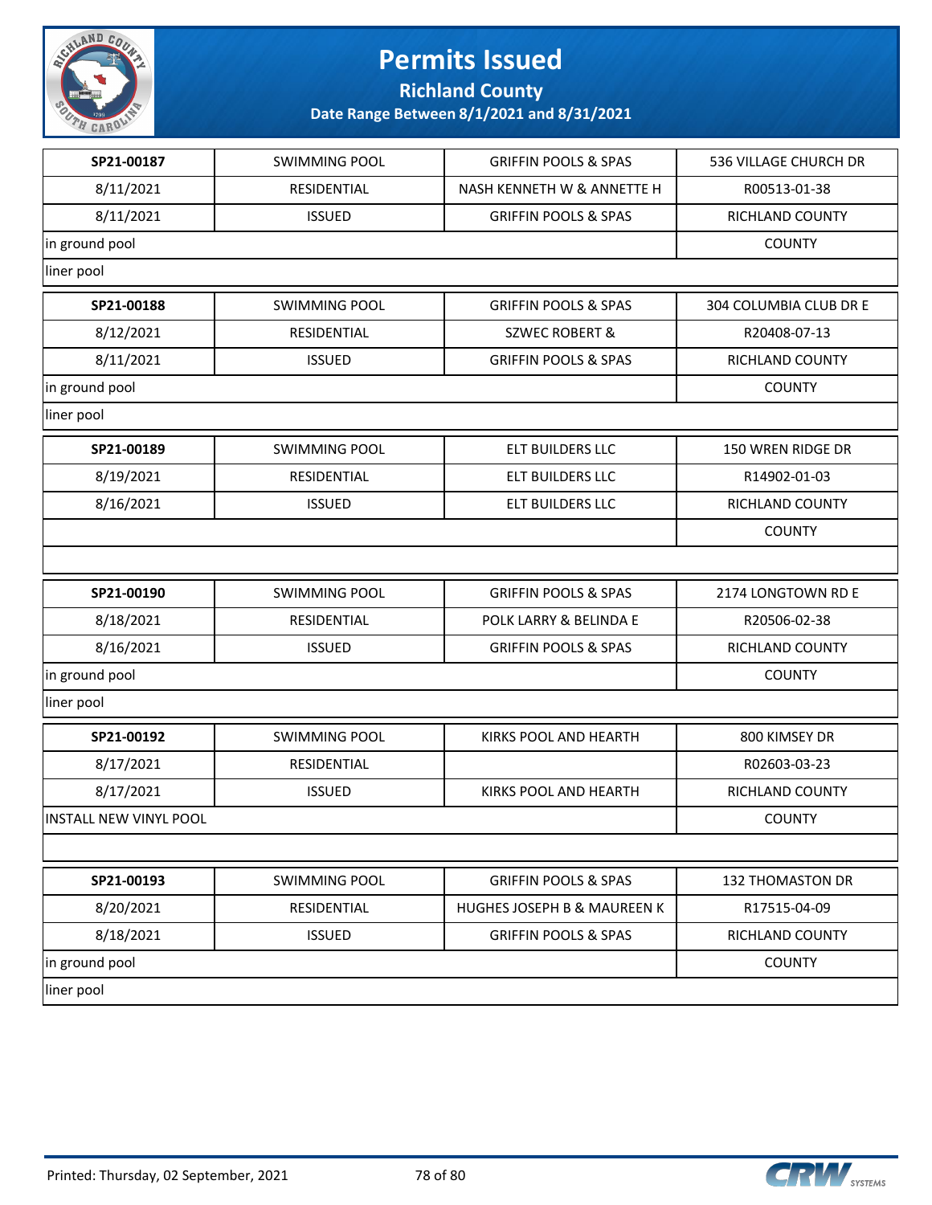# Permits Issued

## Richland County

### Date Range Between 8/1/2021 and 8/31/2021

| | | | |
|---|---|---|---|
| **SP21-00187** | SWIMMING POOL | GRIFFIN POOLS & SPAS | 536 VILLAGE CHURCH DR |
| 8/11/2021 | RESIDENTIAL | NASH KENNETH W & ANNETTE H | R00513-01-38 |
| 8/11/2021 | ISSUED | GRIFFIN POOLS & SPAS | RICHLAND COUNTY |
| in ground pool | | | COUNTY |
| liner pool | | | |

| | | | |
|---|---|---|---|
| **SP21-00188** | SWIMMING POOL | GRIFFIN POOLS & SPAS | 304 COLUMBIA CLUB DR E |
| 8/12/2021 | RESIDENTIAL | SZWEC ROBERT & | R20408-07-13 |
| 8/11/2021 | ISSUED | GRIFFIN POOLS & SPAS | RICHLAND COUNTY |
| in ground pool | | | COUNTY |
| liner pool | | | |

| | | | |
|---|---|---|---|
| **SP21-00189** | SWIMMING POOL | ELT BUILDERS LLC | 150 WREN RIDGE DR |
| 8/19/2021 | RESIDENTIAL | ELT BUILDERS LLC | R14902-01-03 |
| 8/16/2021 | ISSUED | ELT BUILDERS LLC | RICHLAND COUNTY |
| | | | COUNTY |
| | | | |

| | | | |
|---|---|---|---|
| **SP21-00190** | SWIMMING POOL | GRIFFIN POOLS & SPAS | 2174 LONGTOWN RD E |
| 8/18/2021 | RESIDENTIAL | POLK LARRY & BELINDA E | R20506-02-38 |
| 8/16/2021 | ISSUED | GRIFFIN POOLS & SPAS | RICHLAND COUNTY |
| in ground pool | | | COUNTY |
| liner pool | | | |

| | | | |
|---|---|---|---|
| **SP21-00192** | SWIMMING POOL | KIRKS POOL AND HEARTH | 800 KIMSEY DR |
| 8/17/2021 | RESIDENTIAL | | R02603-03-23 |
| 8/17/2021 | ISSUED | KIRKS POOL AND HEARTH | RICHLAND COUNTY |
| INSTALL NEW VINYL POOL | | | COUNTY |
| | | | |

| | | | |
|---|---|---|---|
| **SP21-00193** | SWIMMING POOL | GRIFFIN POOLS & SPAS | 132 THOMASTON DR |
| 8/20/2021 | RESIDENTIAL | HUGHES JOSEPH B & MAUREEN K | R17515-04-09 |
| 8/18/2021 | ISSUED | GRIFFIN POOLS & SPAS | RICHLAND COUNTY |
| in ground pool | | | COUNTY |
| liner pool | | | |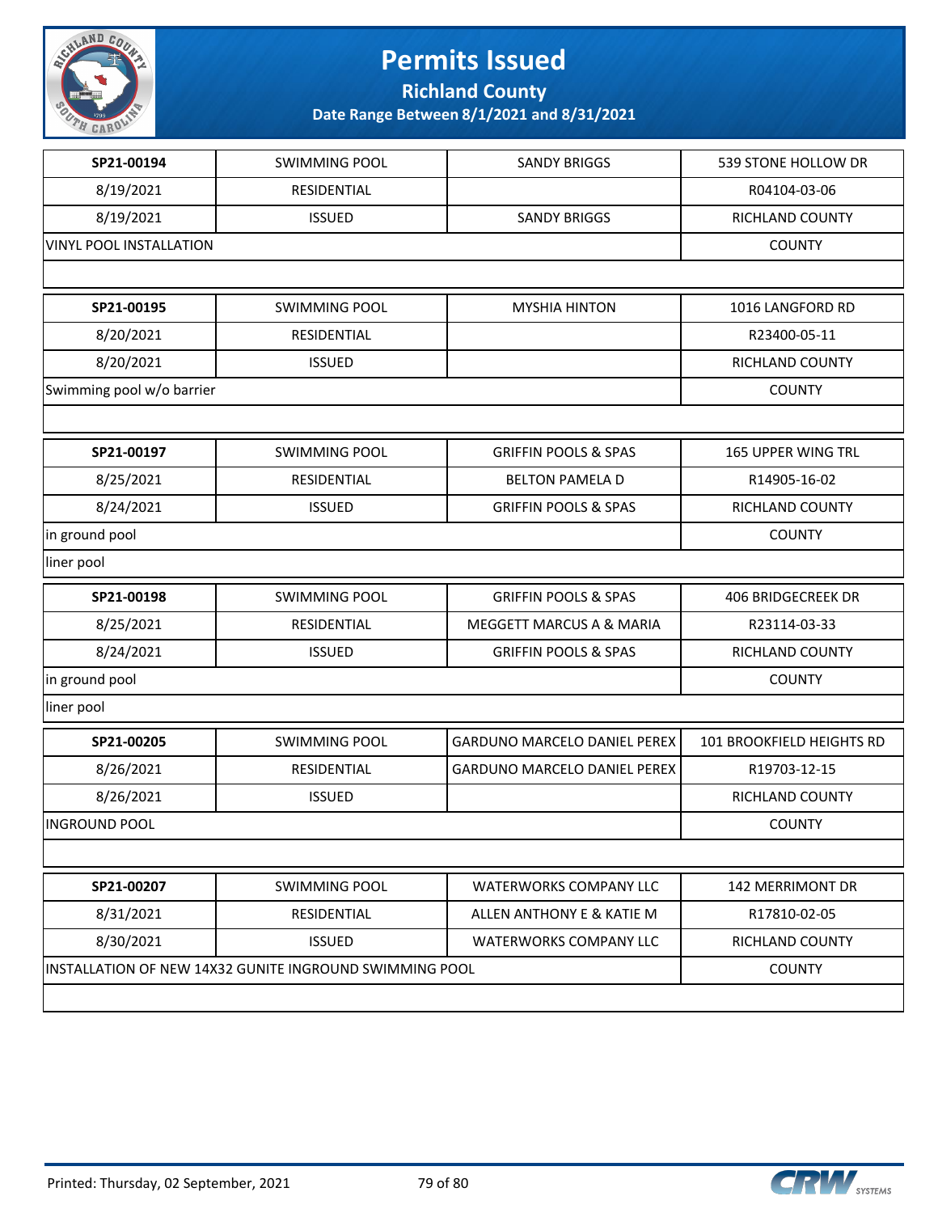# Permits Issued

**Richland County**

**Date Range Between 8/1/2021 and 8/31/2021**

| SP21-00194 | SWIMMING POOL | SANDY BRIGGS | 539 STONE HOLLOW DR |
|---|---|---|---|
| 8/19/2021 | RESIDENTIAL | | R04104-03-06 |
| 8/19/2021 | ISSUED | SANDY BRIGGS | RICHLAND COUNTY |
| VINYL POOL INSTALLATION | | | COUNTY |
| | | | |

| SP21-00195 | SWIMMING POOL | MYSHIA HINTON | 1016 LANGFORD RD |
|---|---|---|---|
| 8/20/2021 | RESIDENTIAL | | R23400-05-11 |
| 8/20/2021 | ISSUED | | RICHLAND COUNTY |
| Swimming pool w/o barrier | | | COUNTY |
| | | | |

| SP21-00197 | SWIMMING POOL | GRIFFIN POOLS & SPAS | 165 UPPER WING TRL |
|---|---|---|---|
| 8/25/2021 | RESIDENTIAL | BELTON PAMELA D | R14905-16-02 |
| 8/24/2021 | ISSUED | GRIFFIN POOLS & SPAS | RICHLAND COUNTY |
| in ground pool | | | COUNTY |
| liner pool | | | |

| SP21-00198 | SWIMMING POOL | GRIFFIN POOLS & SPAS | 406 BRIDGECREEK DR |
|---|---|---|---|
| 8/25/2021 | RESIDENTIAL | MEGGETT MARCUS A & MARIA | R23114-03-33 |
| 8/24/2021 | ISSUED | GRIFFIN POOLS & SPAS | RICHLAND COUNTY |
| in ground pool | | | COUNTY |
| liner pool | | | |

| SP21-00205 | SWIMMING POOL | GARDUNO MARCELO DANIEL PEREX | 101 BROOKFIELD HEIGHTS RD |
|---|---|---|---|
| 8/26/2021 | RESIDENTIAL | GARDUNO MARCELO DANIEL PEREX | R19703-12-15 |
| 8/26/2021 | ISSUED | | RICHLAND COUNTY |
| INGROUND POOL | | | COUNTY |
| | | | |

| SP21-00207 | SWIMMING POOL | WATERWORKS COMPANY LLC | 142 MERRIMONT DR |
|---|---|---|---|
| 8/31/2021 | RESIDENTIAL | ALLEN ANTHONY E & KATIE M | R17810-02-05 |
| 8/30/2021 | ISSUED | WATERWORKS COMPANY LLC | RICHLAND COUNTY |
| INSTALLATION OF NEW 14X32 GUNITE INGROUND SWIMMING POOL | | | COUNTY |
| | | | |

Printed: Thursday, 02 September, 2021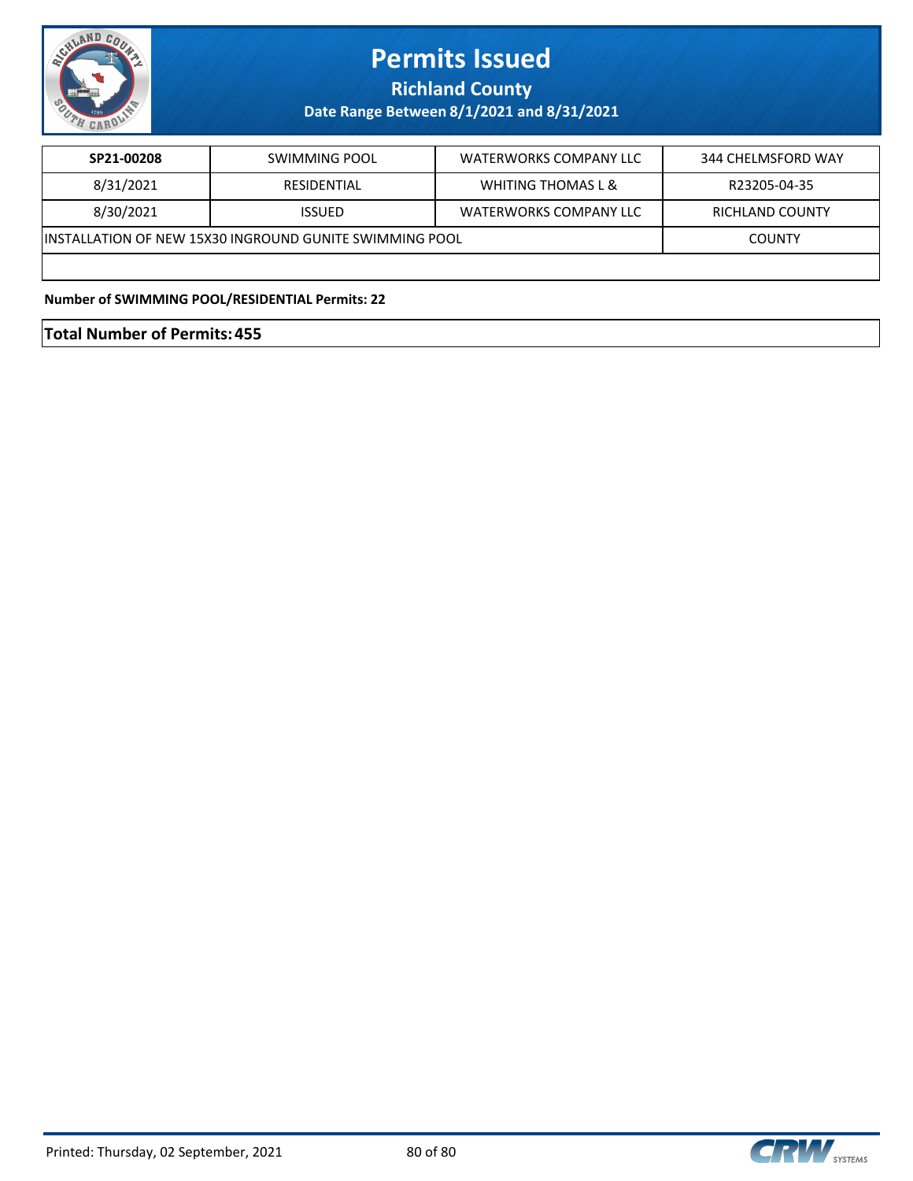# Permits Issued

## Richland County

**Date Range Between 8/1/2021 and 8/31/2021**

| | | | |
|---|---|---|---|
| **SP21-00208** | SWIMMING POOL | WATERWORKS COMPANY LLC | 344 CHELMSFORD WAY |
| 8/31/2021 | RESIDENTIAL | WHITING THOMAS L & | R23205-04-35 |
| 8/30/2021 | ISSUED | WATERWORKS COMPANY LLC | RICHLAND COUNTY |
| INSTALLATION OF NEW 15X30 INGROUND GUNITE SWIMMING POOL | | | COUNTY |
| | | | |

**Number of SWIMMING POOL/RESIDENTIAL Permits: 22**

**Total Number of Permits: 455**

Printed: Thursday, 02 September, 2021